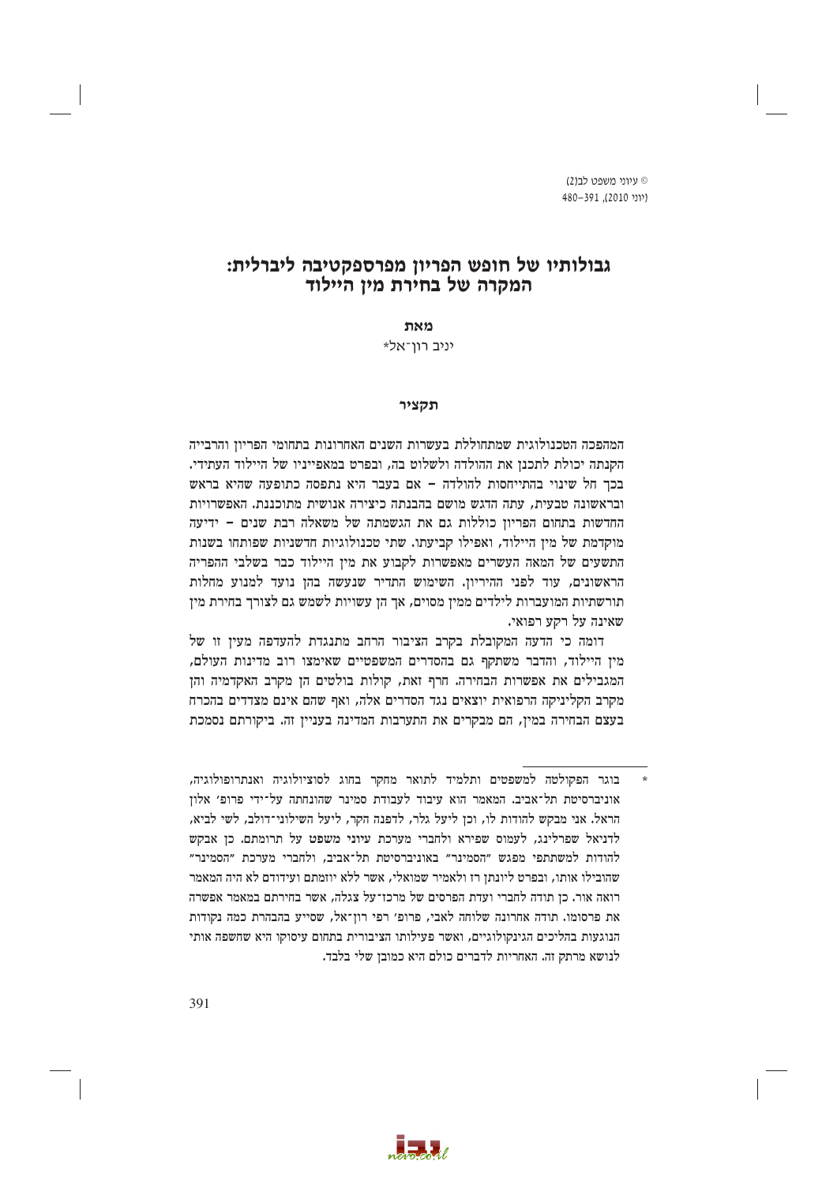# גבולותיו של חופש הפריון מפרספקטיבה ליברלית: המקרה של בחירת מין היילוד

מאת

יניב רון־אל*

## תקציר

המהפכה הטכנולוגית שמתחוללת בעשרות השנים האחרונות בתחומי הפריון והרבייה הקנתה יכולת לתכנן את ההולדה ולשלוט בה, ובפרט במאפייניו של היילוד העתידי. בכך חל שינוי בהתייחסות להולדה – אם בעבר היא נתפסה כתופעה שהיא בראש ובראשונה טבעית, עתה הדגש מושם בהבנתה כיצירה אנושית מתוכננת. האפשרויות החדשות בתחום הפריון כוללות גם את הגשמתה של משאלה רבת שנים – ידיעה מוקדמת של מין היילוד, ואפילו קביעתו. שתי טכנולוגיות חדשניות שפותחו בשנות התשעים של המאה העשרים מאפשרות לקבוע את מין היילוד כבר בשלבי ההפריה הראשונים, עוד לפני ההיריון. השימוש התדיר שנעשה בהן נועד למנוע מחלות תורשתיות המועברות לילדים ממין מסוים, אך הן עשויות לשמש גם לצורך בחירת מין שאינה על רקע רפואי.

דומה כי הדעה המקובלת בקרב הציבור הרחב מתנגדת להעדפה מעין זו של מין היילוד, והדבר משתקף גם בהסדרים המשפטיים שאימצו רוב מדינות העולם, המגבילים את אפשרות הבחירה. חרף זאת, קולות בולטים הן מקרב האקדמיה והן מקרב הקליניקה הרפואית יוצאים נגד הסדרים אלה, ואף שהם אינם מצדדים בהכרח בעצם הבחירה במין, הם מבקרים את התערבות המדינה בעניין זה. ביקורתם נסמכת

---

\* בוגר הפקולטה למשפטים ותלמיד לתואר מחקר בחוג לסוציולוגיה ואנתרופולוגיה, אוניברסיטת תל־אביב. המאמר הוא עיבוד לעבודת סמינר שהונחתה על־ידי פרופ׳ אלון הראל. אני מבקש להודות לו, וכן ליעל גלר, לדפנה הקר, ליעל השילוני־דולב, לשי לביא, לדניאל שפרלינג, לעמוס שפירא ולחברי מערכת עיוני משפט על תרומתם. כן אבקש להודות למשתתפי מפגש ״הסמינר״ באוניברסיטת תל־אביב, ולחברי מערכת ״הסמינר״ שהובילו אותו, ובפרט ליונתן רז ולאמיר שמואלי, אשר ללא יוזמתם ועידודם לא היה המאמר רואה אור. כן תודה לחברי ועדת הפרסים של מרכז־על צגלה, אשר בחירתם במאמר אפשרה את פרסומו. תודה אחרונה שלוחה לאבי, פרופ׳ רפי רון־אל, שסייע בהבהרת כמה נקודות הנוגעות בהליכים הגינקולוגיים, ואשר פעילותו הציבורית בתחום עיסוקו היא שחשפה אותי לנושא מרתק זה. האחריות לדברים כולם היא כמובן שלי בלבד.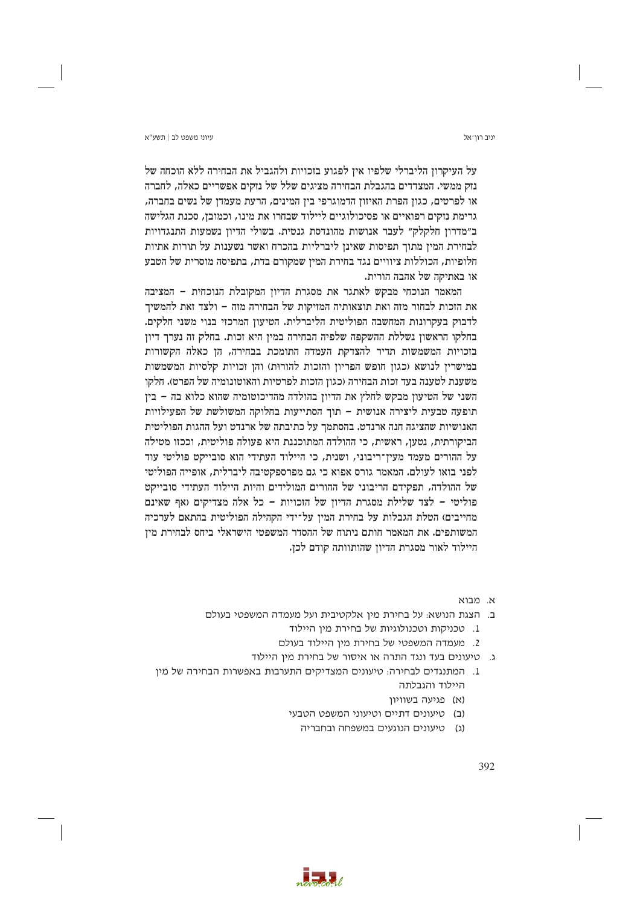על העיקרון הליברלי שלפיו אין לפגוע בזכויות ולהגביל את הבחירה ללא הוכחה של נזק ממשי. המצדדים בהגבלת הבחירה מציגים שלל של נזקים אפשריים כאלה, לחברה או לפרטים, כגון הפרת האיזון הדמוגרפי בין המינים, הרעת מעמדן של נשים בחברה, גרימת נזקים רפואיים או פסיכולוגיים ליילוד שבחרו את מינו, וכמובן, סכנת הגלישה ב"מדרון חלקלק" לעבר אנושות מהונדסת גנטית. בשולי הדיון נשמעות התנגדויות לבחירת המין מתוך תפיסות שאינן ליברליות בהכרח ואשר נשענות על תורות אתיות חלופיות, הכוללות ציוויים נגד בחירת המין שמקורם בדת, בתפיסה מוסרית של הטבע או באתיקה של אהבה הורית.

המאמר הנוכחי מבקש לאתגר את מסגרת הדיון המקובלת הנוכחית – המציבה את הזכות לבחור מזה ואת תוצאותיה המזיקות של הבחירה מזה – ולצד זאת להמשיך לדבוק בעקרונות המחשבה הפוליטית הליברלית. הטיעון המרכזי בנוי משני חלקים. בחלקו הראשון נשללת ההשקפה שלפיה הבחירה במין היא זכות. בחלק זה נערך דיון בזכויות המשמשות תדיר להצדקת העמדה התומכת בבחירה, הן כאלה הקשורות במישרין לנושא (כגון חופש הפריון והזכות להורות) והן זכויות קלסיות המשמשות משענת לטענה בעד זכות הבחירה (כגון הזכות לפרטיות והאוטונומיה של הפרט). חלקו השני של הטיעון מבקש לחלץ את הדיון בהולדה מהדיכוטומיה שהוא כלוא בה – בין תופעה טבעית ליצירה אנושית – תוך הסתייעות בחלוקה המשולשת של הפעילויות האנושיות שהציגה חנה ארנדט. בהסתמך על כתיבתה של ארנדט ועל ההגות הפוליטית הביקורתית, נטען, ראשית, כי ההולדה המתוכננת היא פעולה פוליטית, וככזו מטילה על ההורים מעמד מעין־ריבוני, ושנית, כי היילוד העתידי הוא סובייקט פוליטי עוד לפני בואו לעולם. המאמר גורס אפוא כי גם מפרספקטיבה ליברלית, אופייה הפוליטי של ההולדה, תפקידם הריבוני של ההורים המולידים והיות היילוד העתידי סובייקט פוליטי – לצד שלילת מסגרת הדיון של הזכויות – כל אלה מצדיקים (אף שאינם מחייבים) הטלת הגבלות על בחירת המין על־ידי הקהילה הפוליטית בהתאם לערכיה המשותפים. את המאמר חותם ניתוח של ההסדר המשפטי הישראלי ביחס לבחירת מין היילוד לאור מסגרת הדיון שהותוותה קודם לכן.

א. מבוא

ב. הצגת הנושא: על בחירת מין אלקטיבית ועל מעמדה המשפטי בעולם

1. טכניקות וטכנולוגיות של בחירת מין היילוד
2. מעמדה המשפטי של בחירת מין היילוד בעולם

ג. טיעונים בעד ונגד התרה או איסור של בחירת מין היילוד

1. המתנגדים לבחירה: טיעונים המצדיקים התערבות באפשרות הבחירה של מין היילוד והגבלתה
   (א) פגיעה בשוויון
   (ב) טיעונים דתיים וטיעוני המשפט הטבעי
   (ג) טיעונים הנוגעים במשפחה ובחברה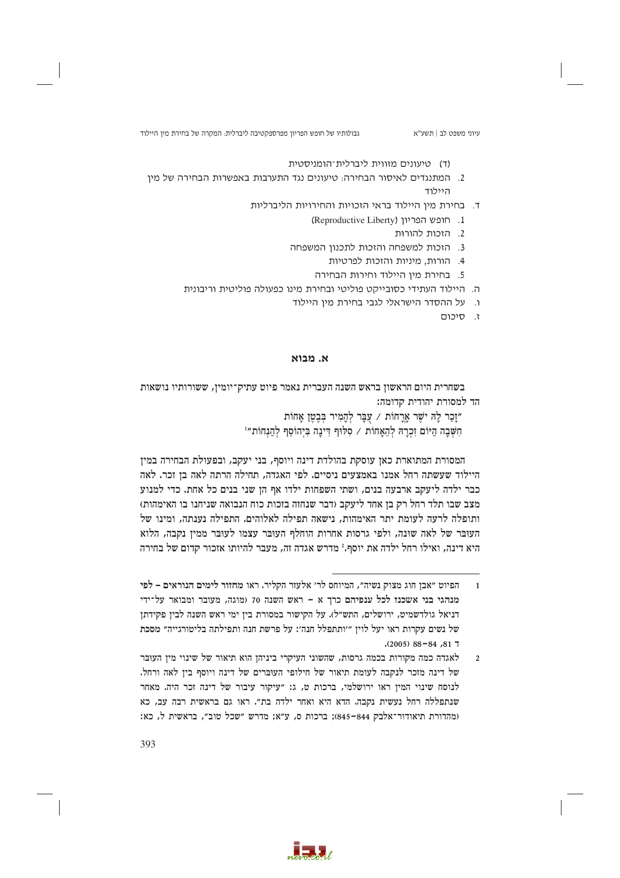(ד) טיעונים מזווית ליברלית־הומניסטית

2. המתנגדים לאיסור הבחירה: טיעונים נגד התערבות באפשרות הבחירה של מין היילוד

ד. בחירת מין היילוד בראי הזכויות והחירויות הליברליות

1. חופש הפריון (Reproductive Liberty)
2. הזכות להורוּת
3. הזכות למשפחה והזכות לתכנון המשפחה
4. הורות, מיניות והזכות לפרטיות
5. בחירת מין היילוד וחירות הבחירה

ה. היילוד העתידי כסובייקט פוליטי ובחירת מינו כפעולה פוליטית וריבונית

ו. על ההסדר הישראלי לגבי בחירת מין היילוד

ז. סיכום

## א. מבוא

בשחרית היום הראשון בראש השנה העברית נאמר פיוט עתיק־יומין, ששורותיו נושאות הד למסורת יהודית קדומה:

"זָכַר לָהּ יֹשֶׁר אֳרָחוֹת / עֻבָּר לְהָמִיר בְּבֶטֶן אָחוֹת
חִשְּׁבָה הַיּוֹם זִכְרָהּ לְהֵאָחוֹת / סִלּוּף דִּינָה בְּיְהוֹסֵף לְהַנְחוֹת"[1]

המסורת המתוארת כאן עוסקת בהולדת דינה ויוסף, בני יעקב, ובפעולת הבחירה במין היילוד שעשתה רחל אמנו באמצעים ניסיים. לפי האגדה, תחילה הרתה לאה בן זכר. לאה כבר ילדה ליעקב ארבעה בנים, ושתי השפחות ילדו אף הן שני בנים כל אחת. כדי למנוע מצב שבו תלד רחל רק בן אחד ליעקב (דבר שנחזה בזכות כוח הנבואה שניחנו בו האימהות) ותופלה לרעה לעומת יתר האימהות, נישאה תפילה לאלוהים. התפילה נענתה, ומינו של העובר של לאה שונה, ולפי גרסות אחרות הוחלף העובר עצמו לעובר ממין נקבה, הלוא היא דינה, ואילו רחל ילדה את יוסף.[2] מדרש אגדה זה, מעבר להיותו אזכור קדום של בחירה

---

1 הפיוט "אבן חוג מצוק נשיה", המיוחס לר' אלעזר הקליר. ראו מחזור לימים הנוראים – לפי מנהגי בני אשכנז לכל ענפיהם כרך א – ראש השנה 70 (מוגה, מעובר ומבואר על־ידי דניאל גולדשמיט, ירושלים, התש"ל). על הקישור במסורת בין ימי ראש השנה לבין פקידתן של נשים עקרות ראו יעל לוין "'ותתפלל חנה': על פרשת חנה ותפילתה בליטורגייה" מסכת ד 81, 84–88 (2005).

2 לאגדה כמה מקורות בכמה גרסות, שהשוני העיקרי ביניהן הוא תיאור של שינוי מין העובר של דינה מזכר לנקבה לעומת תיאור של חילופי העוברים של דינה ויוסף בין לאה ורחל. לנוסח שינוי המין ראו ירושלמי, ברכות ט, ג: "עיקור עיבור של דינה זכר היה. מאחר שנתפללה רחל נעשית נקבה. הדא היא ואחר ילדה בת". ראו גם בראשית רבה עב, כא (מהדורת תיאודור־אלבק 844–845); ברכות ס, ע"א; מדרש "שכל טוב", בראשית, ל, כא: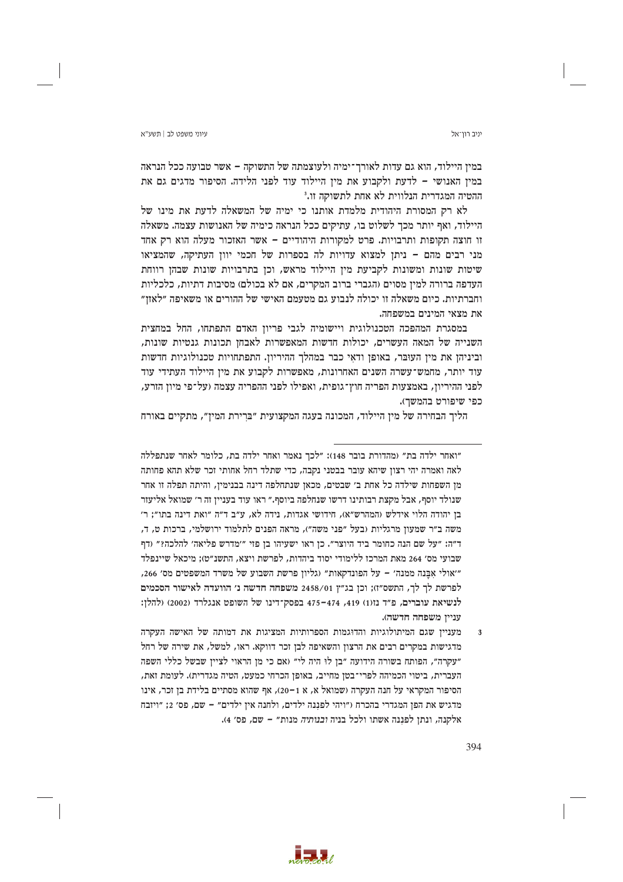במין היילוד, הוא גם עדות לאורך־ימיה ולעוצמתה של התשוקה – אשר טבועה ככל הנראה במין האנושי – לדעת ולקבוע את מין היילוד עוד לפני הלידה. הסיפור מדגים גם את ההטיה המגדרית הנלווית לא אחת לתשוקה זו.[3]

לא רק המסורת היהודית מלמדת אותנו כי ימיה של המשאלה לדעת את מינו של היילוד, ואף יותר מכך לשלוט בו, עתיקים ככל הנראה כימיה של האנושות עצמה. משאלה זו חוצה תקופות ותרבויות. פרט למקורות היהודיים – אשר האזכור מעלה הוא רק אחד מני רבים מהם – ניתן למצוא עדויות לה בספרות של חכמי יוון העתיקה, שהמציאו שיטות שונות ומשונות לקביעת מין היילוד מראש, וכן בתרבויות שונות שבהן רווחת העדפה ברורה למין מסוים (הגברי ברוב המקרים, אם לא בכולם) מסיבות דתיות, כלכליות וחברתיות. כיום משאלה זו יכולה לנבוע גם מטעמם האישי של ההורים או משאיפה "לאזן" את מצאי המינים במשפחה.

במסגרת המהפכה הטכנולוגית ויישומיה לגבי פריון האדם התפתחו, החל במחצית השנייה של המאה העשרים, יכולות חדשות המאפשרות לאבחן תכונות גנטיות שונות, וביניהן את מין העובר, באופן ודאי כבר במהלך ההיריון. התפתחויות טכנולוגיות חדשות עוד יותר, מחמש־עשרה השנים האחרונות, מאפשרות לקבוע את מין היילוד העתידי עוד לפני ההיריון, באמצעות הפריה חוץ־גופית, ואפילו לפני ההפריה עצמה (על־פי מיון הזרע, כפי שיפורט בהמשך).

הליך הבחירה של מין היילוד, המכונה בעגה המקצועית "בְּרירת המין", מתקיים באורח

---

"ואחר ילדה בת" (מהדורת בובר 148): "לכך נאמר ואחר ילדה בת, כלומר לאחר שנתפללה לאה ואמרה יהי רצון שיהא עובר בבטני נקבה, כדי שתלד רחל אחותי זכר שלא תהא פחותה מן השפחות שילדה כל אחת ב' שבטים, מכאן שנתחלפה דינה בבנימין, והיתה תפלה זו אחר שנולד יוסף, אבל מקצת רבותינו דרשו שנחלפה ביוסף." ראו עוד בעניין זה ר' שמואל אליעזר בן יהודה הלוי אידלש (המהרש"א), חידושי אגדות, נידה לא, ע"ב ד"ה "ואת דינה בתו"; ר' משה ב"ר שמעון מרגליות (בעל "פני משה"), מראה הפנים לתלמוד ירושלמי, ברכות ט, ד, ד"ה: "על שם הנה כחומר ביד היוצר". כן ראו ישעיהו בן פזי "'מדרש פליאה' להלכה?" (דף שבועי מס' 264 מאת המרכז ללימודי יסוד ביהדות, לפרשת ויצא, התשנ"ט); מיכאל שיינפלד "'אולי אִבָּנֶה ממנה' – על הפונדקאות" (גליון פרשת השבוע של משרד המשפטים מס' 266, לפרשת לך לך, התשס"ז); וכן בג"ץ 2458/01 משפחה חדשה נ' הוועדה לאישור הסכמים לנשיאת עוברים, פ"ד נז(1) 419, 474–475 בפסק־דינו של השופט אנגלרד (2002) (להלן: עניין משפחה חדשה).

3 מעניין שגם המיתולוגיות והדוגמות הספרותיות המציגות את דמותה של האישה העקרה מדגישות במקרים רבים את הרצון והשאיפה לבן זכר דווקא. ראו, למשל, את שירה של רחל "עקרה", הפותח בשורה הידועה "בן לוּ היה לי" (אם כי מן הראוי לציין שבשל כללי השפה העברית, ביטוי הכמיהה לפרי־בטן מחייב, באופן הכרחי כמעט, הטיה מגדרית). לעומת זאת, הסיפור המקראי על חנה העקרה (שמואל א, א 1–20), אף שהוא מסתיים בלידת בן זכר, אינו מדגיש את הפן המגדרי בהכרח ("ויהי לפְנִנָּה ילדים, ולחנה אין ילדים" – שם, פס' 2; "ויזבח אלקנה, ונתן לפנִנה אשתו ולכל בניה *ובנותיה* מנות" – שם, פס' 4).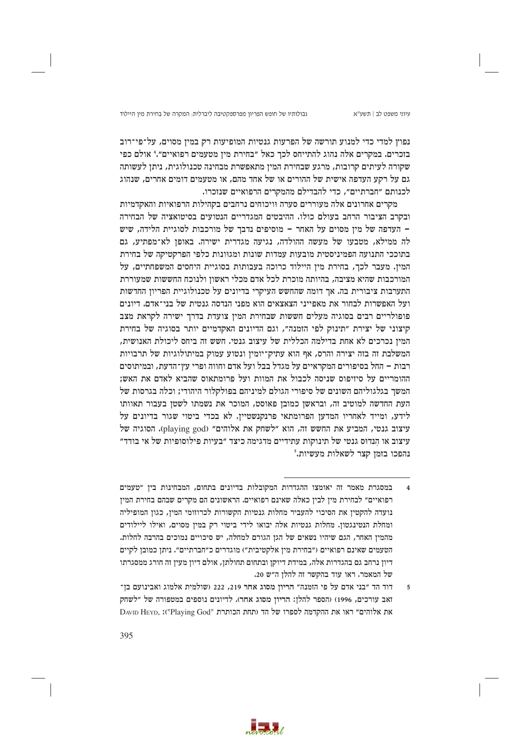נפוץ למדי כדי למנוע תורשה של הפרעות גנטיות המופיעות רק במין מסוים, על־פי־רוב בזכרים. במקרים אלה נהוג להתייחס לכך כאל "בחירת מין מטעמים רפואיים".[4] אולם כפי שקורה לעיתים קרובות, מרגע שבחירת המין מתאפשרת מבחינה טכנולוגית, ניתן לעשותה גם על רקע העדפה אישית של ההורים או של אחד מהם, או מטעמים דומים אחרים, שנהוג לכנותם "חברתיים", כדי להבדילם מהמקרים הרפואיים שנזכרו.

מקרים אחרונים אלה מעוררים סערה וויכוחים נרחבים בקהילות הרפואיות והאקדמיות ובקרב הציבור הרחב בעולם כולו. ההיבטים המגדריים הנטועים בסיטואציה של הבחירה – העדפה של מין מסוים על האחר – מוסיפים נדבך של מורכבות לסוגיית הלידה, שיש לה ממילא, מטבעו של מעשה ההולדה, נגיעה מגדרית ישירה. באופן לא־מפתיע, גם בתוככי התנועה הפמיניסטית מובעות עמדות שונות ומגוונות כלפי הפרקטיקה של בחירת המין. מעבר לכך, בחירת מין היילוד כרוכה בעבותות בסוגיית היחסים המשפחתיים, על המורכבות שהיא מציבה, בהיותה מוכרת לכל אדם מכלי ראשון ולנוכח החששות שמעוררת התערבות ציבורית בה. אך דומה שהחשש העיקרי בדיונים על טכנולוגיית הפריון החדשות ועל האפשרות לבחור את מאפייני הצאצאים הוא מפני הנדסה גנטית של בני־אדם. דיונים פופולריים רבים בסוגיה מעלים חששות שבחירת המין צועדת בדרך ישירה לקראת מצב קיצוני של יצירת "תינוק לפי הזמנה", וגם הדיונים האקדמיים יותר בסוגיה של בחירת המין נכרכים לא אחת בדילמה הכללית של עיצוב גנטי. חשש זה ביחס ליכולת האנושית, המשלבת בה בזה יצירה והרס, אף הוא עתיק־יומין ונטוע עמוק במיתולוגיות של תרבויות רבות – החל בסיפורים המקראיים על מגדל בבל ועל אדם וחווה ופרי עץ־הדעת, ובמיתוסים ההומריים על סיזיפוס שניסה לכבול את המוות ועל פרומתאוס שהביא לאדם את האש; המשך בגלגוליהם השונים של סיפורי הגולם למיניהם בפולקלור היהודי; וכלה בגרסות של העת החדשה למוטיב זה, ובראשן כמובן פאוסט, המוכר את נשמתו לשטן בעבור תאוותו לידע, ומייד לאחריו המדען הפרומתאי פרנקנשטיין. לא בכדי ביטוי שגור בדיונים על עיצוב גנטי, המביע את החשש זה, הוא "לשחק את אלוהים" (playing god). הסוגיה של עיצוב או הנדוס גנטי של תינוקות עתידיים מדגימה כיצד "בעיות פילוסופיות של אי בודד" נהפכו בזמן קצר לשאלות מעשיות.[5]

---

4 במסגרת מאמר זה יאומצו ההגדרות המקובלות בדיונים בתחום, המבחינות בין "טעמים רפואיים" לבחירת מין לבין כאלה שאינם רפואיים. הראשונים הם מקרים שבהם בחירת המין נועדה להקטין את הסיכוי להעביר מחלות גנטיות הקשורות לכרומוזומי המין, כגון המופיליה ומחלת הנטינגטון. מחלות גנטיות אלה יבואו לידי ביטוי רק במין מסוים, ואילו ליילודים מהמין האחר, הגם שיהיו נשאים של הגן הגורם למחלה, יש סיכויים נמוכים בהרבה לחלות. הטעמים שאינם רפואיים ("בחירת מין אלקטיבית") מוגדרים כ"חברתיים". ניתן כמובן לקיים דיון נרחב גם בהגדרות אלה, במידת דיוקן ובתחום תחולתן, אולם דיון מעין זה חורג ממסגרתו של המאמר. ראו עוד בהקשר זה להלן ה"ש 20.

5 דוד הד "בני אדם על פי הזמנה" הריון מסוג אחר 219, 222 (שולמית אלמוג ואבינועם בן־זאב עורכים, 1996) (הספר להלן: הריון מסוג אחר). לדיונים נוספים במטפורה של "לשחק את אלוהים" ראו את ההקדמה לספרו של הד (תחת הכותרת "Playing God"): DAVID HEYD,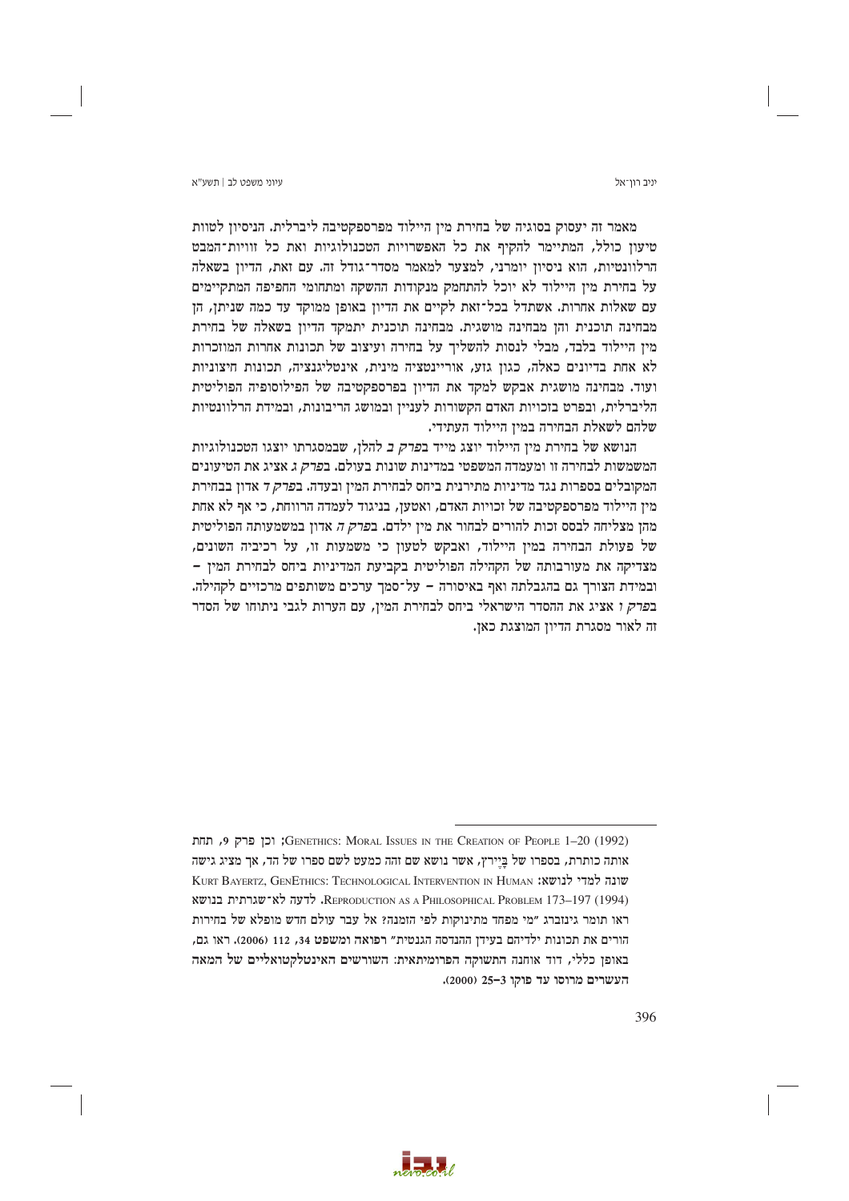מאמר זה יעסוק בסוגיה של בחירת מין היילוד מפרספקטיבה ליברלית. הניסיון לטוות טיעון כולל, המתיימר להקיף את כל האפשרויות הטכנולוגיות ואת כל זוויות־המבט הרלוונטיות, הוא ניסיון יומרני, למצער למאמר מסדר־גודל זה. עם זאת, הדיון בשאלה על בחירת מין היילוד לא יוכל להתחמק מנקודות ההשקה ומתחומי החפיפה המתקיימים עם שאלות אחרות. אשתדל בכל־זאת לקיים את הדיון באופן ממוקד עד כמה שניתן, הן מבחינה תוכנית והן מבחינה מושגית. מבחינה תוכנית יתמקד הדיון בשאלה של בחירת מין היילוד בלבד, מבלי לנסות להשליך על בחירה ועיצוב של תכונות אחרות המוזכרות לא אחת בדיונים כאלה, כגון גזע, אוריינטציה מינית, אינטליגנציה, תכונות חיצוניות ועוד. מבחינה מושגית אבקש למקד את הדיון בפרספקטיבה של הפילוסופיה הפוליטית הליברלית, ובפרט בזכויות האדם הקשורות לעניין ובמושג הריבונות, ובמידת הרלוונטיות שלהם לשאלת הבחירה במין היילוד העתידי.

הנושא של בחירת מין היילוד יוצג מייד *בפרק ב* להלן, שבמסגרתו יוצגו הטכנולוגיות המשמשות לבחירה זו ומעמדה המשפטי במדינות שונות בעולם. *בפרק ג* אציג את הטיעונים המקובלים בספרות נגד מדיניות מתירנית ביחס לבחירת המין ובעדה. *בפרק ד* אדון בבחירת מין היילוד מפרספקטיבה של זכויות האדם, ואטען, בניגוד לעמדה הרווחת, כי אף לא אחת מהן מצליחה לבסס זכות להורים לבחור את מין ילדם. *בפרק ה* אדון במשמעותה הפוליטית של פעולת הבחירה במין היילוד, ואבקש לטעון כי משמעות זו, על רכיביה השונים, מצדיקה את מעורבותה של הקהילה הפוליטית בקביעת המדיניות ביחס לבחירת המין – ובמידת הצורך גם בהגבלתה ואף באיסורה – על־סמך ערכים משותפים מרכזיים לקהילה. *בפרק ו* אציג את ההסדר הישראלי ביחס לבחירת המין, עם הערות לגבי ניתוחו של הסדר זה לאור מסגרת הדיון המוצגת כאן.

---

GENETHICS: MORAL ISSUES IN THE CREATION OF PEOPLE 1–20 (1992); וכן פרק 9, תחת אותה כותרת, בספרו של בֵּיירץ, אשר נושא שם זהה כמעט לשם ספרו של הד, אך מציג גישה שונה למדי לנושא: KURT BAYERTZ, GENETHICS: TECHNOLOGICAL INTERVENTION IN HUMAN REPRODUCTION AS A PHILOSOPHICAL PROBLEM 173–197 (1994). לדעה לא־שגרתית בנושא ראו תומר גינזברג "מי מפחד מתינוקות לפי הזמנה? אל עבר עולם חדש מופלא של בחירות הורים את תכונות ילדיהם בעידן ההנדסה הגנטית" **רפואה ומשפט** 34, 112 (2006). ראו גם, באופן כללי, דוד אוחנה **התשוקה הפרומיתאית: השורשים האינטלקטואליים של המאה העשרים מרוסו עד פוקו** 3–25 (2000).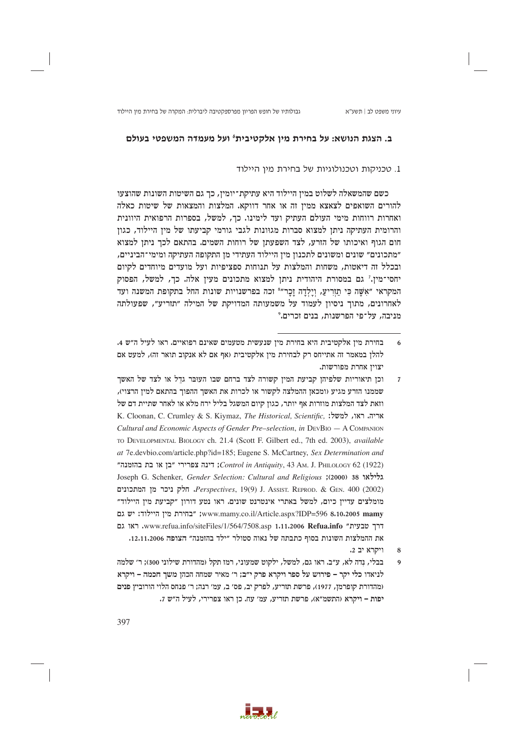## ב. הצגת הנושא: על בחירת מין אלקטיבית[6] ועל מעמדה המשפטי בעולם

### 1. טכניקות וטכנולוגיות של בחירת מין היילוד

כשם שהמשאלה לשלוט במין היילוד היא עתיקת־יומין, כך גם השיטות השונות שהוצעו להורים השואפים לצאצא ממין זה או אחר דווקא. המלצות והמצאות של שיטות כאלה ואחרות רווחות מימי העולם העתיק ועד לימינו. כך, למשל, בספרות הרפואית היוונית והרומית העתיקה ניתן למצוא סברות מגוונות לגבי גורמי קביעתו של מין היילוד, כגון חום הגוף ואיכותו של הזרע, לצד השפעתן של רוחות השמים. בהתאם לכך ניתן למצוא "מתכונים" שונים ומשונים לתכנון מין היילוד העתידי מן התקופה העתיקה ומימי־הביניים, ובכלל זה דיאטות, משחות והמלצות על תנוחות ספציפיות ועל מועדים מיוחדים לקיום יחסי־מין.[7] גם במסורת היהודית ניתן למצוא מתכונים מעין אלה. כך, למשל, הפסוק המקראי "אִשָּׁה כִּי תַזְרִיעַ, וְיָלְדָה זָכָר"[8] זכה בפרשנויות שונות החל בתקופת המשנה ועד לאחרונים, מתוך ניסיון לעמוד על משמעותה המדויקת של המילה "תזריע", שפעולתה מניבה, על־פי הפרשנות, בנים זכרים.[9]

---

6 בחירת מין אלקטיבית היא בחירת מין שנעשית מטעמים שאינם רפואיים. ראו לעיל ה"ש 4. להלן במאמר זה אתייחס רק לבחירת מין אלקטיבית (אף אם לא אנקוב תואר זה), למעט אם יצוין אחרת מפורשות.

7 וכן תיאוריות שלפיהן קביעת המין קשורה לצד ברחם שבו העובר גדל או לצד של האשך שממנו הזרע מגיע (ומכאן ההמלצה לקשור או לכרות את האשך ההפוך בהתאם למין הרצוי), וזאת לצד המלצות מוזרות אף יותר, כגון קיום המשגל בליל ירח מלא או לאחר שתיית דם של אריה. ראו, למשל: K. Cloonan, C. Crumley & S. Kiymaz, *The Historical, Scientific, Cultural and Economic Aspects of Gender Pre–selection*, in DevBio — A Companion to Developmental Biology ch. 21.4 (Scott F. Gilbert ed., 7th ed. 2003), *available at* 7e.devbio.com/article.php?id=185; Eugene S. McCartney, *Sex Determination and Control in Antiquity*, 43 Am. J. Philology 62 (1922); דינה צפרירי "בן או בת בהזמנה" **גלילאו 38** (2000); Joseph G. Schenker, *Gender Selection: Cultural and Religious Perspectives*, 19(9) J. Assist. Reprod. & Gen. 400 (2002). חלק ניכר מן המתכונים מומלצים עדיין כיום, למשל באתרי אינטרנט שונים. ראו נטע דורון "קביעת מין היילוד" **mamy 8.10.2005** www.mamy.co.il/Article.aspx?IDP=596; "בחירת מין היילוד: יש גם דרך טבעית" **Refua.info 1.11.2006** www.refua.info/siteFiles/1/564/7508.asp. ראו גם את ההמלצות השונות בסוף כתבתה של נאוה סטולר "ילד בהזמנה" **הצופה 12.11.2006**.

8 ויקרא יב 2.

9 בבלי, נדה לא, ע"ב. ראו גם, למשל, ילקוט שמעוני, רמז תקל (מהדורת שילוני 300); ר' שלמה לניאדו **כלי יקר – פירוש על ספר ויקרא פרק י"ב**; ר' מאיר שמחה הכהן **משך חכמה – ויקרא** (מהדורת קופרמן, 1977), פרשת תזריע, לפרק יב, פס' ב, עמ' רנה; ר' פנחס הלוי הורוביץ **פנים יפות – ויקרא** (התשמ"א), פרשת תזריע, עמ' עה. כן ראו צפרירי, לעיל ה"ש 7.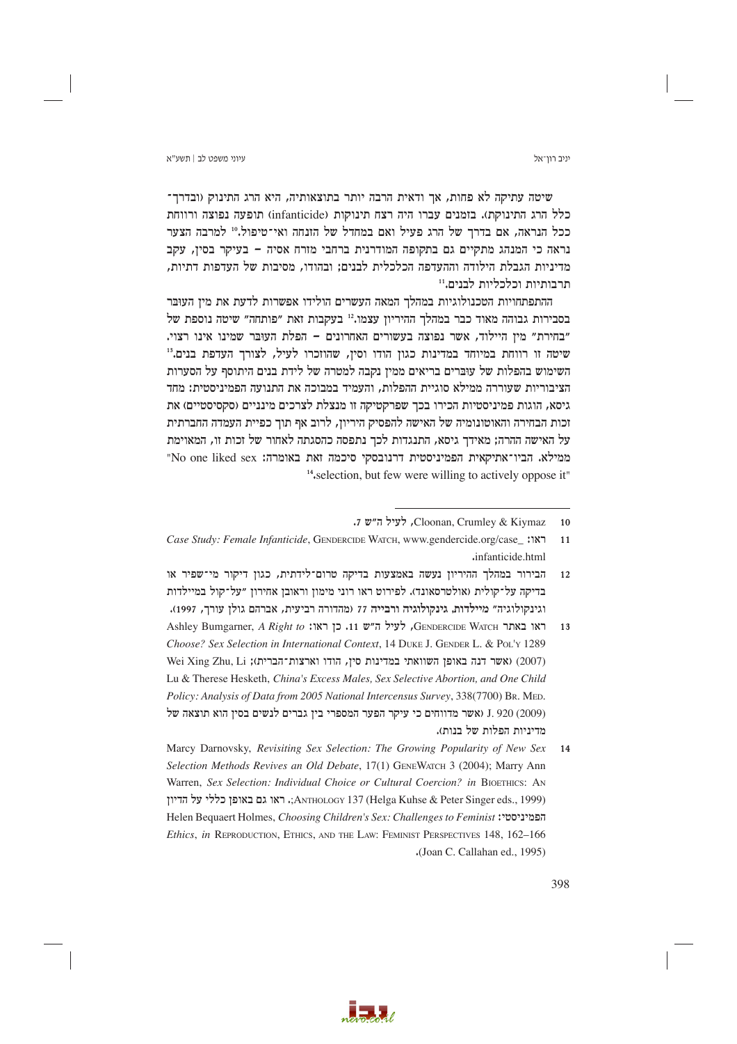שיטה עתיקה לא פחות, אך ודאית הרבה יותר בתוצאותיה, היא הרג התינוק (ובדרך־כלל הרג התינוקת). בזמנים עברו היה רצח תינוקות (infanticide) תופעה נפוצה ורווחת ככל הנראה, אם בדרך של הרג פעיל ואם במחדל של הזנחה ואי־טיפול.[10] למרבה הצער נראה כי המנהג מתקיים גם בתקופה המודרנית ברחבי מזרח אסיה – בעיקר בסין, עקב מדיניות הגבלת הילודה וההעדפה הכלכלית לבנים; ובהודו, מסיבות של העדפות דתיות, תרבותיות וכלכליות לבנים.[11]

ההתפתחויות הטכנולוגיות במהלך המאה העשרים הולידו אפשרות לדעת את מין העובר בסבירות גבוהה מאוד כבר במהלך ההיריון עצמו.[12] בעקבות זאת "פותחה" שיטה נוספת של "בחירת" מין היילוד, אשר נפוצה בעשורים האחרונים – הפלת העובר שמינו אינו רצוי. שיטה זו רווחת במיוחד במדינות כגון הודו וסין, שהוזכרו לעיל, לצורך העדפת בנים.[13] השימוש בהפלות של עוברים בריאים ממין נקבה למטרה של לידת בנים היתוסף על הסערות הציבוריות שעוררה ממילא סוגיית ההפלות, והעמיד במבוכה את התנועה הפמיניסטית: מחד גיסא, הוגות פמיניסטיות הכירו בכך שפרקטיקה זו מנוצלת לצרכים מיניים (סקסיסטיים) את זכות הבחירה והאוטונומיה של האישה להפסיק היריון, לרוב אף תוך כפיית העמדה החברתית על האישה ההרה; מאידך גיסא, התנגדות לכך נתפסה כהסגתה לאחור של זכות זו, המאוימת ממילא. הביו־אתיקאית הפמיניסטית דרנובסקי סיכמה זאת באומרה: "No one liked sex selection, but few were willing to actively oppose it".[14]

---

10 Cloonan, Crumley & Kiymaz, לעיל ה"ש 7.

11 ראו: *Case Study: Female Infanticide*, GENDERCIDE WATCH, www.gendercide.org/case_infanticide.html.

12 הבירור במהלך ההיריון נעשה באמצעות בדיקה טרום־לידתית, כגון דיקור מי־שפיר או בדיקה על־קולית (אולטרסאונד). לפירוט ראו רוני מימון וראובן אחירון "על־קול במיילדות וגינקולוגיה" **מיילדות, גינקולוגיה ורבייה** 77 (מהדורה רביעית, אברהם גולן עורך, 1997).

13 ראו באתר GENDERCIDE WATCH, לעיל ה"ש 11. כן ראו: Ashley Bumgarner, *A Right to Choose? Sex Selection in International Context*, 14 DUKE J. GENDER L. & POL'Y 1289 (2007) (אשר דנה באופן השוואתי במדינות סין, הודו וארצות־הברית); Wei Xing Zhu, Li Lu & Therese Hesketh, *China's Excess Males, Sex Selective Abortion, and One Child Policy: Analysis of Data from 2005 National Intercensus Survey*, 338(7700) BR. MED. J. 920 (2009) (אשר מדווחים כי עיקר הפער המספרי בין גברים לנשים בסין הוא תוצאה של מדיניות הפלות של בנות).

14 Marcy Darnovsky, *Revisiting Sex Selection: The Growing Popularity of New Sex Selection Methods Revives an Old Debate*, 17(1) GENEWATCH 3 (2004); Marry Ann Warren, *Sex Selection: Individual Choice or Cultural Coercion? in* BIOETHICS: AN ANTHOLOGY 137 (Helga Kuhse & Peter Singer eds., 1999). ראו גם באופן כללי על הדיון הפמיניסטי: Helen Bequaert Holmes, *Choosing Children's Sex: Challenges to Feminist Ethics*, *in* REPRODUCTION, ETHICS, AND THE LAW: FEMINIST PERSPECTIVES 148, 162–166 (Joan C. Callahan ed., 1995).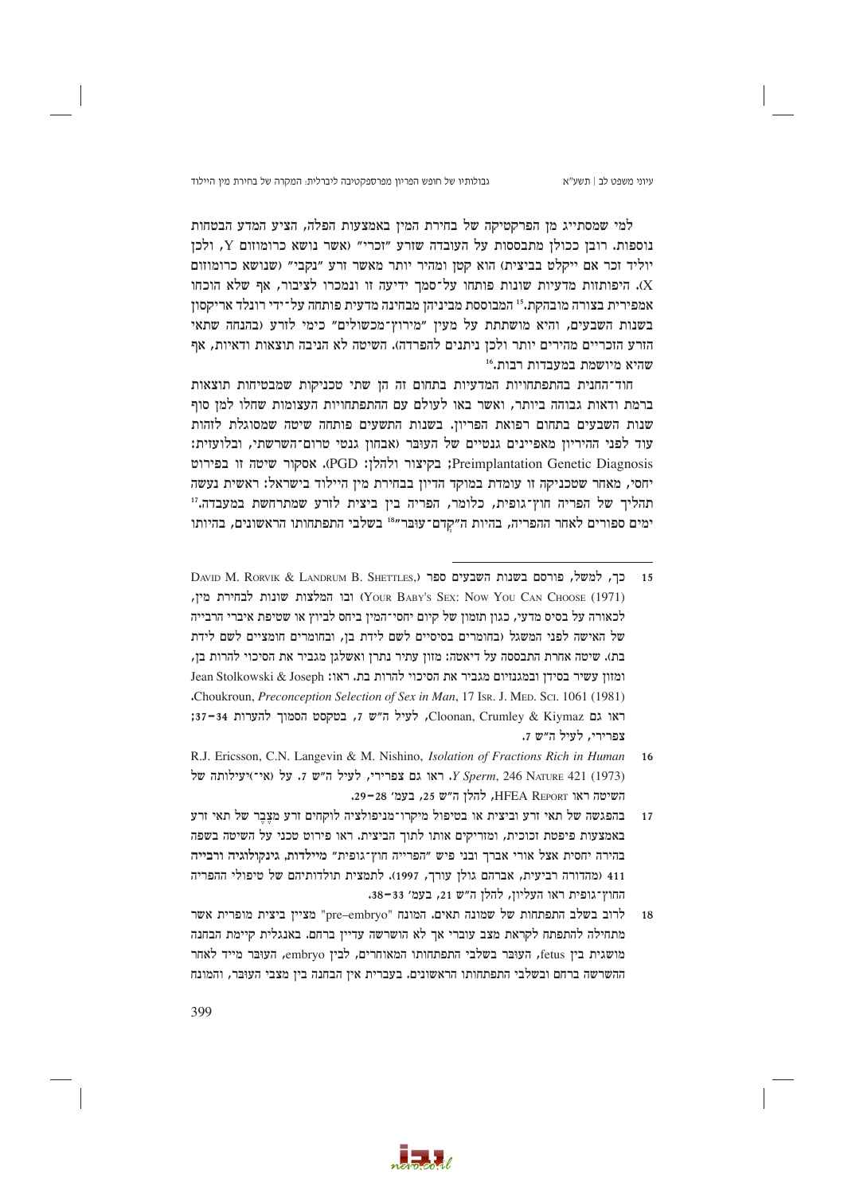למי שמסתייג מן הפרקטיקה של בחירת המין באמצעות הפלה, הציע המדע הבטחות נוספות. רובן ככולן מתבססות על העובדה שזרע "זכרי" (אשר נושא כרומוזום Y, ולכן יוליד זכר אם ייקלט בביצית) הוא קטן ומהיר יותר מאשר זרע "נקבי" (שנושא כרומוזום X). היפותזות מדעיות שונות פותחו על־סמך ידיעה זו ונמכרו לציבור, אף שלא הוכחו אמפירית בצורה מובהקת.[15] המבוססת מביניהן מבחינה מדעית פותחה על־ידי רונלד אריקסון בשנות השבעים, והיא מושתתת על מעין "מירוץ־מכשולים" כימי לזרע (בהנחה שתאי הזרע הזכריים מהירים יותר ולכן ניתנים להפרדה). השיטה לא הניבה תוצאות ודאיות, אף שהיא מיושמת במעבדות רבות.[16]

חוד־החנית בהתפתחויות המדעיות בתחום זה הן שתי טכניקות שמבטיחות תוצאות ברמת ודאות גבוהה ביותר, ואשר באו לעולם עם ההתפתחויות העצומות שחלו למן סוף שנות השבעים בתחום רפואת הפריון. בשנות התשעים פותחה שיטה שמסוגלת לזהות עוד לפני ההיריון מאפיינים גנטיים של העובּר (אבחון גנטי טרום־השרשתי, ובלועזית: Preimplantation Genetic Diagnosis; בקיצור ולהלן: PGD). אסקור שיטה זו בפירוט יחסי, מאחר שטכניקה זו עומדת במוקד הדיון בבחירת מין היילוד בישראל: ראשית נעשה תהליך של הפריה חוץ־גופית, כלומר, הפריה בין ביצית לזרע שמתרחשת במעבדה.[17] ימים ספורים לאחר ההפריה, בהיות ה"קְדם־עובּר"[18] בשלבי התפתחותו הראשונים, בהיותו

---

15 כך, למשל, פורסם בשנות השבעים ספר (DAVID M. RORVIK & LANDRUM B. SHETTLES, YOUR BABY'S SEX: NOW YOU CAN CHOOSE (1971)) ובו המלצות שונות לבחירת מין, לכאורה על בסיס מדעי, כגון תזמון של קיום יחסי־המין ביחס לביוץ או שטיפת איברי הרבייה של האישה לפני המשגל (בחומרים בסיסיים לשם לידת בן, ובחומרים חומציים לשם לידת בת). שיטה אחרת התבססה על דיאטה: מזון עתיר נתרן ואשלגן מגביר את הסיכוי להרות בן, ומזון עשיר בסידן ובמגנזיום מגביר את הסיכוי להרות בת. ראו: Jean Stolkowski & Joseph Choukroun, *Preconception Selection of Sex in Man*, 17 ISR. J. MED. SCI. 1061 (1981). ראו גם Cloonan, Crumley & Kiymaz, לעיל ה"ש 7, בטקסט הסמוך להערות 34–37; צפרירי, לעיל ה"ש 7.

16 R.J. Ericsson, C.N. Langevin & M. Nishino, *Isolation of Fractions Rich in Human Y Sperm*, 246 NATURE 421 (1973). ראו גם צפרירי, לעיל ה"ש 7. על (אי־)יעילותה של השיטה ראו HFEA REPORT, להלן ה"ש 25, בעמ' 28–29.

17 בהפגשה של תאי זרע וביצית או בטיפול מיקרו־מניפולציה לוקחים זרע מצֻבר של תאי זרע באמצעות פיפטת זכוכית, ומזריקים אותו לתוך הביצית. ראו פירוט טכני על השיטה בשפה בהירה יחסית אצל אורי אברך ובני פיש "הפרייה חוץ־גופית" **מיילדות, גינקולוגיה ורבייה** 411 (מהדורה רביעית, אברהם גולן עורך, 1997). לתמצית תולדותיהם של טיפולי ההפריה החוץ־גופית ראו העליון, להלן ה"ש 21, בעמ' 33–38.

18 לרוב בשלב התפתחות של שמונה תאים. המונח "pre–embryo" מציין ביצית מופרית אשר מתחילה להתפתח לקראת מצב עוברי אך לא הושרשה עדיין ברחם. באנגלית קיימת הבחנה מושגית בין fetus, העובּר בשלבי התפתחותו המאוחרים, לבין embryo, העובּר מייד לאחר ההשרשה ברחם ובשלבי התפתחותו הראשונים. בעברית אין הבחנה בין מצבי העובּר, והמונח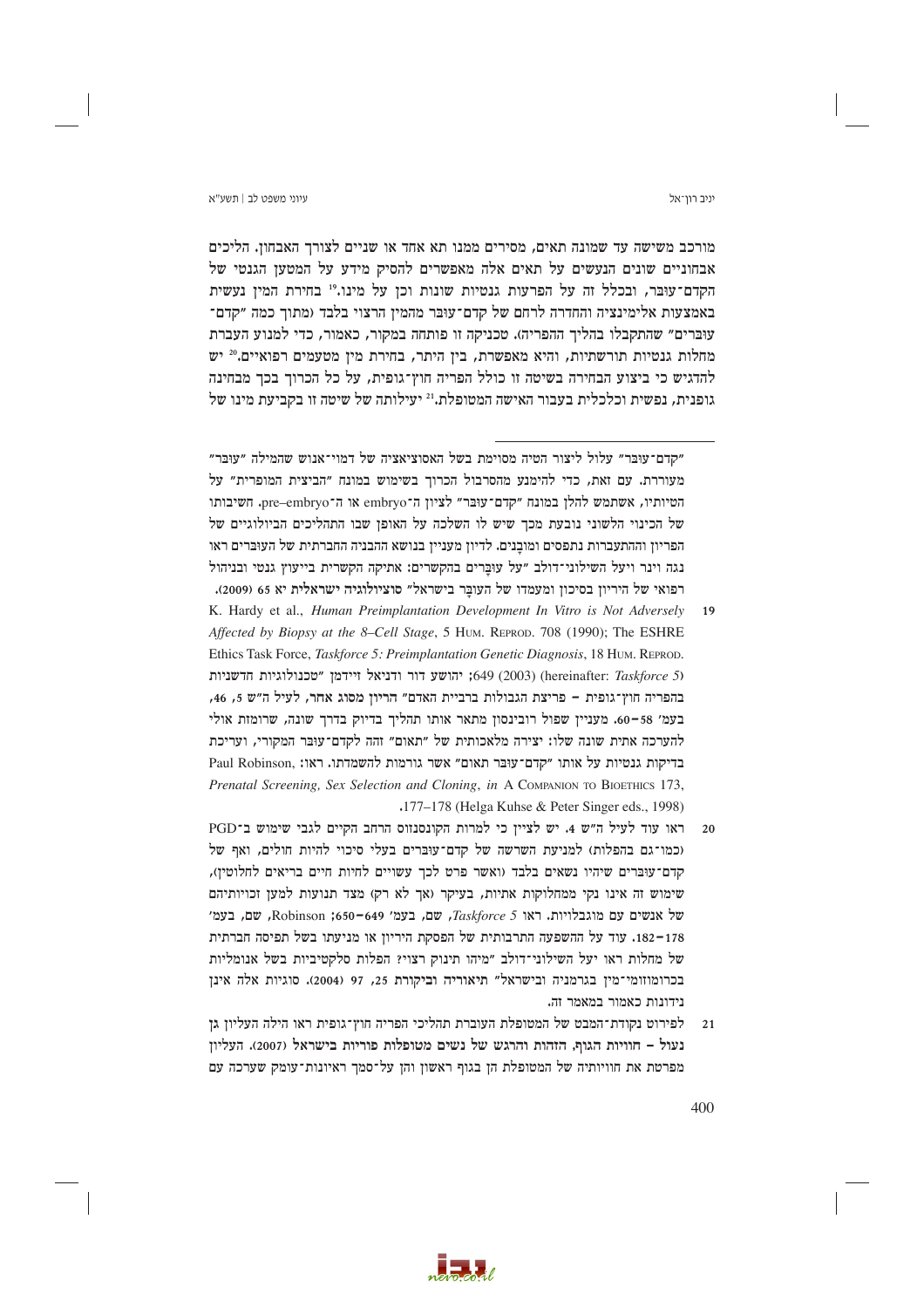מורכב משישה עד שמונה תאים, מסירים ממנו תא אחד או שניים לצורך האבחון. הליכים אבחוניים שונים הנעשים על תאים אלה מאפשרים להסיק מידע על המטען הגנטי של הקדם־עובר, ובכלל זה על הפרעות גנטיות שונות וכן על מינו.[19] בחירת המין נעשית באמצעות אלימינציה והחדרה לרחם של קדם־עובר מהמין הרצוי בלבד (מתוך כמה "קדם־עוברים" שהתקבלו בהליך ההפריה). טכניקה זו פותחה במקור, כאמור, כדי למנוע העברת מחלות גנטיות תורשתיות, והיא מאפשרת, בין היתר, בחירת מין מטעמים רפואיים.[20] יש להדגיש כי ביצוע הבחירה בשיטה זו כולל הפריה חוץ־גופית, על כל הכרוך בכך מבחינה גופנית, נפשית וכלכלית בעבור האישה המטופלת.[21] יעילותה של שיטה זו בקביעת מינו של

---

"קדם־עובר" עלול ליצור הטיה מסוימת בשל האסוציאציה של דמוי־אנוש שהמילה "עובר" מעוררת. עם זאת, כדי להימנע מהסרבול הכרוך בשימוש במונח "הביצית המופרית" על הטיותיו, אשתמש להלן במונח "קדם־עובר" לציון ה־embryo או ה־pre–embryo. חשיבותו של הכינוי הלשוני נובעת מכך שיש לו השלכה על האופן שבו התהליכים הביולוגיים של הפריון וההתעברות נתפסים ומובָנים. לדיון מעניין בנושא ההבניה החברתית של העוברים ראו נגה וינר ויעל השילוני־דולב "על עוּבָּרים בהקשרים: אתיקה הקשרית בייעוץ גנטי ובניהול רפואי של היריון בסיכון ומעמדו של העובָּר בישראל" **סוציולוגיה ישראלית יא 65 (2009)**.

19 K. Hardy et al., *Human Preimplantation Development In Vitro is Not Adversely Affected by Biopsy at the 8–Cell Stage*, 5 HUM. REPROD. 708 (1990); The ESHRE Ethics Task Force, *Taskforce 5: Preimplantation Genetic Diagnosis*, 18 HUM. REPROD. 649 (2003) (hereinafter: *Taskforce 5*); יהושע דור ודניאל זיידמן "טכנולוגיות חדשניות בהפריה חוץ־גופית – פריצת הגבולות ברביית האדם" הריון מסוג אחר, לעיל ה"ש 5, 46, בעמ' 58–60. מעניין שפול רובינסון מתאר אותו תהליך בדיוק בדרך שונה, שרומזת אולי להערכה אתית שונה שלו: יצירה מלאכותית של "תאום" זהה לקדם־עובר המקורי, ועריכת בדיקות גנטיות על אותו "קדם־עובר תאום" אשר גורמות להשמדתו. ראו: Paul Robinson, *Prenatal Screening, Sex Selection and Cloning*, *in* A COMPANION TO BIOETHICS 173, 177–178 (Helga Kuhse & Peter Singer eds., 1998).

20 ראו עוד לעיל ה"ש 4. יש לציין כי למרות הקונסנזוס הרחב הקיים לגבי שימוש ב־PGD (כמו־גם בהפלות) למניעת השרשה של קדם־עוברים בעלי סיכוי להיות חולים, ואף של קדם־עוברים שיהיו נשאים בלבד (ואשר פרט לכך עשויים לחיות חיים בריאים לחלוטין), שימוש זה אינו נקי ממחלוקות אתיות, בעיקר (אך לא רק) מצד תנועות למען זכויותיהם של אנשים עם מוגבלויות. ראו *Taskforce 5*, שם, בעמ' 649–650; Robinson, שם, בעמ' 178–182. עוד על ההשפעה התרבותית של הפסקת היריון או מניעתו בשל תפיסה חברתית של מחלות ראו יעל השילוני־דולב "מיהו תינוק רצוי? הפלות סלקטיביות בשל אנומליות בכרומוזומי־מין בגרמניה ובישראל" **תיאוריה וביקורת 25, 97 (2004)**. סוגיות אלה אינן נידונות כאמור במאמר זה.

21 לפירוט נקודת־המבט של המטופלת של המטופלת העוברת תהליכי הפריה חוץ־גופית ראו הילה העליון גן נעול – **חוויות הגוף, הזהות והרגש של נשים מטופלות פוריות בישראל (2007)**. העליון מפרטת את חוויותיה של המטופלת הן בגוף ראשון והן על־סמך ראיונות־עומק שערכה עם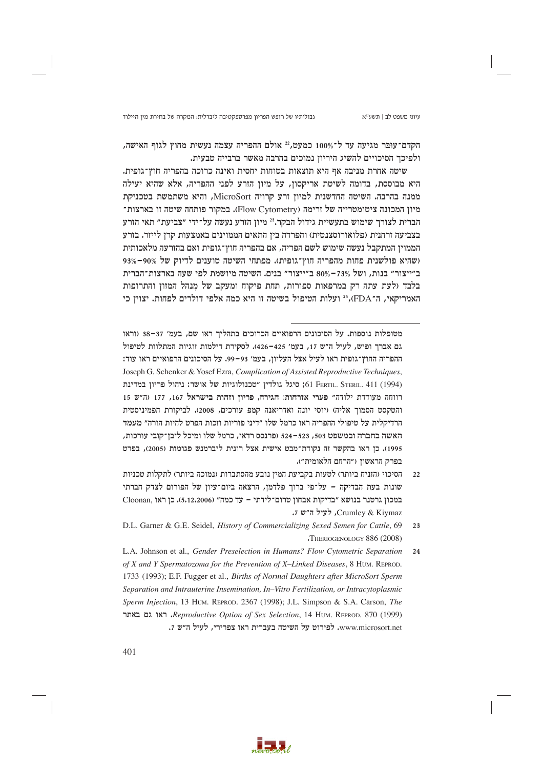הקדם־עובר מגיעה עד ל־100% כמעט,[22] אולם ההפריה עצמה נעשית מחוץ לגוף האישה, ולפיכך הסיכויים להשיג היריון נמוכים בהרבה מאשר ברבייה טבעית.

שיטה אחרת מניבה אף היא תוצאות בטוחות יחסית ואינה כרוכה בהפריה חוץ־גופית. היא מבוססת, בדומה לשיטת אריקסון, על מיון הזרע לפני ההפריה, אלא שהיא יעילה ממנה בהרבה. השיטה החדשנית למיון זרע קרויה MicroSort, והיא משתמשת בטכניקת מיון המכונה ציטומטרייה של זרימה (Flow Cytometry). במקור פותחה שיטה זו בארצות־הברית לצורך שימוש בתעשיית גידול הבקר.[23] מיון הזרע נעשה על־ידי "צביעת" תאי הזרע בצביעה זרחנית (פלואורוסצנטית) והפרדה בין התאים הממוינים באמצעות קרן לייזר. בזרע הממוין המתקבל נעשה שימוש לשם הפריה, אם בהפריה חוץ־גופית ואם בהזרעה מלאכותית (שהיא פולשנית פחות מהפריה חוץ־גופית). מפתחי השיטה טוענים לדיוק של 90%–93% ב"ייצור" בנות, ושל 73%–80% ב"ייצור" בנים. השיטה מיושמת לפי שעה בארצות־הברית בלבד (לעת עתה רק במרפאות ספורות, תחת פיקוח ומעקב של מִנהל המזון והתרופות האמריקאי, ה־FDA),[24] ועלות הטיפול בשיטה זו היא כמה אלפי דולרים לפחות. יצוין כי

---

מטופלות נוספות. על הסיכונים הרפואיים הכרוכים בתהליך ראו שם, בעמ' 37–38 (וראו גם אברך ופיש, לעיל ה"ש 17, בעמ' 425–426). לסקירת דילמות זוגיות המתלוות לטיפול ההפריה החוץ־גופית ראו לעיל אצל העליון, בעמ' 93–99. על הסיכונים הרפואיים ראו עוד: Joseph G. Schenker & Yosef Ezra, *Complication of Assisted Reproductive Techniques*, 61 FERTIL. STERIL. 411 (1994); סיגל גולדין "טכנולוגיות של אושר: ניהול פריון במדינת רווחה מעודדת ילודה" **פערי אזרחות: הגירה, פריון וזהות בישראל** 167, 177 (ה"ש 15 והטקסט הסמוך אליה) (יוסי יונה ואדריאנה קמפ עורכים, 2008). לביקורת הפמיניסטית הרדיקלית על טיפולי ההפריה ראו כרמל שלו "דיני פוריות וזכות הפרט להיות הורה" מעמד **האשה בחברה ובמשפט** 503, 523–524 (פרנסס רדאי, כרמל שלו ומיכל ליבן־קובי עורכות, 1995). כן ראו בהקשר זה נקודת־מבט אישית אצל רונית ליברמנש פגומות (2005), בפרט בפרק הראשון ("הרחם הלאומית").

22 הסיכוי (הזניח ביותר) לטעות בקביעת המין נובע מהסתברות (נמוכה ביותר) לתקלות טכניות שונות בעת הבדיקה – על־פי ברוך פלדמן, הרצאה ביום־עיון של הפורום לצדק חברתי במכון גרטנר בנושא "בדיקות אבחון טרום־לידתי – עד כמה" (5.12.2006). כן ראו Cloonan, Crumley & Kiymaz, לעיל ה"ש 7.

23 D.L. Garner & G.E. Seidel, *History of Commercializing Sexed Semen for Cattle*, 69 THERIOGENOLOGY 886 (2008).

24 L.A. Johnson et al., *Gender Preselection in Humans? Flow Cytometric Separation of X and Y Spermatozoma for the Prevention of X–Linked Diseases*, 8 HUM. REPROD. 1733 (1993); E.F. Fugger et al., *Births of Normal Daughters after MicroSort Sperm Separation and Intrauterine Insemination, In–Vitro Fertilization, or Intracytoplasmic Sperm Injection*, 13 HUM. REPROD. 2367 (1998); J.L. Simpson & S.A. Carson, *The Reproductive Option of Sex Selection*, 14 HUM. REPROD. 870 (1999). ראו גם באתר www.microsort.net. לפירוט על השיטה בעברית ראו צפירי, לעיל ה"ש 7.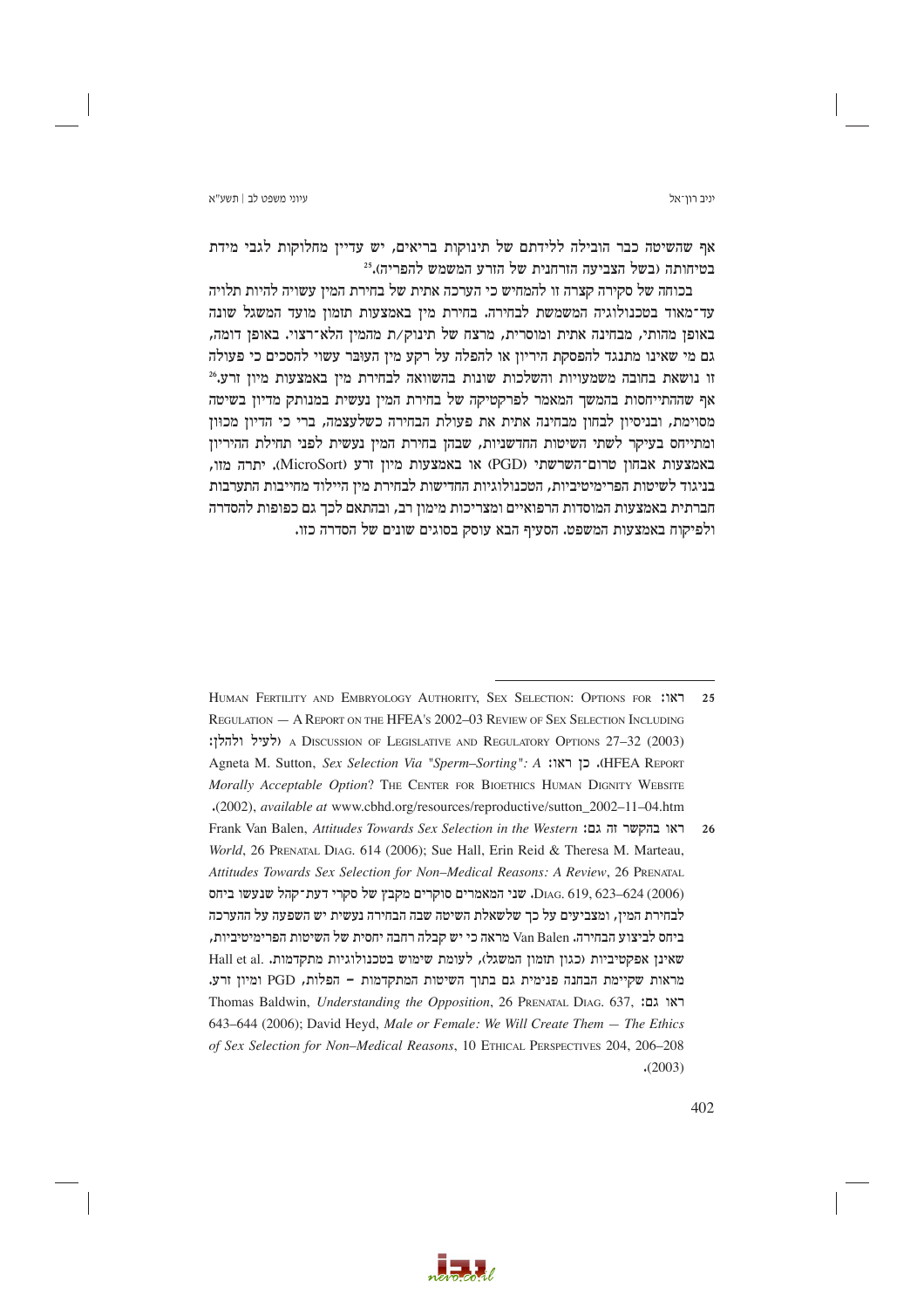אף שהשיטה כבר הובילה ללידתם של תינוקות בריאים, יש עדיין מחלוקות לגבי מידת בטיחותה (בשל הצביעה הזרחנית של הזרע המשמש להפריה).[25]

בכוחה של סקירה קצרה זו להמחיש כי הערכה אתית של בחירת המין עשויה להיות תלויה עד־מאוד בטכנולוגיה המשמשת לבחירה. בחירת מין באמצעות תזמון מועד המשגל שונה באופן מהותי, מבחינה אתית ומוסרית, מרצח של תינוק/ת מהמין הלא־רצוי. באופן דומה, גם מי שאינו מתנגד להפסקת היריון או להפלה על רקע מין העובּר עשוי להסכים כי פעולה זו נושאת בחובה משמעויות והשלכות שונות בהשוואה לבחירת מין באמצעות מיון זרע.[26] אף שההתייחסות בהמשך המאמר לפרקטיקה של בחירת המין נעשית במנותק מדיון בשיטה מסוימת, ובניסיון לבחון מבחינה אתית את פעולת הבחירה כשלעצמה, ברי כי הדיון מכוון ומתייחס בעיקר לשתי השיטות החדשניות, שבהן בחירת המין נעשית לפני תחילת ההיריון באמצעות אבחון טרום־השרשתי (PGD) או באמצעות מיון זרע (MicroSort). יתרה מזו, בניגוד לשיטות הפרימיטיביות, הטכנולוגיות החדישות לבחירת מין היילוד מחייבות התערבות חברתית באמצעות המוסדות הרפואיים ומצריכות מימון רב, ובהתאם לכך גם כפופות להסדרה ולפיקוח באמצעות המשפט. הסעיף הבא עוסק בסוגים שונים של הסדרה כזו.

---

25 ראו: Human Fertility and Embryology Authority, Sex Selection: Options for Regulation — A Report on the HFEA's 2002–03 Review of Sex Selection Including a Discussion of Legislative and Regulatory Options 27–32 (2003) (לעיל ולהלן: HFEA Report). כן ראו: Agneta M. Sutton, *Sex Selection Via "Sperm–Sorting": A Morally Acceptable Option*? The Center for Bioethics Human Dignity Website (2002), *available at* www.cbhd.org/resources/reproductive/sutton_2002–11–04.htm.

26 ראו בהקשר זה גם: Frank Van Balen, *Attitudes Towards Sex Selection in the Western World*, 26 Prenatal Diag. 614 (2006); Sue Hall, Erin Reid & Theresa M. Marteau, *Attitudes Towards Sex Selection for Non–Medical Reasons: A Review*, 26 Prenatal Diag. 619, 623–624 (2006). שני המאמרים סוקרים מקבץ של סקרי דעת־קהל שנעשו ביחס לבחירת המין, ומצביעים על כך שלשאלת השיטה שבה הבחירה נעשית יש השפעה על ההערכה ביחס לביצוע הבחירה. Van Balen מראה כי יש קבלה רחבה יחסית של השיטות הפרימיטיביות, שאינן אפקטיביות (כגון תזמון המשגל), לעומת שימוש בטכנולוגיות מתקדמות. Hall et al. מראות שקיימת הבחנה פנימית גם בתוך השיטות המתקדמות – הפלות, PGD ומיון זרע. ראו גם: Thomas Baldwin, *Understanding the Opposition*, 26 Prenatal Diag. 637, 643–644 (2006); David Heyd, *Male or Female: We Will Create Them — The Ethics of Sex Selection for Non–Medical Reasons*, 10 Ethical Perspectives 204, 206–208 (2003).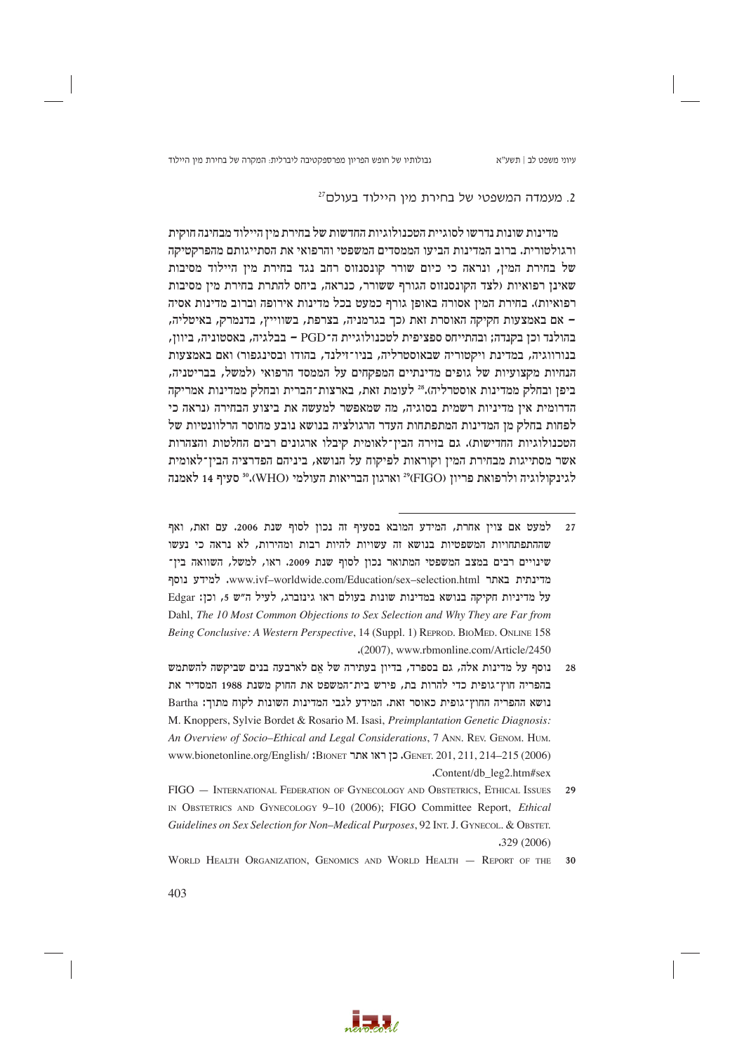## 2. מעמדה המשפטי של בחירת מין היילוד בעולם[27]

מדינות שונות נדרשו לסוגיית הטכנולוגיות החדשות של בחירת מין היילוד מבחינה חוקית ורגולטורית. ברוב המדינות הביעו הממסדים המשפטי והרפואי את הסתייגותם מהפרקטיקה של בחירת המין, ונראה כי כיום שורר קונסנזוס רחב נגד בחירת מין היילוד מסיבות שאינן רפואיות (לצד הקונסנזוס הגורף ששורר, כנראה, ביחס להתרת בחירת מין מסיבות רפואיות). בחירת המין אסורה באופן גורף כמעט בכל מדינות אירופה וברוב מדינות אסיה – אם באמצעות חקיקה האוסרת זאת (כך בגרמניה, בצרפת, בשווייץ, בדנמרק, באיטליה, בהולנד וכן בקנדה; ובהתייחס ספציפית לטכנולוגיית ה־PGD – בבלגיה, באסטוניה, ביוון, בנורווגיה, במדינת ויקטוריה שבאוסטרליה, בניו־זילנד, בהודו ובסינגפור) ואם באמצעות הנחיות מקצועיות של גופים מדינתיים המפקחים על הממסד הרפואי (למשל, בבריטניה, ביפן ובחלק ממדינות אוסטרליה).[28] לעומת זאת, בארצות־הברית ובחלק ממדינות אמריקה הדרומית אין מדיניות רשמית בסוגיה, מה שמאפשר למעשה את ביצוע הבחירה (נראה כי לפחות בחלק מן המדינות המתפתחות העדר הרגולציה בנושא נובע מחוסר הרלוונטיות של הטכנולוגיות החדישות). גם בזירה הבין־לאומית קיבלו ארגונים רבים החלטות והצהרות אשר מסתייגות מבחירת המין וקוראות לפיקוח על הנושא, ביניהם הפדרציה הבין־לאומית לגינקולוגיה ולרפואת פריון (FIGO)[29] וארגון הבריאות העולמי (WHO).[30] סעיף 14 לאמנה

---

27 למעט אם צוין אחרת, המידע המובא בסעיף זה נכון לסוף שנת 2006. עם זאת, ואף שההתפתחויות המשפטיות בנושא זה עשויות להיות רבות ומהירות, לא נראה כי נעשו שינויים רבים במצב המשפטי המתואר נכון לסוף שנת 2009. ראו, למשל, השוואה בין־מדינתית באתר www.ivf–worldwide.com/Education/sex–selection.html. למידע נוסף על מדיניות חקיקה בנושא במדינות שונות בעולם ראו גינזברג, לעיל ה"ש 5, וכן: Edgar Dahl, *The 10 Most Common Objections to Sex Selection and Why They are Far from Being Conclusive: A Western Perspective*, 14 (Suppl. 1) REPROD. BIOMED. ONLINE 158 (2007), www.rbmonline.com/Article/2450.

28 נוסף על מדינות אלה, גם בספרד, בדיון בעתירה של אם לארבעה בנים שביקשה להשתמש בהפריה חוץ־גופית כדי להרות בת, פירש בית־המשפט את החוק משנת 1988 המסדיר את נושא ההפריה החוץ־גופית כאוסר זאת. המידע לגבי המדינות השונות לקוח מתוך: Bartha M. Knoppers, Sylvie Bordet & Rosario M. Isasi, *Preimplantation Genetic Diagnosis: An Overview of Socio–Ethical and Legal Considerations*, 7 ANN. REV. GENOM. HUM. GENET. 201, 211, 214–215 (2006). כן ראו אתר BIONET: www.bionetonline.org/English/Content/db_leg2.htm#sex.

29 FIGO — INTERNATIONAL FEDERATION OF GYNECOLOGY AND OBSTETRICS, ETHICAL ISSUES IN OBSTETRICS AND GYNECOLOGY 9–10 (2006); FIGO Committee Report, *Ethical Guidelines on Sex Selection for Non–Medical Purposes*, 92 INT. J. GYNECOL. & OBSTET. 329 (2006).

30 WORLD HEALTH ORGANIZATION, GENOMICS AND WORLD HEALTH — REPORT OF THE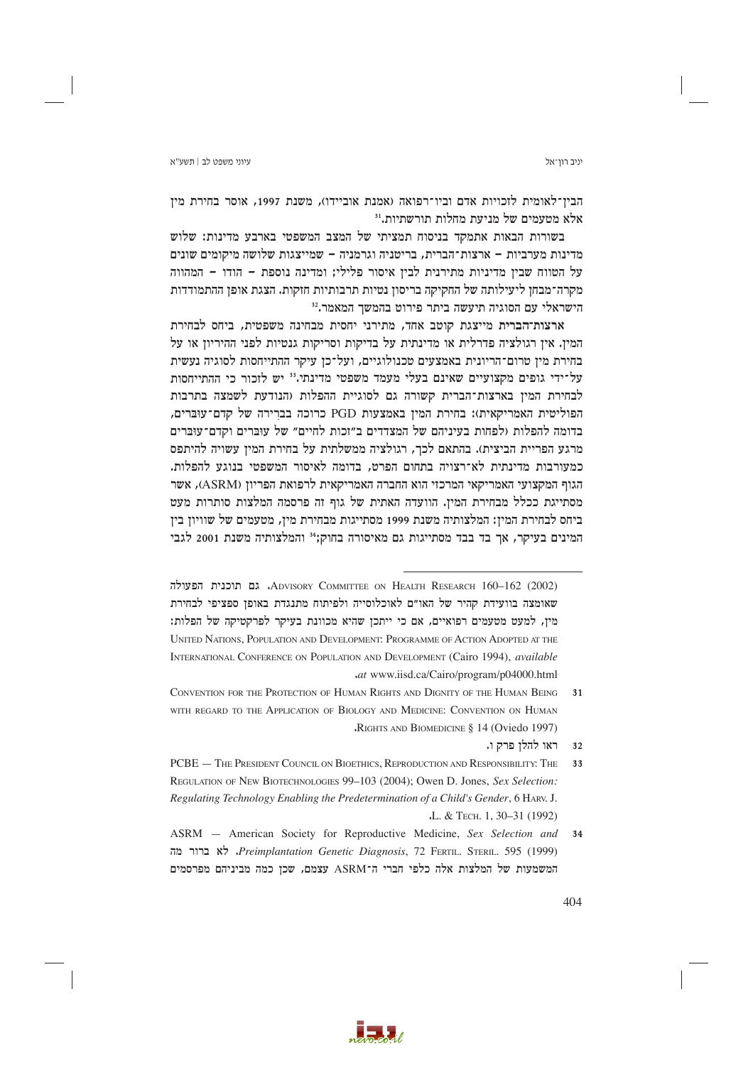הבין־לאומית לזכויות אדם וביו־רפואה (אמנת אובײדו), משנת 1997, אוסר בחירת מין אלא מטעמים של מניעת מחלות תורשתיות.[31]

בשורות הבאות אתמקד בניסוח תמציתי של המצב המשפטי בארבע מדינות: שלוש מדינות מערביות – ארצות־הברית, בריטניה וגרמניה – שמייצגות שלושה מיקומים שונים על הטווח שבין מדיניות מתירנית לבין איסור פלילי; ומדינה נוספת – הודו – המהווה מקרה־מבחן ליעילותה של החקיקה בריסון נטיות תרבותיות חזקות. הצגת אופן ההתמודדות הישראלי עם הסוגיה תיעשה ביתר פירוט בהמשך המאמר.[32]

ארצות־הברית מייצגת קוטב אחד, מתירני יחסית מבחינה משפטית, ביחס לבחירת המין. אין רגולציה פדרלית או מדינתית על בדיקות וסריקות גנטיות לפני ההיריון או על בחירת מין טרום־הריונית באמצעים טכנולוגיים, ועל־כן עיקר ההתייחסות לסוגיה נעשית על־ידי גופים מקצועיים שאינם בעלי מעמד משפטי מדינתי.[33] יש לזכור כי ההתייחסות לבחירת המין בארצות־הברית קשורה גם לסוגיית ההפלות (הנודעת לשמצה בתרבות הפוליטית האמריקאית): בחירת המין באמצעות PGD כרוכה בברירה של קדם־עוברים, בדומה להפלות (לפחות בעיניהם של המצדדים ב"זכות לחיים" של עוברים וקדם־עוברים מרגע הפריית הביצית). בהתאם לכך, רגולציה ממשלתית על בחירת המין עשויה להיתפס כמעורבות מדינתית לא־רצויה בתחום הפרט, בדומה לאיסור המשפטי בנוגע להפלות. הגוף המקצועי האמריקאי המרכזי הוא החברה האמריקאית לרפואת הפריון (ASRM), אשר מסתייגת ככלל מבחירת המין. הוועדה האתית של גוף זה פרסמה המלצות סותרות מעט ביחס לבחירת המין: המלצותיה משנת 1999 מסתייגות מבחירת מין, מטעמים של שוויון בין המינים בעיקר, אך בד בבד מסתייגות גם מאיסורה בחוק;[34] והמלצותיה משנת 2001 לגבי

---

Advisory Committee on Health Research 160–162 (2002). גם תוכנית הפעולה שאומצה בוועידת קהיר של האו"ם לאוכלוסייה ולפיתוח מתנגדת באופן ספציפי לבחירת מין, למעט מטעמים רפואיים, אם כי ייתכן שהיא מכוונת בעיקר לפרקטיקה של הפלות: United Nations, Population and Development: Programme of Action Adopted at the International Conference on Population and Development (Cairo 1994), *available at* www.iisd.ca/Cairo/program/p04000.html.

31 Convention for the Protection of Human Rights and Dignity of the Human Being with regard to the Application of Biology and Medicine: Convention on Human Rights and Biomedicine § 14 (Oviedo 1997).

32 ראו להלן פרק ו.

33 PCBE — The President Council on Bioethics, Reproduction and Responsibility: The Regulation of New Biotechnologies 99–103 (2004); Owen D. Jones, *Sex Selection: Regulating Technology Enabling the Predetermination of a Child's Gender*, 6 Harv. J. L. & Tech. 1, 30–31 (1992).

34 ASRM — American Society for Reproductive Medicine, *Sex Selection and Preimplantation Genetic Diagnosis*, 72 Fertil. Steril. 595 (1999). לא ברור מה המשמעות של המלצות אלה כלפי חברי ה־ASRM עצמם, שכן כמה מביניהם מפרסמים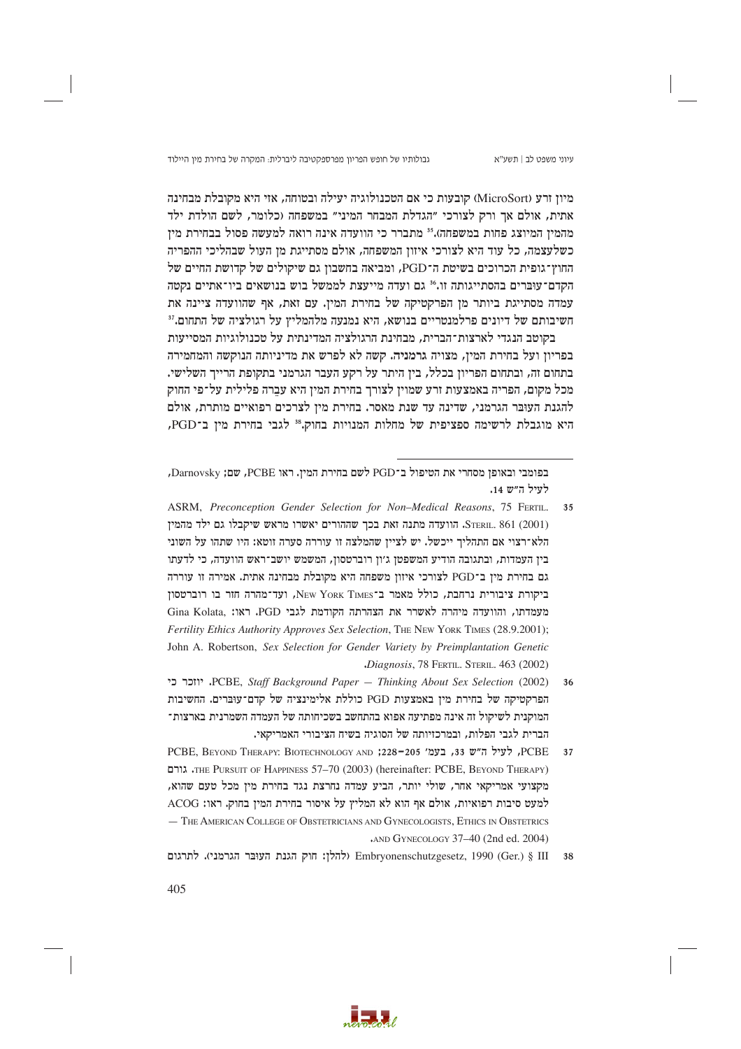מיון זרע (MicroSort) קובעות כי אם הטכנולוגיה יעילה ובטוחה, אזי היא מקובלת מבחינה אתית, אולם אך ורק לצורכי "הגדלת המבחר המיני" במשפחה (כלומר, לשם הולדת ילד מהמין המיוצג פחות במשפחה).[35] מתברר כי הוועדה אינה רואה למעשה פסול בבחירת מין כשלעצמה, כל עוד היא לצורכי איזון המשפחה, אולם מסתייגת מן העול שבהליכי ההפריה החוץ־גופית הכרוכים בשיטת ה־PGD, ומביאה בחשבון גם שיקולים של קדושת החיים של הקדם־עוּברים בהסתייגותה זו.[36] גם ועדה מייעצת לממשל בוש בנושאים ביו־אתיים נקטה עמדה מסתייגת ביותר מן הפרקטיקה של בחירת המין. עם זאת, אף שהוועדה ציינה את חשיבותם של דיונים פרלמנטריים בנושא, היא נמנעה מלהמליץ על רגולציה של התחום.[37]

בקוטב הנגדי לארצות־הברית, מבחינת הרגולציה המדינתית על טכנולוגיות המסייעות בפריון ועל בחירת המין, מצויה גרמניה. קשה לא לפרש את מדיניותה הנוקשה והמחמירה בתחום זה, ובתחום הפריון בכלל, בין היתר על רקע העבר הגרמני בתקופת הרייך השלישי. מכל מקום, הפריה באמצעות זרע שמוין לצורך בחירת המין היא עֲברה פלילית על־פי החוק להגנת העוּבר הגרמני, שדינה עד שנת מאסר. בחירת מין לצרכים רפואיים מותרת, אולם היא מוגבלת לרשימה ספציפית של מחלות המנויות בחוק.[38] לגבי בחירת מין ב־PGD,

---

בפומבי ובאופן מסחרי את הטיפול ב־PGD לשם בחירת המין. ראו PCBE, שם; Darnovsky, לעיל ה"ש 14.

35 ASRM, *Preconception Gender Selection for Non–Medical Reasons*, 75 Fertil. Steril. 861 (2001). הוועדה מתנה זאת בכך שההורים יאשרו מראש שיקבלו גם ילד מהמין הלא־רצוי אם התהליך ייכשל. יש לציין שהמלצה זו עוררה סערה זוטא: היו שתהו על השוני בין העמדות, ובתגובה הודיע המשפטן ג'ון רוברטסון, המשמש יושב־ראש הוועדה, כי לדעתו גם בחירת מין ב־PGD לצורכי איזון משפחה היא מקובלת מבחינה אתית. אמירה זו עוררה ביקורת ציבורית נרחבת, כולל מאמר ב־New York Times, ועד־מהרה חזר בו רוברטסון מעמדתו, והוועדה מיהרה לאשרר את הצהרתה הקודמת לגבי PGD. ראו: Gina Kolata, *Fertility Ethics Authority Approves Sex Selection*, The New York Times (28.9.2001); John A. Robertson, *Sex Selection for Gender Variety by Preimplantation Genetic Diagnosis*, 78 Fertil. Steril. 463 (2002).

36 PCBE, *Staff Background Paper — Thinking About Sex Selection* (2002). יוזכר כי הפרקטיקה של בחירת מין באמצעות PGD כוללת אלימינציה של קדם־עוּברים. החשיבות המוקנית לשיקול זה אינה מפתיעה אפוא בהתחשב בשכיחותה של העמדה השמרנית בארצות־הברית לגבי הפלות, ובמרכזיותה של הסוגיה בשיח הציבורי האמריקאי.

37 PCBE, לעיל ה"ש 33, בעמ' 205–228; PCBE, Beyond Therapy: Biotechnology and the Pursuit of Happiness 57–70 (2003) (hereinafter: PCBE, Beyond Therapy). גורם מקצועי אמריקאי אחר, שולי יותר, הביע עמדה נחרצת נגד בחירת מין מכל טעם שהוא, למעט סיבות רפואיות, אולם אף הוא לא המליץ על איסור בחירת המין בחוק. ראו: ACOG — The American College of Obstetricians and Gynecologists, Ethics in Obstetrics and Gynecology 37–40 (2nd ed. 2004).

38 Embryonenschutzgesetz, 1990 (Ger.) § III (להלן: חוק הגנת העוּבר הגרמני). לתרגום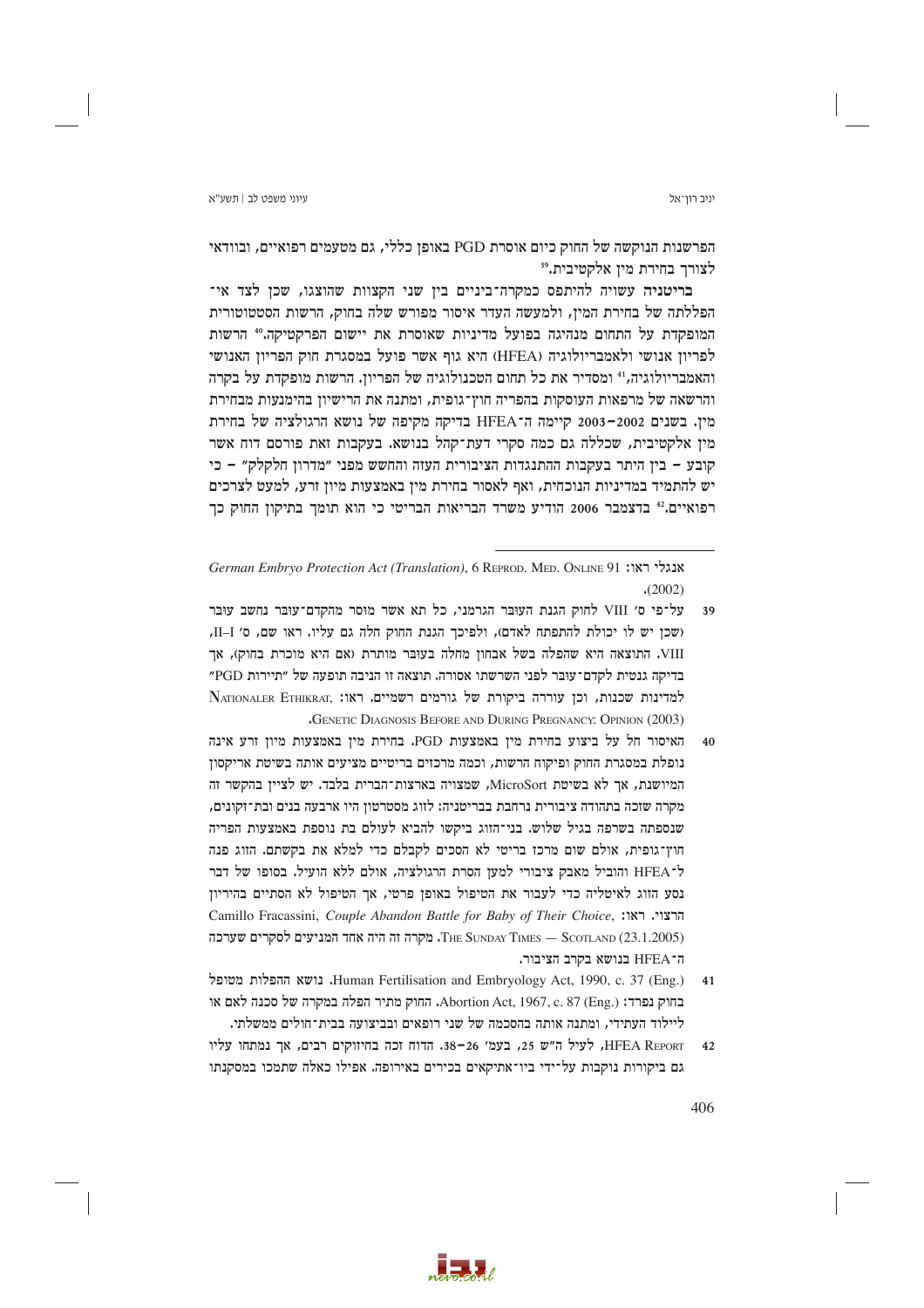הפרשנות הנוקשה של החוק כיום אוסרת PGD באופן כללי, גם מטעמים רפואיים, ובוודאי לצורך בחירת מין אלקטיבית.[39]

**בריטניה** עשויה להיתפס כמקרה־ביניים בין שני הקצוות שהוצגו, שכן לצד אי־הפללתה של בחירת המין, ולמעשה העדר איסור מפורש שלה בחוק, הרשות הסטטוטורית המופקדת על התחום מנהיגה בפועל מדיניות שאוסרת את יישום הפרקטיקה.[40] הרשות לפריון אנושי ולאמבריולוגיה (HFEA) היא גוף אשר פועל במסגרת חוק הפריון האנושי והאמבריולוגיה,[41] ומסדיר את כל תחום הטכנולוגיה של הפריון. הרשות מופקדת על בקרה והרשאה של מרפאות העוסקות בהפריה חוץ־גופית, ומתנה את הרישיון בהימנעות מבחירת מין. בשנים 2002–2003 קיימה ה־HFEA בדיקה מקיפה של נושא הרגולציה של בחירת מין אלקטיבית, שכללה גם כמה סקרי דעת־קהל בנושא. בעקבות זאת פורסם דוח אשר קובע – בין היתר בעקבות ההתנגדות הציבורית העזה והחשש מפני "מדרון חלקלק" – כי יש להתמיד במדיניות הנוכחית, ואף לאסור בחירת מין באמצעות מיון זרע, למעט לצרכים רפואיים.[42] בדצמבר 2006 הודיע משרד הבריאות הבריטי כי הוא תומך בתיקון החוק כך

---

אנגלי ראו: *German Embryo Protection Act (Translation)*, 6 Reprod. Med. Online 91 (2002).

39 על־פי ס' VIII לחוק הגנת העובר הגרמני, כל תא אשר מוסר מהקדם־עובר נחשב עובר (שכן יש לו יכולת להתפתח לאדם), ולפיכך הגנת החוק חלה גם עליו. ראו שם, ס' I–II, VIII. התוצאה היא שהפלה בשל אבחון מחלה בעובר מותרת (אם היא מוכרת בחוק), אך בדיקה גנטית לקדם־עובר לפני השרשתו אסורה. תוצאה זו הניבה תופעה של "תיירות PGD" למדינות שכנות, וכן עוררה ביקורת של גורמים רשמיים. ראו: Nationaler Ethikrat, Genetic Diagnosis Before and During Pregnancy: Opinion (2003).

40 האיסור חל על ביצוע בחירת מין באמצעות PGD. בחירת מין באמצעות מיון זרע אינה נופלת במסגרת החוק ופיקוח הרשות, וכמה מרכזים בריטיים מציעים אותה בשיטת אריקסון המיושנת, אך לא בשיטת MicroSort, שמצויה בארצות־הברית בלבד. יש לציין בהקשר זה מקרה שזכה בתהודה ציבורית נרחבת בבריטניה: לזוג מסטרטון היו ארבעה בנים ובת־זקונים, שנספתה בשרפה בגיל שלוש. בני־הזוג ביקשו להביא לעולם בת נוספת באמצעות הפריה חוץ־גופית, אולם שום מרכז בריטי לא הסכים לקבלם כדי למלא את בקשתם. הזוג פנה ל־HFEA והוביל מאבק ציבורי למען הסרת הרגולציה, אולם ללא הועיל. בסופו של דבר נסע הזוג לאיטליה כדי לעבור את הטיפול באופן פרטי, אך הטיפול לא הסתיים בהיריון הרצוי. ראו: Camillo Fracassini, *Couple Abandon Battle for Baby of Their Choice*, The Sunday Times — Scotland (23.1.2005). מקרה זה היה אחד המניעים לסקרים שערכה ה־HFEA בנושא בקרב הציבור.

41 Human Fertilisation and Embryology Act, 1990, c. 37 (Eng.). נושא ההפלות מטופל בחוק נפרד: Abortion Act, 1967, c. 87 (Eng.). החוק מתיר הפלה במקרה של סכנה לאם או ליילוד העתידי, ומתנה אותה בהסכמה של שני רופאים ובביצועה בבית־חולים ממשלתי.

42 HFEA Report, לעיל ה"ש 25, בעמ' 26–38. הדוח זכה בחיזוקים רבים, אך נמתחו עליו גם ביקורות נוקבות על־ידי ביו־אתיקאים בכירים באירופה. אפילו כאלה שתמכו במסקנתו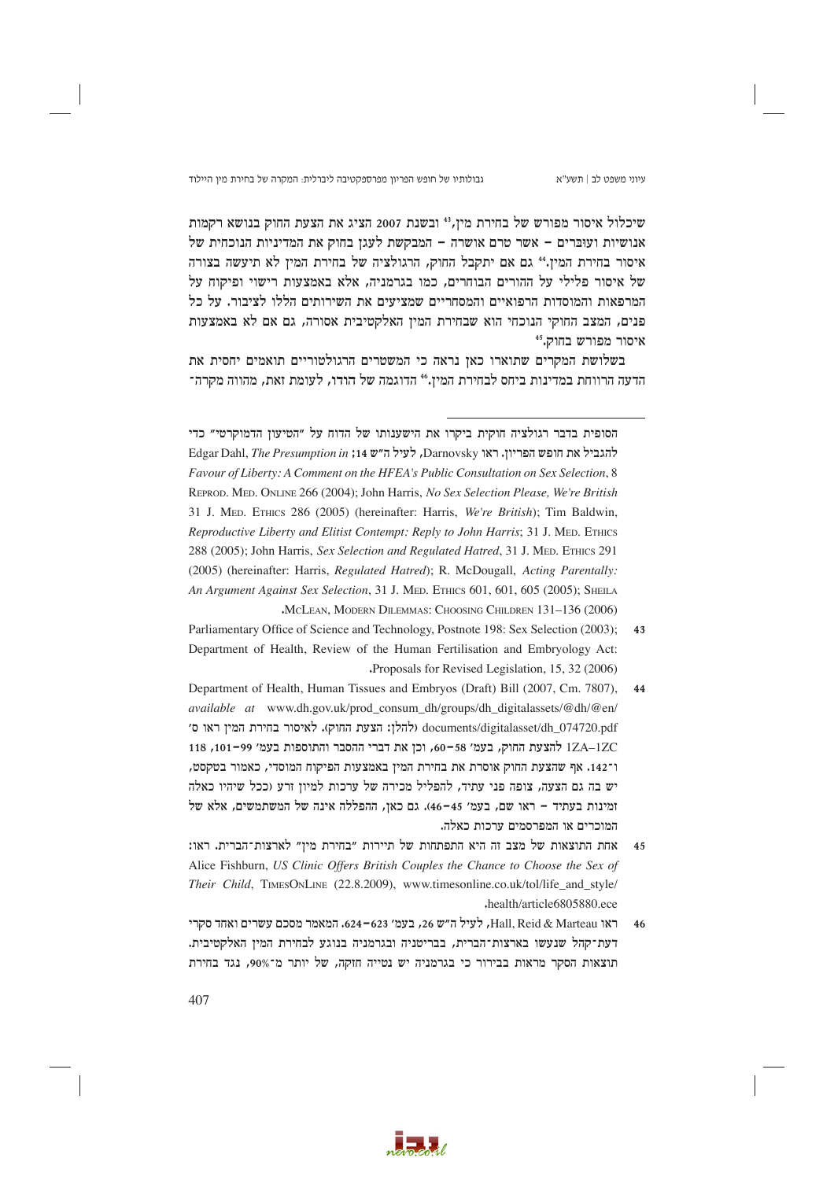שיכלול איסור מפורש של בחירת מין,[43] ובשנת 2007 הציג את הצעת החוק בנושא רקמות אנושיות ועוברים – אשר טרם אושרה – המבקשת לעגן בחוק את המדיניות הנוכחית של איסור בחירת המין.[44] גם אם יתקבל החוק, הרגולציה של בחירת המין לא תיעשה בצורה של איסור פלילי על ההורים הבוחרים, כמו בגרמניה, אלא באמצעות רישוי ופיקוח על המרפאות והמוסדות הרפואיים והמסחריים שמציעים את השירותים הללו לציבור. על כל פנים, המצב החוקי הנוכחי הוא שבחירת המין האלקטיבית אסורה, גם אם לא באמצעות איסור מפורש בחוק.[45]

בשלושת המקרים שתוארו כאן נראה כי המשטרים הרגולטוריים תואמים יחסית את הדעה הרווחת במדינות ביחס לבחירת המין.[46] הדוגמה של הודו, לעומת זאת, מהווה מקרה־

---

הסופית בדבר רגולציה חוקית ביקרו את הישענותו של הדוח על "הטיעון הדמוקרטי" כדי להגביל את חופש הפריון. ראו Darnovsky, לעיל ה"ש 14; Edgar Dahl, *The Presumption in Favour of Liberty: A Comment on the HFEA's Public Consultation on Sex Selection*, 8 Reprod. Med. Online 266 (2004); John Harris, *No Sex Selection Please, We're British* 31 J. Med. Ethics 286 (2005) (hereinafter: Harris, *We're British*); Tim Baldwin, *Reproductive Liberty and Elitist Contempt: Reply to John Harris*; 31 J. Med. Ethics 288 (2005); John Harris, *Sex Selection and Regulated Hatred*, 31 J. Med. Ethics 291 (2005) (hereinafter: Harris, *Regulated Hatred*); R. McDougall, *Acting Parentally: An Argument Against Sex Selection*, 31 J. Med. Ethics 601, 601, 605 (2005); Sheila McLean, Modern Dilemmas: Choosing Children 131–136 (2006).

43 Parliamentary Office of Science and Technology, Postnote 198: Sex Selection (2003); Department of Health, Review of the Human Fertilisation and Embryology Act: Proposals for Revised Legislation, 15, 32 (2006).

44 Department of Health, Human Tissues and Embryos (Draft) Bill (2007, Cm. 7807), *available at* www.dh.gov.uk/prod_consum_dh/groups/dh_digitalassets/@dh/@en/documents/digitalasset/dh_074720.pdf (להלן: הצעת החוק). לאיסור בחירת המין ראו ס' 1ZA–1ZC להצעת החוק, בעמ' 58–60, וכן את דברי ההסבר והתוספות בעמ' 99–101, 118 ו־142. אף שהצעת החוק אוסרת את בחירת המין באמצעות הפיקוח המוסדי, כאמור בטקסט, יש בה גם הצעה, צופה פני עתיד, להפליל מכירה של ערכות למיון זרע (ככל שיהיו כאלה זמינות בעתיד – ראו שם, בעמ' 45–46). גם כאן, ההפללה אינה של המשתמשים, אלא של המוכרים או המפרסמים ערכות כאלה.

45 אחת התוצאות של מצב זה היא התפתחות של תיירות "בחירת מין" לארצות־הברית. ראו: Alice Fishburn, *US Clinic Offers British Couples the Chance to Choose the Sex of Their Child*, TimesOnLine (22.8.2009), www.timesonline.co.uk/tol/life_and_style/health/article6805880.ece.

46 ראו Hall, Reid & Marteau, לעיל ה"ש 26, בעמ' 623–624. המאמר מסכם עשרים ואחד סקרי דעת־קהל שנעשו בארצות־הברית, בבריטניה ובגרמניה בנוגע לבחירת המין האלקטיבית. תוצאות הסקר מראות בבירור כי בגרמניה יש נטייה חזקה, של יותר מ־90%, נגד בחירת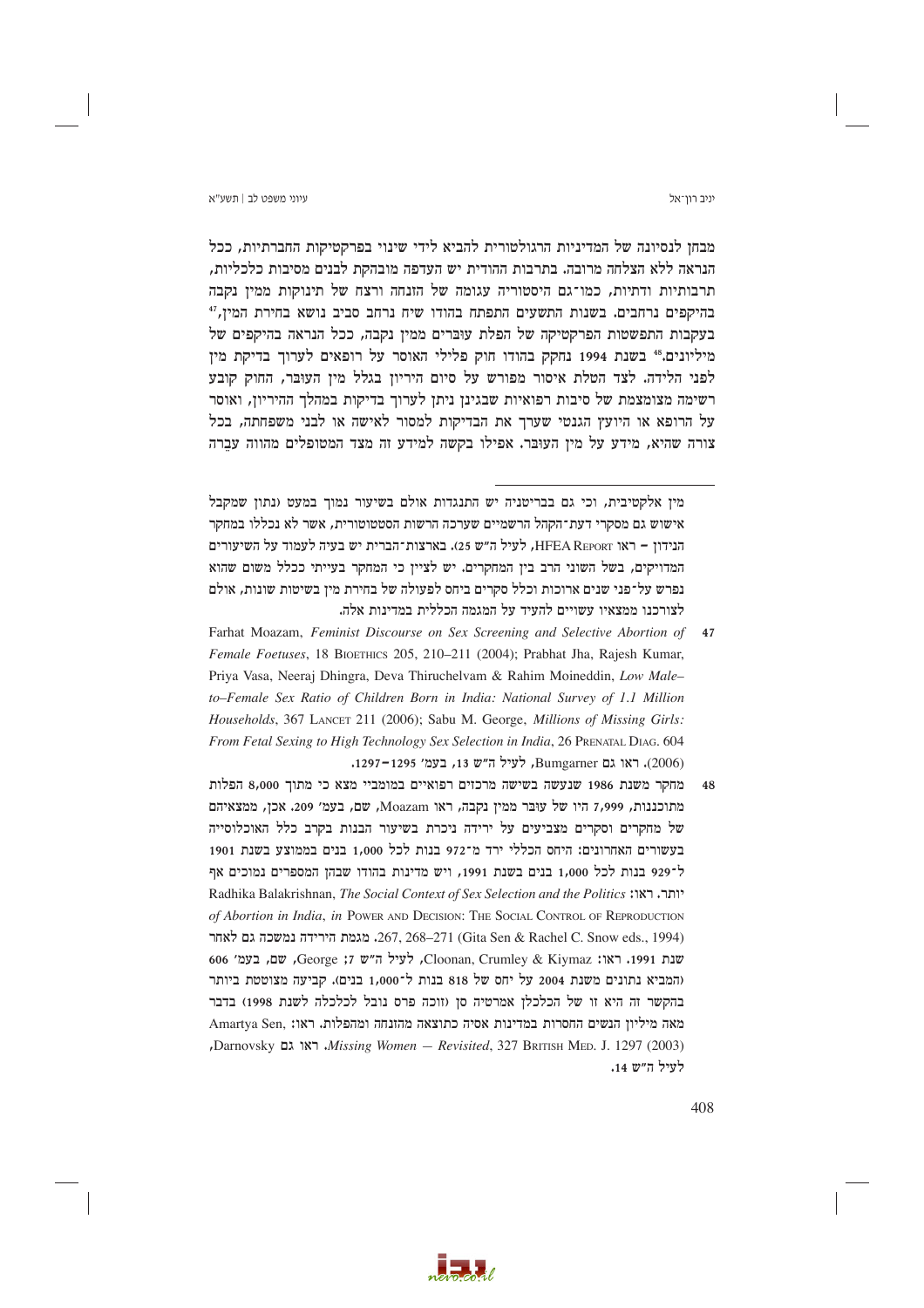מבחן לנסיונה של המדיניות הרגולטורית להביא לידי שינוי בפרקטיקות החברתיות, ככל הנראה ללא הצלחה מרובה. בתרבות ההודית יש העדפה מובהקת לבנים מסיבות כלכליות, תרבותיות ודתיות, כמו־גם היסטוריה עגומה של הזנחה ורצח של תינוקות ממין נקבה בהיקפים נרחבים. בשנות התשעים התפתח בהודו שיח נרחב סביב נושא בחירת המין,[47] בעקבות התפשטות הפרקטיקה של הפלת עוברים ממין נקבה, ככל הנראה בהיקפים של מיליונים.[48] בשנת 1994 נחקק בהודו חוק פלילי האוסר על רופאים לערוך בדיקת מין לפני הלידה. לצד הטלת איסור מפורש על סיום היריון בגלל מין העובר, החוק קובע רשימה מצומצמת של סיבות רפואיות שבגינן ניתן לערוך בדיקות במהלך ההיריון, ואוסר על הרופא או היועץ הגנטי שערך את הבדיקות למסור לאישה או לבני משפחתה, בכל צורה שהיא, מידע על מין העובר. אפילו בקשה למידע זה מצד המטופלים מהווה עבֵרה

---

מין אלקטיבית, וכי גם בבריטניה יש התנגדות אולם בשיעור נמוך במעט (נתון שמקבל אישוש גם מסקרי דעת־הקהל הרשמיים שערכה הרשות הסטטוטורית, אשר לא נכללו במחקר הנידון – ראו HFEA Report, לעיל ה"ש 25). בארצות־הברית יש בעיה לעמוד על השיעורים המדויקים, בשל השוני הרב בין המחקרים. יש לציין כי המחקר בעייתי ככלל משום שהוא נפרש על־פני שנים ארוכות וכלל סקרים ביחס לפעולה של בחירת מין בשיטות שונות, אולם לצורכנו ממצאיו עשויים להעיד על המגמה הכללית במדינות אלה.

47 Farhat Moazam, *Feminist Discourse on Sex Screening and Selective Abortion of Female Foetuses*, 18 Bioethics 205, 210–211 (2004); Prabhat Jha, Rajesh Kumar, Priya Vasa, Neeraj Dhingra, Deva Thiruchelvam & Rahim Moineddin, *Low Male–to–Female Sex Ratio of Children Born in India: National Survey of 1.1 Million Households*, 367 Lancet 211 (2006); Sabu M. George, *Millions of Missing Girls: From Fetal Sexing to High Technology Sex Selection in India*, 26 Prenatal Diag. 604 (2006). ראו גם Bumgarner, לעיל ה"ש 13, בעמ' 1295–1297.

48 מחקר משנת 1986 שנעשה בשישה מרכזים רפואיים במומביי מצא כי מתוך 8,000 הפלות מתוכננות, 7,999 היו של עובר ממין נקבה, ראו Moazam, שם, בעמ' 209. אכן, ממצאיהם של מחקרים וסקרים מצביעים על ירידה ניכרת בשיעור הבנות בקרב כלל האוכלוסייה בעשורים האחרונים: היחס הכללי ירד מ־972 בנות לכל 1,000 בנים בממוצע בשנת 1901 ל־929 בנות לכל 1,000 בנים בשנת 1991, ויש מדינות בהודו שבהן המספרים נמוכים אף יותר. ראו: Radhika Balakrishnan, *The Social Context of Sex Selection and the Politics of Abortion in India*, *in* Power and Decision: The Social Control of Reproduction 267, 268–271 (Gita Sen & Rachel C. Snow eds., 1994). מגמת הירידה נמשכה גם לאחר שנת 1991. ראו: Cloonan, Crumley & Kiymaz, לעיל ה"ש 7; George, שם, בעמ' 606 (המביא נתונים משנת 2004 על יחס של 818 בנות ל־1,000 בנים). קביעה מצוטטת ביותר בהקשר זה היא זו של הכלכלן אמרטיה סן (זוכה פרס נובל לכלכלה לשנת 1998) בדבר מאה מיליון הנשים החסרות במדינות אסיה כתוצאה מהזנחה ומהפלות. ראו: Amartya Sen, *Missing Women – Revisited*, 327 British Med. J. 1297 (2003). ראו גם Darnovsky, לעיל ה"ש 14.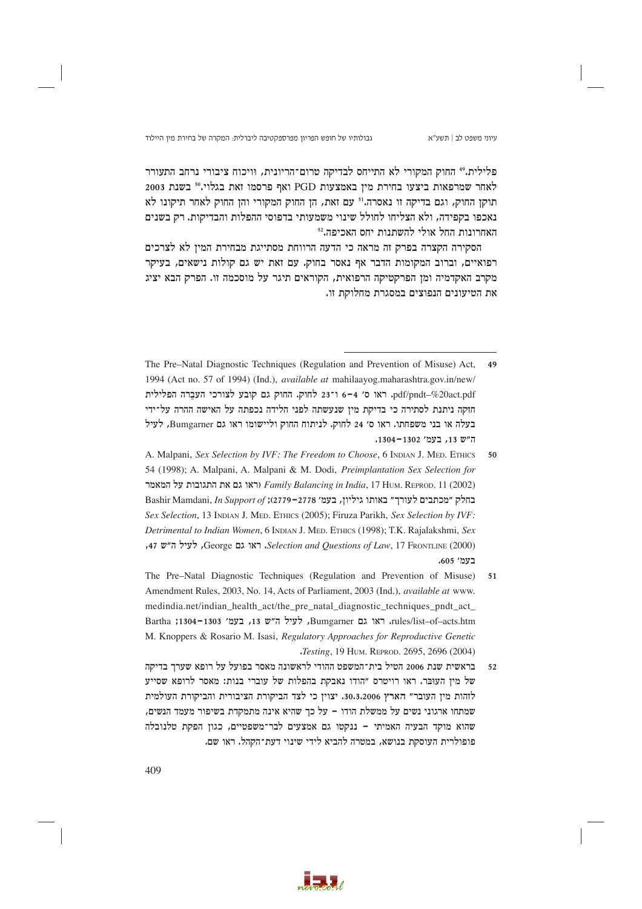פלילית.[49] החוק המקורי לא התייחס לבדיקה טרום־הריונית, וויכוח ציבורי נרחב התעורר לאחר שמרפאות ביצעו בחירת מין באמצעות PGD ואף פרסמו זאת בגלוי.[50] בשנת 2003 תוקן החוק, וגם בדיקה זו נאסרה.[51] עם זאת, הן החוק המקורי והן החוק לאחר תיקונו לא נאכפו בקפידה, ולא הצליחו לחולל שינוי משמעותי בדפוסי ההפלות והבדיקות. רק בשנים האחרונות החל אולי להשתנות יחס האכיפה.[52]

הסקירה הקצרה בפרק זה מראה כי הדעה הרווחת מסתייגת מבחירת המין לא לצרכים רפואיים, וברוב המקומות הדבר אף נאסר בחוק. עם זאת יש גם קולות נישאים, בעיקר מקרב האקדמיה ומן הפרקטיקה הרפואית, הקוראים תיגר על מוסכמה זו. הפרק הבא יציג את הטיעונים הנפוצים במסגרת מחלוקת זו.

---

49 The Pre–Natal Diagnostic Techniques (Regulation and Prevention of Misuse) Act, 1994 (Act no. 57 of 1994) (Ind.), *available at* mahilaayog.maharashtra.gov.in/new/pdf/pndt–%20act.pdf. ראו ס' 4–6 ו־23 לחוק. החוק גם קובע לצורכי העֲבֵרה הפלילית חזקה ניתנת לסתירה כי בדיקת מין שנעשתה לפני הלידה נכפתה על האישה ההרה על־ידי בעלה או בני משפחתו. ראו ס' 24 לחוק. לניתוח החוק וליישומו ראו גם Bumgarner, לעיל ה"ש 13, בעמ' 1302–1304.

50 A. Malpani, *Sex Selection by IVF: The Freedom to Choose*, 6 Indian J. Med. Ethics 54 (1998); A. Malpani, A. Malpani & M. Dodi, *Preimplantation Sex Selection for Family Balancing in India*, 17 Hum. Reprod. 11 (2002) (ראו גם את התגובות על המאמר בחלק "מכתבים לעורך" באותו גיליון, בעמ' 2778–2779); Bashir Mamdani, *In Support of Sex Selection*, 13 Indian J. Med. Ethics (2005); Firuza Parikh, *Sex Selection by IVF: Detrimental to Indian Women*, 6 Indian J. Med. Ethics (1998); T.K. Rajalakshmi, *Sex Selection and Questions of Law*, 17 Frontline (2000). ראו גם George, לעיל ה"ש 47, בעמ' 605.

51 The Pre–Natal Diagnostic Techniques (Regulation and Prevention of Misuse) Amendment Rules, 2003, No. 14, Acts of Parliament, 2003 (Ind.), *available at* www.medindia.net/indian_health_act/the_pre_natal_diagnostic_techniques_pndt_act_rules/list–of–acts.htm. ראו גם Bumgarner, לעיל ה"ש 13, בעמ' 1303–1304; Bartha M. Knoppers & Rosario M. Isasi, *Regulatory Approaches for Reproductive Genetic Testing*, 19 Hum. Reprod. 2695, 2696 (2004).

52 בראשית שנת 2006 הטיל בית־המשפט ההודי לראשונה מאסר בפועל על רופא שערך בדיקה של מין העובר. ראו רויטרס "הודו נאבקת בהפלות של עוברי בנות: מאסר לרופא שסייע לזהות מין העובר" הארץ 30.3.2006. יצוין כי לצד הביקורת הציבורית והביקורת העולמית שמתחו ארגוני נשים על ממשלת הודו – על כך שהיא אינה מתמקדת בשיפור מעמד הנשים, שהוא מוקד הבעיה האמיתי – ננקטו גם אמצעים לבר־משפטיים, כגון הפקת טלנובלה פופולרית העוסקת בנושא, במטרה להביא לידי שינוי דעת־הקהל. ראו שם.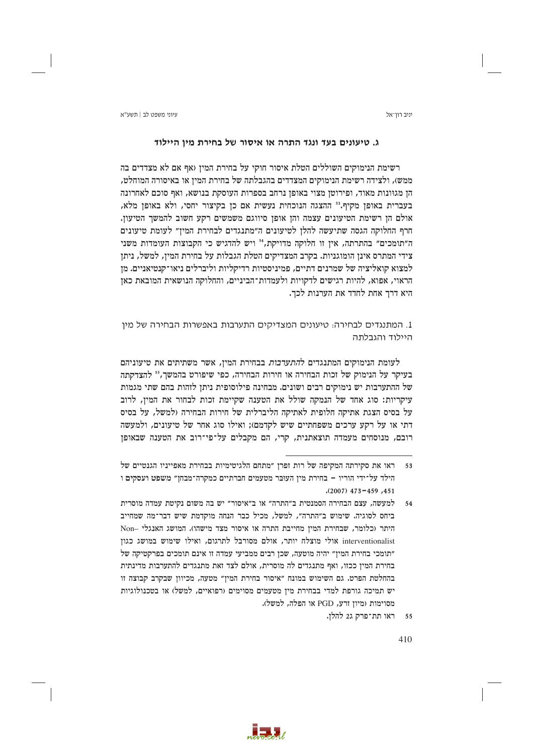### ג. טיעונים בעד ונגד התרה או איסור של בחירת מין היילוד

רשימת הנימוקים השוללים הטלת איסור חוקי על בחירת המין (אף אם לא מצדדים בה ממש), ולצידה רשימת הנימוקים המצדדים בהגבלתה של בחירת המין או באיסורה המוחלט, הן מגוונות מאוד, ופירוטן מצוי באופן נרחב בספרות העוסקת בנושא, ואף סוכם לאחרונה בעברית באופן מקיף.[53] ההצגה הנוכחית נעשית אם כן בקיצור יחסי, ולא באופן מלא, אולם הן רשימת הטיעונים עצמה והן אופן סיווגם משמשים רקע חשוב להמשך הטיעון. חרף החלוקה הגסה שתיעשה להלן לטיעונים ה"מתנגדים לבחירת המין" לעומת טיעונים ה"תומכים" בהתרתה, אין זו חלוקה מדויקת,[54] ויש להדגיש כי הקבוצות העומדות משני צידי המתרס אינן הומוגניות. בקרב המצדיקים הטלת הגבלות על בחירת המין, למשל, ניתן למצוא קואליציה של שמרנים דתיים, פמיניסטיות רדיקליות וליברלים ניאו־קנטיאניים. מן הראוי, אפוא, להיות רגישים לדקויות ולעמדות־הביניים, והחלוקה הנושאית המובאת כאן היא דרך אחת לחדד את הערנות לכך.

1. המתנגדים לבחירה: טיעונים המצדיקים התערבות באפשרות הבחירה של מין היילוד והגבלתה

לעומת הנימוקים המתנגדים *להתערבות* בבחירת המין, אשר משתיתים את טיעוניהם בעיקר על הנימוק של זכות הבחירה או חירות הבחירה, כפי שיפורט בהמשך,[55] להצדקתה של ההתערבות יש נימוקים רבים ושונים. מבחינה פילוסופית ניתן לזהות בהם שתי מגמות עיקריות: סוג אחד של הנמקה שולל את הטענה שקיימת זכות לבחור את המין, לרוב על בסיס הצגת אתיקה חלופית לאתיקה הליברלית של חירות הבחירה (למשל, על בסיס דתי או על רקע ערכים משפחתיים שיש לקדמם); ואילו סוג אחר של טיעונים, ולמעשה רובם, מנוסחים מעמדה תוצאתנית, קרי, הם מקבלים על־פי־רוב את הטענה שבאופן

---

53 ראו את סקירתה המקיפה של רות זפרן "מתחם הלגיטימיות בבחירת מאפייניו הגנטיים של הילד על־ידי הוריו – בחירת מין העובר מטעמים חברתיים כמקרה־מבחן" משפט ועסקים ו 451, 459–473 (2007).

54 למעשה, עצם הבחירה הסמנטית ב"התרה" או ב"איסור" יש בה משום נקיטת עמדה מוסרית ביחס לסוגיה. שימוש ב"התרה", למשל, מכיל כבר הנחה מוקדמת שיש דבר־מה שמחייב היתר (כלומר, שבחירת המין מחייבת התרה או איסור מצד מישהו). המושג האנגלי Non–interventionalist אולי מוצלח יותר, אולם מסורבל לתרגום, ואילו שימוש במושג כגון "תומכי בחירת המין" יהיה מוטעה, שכן רבים ממביעי עמדה זו אינם תומכים בפרקטיקה של בחירת המין ככזו, ואף מתנגדים לה מוסרית, אולם לצד זאת מתנגדים להתערבות מדינתית בהחלטת הפרט. גם השימוש במונח "איסור בחירת המין" מטעה, מכיוון שבקרב קבוצה זו יש תמיכה גורפת למדי בבחירת מין מטעמים מסוימים (רפואיים, למשל) או בטכנולוגיות מסוימות (מיון זרע, PGD או הפלה, למשל).

55 ראו תת־פרק ג2 להלן.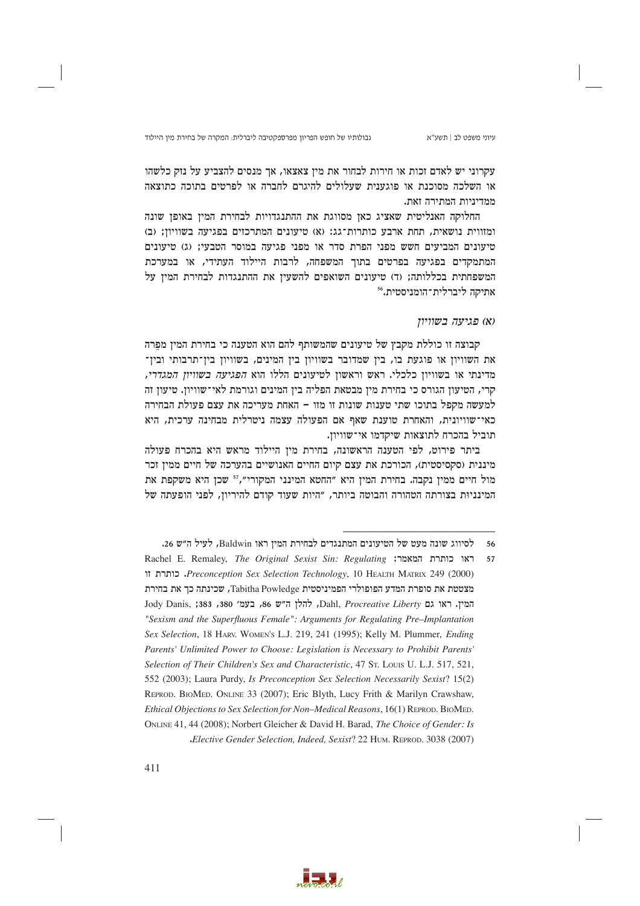עקרוני יש לאדם זכות או חירות לבחור את מין צאצאו, אך מנסים להצביע על נזק כלשהו או השלכה מסוכנת או פוגענית שעלולים להיגרם לחברה או לפרטים בתוכה כתוצאה ממדיניות המתירה זאת.

החלוקה האנליטית שאציג כאן מסווגת את ההתנגדויות לבחירת המין באופן שונה ומזווית נושאית, תחת ארבע כותרות־גג: (א) טיעונים המתרכזים בפגיעה בשוויון; (ב) טיעונים המביעים חשש מפני הפרת סדר או מפני פגיעה במוסר הטבעי; (ג) טיעונים המתמקדים בפגיעה בפרטים בתוך המשפחה, לרבות היילוד העתידי, או במערכת המשפחתית בכללותה; (ד) טיעונים השואפים להשעין את ההתנגדות לבחירת המין על אתיקה ליברלית־הומניסטית.[56]

### *(א) פגיעה בשוויון*

קבוצה זו כוללת מקבץ של טיעונים שהמשותף להם הוא הטענה כי בחירת המין מפֵרה את השוויון או פוגעת בו, בין שמדובר בשוויון בין המינים, בשוויון בין־תרבותי ובין־מדינתי או בשוויון כלכלי. ראש וראשון לטיעונים הללו הוא *הפגיעה בשוויון המגדרי*, קרי, הטיעון הגורס כי בחירת מין מבטאת הפליה בין המינים וגורמת לאי־שוויון. טיעון זה למעשה מקפל בתוכו שתי טענות שונות זו מזו – האחת מעריכה את עצם פעולת הבחירה כאי־שוויונית, והאחרת טוענת שאף אם הפעולה עצמה ניטרלית מבחינה ערכית, היא תוביל בהכרח לתוצאות שיקדמו אי־שוויון.

ביתר פירוט, לפי הטענה הראשונה, בחירת מין היילוד מראש היא בהכרח פעולה מיננית (סקסיסטית), הכורכת את עצם קיום החיים האנושיים בהערכה של חיים ממין זכר מול חיים ממין נקבה. בחירת המין היא "החטא המינני המקורי",[57] שכן היא משקפת את המינניות בצורתה הטהורה והבוטה ביותר, "היות שעוד קודם להיריון, לפני הופעתה של

---

56 לסיווג שונה מעט של הטיעונים המתנגדים לבחירת המין ראו Baldwin, לעיל ה"ש 26.

57 ראו כותרת המאמר: Rachel E. Remaley, *The Original Sexist Sin: Regulating Preconception Sex Selection Technology*, 10 HEALTH MATRIX 249 (2000). כותרת זו מצטטת את סופרת המדע הפופולרי הפמיניסטית Tabitha Powledge, שכינתה כך את בחירת המין. ראו גם Dahl, *Procreative Liberty*, להלן ה"ש 86, בעמ' 380, 383; Jody Danis, *"Sexism and the Superfluous Female": Arguments for Regulating Pre–Implantation Sex Selection*, 18 HARV. WOMEN'S L.J. 219, 241 (1995); Kelly M. Plummer, *Ending Parents' Unlimited Power to Choose: Legislation is Necessary to Prohibit Parents' Selection of Their Children's Sex and Characteristic*, 47 ST. LOUIS U. L.J. 517, 521, 552 (2003); Laura Purdy, *Is Preconception Sex Selection Necessarily Sexist*? 15(2) REPROD. BIOMED. ONLINE 33 (2007); Eric Blyth, Lucy Frith & Marilyn Crawshaw, *Ethical Objections to Sex Selection for Non–Medical Reasons*, 16(1) REPROD. BIOMED. ONLINE 41, 44 (2008); Norbert Gleicher & David H. Barad, *The Choice of Gender: Is Elective Gender Selection, Indeed, Sexist*? 22 HUM. REPROD. 3038 (2007).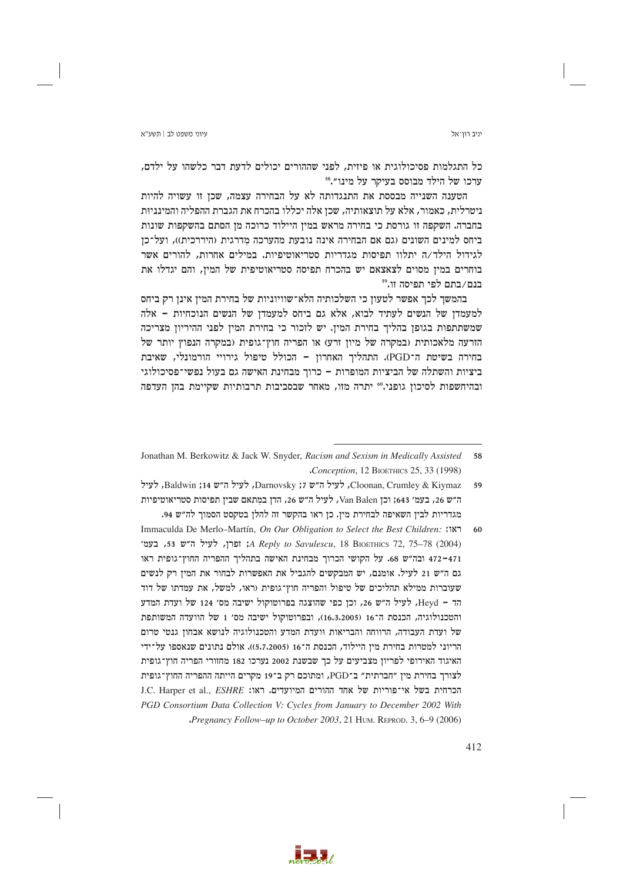כל התגלמות פסיכולוגית או פיזית, לפני שההורים יכולים לדעת דבר כלשהו על ילדם, ערכו של הילד מבוסס בעיקר על מינו".[58]

הטענה השנייה מבססת את התנגדותה לא על הבחירה עצמה, שכן זו עשויה להיות ניטרלית, כאמור, אלא על תוצאותיה, שכן אלה יכללו בהכרח את הגברת ההפליה והמיניזם בחברה. השקפה זו גורסת כי בחירה מראש במין היילוד כרוכה מן הסתם בהשקפות שונות ביחס למינים השונים (גם אם הבחירה אינה נובעת מהערכה מדרגית (הירכית)), ועל־כן לגידול הילד/ה יתלוו תפיסות מגדריות סטריאוטיפיות. במילים אחרות, להורים אשר בוחרים במין מסוים לצאצאם יש בהכרח תפיסה סטריאוטיפית של המין, והם יגדלו את בנם/בתם לפי תפיסה זו.[59]

בהמשך לכך אפשר לטעון כי השלכותיה הלא־שוויוניות של בחירת המין אינן רק ביחס למעמדן של הנשים לעתיד לבוא, אלא גם ביחס למעמדן של הנשים הנוכחיות – אלה שמשתתפות בגופן בהליך בחירת המין. יש לזכור כי בחירת המין לפני ההיריון מצריכה הזרעה מלאכותית (במקרה של מיון זרע) או הפריה חוץ־גופית (במקרה הנפוץ יותר של בחירה בשיטת ה־PGD). התהליך האחרון – הכולל טיפול גירויי הורמונלי, שאיבת ביציות והשתלה של הביציות המופרות – כרוך מבחינת האישה גם בעול נפשי־פסיכולוגי ובהיחשפות לסיכון גופני.[60] יתרה מזו, מאחר שבסביבות תרבותיות שקיימת בהן העדפה

---

58 Jonathan M. Berkowitz & Jack W. Snyder, *Racism and Sexism in Medically Assisted Conception*, 12 Bioethics 25, 33 (1998).

59 Cloonan, Crumley & Kiymaz, לעיל ה"ש 7; Darnovsky, לעיל ה"ש 14; Baldwin, לעיל ה"ש 26, בעמ' 643; וכן Van Balen, לעיל ה"ש 26, הדן במתאם שבין תפיסות סטריאוטיפיות מגדריות לבין השאיפה לבחירת מין. כן ראו בהקשר זה להלן בטקסט הסמוך לה"ש 94.

60 ראו: Immaculda De Merlo–Martín, *On Our Obligation to Select the Best Children: A Reply to Savulescu*, 18 Bioethics 72, 75–78 (2004); זפרן, לעיל ה"ש 53, בעמ' 471–472 ובה"ש 68. על הקושי הכרוך מבחינת האישה בתהליך ההפריה החוץ־גופית ראו גם ה"ש 21 לעיל. אומנם, יש המבקשים להגביל את האפשרות לבחור את המין רק לנשים שעוברות ממילא תהליכים של טיפול והפריה חוץ־גופית (ראו, למשל, את עמדתו של דוד הד – Heyd, לעיל ה"ש 26, וכן כפי שהוצגה בפרוטוקול ישיבה מס' 124 של ועדת המדע והטכנולוגיה, הכנסת ה־16 (16.3.2005), ובפרוטוקול ישיבה מס' 1 של הוועדה המשותפת של ועדת העבודה, הרווחה והבריאות ועדת המדע והטכנולוגיה לנושא אבחון גנטי טרום הריוני למטרות בחירת מין היילוד, הכנסת ה־16 (5.7.2005)). אולם נתונים שנאספו על־ידי האיגוד האירופי לפריון מצביעים על כך שבשנת 2002 נערכו 182 מחזורי הפריה חוץ־גופית לצורך בחירת מין "חברתית" ב־PGD, ומתוכם רק ב־19 מקרים הייתה ההפריה החוץ־גופית הכרחית בשל אי־פוריות של אחד ההורים המיועדים. ראו: J.C. Harper et al., *ESHRE PGD Consortium Data Collection V: Cycles from January to December 2002 With Pregnancy Follow–up to October 2003*, 21 Hum. Reprod. 3, 6–9 (2006).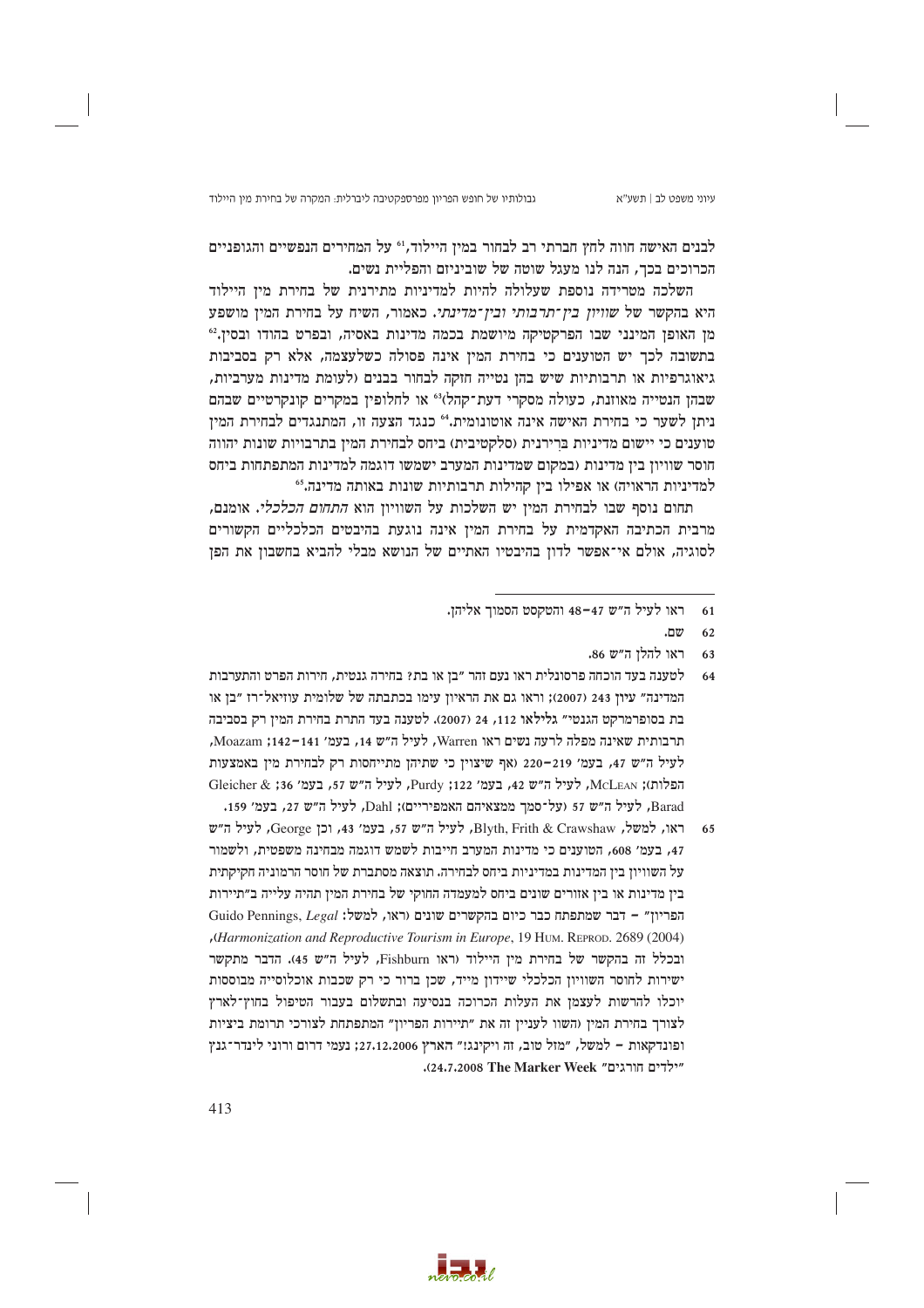לבנים האישה חווה לחץ חברתי רב לבחור במין היילוד,[61] על המחירים הנפשיים והגופניים הכרוכים בכך, הנה לנו מעגל שוטה של שוביניזם והפליית נשים.

השלכה מטרידה נוספת שעלולה להיות למדיניות מתירנית של בחירת מין היילוד היא בהקשר של *שוויון בין־תרבותי ובין־מדינתי*. כאמור, השיח על בחירת המין מושפע מן האופן המיננני שבו הפרקטיקה מיושמת בכמה מדינות באסיה, ובפרט בהודו ובסין.[62] בתשובה לכך יש הטוענים כי בחירת המין אינה פסולה כשלעצמה, אלא רק בסביבות גיאוגרפיות או תרבותיות שיש בהן נטייה חזקה לבחור בבנים (לעומת מדינות מערביות, שבהן הנטייה מאוזנת, כעולה מסקרי דעת־קהל)[63] או לחלופין במקרים קונקרטיים שבהם ניתן לשער כי בחירת האישה אינה אוטונומית.[64] כנגד הצעה זו, המתנגדים לבחירת המין טוענים כי יישום מדיניות בְּרֵירָנית (סלקטיבית) ביחס לבחירת המין בתרבויות שונות יהווה חוסר שוויון בין מדינות (במקום שמדינות המערב ישמשו דוגמה למדינות המתפתחות ביחס למדיניות הראויה) או אפילו בין קהילות תרבותיות שונות באותה מדינה.[65]

תחום נוסף שבו לבחירת המין יש השלכות על השוויון הוא *התחום הכלכלי*. אומנם, מרבית הכתיבה האקדמית על בחירת המין אינה נוגעת בהיבטים הכלכליים הקשורים לסוגיה, אולם אי־אפשר לדון בהיבטיו האתיים של הנושא מבלי להביא בחשבון את הפן

---

61 ראו לעיל ה"ש 47–48 והטקסט הסמוך אליהן.

62 שם.

63 ראו להלן ה"ש 86.

64 לטענה בעד הוכחה פרסונלית ראו נעם זהר "בן או בת? בחירה גנטית, חירות הפרט והתערבות המדינה" עיון 243 (2007); וראו גם את הראיון עימו בכתבתה של שלומית עוזיאל־רז "בן או בת בסופרמרקט הגנטי" גלילאו 112, 24 (2007). לטענה בעד התרת בחירת המין רק בסביבה תרבותית שאינה מפלה לרעה נשים ראו Warren, לעיל ה"ש 14, בעמ' 141–142; Moazam, לעיל ה"ש 47, בעמ' 219–220 (אף שיצוין כי שתיהן מתייחסות רק לבחירת מין באמצעות הפלות); McLean, לעיל ה"ש 42, בעמ' 122; Purdy, לעיל ה"ש 57, בעמ' 36; & Gleicher Barad, לעיל ה"ש 57 (על־סמך ממצאיהם האמפיריים); Dahl, לעיל ה"ש 27, בעמ' 159.

65 ראו, למשל, Blyth, Frith & Crawshaw, לעיל ה"ש 57, בעמ' 43, וכן George, לעיל ה"ש 47, בעמ' 608, הטוענים כי מדינות המערב חייבות לשמש דוגמה מבחינה משפטית, ולשמור על השוויון בין המדינות במדיניות ביחס לבחירה. תוצאה מסתברת של חוסר הרמוניה חקיקתית בין מדינות או בין אזורים שונים ביחס למעמדה החוקי של בחירת המין תהיה עלייה ב"תיירות הפריון" – דבר שמתפתח כבר כיום בהקשרים שונים (ראו, למשל: Guido Pennings, *Legal Harmonization and Reproductive Tourism in Europe*, 19 Hum. Reprod. 2689 (2004), ובכלל זה בהקשר של בחירת מין היילוד (ראו Fishburn, לעיל ה"ש 45). הדבר מתקשר ישירות לחוסר השוויון הכלכלי שידון מייד, שכן ברור כי רק שכבות אוכלוסייה מבוססות יוכלו להרשות לעצמן את העלות הכרוכה בנסיעה ובתשלום בעבור הטיפול בחוץ־לארץ לצורך בחירת המין (השוו לעניין זה את "תיירות הפריון" המתפתחת לצורכי תרומת ביציות ופונדקאות – למשל, "מזל טוב, זה ויקינגז" הארץ 27.12.2006; נעמי דרום ורוני לינדר־גנץ "ילדים חורגים" The Marker Week 24.7.2008).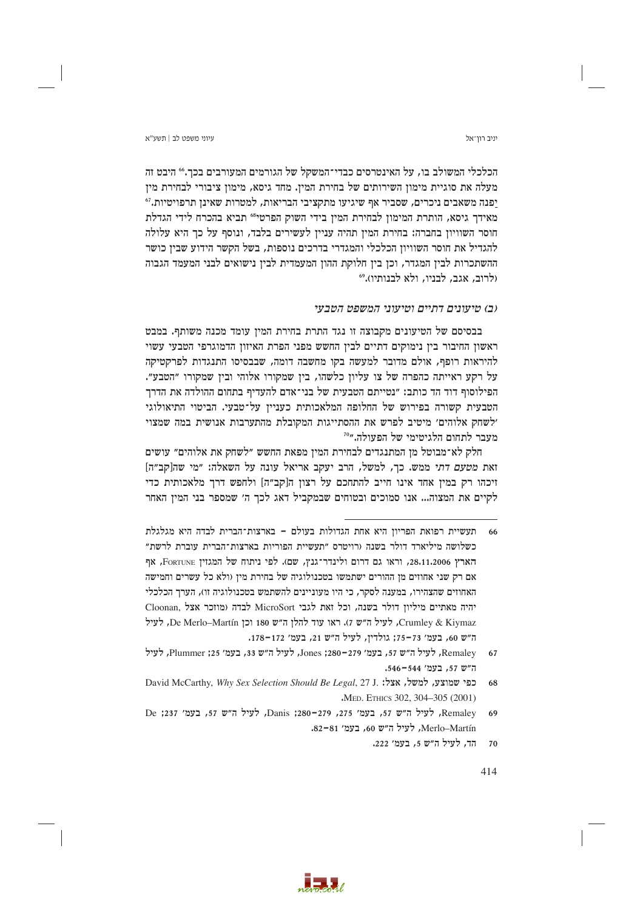הכלכלי המשולב בו, על האינטרסים כבדי־המשקל של הגורמים המעורבים בכך.[66] היבט זה מעלה את סוגיית מימון השירותים של בחירת המין. מחד גיסא, מימון ציבורי לבחירת מין יפנה משאבים ניכרים, שסביר אף שיגיעו מתקציבי הבריאות, למטרות שאינן תרפויטיות.[67] מאידך גיסא, הותרת המימון לבחירת המין בידי השוק הפרטי[68] תביא בהכרח לידי הגדלת חוסר השוויון בחברה: בחירת המין תהיה עניין לעשירים בלבד, ונוסף על כך היא עלולה להגדיל את חוסר השוויון הכלכלי והמגדרי בדרכים נוספות, בשל הקשר הידוע שבין כושר ההשתכרות לבין המגדר, וכן בין חלוקת ההון המעמדית לבין נישואים לבני המעמד הגבוה (לרוב, אגב, לבניו, ולא לבנותיו).[69]

### (ב) טיעונים דתיים וטיעוני המשפט הטבעי

בבסיסם של הטיעונים מקבוצה זו נגד התרת בחירת המין עומד מכנה משותף. במבט ראשון החיבור בין נימוקים דתיים לבין החשש מפני הפרת האיזון הדמוגרפי הטבעי עשוי להיראות רופף, אולם מדובר למעשה בקו מחשבה דומה, שבבסיסו התנגדות לפרקטיקה על רקע ראייתה כהפרה של צו עליון כלשהו, בין שמקורו אלוהי ובין שמקורו "הטבע". הפילוסוף דוד הד כותב: "נטייתם הטבעית של בני־אדם להעדיף בתחום ההולדה את הדרך הטבעית קשורה בפירוש של החלופה המלאכותית כעניין על־טבעי. הביטוי התיאולוגי 'לשחק אלוהים' מיטיב לפרש את ההסתייגות המקובלת מהתערבות אנושית במה שמצוי מעבר לתחום הלגיטימי של הפעולה."[70]

חלק לא־מבוטל מן המתנגדים לבחירת המין מפאת החשש "לשחק את אלוהים" עושים זאת *מטעם דתי* ממש. כך, למשל, הרב יעקב אריאל עונה על השאלה: "מי שה[קב"ה] זיכהו רק במין אחד אינו חייב להתחכם על רצון ה[קב"ה] ולחפש דרך מלאכותית כדי לקיים את המצווה... אנו סמוכים ובטוחים שבמקביל דאג לכך ה' שמספר בני המין האחר

---

66 תעשיית רפואת הפריון היא אחת הגדולות בעולם – בארצות־הברית לבדה היא מגלגלת כשלושה מיליארד דולר בשנה (רויטרס "תעשיית הפוריות בארצות־הברית עוברת לרשת" הארץ 28.11.2006, וראו גם דרום ולינדר־גנץ, שם). לפי ניתוח של המגזין Fortune, אף אם רק שני אחוזים מן ההורים ישתמשו בטכנולוגיה של בחירת מין (ולא כל עשרים וחמישה האחוזים שהצהירו, במענה לסקר, כי היו מעוניינים להשתמש בטכנולוגיה זו), הערך הכלכלי יהיה מאתיים מיליון דולר בשנה, וכל זאת לגבי MicroSort לבדה (מוזכר אצל Cloonan, Crumley & Kiymaz, לעיל ה"ש 7). ראו עוד להלן ה"ש 180 וכן De Merlo–Martín, לעיל ה"ש 60, בעמ' 73–75; גולדין, לעיל ה"ש 21, בעמ' 172–178.

67 Remaley, לעיל ה"ש 57, בעמ' 279–280; Jones, לעיל ה"ש 33, בעמ' 25; Plummer, לעיל ה"ש 57, בעמ' 544–546.

68 כפי שמוצע, למשל, אצל: David McCarthy, *Why Sex Selection Should Be Legal*, 27 J. Med. Ethics 302, 304–305 (2001).

69 Remaley, לעיל ה"ש 57, בעמ' 275, 279–280; Danis, לעיל ה"ש 57, בעמ' 237; De Merlo–Martín, לעיל ה"ש 60, בעמ' 81–82.

70 הד, לעיל ה"ש 5, בעמ' 222.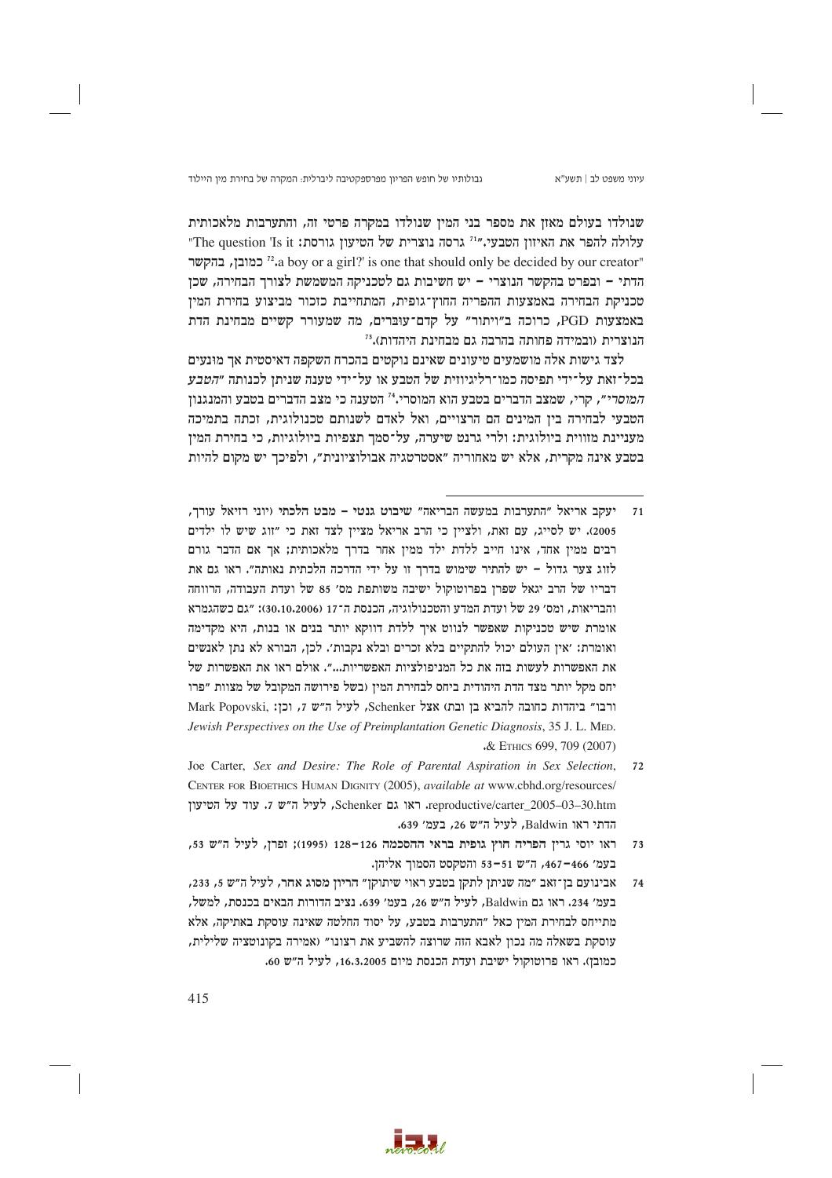שנולדו בעולם מאזן את מספר בני המין שנולדו במקרה פרטי זה, והתערבות מלאכותית עלולה להפר את האיזון הטבעי."[71] גרסה נוצרית של הטיעון גורסת: "The question 'Is it a boy or a girl?' is one that should only be decided by our creator".[72] כמובן, בהקשר הדתי – ובפרט בהקשר הנוצרי – יש חשיבות גם לטכניקה המשמשת לצורך הבחירה, שכן טכניקת הבחירה באמצעות ההפריה החוץ־גופית, המתחייבת כוכור מביצוע בחירת המין באמצעות PGD, כרוכה ב"ויתור" על קדם־עוּבּרים, מה שמעורר קשיים מבחינת הדת הנוצרית (ובמידה פחותה בהרבה גם מבחינת היהדות).[73]

לצד גישות אלה מושמעים טיעונים שאינם נוקטים בהכרח השקפה דאיסטית אך מוּנעים בכל־זאת על־ידי תפיסה כמו־רליגיוזית של הטבע או על־ידי טענה שניתן לכנותה *"הטבע המוסרי"*, קרי, שמצב הדברים בטבע הוא המוסרי.[74] הטענה כי מצב הדברים בטבע והמנגנון הטבעי לבחירה בין המינים הם הרצויים, ואל לאדם לשנותם טכנולוגית, זכתה בתמיכה מעניינת מזווית ביולוגית: ולרי גרנט שיערה, על־סמך תצפיות ביולוגיות, כי בחירת המין בטבע אינה מקרית, אלא יש מאחוריה "אסטרטגיה אבולוציונית", ולפיכך יש מקום להיות

---

71 יעקב אריאל "התערבות במעשה הבריאה" **שיבוט גנטי – מבט הלכתי** (יוני רזיאל עורך, 2005). יש לסייג, עם זאת, ולציין כי הרב אריאל מציין לצד זאת כי "זוג שיש לו ילדים רבים ממין אחד, אינו חייב ללדת ילד ממין אחר בדרך מלאכותית; אך אם הדבר גורם לזוג צער גדול – יש להתיר שימוש בדרך זו על ידי הדרכה הלכתית נאותה". ראו גם את דבריו של הרב יגאל שפרן בפרוטוקול ישיבה משותפת מס' 85 של ועדת העבודה, הרווחה והבריאות, ומס' 29 של ועדת המדע והטכנולוגיה, הכנסת ה־17 (30.10.2006): "גם כשהגמרא אומרת שיש טכניקות שאפשר לנווט איך ללדת דווקא יותר בנים או בנות, היא מקדימה ואומרת: 'אין העולם יכול להתקיים בלא זכרים ובלא נקבות'. לכן, הבורא לא נתן לאנשים את האפשרות לעשות בזה את כל המניפולציות האפשריות...". אולם ראו את האפשרות של יחס מקל יותר מצד הדת היהודית ביחס לבחירת המין (בשל פירושה המקובל של מצוות "פרו ורבו" ביהדות כחובה להביא בן ובת) אצל Schenker, לעיל ה"ש 7, וכן: Mark Popovski, *Jewish Perspectives on the Use of Preimplantation Genetic Diagnosis*, 35 J. L. Med. & Ethics 699, 709 (2007).

72 Joe Carter, *Sex and Desire: The Role of Parental Aspiration in Sex Selection*, Center for Bioethics Human Dignity (2005), *available at* www.cbhd.org/resources/reproductive/carter_2005–03–30.htm. ראו גם Schenker, לעיל ה"ש 7. עוד על הטיעון הדתי ראו Baldwin, לעיל ה"ש 26, בעמ' 639.

73 ראו יוסי גרין **הפריה חוץ גופית בראי ההסכמה** 126–128 (1995); זפרן, לעיל ה"ש 53, בעמ' 466–467, ה"ש 51–53 והטקסט הסמוך אליהן.

74 אבינועם בן־זאב "מה שניתן לתקן בטבע ראוי שיתוקן" הריון מסוג אחר, לעיל ה"ש 5, 233, בעמ' 234. ראו גם Baldwin, לעיל ה"ש 26, בעמ' 639. נציב הדורות הבאים בכנסת, למשל, מתייחס לבחירת המין כאל "התערבות בטבע, על יסוד החלטה שאינה עוסקת באתיקה, אלא עוסקת בשאלה מה נכון לאבא הזה שרוצה להשביע את רצונו" (אמירה בקונוטציה שלילית, כמובן). ראו פרוטוקול ישיבת ועדת הכנסת מיום 16.3.2005, לעיל ה"ש 60.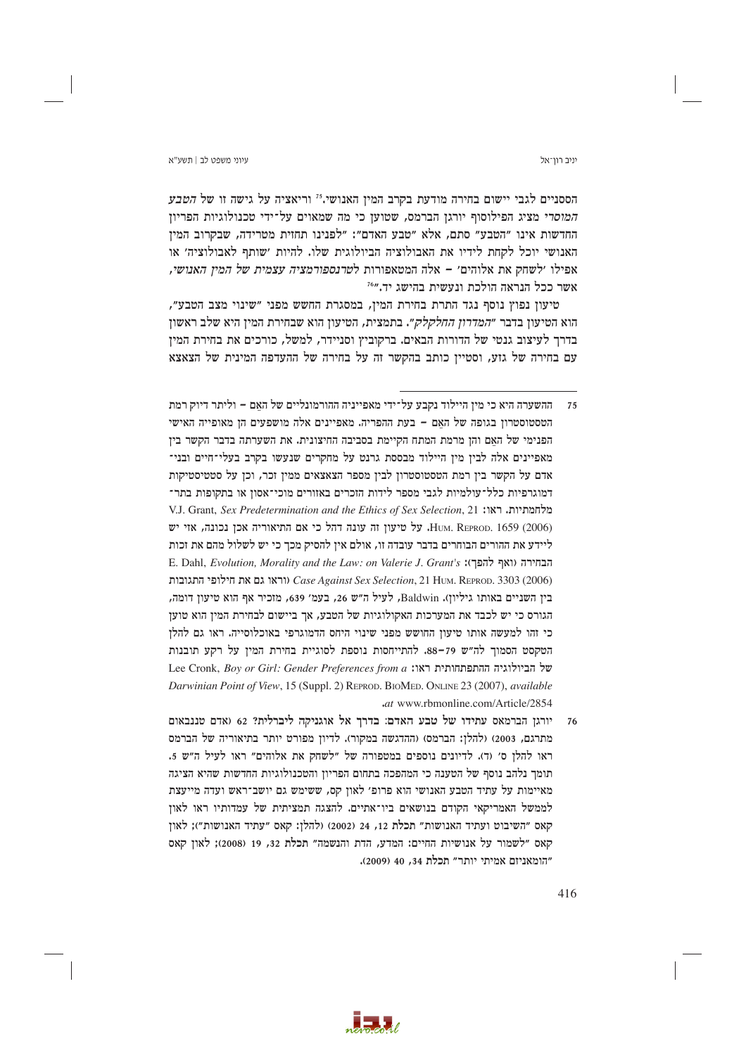הססניים לגבי יישום בחירה מודעת בקרב המין האנושי.[75] וריאציה על גישה זו של *הטבע המוסרי* מציג הפילוסוף יורגן הברמס, שטוען כי מה שמאוים על־ידי טכנולוגיות הפריון החדשות אינו "הטבע" סתם, אלא "טבע האדם": "לפנינו תחזית מטרידה, שבקרוב המין האנושי יוכל לקחת לידיו את האבולוציה הביולוגית שלו. להיות 'שותף לאבולוציה' או אפילו 'לשחק את אלוהים' – אלה המטאפורות *לטרנספורמציה עצמית של המין האנושי*, אשר ככל הנראה הולכת ונעשית בהישג יד."[76]

טיעון נפוץ נוסף נגד התרת בחירת המין, במסגרת החשש מפני "שינוי מצב הטבע", הוא הטיעון בדבר *"המדרון החלקלק"*. בתמצית, הטיעון הוא שבחירת המין היא שלב ראשון בדרך לעיצוב גנטי של הדורות הבאים. ברקובין וסניידר, למשל, כורכים את בחירת המין עם בחירה של גזע, וסטיין כותב בקשר זה על בחירה של העדפה המינית של הצאצא

---

75 ההשערה היא כי מין היילוד נקבע על־ידי מאפייניה ההורמונליים של האֵם – וליתר דיוק רמת הטסטוסטרון בגופה של האֵם – בעת ההפריה. מאפיינים אלה מושפעים הן מאופייה האישי הפנימי של האֵם והן מרמת המתח הקיימת בסביבה החיצונית. את השערתה בדבר הקשר בין מאפיינים אלה לבין מין היילוד מבססת גרנט על מחקרים שנעשו בקרב בעלי־חיים ובני־אדם על הקשר בין רמת הטסטוסטרון לבין מספר הצאצאים ממין זכר, וכן על סטטיסטיקות דמוגרפיות כלל־עולמיות לגבי מספר לידות הזכרים באזורים מוכי־אסון או בתקופות בתר־מלחמתיות. ראו: V.J. Grant, *Sex Predetermination and the Ethics of Sex Selection*, 21 Hum. Reprod. 1659 (2006). על טיעון זה עונה דהל כי אם התאוריה אכן נכונה, אזי יש ליידע את ההורים הבוחרים בדבר עובדה זו, אולם אין להסיק מכך כי יש לשלול מהם את זכות הבחירה (ואף להפך): E. Dahl, *Evolution, Morality and the Law: on Valerie J. Grant's Case Against Sex Selection*, 21 Hum. Reprod. 3303 (2006) (וראו גם את חילופי התגובות בין השניים באותו גיליון). Baldwin, לעיל ה"ש 26, בעמ' 639, מזכיר אף הוא טיעון דומה, הגורס כי יש לכבד את המערכות האקולוגיות של הטבע, אך ביישום לבחירת המין הוא טוען כי זהו למעשה אותו טיעון החושש מפני שינוי היחס הדמוגרפי באוכלוסייה. ראו גם להלן הטקסט הסמוך לה"ש 79–88. להתייחסות נוספת לסוגיית בחירת המין על רקע תובנות של הביולוגיה ההתפתחותית ראו: Lee Cronk, *Boy or Girl: Gender Preferences from a Darwinian Point of View*, 15 (Suppl. 2) Reprod. BioMed. Online 23 (2007), *available at* www.rbmonline.com/Article/2854.

76 יורגן הברמאס **עתידו של טבע האדם: בדרך אל אוגניקה ליברלית?** 62 (אדם טננבאום מתרגם, 2003) (להלן: הברמס) (ההדגשה במקור). לדיון מפורט יותר בתיאוריה של הברמס ראו להלן ס' (ד). לדיונים נוספים במטפורה של "לשחק את אלוהים" ראו לעיל ה"ש 5. תומך נלהב נוסף של הטענה כי המהפכה בתחום הפריון והטכנולוגיות החדשות שהיא הציגה מאיימות על עתיד הטבע האנושי הוא פרופ' לאון קס, ששימש גם יושב־ראש ועדה מייעצת לממשל האמריקאי הקודם בנושאים ביו־אתיים. להצגה תמציתית של עמדותיו ראו לאון קאס "השיבוט ועתיד האנושות" **תכלת** 12, 24 (2002) (להלן: קאס "עתיד האנושות"); לאון קאס "לשמור על אנושיות החיים: המדע, הדת והנשמה" **תכלת** 32, 19 (2008); לאון קאס "הומאניזם אמיתי יותר" **תכלת** 34, 40 (2009).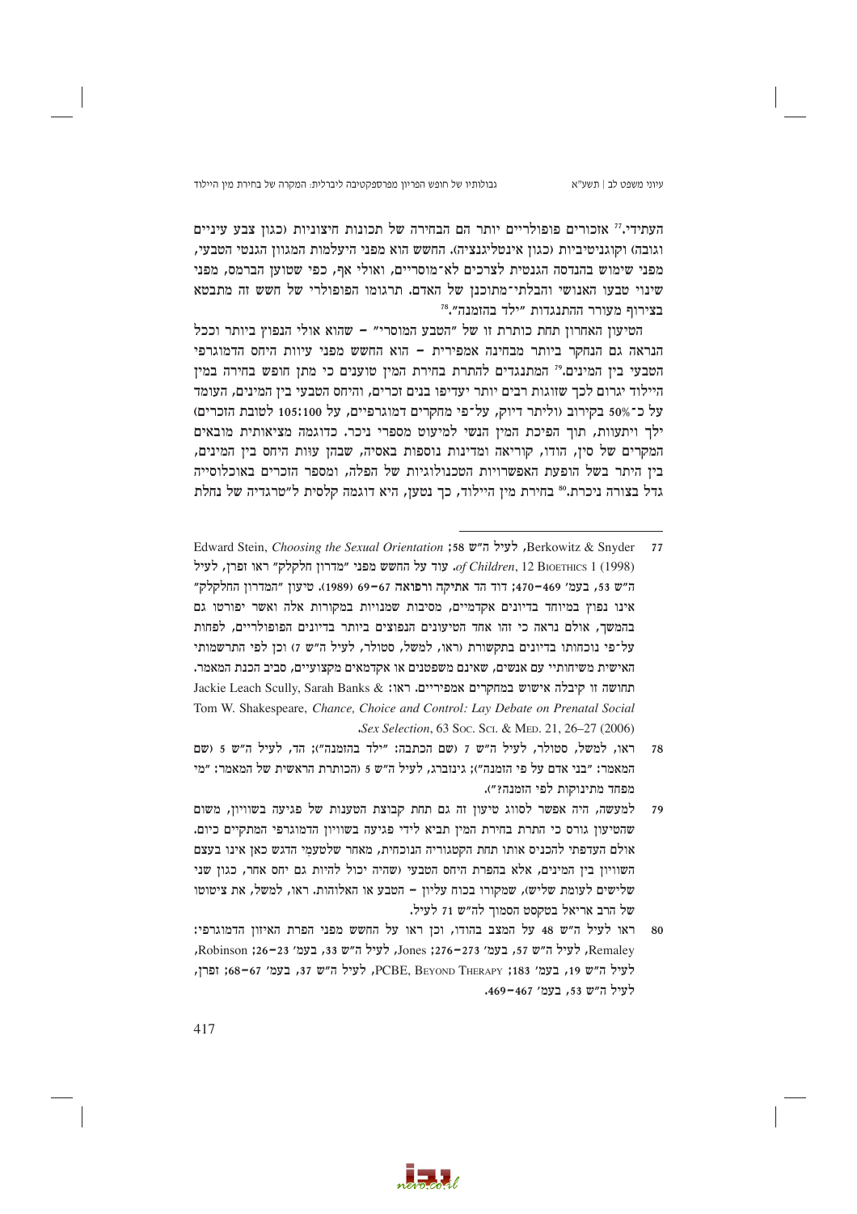העתידי.[77] אזכורים פופולריים יותר הם הבחירה של תכונות חיצוניות (כגון צבע עיניים וגובה) וקוגניטיביות (כגון אינטליגנציה). החשש הוא מפני היעלמות המגוון הגנטי הטבעי, מפני שימוש בהנדסה הגנטית לצרכים לא־מוסריים, ואולי אף, כפי שטוען הברמס, מפני שינוי טבעו האנושי והבלתי־מתוכנן של האדם. תרגומו הפופולרי של חשש זה מתבטא בצירוף מעורר ההתנגדות "ילד בהזמנה".[78]

הטיעון האחרון תחת כותרת זו של "הטבע המוסרי" – שהוא אולי הנפוץ ביותר וככל הנראה גם הנחקר ביותר מבחינה אמפירית – הוא החשש מפני עיוות היחס הדמוגרפי הטבעי בין המינים.[79] המתנגדים להתרת בחירת המין טוענים כי מתן חופש בחירה במין היילוד יגרום לכך שזוגות רבים יותר יעדיפו בנים זכרים, והיחס הטבעי בין המינים, העומד על כ־50% בקירוב (וליתר דיוק, על־פי מחקרים דמוגרפיים, על 105:100 לטובת הזכרים) ילך ויתעוות, תוך הפיכת המין הנשי למיעוט מספרי ניכר. כדוגמה מציאותית מובאים המקרים של סין, הודו, קוריאה ומדינות נוספות באסיה, שבהן עוות היחס בין המינים, בין היתר בשל הופעת האפשרויות הטכנולוגיות של הפלה, ומספר הזכרים באוכלוסייה גדל בצורה ניכרת.[80] בחירת מין היילוד, כך נטען, היא דוגמה קלסית ל"טרגדיה של נחלת

---

77 Berkowitz & Snyder, לעיל ה"ש 58; Edward Stein, *Choosing the Sexual Orientation of Children*, 12 Bioethics 1 (1998). עוד על החשש מפני "מדרון חלקלק" ראו זפרן, לעיל ה"ש 53, בעמ' 469–470; דוד הד אתיקה ורפואה 67–69 (1989). טיעון "המדרון החלקלק" אינו נפוץ במיוחד בדיונים אקדמיים, מסיבות שמנויות במקורות אלה ואשר יפורטו גם בהמשך, אולם נראה כי זהו אחד הטיעונים הנפוצים ביותר בדיונים הפופולריים, לפחות על־פי נוכחותו בדיונים בתקשורת (ראו, למשל, סטולר, לעיל ה"ש 7) וכן לפי התרשמותי האישית משיחותיי עם אנשים, שאינם משפטנים או אקדמאים מקצועיים, סביב הכנת המאמר. תחושה זו קיבלה אישוש במחקרים אמפיריים. ראו: Jackie Leach Scully, Sarah Banks & Tom W. Shakespeare, *Chance, Choice and Control: Lay Debate on Prenatal Social Sex Selection*, 63 Soc. Sci. & Med. 21, 26–27 (2006).

78 ראו, למשל, סטולר, לעיל ה"ש 7 (שם הכתבה: "ילד בהזמנה"); הד, לעיל ה"ש 5 (שם המאמר: "בני אדם על פי הזמנה"); גינזברג, לעיל ה"ש 5 (הכותרת הראשית של המאמר: "מי מפחד מתינוקות לפי הזמנה?").

79 למעשה, היה אפשר לסווג טיעון זה גם תחת קבוצת הטענות של פגיעה בשוויון, משום שהטיעון גורס כי התרת בחירת המין תביא לידי פגיעה בשוויון הדמוגרפי המתקיים כיום. אולם העדפתי להכניס אותו תחת הקטגוריה הנוכחית, מאחר שלטעמי הדגש כאן אינו בעצם השוויון בין המינים, אלא בהפרת היחס הטבעי (שהיה יכול להיות גם יחס אחר, כגון שני שלישים לעומת שליש), שמקורו בכוח עליון – הטבע או האלוהות. ראו, למשל, את ציטוטו של הרב אריאל בטקסט הסמוך לה"ש 71 לעיל.

80 ראו לעיל ה"ש 48 על המצב בהודו, וכן ראו על החשש מפני הפרת האיזון הדמוגרפי: Remaley, לעיל ה"ש 57, בעמ' 273–276; Jones, לעיל ה"ש 33, בעמ' 23–26; Robinson, לעיל ה"ש 19, בעמ' 183; PCBE, Beyond Therapy, לעיל ה"ש 37, בעמ' 67–68; זפרן, לעיל ה"ש 53, בעמ' 467–469.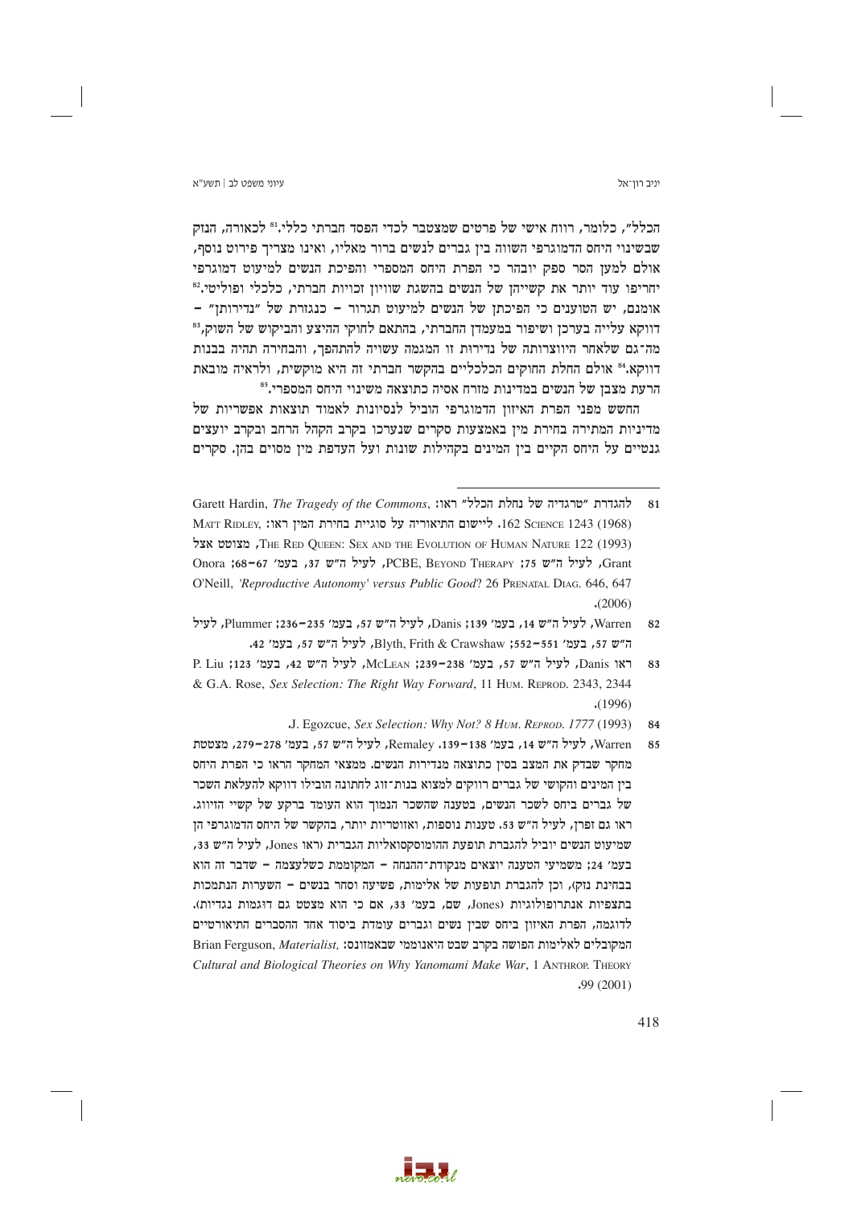הכלל", כלומר, רווח אישי של פרטים שמצטבר לכדי הפסד חברתי כללי.[81] לכאורה, הנזק שבשינוי היחס הדמוגרפי השווה בין גברים לנשים ברור מאליו, ואינו מצריך פירוט נוסף, אולם למען הסר ספק יובהר כי הפרת היחס המספרי והפיכת הנשים למיעוט דמוגרפי יחריפו עוד יותר את קשייהן של הנשים בהשגת שוויון זכויות חברתי, כלכלי ופוליטי.[82] אומנם, יש הטוענים כי הפיכתן של הנשים למיעוט תגרור – כנגזרת של "נדירותן" – דווקא עלייה בערכן ושיפור במעמדן החברתי, בהתאם לחוקי ההיצע והביקוש של השוק,[83] מה־גם שלאחר היווצרותה של נדירות זו המגמה עשויה להתהפך, והבחירה תהיה בבנות דווקא.[84] אולם החלת החוקים הכלכליים בהקשר חברתי זה היא מוקשית, ולראיה מובאת הרעת מצבן של הנשים במדינות מזרח אסיה כתוצאה משינוי היחס המספרי.[85]

החשש מפני הפרת האיזון הדמוגרפי הוביל לנסיונות לאמוד תוצאות אפשריות של מדיניות המתירה בחירת מין באמצעות סקרים שנערכו בקרב הקהל הרחב ובקרב יועצים גנטיים על היחס הקיים בין המינים בקהילות שונות ועל העדפת מין מסוים בהן. סקרים

---

81 להגדרת "טרגדיה של נחלת הכלל" ראו: Garett Hardin, *The Tragedy of the Commons*, 162 Science 1243 (1968). ליישום התיאוריה על סוגיית בחירת המין ראו: Matt Ridley, The Red Queen: Sex and the Evolution of Human Nature 122 (1993), מצוטט אצל Grant, לעיל ה"ש 75; PCBE, Beyond Therapy, לעיל ה"ש 37, בעמ' 67–68; Onora O'Neill, *'Reproductive Autonomy' versus Public Good*? 26 Prenatal Diag. 646, 647 (2006).

82 Warren, לעיל ה"ש 14, בעמ' 139; Danis, לעיל ה"ש 57, בעמ' 235–236; Plummer, לעיל ה"ש 57, בעמ' 551–552; Blyth, Frith & Crawshaw, לעיל ה"ש 57, בעמ' 42.

83 ראו Danis, לעיל ה"ש 57, בעמ' 238–239; McLean, לעיל ה"ש 42, בעמ' 123; P. Liu & G.A. Rose, *Sex Selection: The Right Way Forward*, 11 Hum. Reprod. 2343, 2344 (1996).

84 J. Egozcue, *Sex Selection: Why Not? 8 Hum. Reprod. 1777* (1993).

85 Warren, לעיל ה"ש 14, בעמ' 138–139. Remaley, לעיל ה"ש 57, בעמ' 278–279, מצטטת מחקר שבדק את המצב בסין כתוצאה מנדירות הנשים. ממצאי המחקר הראו כי הפרת היחס בין המינים והקושי של גברים רווקים למצוא בנות־זוג לחתונה הובילו דווקא להעלאת השכר של גברים ביחס לשכר הנשים, בטענה שהשכר הנמוך הוא העומד ברקע של קשיי הזיווג. ראו גם זפרן, לעיל ה"ש 53. טענות נוספות, ואזוטריות יותר, בהקשר של היחס הדמוגרפי הן שמיעוט הנשים יוביל להגברת תופעת ההומוסקסואליות הגברית (ראו Jones, לעיל ה"ש 33, בעמ' 24; משמיעי הטענה יוצאים מנקודת־ההנחה – המקוממת כשלעצמה – שדבר זה הוא בבחינת נזק), וכן להגברת תופעות של אלימות, פשיעה וסחר בנשים – השערות הנתמכות בתצפיות אנתרופולוגיות (Jones, שם, בעמ' 33, אם כי הוא מצטט גם דוגמות נגדיות). לדוגמה, הפרת האיזון ביחס שבין נשים וגברים עומדת ביסוד אחד ההסברים התיאורטיים המקובלים לאלימות הפושה בקרב שבט היאנוממי שבאמזונס: Brian Ferguson, *Materialist, Cultural and Biological Theories on Why Yanomami Make War*, 1 Anthrop. Theory 99 (2001).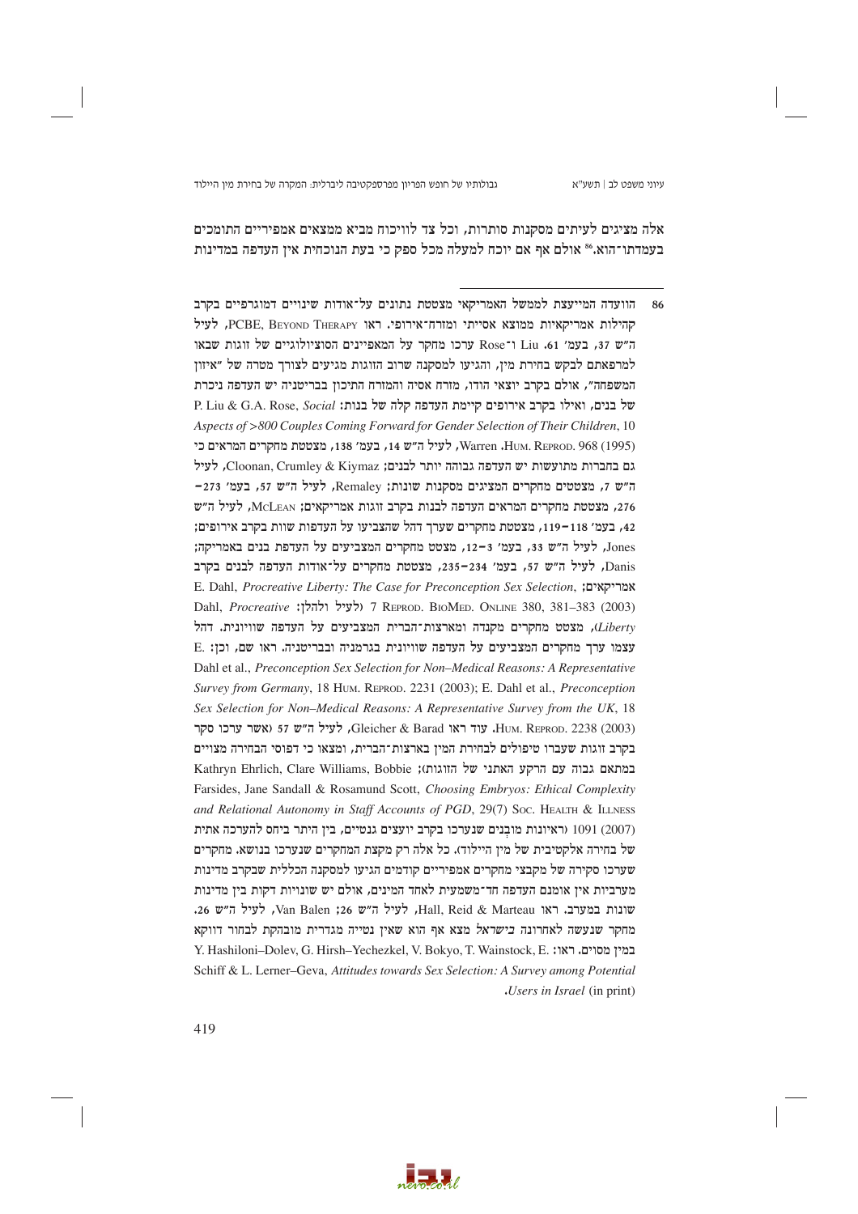אלה מציגים לעיתים מסקנות סותרות, וכל צד לוויכוח מביא ממצאים אמפיריים התומכים בעמדתו־הוא.[86] אולם אף אם יוכח למעלה מכל ספק כי בעת הנוכחית אין העדפה במדינות

---

86 הוועדה המייעצת לממשל האמריקאי מצטטת נתונים על־אודות שינויים דמוגרפיים בקרב קהילות אמריקאיות ממוצא אסייתי ומזרח־אירופי. ראו PCBE, Beyond Therapy, לעיל ה"ש 37, בעמ' 61. Liu ו־Rose ערכו מחקר על המאפיינים הסוציולוגיים של זוגות שבאו למרפאתם לבקש בחירת מין, והגיעו למסקנה שרוב הזוגות מגיעים לצורך מטרה של "איזון המשפחה", אולם בקרב יוצאי הודו, מזרח אסיה והמזרח התיכון בבריטניה יש העדפה ניכרת של בנים, ואילו בקרב אירופים קיימת העדפה קלה של בנות: P. Liu & G.A. Rose, *Social Aspects of >800 Couples Coming Forward for Gender Selection of Their Children*, 10 Hum. Reprod. 968 (1995). Warren, לעיל ה"ש 14, בעמ' 138, מצטטת מחקרים המראים כי גם בחברות מתועשות יש העדפה גבוהה יותר לבנים; Cloonan, Crumley & Kiymaz, לעיל ה"ש 7, מצטטים מחקרים המציגים מסקנות שונות; Remaley, לעיל ה"ש 57, בעמ' 273–276, מצטטת מחקרים המראים העדפה לבנות בקרב זוגות אמריקאים; McLean, לעיל ה"ש 42, בעמ' 118–119, מצטטת מחקרים שערך דהל שהצביעו על העדפות שוות בקרב אירופים; Jones, לעיל ה"ש 33, בעמ' 3–12, מצטט מחקרים המצביעים על העדפת בנים באמריקה; Danis, לעיל ה"ש 57, בעמ' 234–235, מצטטת מחקרים על־אודות העדפה לבנים בקרב אמריקאים; E. Dahl, *Procreative Liberty: The Case for Preconception Sex Selection*, 7 Reprod. BioMed. Online 380, 381–383 (2003) (לעיל ולהלן: Dahl, *Procreative Liberty*), מצטט מחקרים מקנדה ומארצות־הברית המצביעים על העדפה שוויונית. דהל עצמו ערך מחקרים המצביעים על העדפה שוויונית בגרמניה ובבריטניה. ראו שם, וכן: E. Dahl et al., *Preconception Sex Selection for Non–Medical Reasons: A Representative Survey from Germany*, 18 Hum. Reprod. 2231 (2003); E. Dahl et al., *Preconception Sex Selection for Non–Medical Reasons: A Representative Survey from the UK*, 18 Hum. Reprod. 2238 (2003). עוד ראו Gleicher & Barad, לעיל ה"ש 57 (אשר ערכו סקר בקרב זוגות שעברו טיפולים לבחירת המין בארצות־הברית, ומצאו כי דפוסי הבחירה מצויים במתאם גבוה עם הרקע האתני של הזוגות); Kathryn Ehrlich, Clare Williams, Bobbie Farsides, Jane Sandall & Rosamund Scott, *Choosing Embryos: Ethical Complexity and Relational Autonomy in Staff Accounts of PGD*, 29(7) Soc. Health & Illness 1091 (2007) (ראיונות מובְנים שנערכו בקרב יועצים גנטיים, בין היתר ביחס להערכה אתית של בחירה אלקטיבית של מין היילוד). כל אלה רק מקצת המחקרים שנערכו בנושא. מחקרים שערכו סקירה של מקבצי מחקרים אמפיריים קודמים הגיעו למסקנה הכללית שבקרב מדינות מערביות אין אומנם העדפה חד־משמעית לאחד המינים, אולם יש שונויות דקות בין מדינות שונות במערב. ראו Hall, Reid & Marteau, לעיל ה"ש 26; Van Balen, לעיל ה"ש 26. מחקר שנעשה לאחרונה בישראל מצא אף הוא שאין נטייה מגדרית מובהקת לבחור דווקא במין מסוים. ראו: Y. Hashiloni–Dolev, G. Hirsh–Yechezkel, V. Bokyo, T. Wainstock, E. Schiff & L. Lerner–Geva, *Attitudes towards Sex Selection: A Survey among Potential Users in Israel* (in print).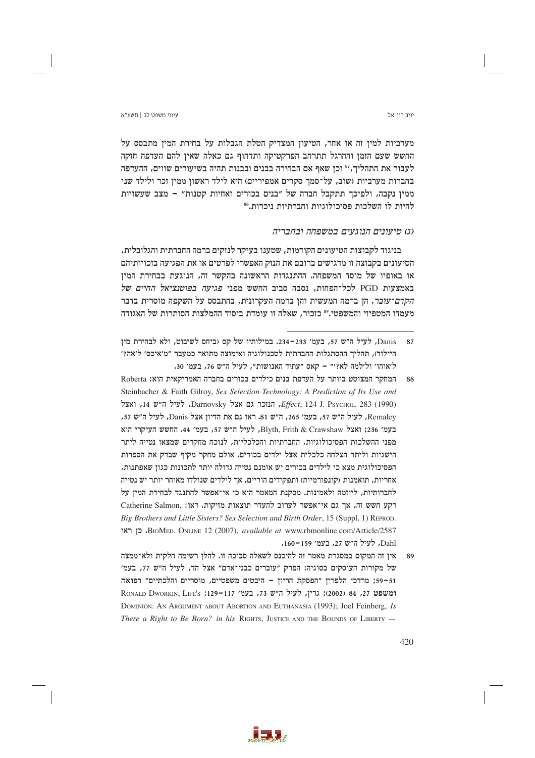מערביות למין זה או אחר, הטיעון המצדיק הטלת הגבלות על בחירת המין מתבסס על החשש שעם הזמן וההרגל תתרחב הפרקטיקה ותדחוף גם כאלה שאין להם העדפה חזקה לעבור את התהליך,[87] וכן שאף אם הבחירה בבנים ובבנות תהיה בשיעורים שווים, ההעדפה בחברות מערביות (שוב, על־סמך סקרים אמפיריים) היא לילד ראשון ממין זכר ולילד שני ממין נקבה, ולפיכך תתקבל חברה של "בנים בכורים ואחיות קטנות" – מצב שעשויות להיות לו השלכות פסיכולוגיות וחברתיות ניכרות.[88]

### (ג) טיעונים הנוגעים במשפחה ובחבריה

בניגוד לקבוצות הטיעונים הקודמות, שטענו בעיקר לנזקים ברמה החברתית והגלובלית, הטיעונים בקבוצה זו מדגישים ברובם את הנזק האפשרי לפרטים או את הפגיעה בזכויותיהם או באופיו של מוסד המשפחה. ההתנגדות הראשונה בהקשר זה, הנוגעת בבחירת המין באמצעות PGD לכל־הפחות, נסבה סביב החשש מפני *פגיעה בפוטנציאל החיים של הקדם־עובר*, הן ברמה המעשית והן ברמה העקרונית, בהתבסס על השקפה מוסרית בדבר מעמדו המטפיזי והמשפטי.[89] כזכור, שאלה זו עומדת ביסוד ההמלצות הסותרות של האגודה

---

87 Danis, לעיל ה"ש 57, בעמ' 233–234. במילותיו של קס (ביחס לשיבוט, ולא לבחירת מין היילוד), תהליך ההסתגלות החברתית לטכנולוגיה ואימוצה מתואר כמעבר "מ'איכס' ל'אה?' ל'אוהו' ול'למה לא?'" – קאס "עתיד האנושות", לעיל ה"ש 76, בעמ' 30.

88 המחקר המצוטט ביותר על העדפת בנים כילדים בכורים בחברה האמריקאית הוא: Roberta Steinbacher & Faith Gilroy, *Sex Selection Technology: A Prediction of Its Use and Effect*, 124 J. PSYCHOL. 283 (1990), הנזכר גם אצל Darnovsky, לעיל ה"ש 14, ואצל Remaley, לעיל ה"ש 57, בעמ' 265, ה"ש 81. ראו גם את הדיון אצל Danis, לעיל ה"ש 57, בעמ' 236; ואצל Blyth, Frith & Crawshaw, לעיל ה"ש 57, בעמ' 44. החשש העיקרי הוא מפני ההשלכות הפסיכולוגיות, החברתיות והכלכליות, לנוכח מחקרים שמצאו נטייה ליתר הישגיות וליתר הצלחה כלכלית אצל ילדים בכורים. אולם מחקר מקיף שבדק את הספרות הפסיכולוגית מצא כי לילדים בכורים יש אומנם נטייה גדולה יותר לתכונות כגון שאפתנות, אחריות, תואמנות (קונפורמיות) ותפקידים הוריים, אך לילדים שנולדו מאוחר יותר יש נטייה לחברותיות, ליוזמה ולאמינות. מסקנת המאמר היא כי אי־אפשר להתנגד לבחירת המין על רקע חשש זה, אך גם אי־אפשר לערוב להעדר תוצאות מזיקות. ראו: Catherine Salmon, *Big Brothers and Little Sisters? Sex Selection and Birth Order*, 15 (Suppl. 1) REPROD. BIOMED. ONLINE 12 (2007), *available at* www.rbmonline.com/Article/2587. כן ראו Dahl, לעיל ה"ש 27, בעמ' 159–160.

89 אין זה המקום במסגרת מאמר זה להיכנס לשאלה סבוכה זו. להלן רשימה חלקית ולא־ממצה של מקורות העוסקים בסוגיה: הפרק "עוברים כבני־אדם" אצל הד, לעיל ה"ש 77, בעמ' 51–59; מרדכי הלפרין "הפסקת הריון – היבטים משפטיים, מוסריים והלכתיים" **רפואה ומשפט** 27, 84 (2002); גרין, לעיל ה"ש 73, בעמ' 117–129; RONALD DWORKIN, LIFE'S DOMINION: AN ARGUMENT ABOUT ABORTION AND EUTHANASIA (1993); Joel Feinberg, *Is There a Right to Be Born?* in his RIGHTS, JUSTICE AND THE BOUNDS OF LIBERTY —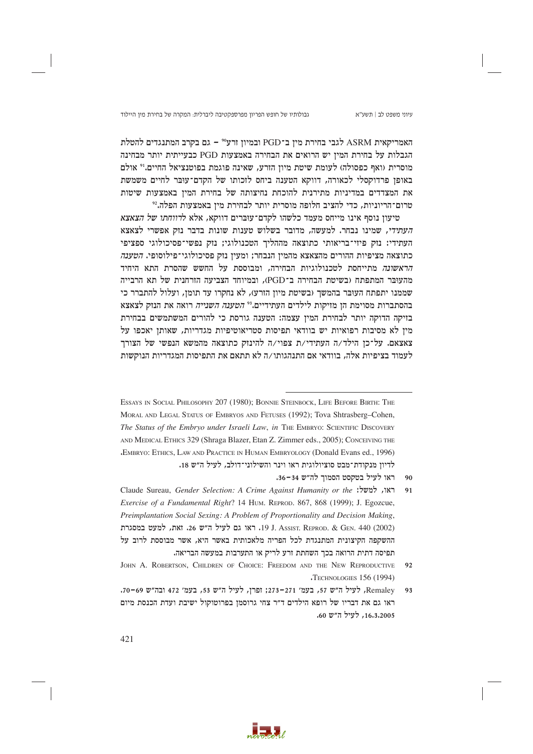האמריקאית ASRM לגבי בחירת מין ב־PGD ובמיון זרע[90] – גם בקרב המתנגדים להטלת הגבלות על בחירת המין יש הרואים את הבחירה באמצעות PGD כבעייתית יותר מבחינה מוסרית (ואף כפסולה) לעומת שיטת מיון הזרע, שאינה פוגמת בפוטנציאל החיים.[91] אולם באופן פרדוקסלי לכאורה, דווקא הטענה ביחס לזכותו של הקדם־עובר לחיים משמשת את המצדדים במדיניות מתירנית להוכחת נחיצותה של בחירת המין באמצעות שיטות טרום־הריוניות, כדי להציג חלופה מוסרית יותר לבחירת מין באמצעות הפלה.[92]

טיעון נוסף אינו מייחס מעמד כלשהו לקדם־עוברים דווקא, אלא *לרווחתו של הצאצא העתידי*, שמינו נבחר. למעשה, מדובר בשלוש טענות שונות בדבר נזק אפשרי לצאצא העתידי: נזק פיזי־בריאותי כתוצאה מההליך הטכנולוגי; נזק נפשי־פסיכולוגי ספציפי כתוצאה מציפיות ההורים מהצאצא מהמין הנבחר; ומעין נזק פסיכולוגי־פילוסופי. *הטענה הראשונה* מתייחסת לטכנולוגיות הבחירה, ומבוססת על החשש שהסרת התא היחיד מהעובר המתפתח (בשיטת הבחירה ב־PGD), ובמיוחד הצביעה הזרחנית של תא הרבייה שממנו יתפתח העובר בהמשך (בשיטת מיון הזרע), לא נחקרו עד תומן, ועלול להתברר כי בהסתברות מסוימת הן מזיקות לילדים העתידיים.[93] *הטענה השנייה* רואה את הנזק לצאצא בזיקה הדוקה יותר לבחירת המין עצמה: הטענה גורסת כי להורים המשתמשים בבחירת מין לא מסיבות רפואיות יש בוודאי תפיסות סטריאוטיפיות מגדריות, שאותן יאכפו על צאצאם. על־כן הילד/ה העתידי/ת צפוי/ה להינזק כתוצאה מהמשא הנפשי של הצורך לעמוד בציפיות אלה, בוודאי אם התנהגותו/ה לא תתאם את התפיסות המגדריות הנוקשות

---

ESSAYS IN SOCIAL PHILOSOPHY 207 (1980); BONNIE STEINBOCK, LIFE BEFORE BIRTH: THE MORAL AND LEGAL STATUS OF EMBRYOS AND FETUSES (1992); Tova Shtrasberg–Cohen, *The Status of the Embryo under Israeli Law*, *in* THE EMBRYO: SCIENTIFIC DISCOVERY AND MEDICAL ETHICS 329 (Shraga Blazer, Etan Z. Zimmer eds., 2005); CONCEIVING THE EMBRYO: ETHICS, LAW AND PRACTICE IN HUMAN EMBRYOLOGY (Donald Evans ed., 1996). לדיון מנקודת־מבט סוציולוגית ראו וינר והשילוני־דולב, לעיל ה"ש 18.

90 ראו לעיל בטקסט הסמוך לה"ש 34–36.

91 ראו, למשל: Claude Sureau, *Gender Selection: A Crime Against Humanity or the Exercise of a Fundamental Right*? 14 HUM. REPROD. 867, 868 (1999); J. Egozcue, *Preimplantation Social Sexing: A Problem of Proportionality and Decision Making*, 19 J. ASSIST. REPROD. & GEN. 440 (2002). ראו גם לעיל ה"ש 26. זאת, למעט במסגרת ההשקפה הקיצונית המתנגדת לכל הפריה מלאכותית באשר היא, אשר מבוססת לרוב על תפיסה דתית הרואה בכך השחתת זרע לריק או התערבות במעשה הבריאה.

92 JOHN A. ROBERTSON, CHILDREN OF CHOICE: FREEDOM AND THE NEW REPRODUCTIVE TECHNOLOGIES 156 (1994).

93 Remaley, לעיל ה"ש 57, בעמ' 271–273; זפרן, לעיל ה"ש 53, בעמ' 472 ובה"ש 69–70. ראו גם את דבריו של רופא הילדים ד"ר צחי גרוסמן בפרוטוקול ישיבת ועדת הכנסת מיום 16.3.2005, לעיל ה"ש 60.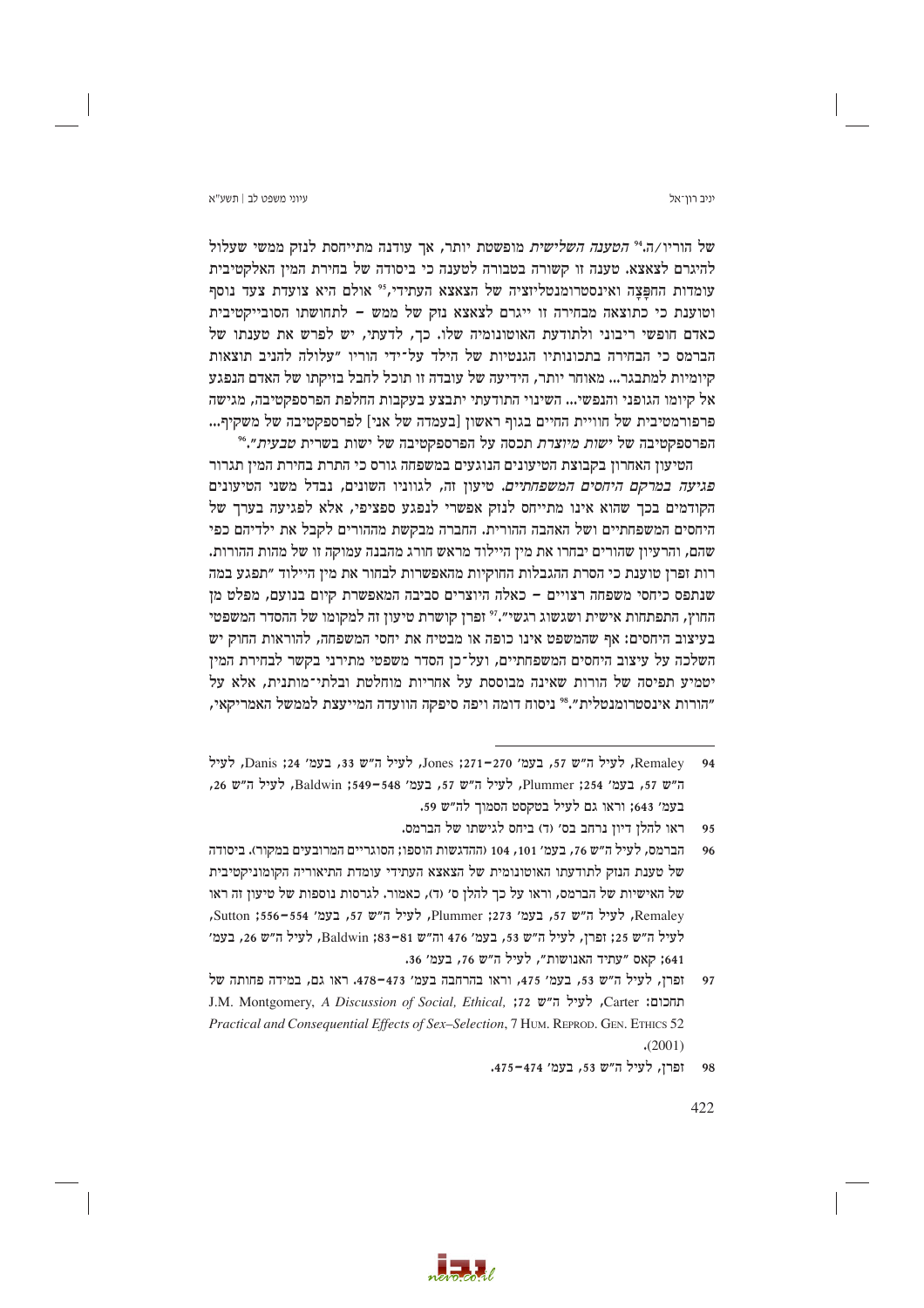של הוריו/ה.[94] *הטענה השלישית* מופשטת יותר, אך עודנה מתייחסת לנזק ממשי שעלול להיגרם לצאצא. טענה זו קשורה בטבורה לטענה כי ביסודה של בחירת המין האלקטיבית עומדות החפָּצָה ואינסטרומנטליזציה של הצאצא העתידי,[95] אולם היא צועדת צעד נוסף וטוענת כי כתוצאה מבחירה זו ייגרם לצאצא נזק של ממש – לתחושתו הסובייקטיבית כאדם חופשי ריבוני ולתודעת האוטונומיה שלו. כך, לדעתי, יש לפרש את טענתו של הברמס כי הבחירה בתכונותיו הגנטיות של הילד על־ידי הוריו "עלולה להניב תוצאות קיומיות למתבגר... מאוחר יותר, הידיעה של עובדה זו תוכל לחבל בזיקתו של האדם הנפגע אל קיומו הגופני והנפשי... השינוי התודעתי יתבצע בעקבות החלפת הפרספקטיבה, מגישה פרפורמטיבית של חוויית החיים בגוף ראשון [בעמדה של אני] לפרספקטיבה של משקיף... הפרספקטיבה של *ישות מיוצרת* תכסה על הפרספקטיבה של ישות בשרית *טבעית*".[96]

הטיעון האחרון בקבוצת הטיעונים הנוגעים במשפחה גורס כי התרת בחירת המין תגרור *פגיעה במרקם היחסים המשפחתיים*. טיעון זה, לגווניו השונים, נבדל משני הטיעונים הקודמים בכך שהוא אינו מתייחס לנזק אפשרי לנפגע ספציפי, אלא לפגיעה בערך של היחסים המשפחתיים ושל האהבה ההורית. החברה מבקשת מההורים לקבל את ילדיהם כפי שהם, והרעיון שהורים יבחרו את מין היילוד מראש חורג מהבנה עמוקה זו של מהות ההורות. רות זפרן טוענת כי הסרת ההגבלות החוקיות מהאפשרות לבחור את מין היילוד "תפגע במה שנתפס כיחסי משפחה רצויים – כאלה היוצרים סביבה המאפשרת קיום בנועם, מפלט מן החוץ, התפתחות אישית ושגשוג רגשי".[97] זפרן קושרת טיעון זה למקומו של ההסדר המשפטי בעיצוב היחסים: אף שהמשפט אינו כופה או מבטיח את יחסי המשפחה, להוראות החוק יש השלכה על עיצוב היחסים המשפחתיים, ועל־כן הסדר משפטי מתירני בקשר לבחירת המין יטמיע תפיסה של הורות שאינה מבוססת על אחריות מוחלטת ובלתי־מותנית, אלא על "הורות אינסטרומנטלית".[98] ניסוח דומה ויפה סיפקה הוועדה המייעצת לממשל האמריקאי,

---

94 Remaley, לעיל ה"ש 57, בעמ' 270–271; Jones, לעיל ה"ש 33, בעמ' 24; Danis, לעיל ה"ש 57, בעמ' 254; Plummer, לעיל ה"ש 57, בעמ' 548–549; Baldwin, לעיל ה"ש 26, בעמ' 643; וראו גם לעיל בטקסט הסמוך לה"ש 59.

95 ראו להלן דיון נרחב בס' (ד) ביחס לגישתו של הברמס.

96 הברמס, לעיל ה"ש 76, בעמ' 101, 104 (ההדגשות הוספו; הסוגריים המרובעים במקור). ביסודה של טענת הנזק לתודעתו האוטונומית של הצאצא העתידי עומדת התיאוריה הקומוניקטיבית של האישיות של הברמס, וראו על כך להלן ס' (ד), כאמור. לגרסות נוספות של טיעון זה ראו Remaley, לעיל ה"ש 57, בעמ' 273; Plummer, לעיל ה"ש 57, בעמ' 554–556; Sutton, לעיל ה"ש 25; זפרן, לעיל ה"ש 53, בעמ' 476 וה"ש 81–83; Baldwin, לעיל ה"ש 26, בעמ' 641; קאס "עתיד האנושות", לעיל ה"ש 76, בעמ' 36.

97 זפרן, לעיל ה"ש 53, בעמ' 475, וראו בהרחבה בעמ' 473–478. ראו גם, במידה פחותה של תחכום: Carter, לעיל ה"ש 72; J.M. Montgomery, *A Discussion of Social, Ethical, Practical and Consequential Effects of Sex–Selection*, 7 Hum. Reprod. Gen. Ethics 52 (2001).

98 זפרן, לעיל ה"ש 53, בעמ' 474–475.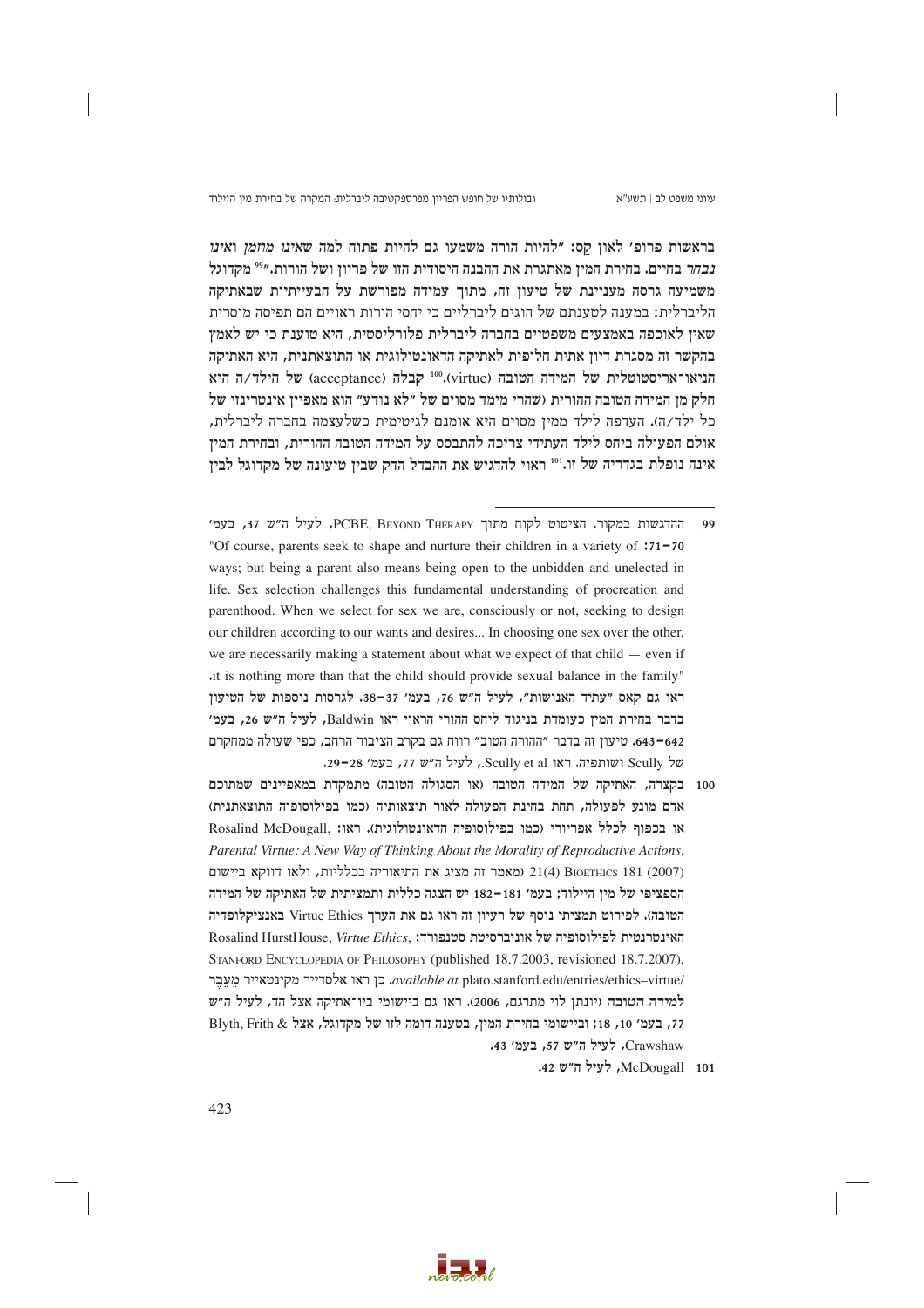בראשות פרופ' לאון קס: "להיות הורה משמעו גם להיות פתוח למה *שאינו מוזמן* ואינו *נבחר* בחיים. בחירת המין מאתגרת את ההבנה היסודית הזו של פריון ושל הורות."[99] מקדוגל משמיעה גרסה מעניינת של טיעון זה, מתוך עמידה מפורשת על הבעייתיות שבאתיקה הליברלית: במענה לטענתם של הוגים ליברליים כי יחסי הורות ראויים הם תפיסה מוסרית שאין לאוכפה באמצעים משפטיים בחברה ליברלית פלורליסטית, היא טוענת כי יש לאמץ בהקשר זה מסגרת דיון אתית חלופית לאתיקה הדאונטולוגית או התוצאתנית, היא האתיקה הניאו־אריסטוטלית של המידה הטובה (virtue).[100] קבלה (acceptance) של הילד/ה היא חלק מן המידה הטובה ההורית (שהרי מימד מסוים של "לא נודע" הוא מאפיין אינטרינזי של כל ילד/ה). העדפה לילד ממין מסוים היא אומנם לגיטימית כשלעצמה בחברה ליברלית, אולם הפעולה ביחס לילד העתידי צריכה להתבסס על המידה הטובה ההורית, ובחירת המין אינה נופלת בגדריה של זו.[101] ראוי להדגיש את ההבדל הדק שבין טיעונה של מקדוגל לבין

---

99 ההדגשות במקור. הציטוט לקוח מתוך PCBE, Beyond Therapy, לעיל ה"ש 37, בעמ' 70–71: "Of course, parents seek to shape and nurture their children in a variety of ways; but being a parent also means being open to the unbidden and unelected in life. Sex selection challenges this fundamental understanding of procreation and parenthood. When we select for sex we are, consciously or not, seeking to design our children according to our wants and desires... In choosing one sex over the other, we are necessarily making a statement about what we expect of that child — even if it is nothing more than that the child should provide sexual balance in the family". ראו גם קאס "עתיד האנושות", לעיל ה"ש 76, בעמ' 37–38. לגרסות נוספות של הטיעון בדבר בחירת המין כעומדת בניגוד ליחס ההורי הראוי ראו Baldwin, לעיל ה"ש 26, בעמ' 642–643. טיעון זה בדבר "ההורה הטוב" רווח גם בקרב הציבור הרחב, כפי שעולה ממחקרם של Scully ושותפיה. ראו Scully et al., לעיל ה"ש 77, בעמ' 28–29.

100 בקצרה, האתיקה של המידה הטובה (או הסגולה הטובה) מתמקדת במאפיינים שמתוכם אדם מונע לפעולה, תחת בחינת הפעולה לאור תוצאותיה (כמו בפילוסופיה התוצאתנית) או בכפוף לכלל אפריורי (כמו בפילוסופיה הדאונטולוגית). ראו: Rosalind McDougall, *Parental Virtue: A New Way of Thinking About the Morality of Reproductive Actions*, 21(4) Bioethics 181 (2007) (מאמר זה מציג את התיאוריה בכלליות, ולאו דווקא ביישום הספציפי של מין היילוד; בעמ' 181–182 יש הצגה כללית ותמציתית של האתיקה של המידה הטובה). לפירוט תמציתי נוסף של רעיון זה ראו גם את הערך Virtue Ethics באנציקלופדיה האינטרנטית לפילוסופיה של אוניברסיטת סטנפורד: Rosalind HurstHouse, *Virtue Ethics*, Stanford Encyclopedia of Philosophy (published 18.7.2003, revised 18.7.2007), *available at* plato.stanford.edu/entries/ethics–virtue/. כן ראו אלסדייר מקינטאייר **מעֵבֶר למידה הטובה** (יונתן לוי מתרגם, 2006). ראו גם ביישומי ביו־אתיקה אצל הד, לעיל ה"ש 77, בעמ' 10, 18; וביישומי בחירת המין, בטענה דומה לזו של מקדוגל, אצל Blyth, Frith & Crawshaw, לעיל ה"ש 57, בעמ' 43.

101 McDougall, לעיל ה"ש 42.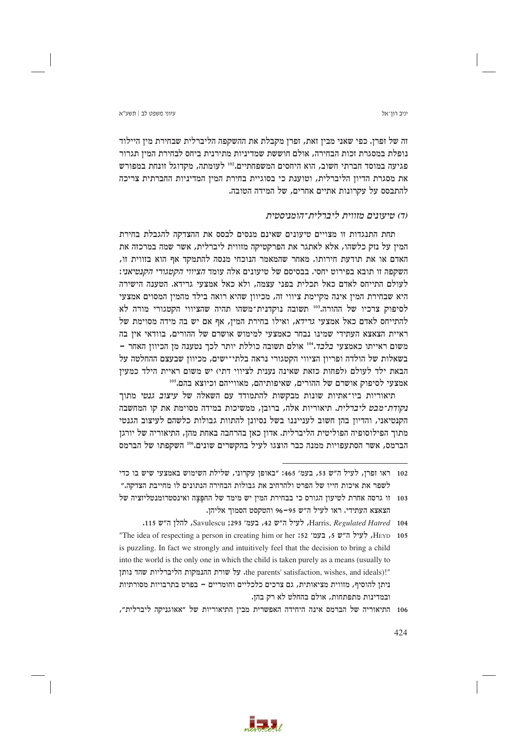זה של זפרן. כפי שאני מבין זאת, זפרן מקבלת את ההשקפה הליברלית שבחירת מין היילוד נופלת במסגרת זכות הבחירה, אולם חוששת שמדיניות מתירנית ביחס לבחירת המין תגרור פגיעה במוסד חברתי חשוב, הוא היחסים המשפחתיים.[102] לעומתה, מקדוגל זונחת במפורש את מסגרת הדיון הליברלית, וטוענת כי בסוגיית בחירת המין המדיניות החברתית צריכה להתבסס על עקרונות אתיים אחרים, של המידה הטובה.

### (ד) טיעונים מזווית ליברלית־הומניסטית

תחת התנגדות זו מצויים טיעונים שאינם מנסים לבסס את ההצדקה להגבלת בחירת המין על נזק כלשהו, אלא לאתגר את הפרקטיקה מזווית ליברלית, אשר שמה במרכזה את האדם או את תודעת חירותו. מאחר שהמאמר הנוכחי מנסה להתמקד אף הוא בזווית זו, השקפה זו תובא בפירוט יחסי. בבסיסם של טיעונים אלה עומד *הציווי הקטגורי הקנטיאני*: לעולם התייחס לאדם כאל תכלית בפני עצמה, ולא כאל אמצעי גרידא. הטענה הישירה היא שבחירת המין אינה מקיימת ציווי זה, מכיוון שהיא רואה בילד מהמין המסוים אמצעי לסיפוק צרכיו של ההורה.[103] תשובה נוקדנית־משהו תהיה שהציווי הקטגורי מורה לא להתייחס לאדם כאל אמצעי גרידא, ואילו בחירת המין, אף אם יש בה מידה מסוימת של ראיית הצאצא העתידי שמינו נבחר כאמצעי למימוש אושרם של ההורים, בוודאי אין בה משום ראייתו כאמצעי *בלבד*.[104] אולם תשובה כוללת יותר לכך נטענה מן הכיוון האחר – בשאלות של הולדה ופריון הציווי הקטגורי נראה בלתי־ישים, מכיוון שבעצם ההחלטה על הבאת ילד לעולם (לפחות כזאת שאינה נענית לציווי דתי) יש משום ראיית הילד כמעין אמצעי לסיפוק אושרם של ההורים, שאיפותיהם, מאווייהם וכיוצא בהם.[105]

תיאוריות ביו־אתיות שונות מבקשות להתמודד עם השאלה של *עיצוב גנטי* מתוך *נקודת־מבט ליברלית*. תיאוריות אלה, ברובן, ממשיכות במידה מסוימת את קו המחשבה הקנטיאני, והדיון בהן חשוב לענייננו בשל נסיונן להתוות גבולות כלשהם לעיצוב הגנטי מתוך הפילוסופיה הפוליטית הליברלית. אדון כאן בהרחבה באחת מהן, התיאוריה של יורגן הברמס, אשר הסתעפויות ממנה כבר הוצגו לעיל בהקשרים שונים.[106] השקפתו של הברמס

---

102 ראו זפרן, לעיל ה"ש 53, בעמ' 465: "באופן עקרוני, שלילת השימוש באמצעי שיש בו כדי לשפר את איכות חייו של הפרט ולהרחיב את גבולות הבחירה הנתונים לו מחייבת הצדקה."

103 זו גרסה אחרת לטיעון הגורס כי בבחירת המין יש מימד של החפָצה ואינסטרומנטליזציה של הצאצא העתידי. ראו לעיל ה"ש 95–96 והטקסט הסמוך אליהן.

104 Harris, *Regulated Hatred*, לעיל ה"ש 42, בעמ' 293; Savulescu, להלן ה"ש 115.

105 Heyd, לעיל ה"ש 5, בעמ' 52: "The idea of respecting a person in creating him or her is puzzling. In fact we strongly and intuitively feel that the decision to bring a child into the world is the only one in which the child is taken purely as a means (usually to the parents' satisfaction, wishes, and ideals)!". על שורת ההנמקות הליברליות שהד נותן ניתן להוסיף, מזווית מציאותית, גם צרכים כלכליים וחומריים – בפרט בתרבויות מסורתיות ובמדינות מתפתחות, אולם בהחלט לא רק בהן.

106 התיאוריה של הברמס אינה היחידה האפשרית מבין התיאוריות של "אאוגניקה ליברלית",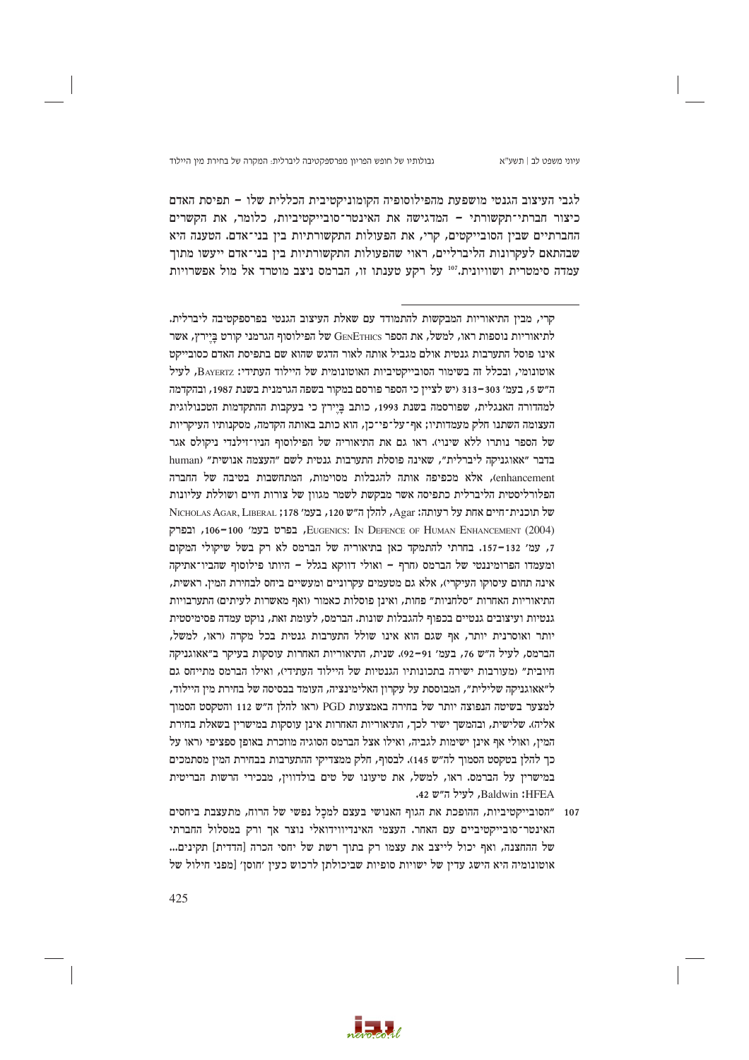לגבי העיצוב הגנטי מושפעת מהפילוסופיה הקומוניקטיבית הכללית שלו – תפיסת האדם כיצור חברתי־תקשורתי – המדגישה את האינטר־סובייקטיביות, כלומר, את הקשרים החברתיים שבין הסובייקטים, קרי, את הפעולות התקשורתיות בין בני־אדם. הטענה היא שבהתאם לעקרונות הליברליים, ראוי שהפעולות התקשורתיות בין בני־אדם ייעשו מתוך עמדה סימטרית ושוויונית.[107] על רקע טענתו זו, הברמס ניצב מוטרד אל מול אפשרויות

---

קרי, מבין התיאוריות המבקשות להתמודד עם שאלת העיצוב הגנטי בפרספקטיבה ליברלית. לתיאוריות נוספות ראו, למשל, את הספר GenEthics של הפילוסוף הגרמני קורט בַּיירץ, אשר אינו פוסל התערבות גנטית אולם מגביל אותה לאור הדגש שהוא שם בתפיסת האדם כסובייקט אוטונומי, ובכלל זה בשימור הסובייקטיביות האוטונומית של היילוד העתידי: Bayertz, לעיל ה"ש 5, בעמ' 303–313 (יש לציין כי הספר פורסם במקור בשפה הגרמנית בשנת 1987, ובהקדמה למהדורה האנגלית, שפורסמה בשנת 1993, כותב בַּיירץ כי בעקבות ההתקדמות הטכנולוגית העצומה השתנו חלק מעמדותיו; אף־על־פי־כן, הוא כותב באותה הקדמה, מסקנותיו העיקריות של הספר נותרו ללא שינוי). ראו גם את התיאוריה של הפילוסוף הניו־זילנדי ניקולס אגר בדבר "אאוגניקה ליברלית", שאינה פוסלת התערבות גנטית לשם "העצמה אנושית" (human enhancement), אלא מכפיפה אותה להגבלות מסוימות, המתחשבות בטיבה של החברה הפלורליסטית הליברלית כתפיסה אשר מבקשת לשמר מגוון של צורות חיים ושוללת עליונות של תוכנית־חיים אחת על רעותה: Agar, להלן ה"ש 120, בעמ' 178; Nicholas Agar, Liberal Eugenics: In Defence of Human Enhancement (2004), בפרט בעמ' 100–106, ובפרק 7, עמ' 132–157. בחרתי להתמקד כאן בתיאוריה של הברמס לא רק בשל שיקולי המקום ומעמדו הפרומיננטי של הברמס (חרף – ואולי דווקא בגלל – היותו פילוסוף שהביו־אתיקה אינה תחום עיסוקו העיקרי), אלא גם מטעמים עקרוניים ומעשיים ביחס לבחירת המין. ראשית, התיאוריות האחרות "סלחניות" פחות, ואינן פוסלות כאמור (ואף מאשרות לעיתים) התערבויות גנטיות ועיצובים גנטיים בכפוף להגבלות שונות. הברמס, לעומת זאת, נוקט עמדה פסימיסטית יותר ואוסרנית יותר, אף שגם הוא אינו שולל התערבות גנטית בכל מקרה (ראו, למשל, הברמס, לעיל ה"ש 76, בעמ' 91–92). שנית, התיאוריות האחרות עוסקות בעיקר ב"אאוגניקה חיובית" (מעורבות ישירה בתכונותיו הגנטיות של היילוד העתידי), ואילו הברמס מתייחס גם ל"אאוגניקה שלילית", המבוססת על עקרון האלימינציה, העומד בבסיסה של בחירת מין היילוד, למצער בשיטה הנפוצה יותר של בחירה באמצעות PGD (ראו להלן ה"ש 112 והטקסט הסמוך אליה). שלישית, ובהמשך ישיר לכך, התיאוריות האחרות אינן עוסקות במישרין בשאלת בחירת המין, ואולי אף אינן ישימות לגביה, ואילו אצל הברמס הסוגיה מוזכרת באופן ספציפי (ראו על כך להלן בטקסט הסמוך לה"ש 145). לבסוף, חלק ממצדיקי ההתערבות בבחירת המין מסתמכים במישרין על הברמס. ראו, למשל, את טיעונו של טים בולדווין, מבכירי הרשות הבריטית HFEA: Baldwin, לעיל ה"ש 42.

107 "הסובייקטיביות, ההופכת את הגוף האנושי בעצם למכָל נפשי של הרוח, מתעצבת ביחסים האינטר־סובייקטיביים עם האחר. העצמי האינדיווידואלי נוצר אך ורק במסלול החברתי של ההחצנה, ואף יכול לייצב את עצמו רק בתוך רשת של יחסי הכרה [הדדית] תקינים... אוטונומיה היא הישג עדין של ישויות סופיות שביכולתן לרכוש כעין 'חוסן' [מפני חילול של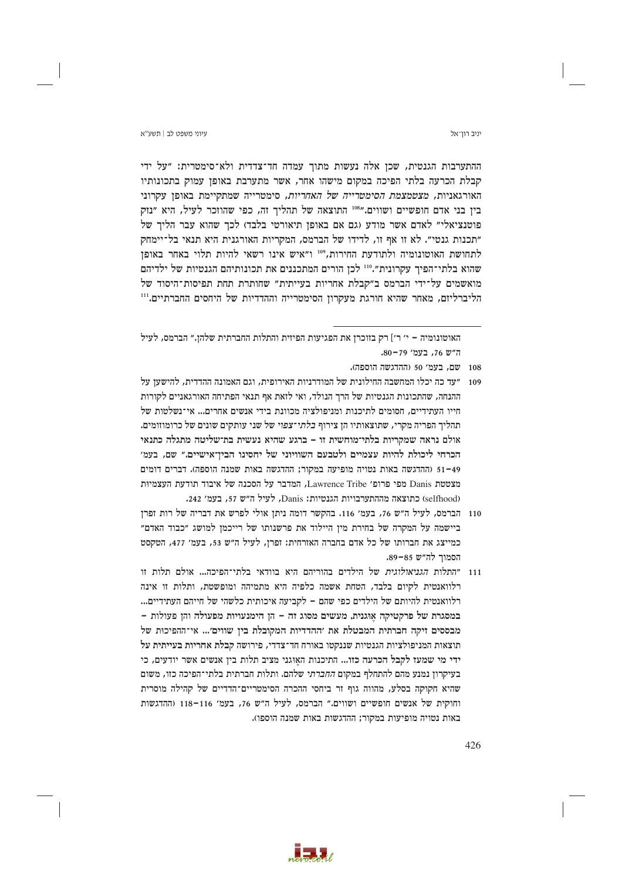ההתערבות הגנטית, שכן אלה נעשות מתוך עמדה חד־צדדית ולא־סימטרית: "על ידי קבלת הכרעה בלתי הפיכה במקום מישהו אחר, אשר מתערבת באופן עמוק בתכונותיו האורגאניות, *מצטמצמת הסימטרייה של האחריות*, סימטרייה שמתקיימת באופן עקרוני בין בני אדם חופשיים ושווים."[108] התוצאה של תהליך זה, כפי שהוזכר לעיל, היא "נזק פוטנציאלי" לאדם אשר מודע (גם אם באופן תיאורטי בלבד) לכך שהוא עבר הליך של "תכנות גנטי". לא זו אף זו, לדידו של הברמס, המקריות האורגנית היא תנאי בל־יימחק לתחושת האוטונומיה ולתודעת החירות,[109] ו"איש אינו רשאי להיות תלוי באחר באופן שהוא בלתי־הפיך עקרונית".[110] לכן הורים המתכננים את תכונותיהם הגנטיות של ילדיהם מואשמים על־ידי הברמס ב"קבלת אחריות בעייתית" שחותרת תחת תפיסות־היסוד של הליברליזם, מאחר שהיא חורגת מעקרון הסימטרייה וההדדיות של היחסים החברתיים.[111]

---

האוטונומיה – י' ר'] רק בזוכרן את הפגיעות הפיזית והתלות החברתית שלהן." הברמס, לעיל ה"ש 76, בעמ' 79–80.

108 שם, בעמ' 50 (ההדגשה הוספה).

109 "עד כה יכלו המחשבה החילונית של המודרניות האירופית, וגם האמונה הדתית, להישען על ההנחה, שהתכונות הגנטיות של הרך הנולד, ואי לזאת אף תנאי הפתיחה האורגאניים לקורות חייו העתידיים, חסומים לתיכונות ומניפולציה מכוונת בידי אנשים אחרים... אי־נשלטות של תהליך הפריה מקרי, שתוצאותיו הן צירוף *בלתי־צפוי* של שני עותקים שונים של כרומוזומים. אולם נראה שמקריות בלתי־מוחשית זו – ברגע שהיא נעשית בת־שליטה מתגלה **כתנאי הכרחי ליכולת להיות עצמיים ולטבעם השוויוני של יחסינו הבין־אישיים**." שם, בעמ' 49–51 (ההדגשה באות נטויה מופיעה במקור; ההדגשה באות שמנה הוספה). דברים דומים מצטטת Danis מפי פרופ' Lawrence Tribe, המדבר על הסכנה של איבוד תודעת העצמיות (selfhood) כתוצאה מההתערבויות הגנטיות: Danis, לעיל ה"ש 57, בעמ' 242.

110 הברמס, לעיל ה"ש 76, בעמ' 116. בהקשר דומה ניתן אולי לפרש את דבריה של רות זפרן ביישמה על המקרה של בחירת מין היילוד את פרשנותו של רייכמן למושג "כבוד האדם" כמייצג את חברותו של כל אדם בחברה האזרחית: זפרן, לעיל ה"ש 53, בעמ' 477, הטקסט הסמוך לה"ש 85–89.

111 "התלות *הגניאולוגית* של הילדים בהוריהם היא בוודאי בלתי־הפיכה... אולם תלות זו רלוואנטית לקיום בלבד, הטחת אשמה כלפיה היא מתמיהה ומופשטת, ותלות זו אינה רלוואנטית להיותם של הילדים כפי שהם – לקביעה איכותית כלשהי של חייהם העתידיים... **במסגרת של פרקטיקה אֶוּגנית, מעשים מסוג זה – הן הימנעויות מפעולה והן פעולות – מבססים זיקה חברתית המבטלת את 'ההדדיות המקובלת בין שווים'... אי־ההפיכות של תוצאות המניפולציות הגנטיות שננקטו באורח חד־צדדי, פירושה קבלת אחריות בעייתית על ידי מי שמעז לקבל הכרעה כזו**... התיכנות האֶוּגני מציב תלות בין אנשים אשר יודעים, כי בעיקרון נמנע מהם להתחלף במקום *החברתי* שלהם. ותלות חברתית בלתי־הפיכה כזו, משום שהיא חקוקה בסלע, מהווה גוף זר ביחסי ההכרה הסימטריים־הדדיים של קהילה מוסרית וחוקית של אנשים חופשיים ושווים." הברמס, לעיל ה"ש 76, בעמ' 116–118 (ההדגשות באות נטויה מופיעות במקור; ההדגשות באות שמנה הוספו).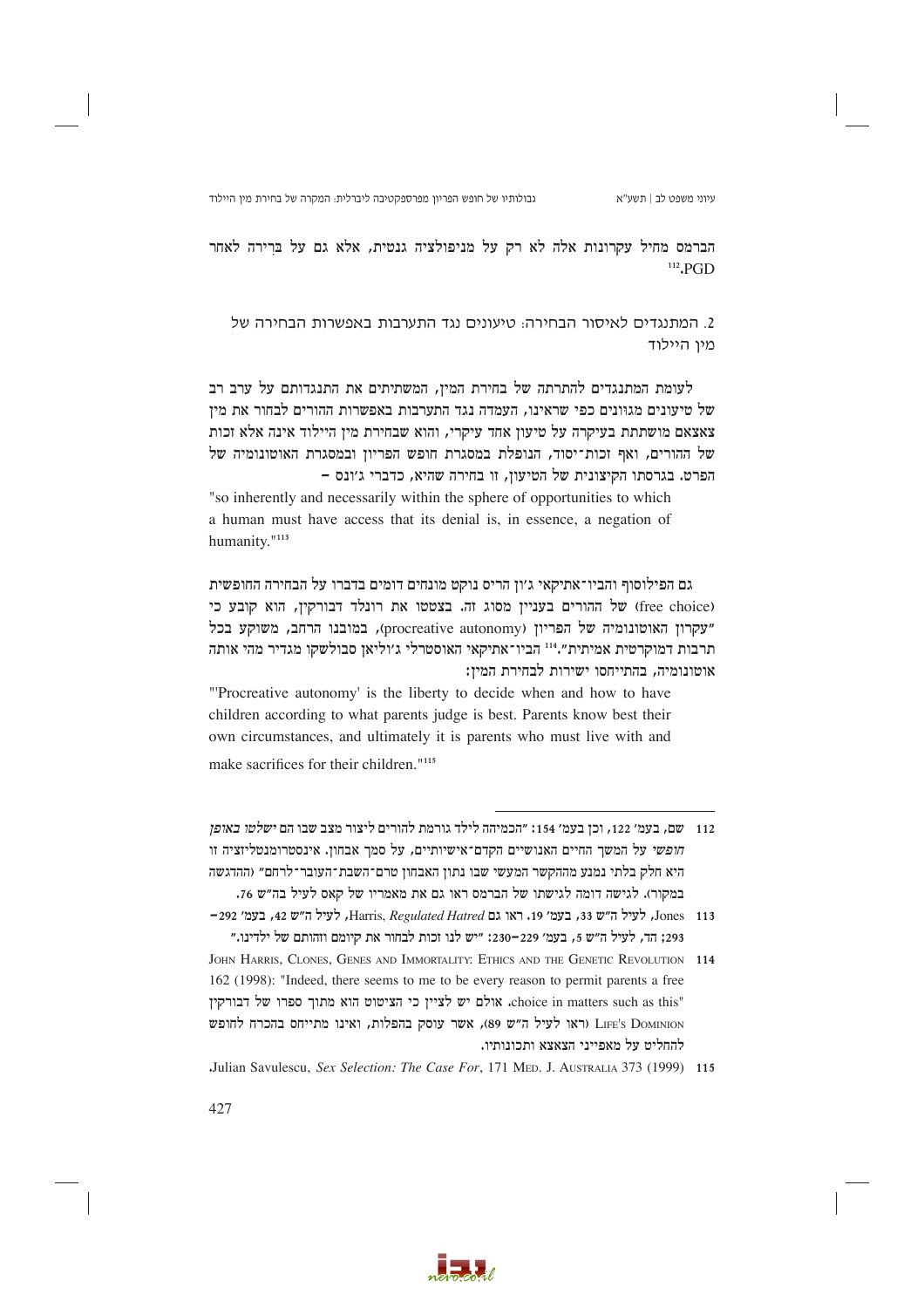הברמס מחיל עקרונות אלה לא רק על מניפולציה גנטית, אלא גם על בְּרירה לאחר PGD.[112]

## 2. המתנגדים לאיסור הבחירה: טיעונים נגד התערבות באפשרות הבחירה של מין היילוד

לעומת המתנגדים להתרתה של בחירת המין, המשתיתים את התנגדותם על ערב רב של טיעונים מגוונים כפי שראינו, העמדה נגד התערבות באפשרות ההורים לבחור את מין צאצאם מושתתת בעיקרה על טיעון אחד עיקרי, והוא שבחירת מין היילוד אינה אלא זכות של ההורים, ואף זכות־יסוד, הנופלת במסגרת חופש הפריון ובמסגרת האוטונומיה של הפרט. בגרסתו הקיצונית של הטיעון, זו בחירה שהיא, כדברי ג'ונס –

"so inherently and necessarily within the sphere of opportunities to which a human must have access that its denial is, in essence, a negation of humanity."[113]

גם הפילוסוף והביו־אתיקאי ג'ון הריס נוקט מונחים דומים בדברו על הבחירה החופשית (free choice) של ההורים בעניין מסוג זה. בצטטו את רונלד דבורקין, הוא קובע כי "עקרון האוטונומיה של הפריון (procreative autonomy), במובנו הרחב, משוקע בכל תרבות דמוקרטית אמיתית".[114] הביו־אתיקאי האוסטרלי ג'וליאן סבולשקו מגדיר מהי אותה אוטונומיה, בהתייחסו ישירות לבחירת המין:

"'Procreative autonomy' is the liberty to decide when and how to have children according to what parents judge is best. Parents know best their own circumstances, and ultimately it is parents who must live with and make sacrifices for their children."[115]

---

112 שם, בעמ' 122, וכן בעמ' 154: "הכמיהה לילד גורמת להורים ליצור מצב שבו הם *ישלטו באופן חופשי* על המשך החיים האנושיים הקדם־אישיותיים, על סמך אבחון. אינסטרומנטליזציה זו היא חלק בלתי נמנע מההקשר המעשי שבו נתון האבחון טרם־השבת־העובר־לרחם" (ההדגשה במקור). לגישה דומה לגישתו של הברמס ראו גם את מאמריו של קאס לעיל בה"ש 76.

113 Jones, לעיל ה"ש 33, בעמ' 19. ראו גם Harris, *Regulated Hatred*, לעיל ה"ש 42, בעמ' 292–293; הד, לעיל ה"ש 5, בעמ' 229–230: "יש לנו זכות לבחור את קיומם וזהותם של ילדינו."

114 John Harris, Clones, Genes and Immortality: Ethics and the Genetic Revolution 162 (1998): "Indeed, there seems to me to be every reason to permit parents a free choice in matters such as this". אולם יש לציין כי הציטוט הוא מתוך ספרו של דבורקין Life's Dominion (ראו לעיל ה"ש 89), אשר עוסק בהפלות, ואינו מתייחס בהכרח לחופש להחליט על מאפייני הצאצא ותכונותיו.

115 Julian Savulescu, *Sex Selection: The Case For*, 171 Med. J. Australia 373 (1999).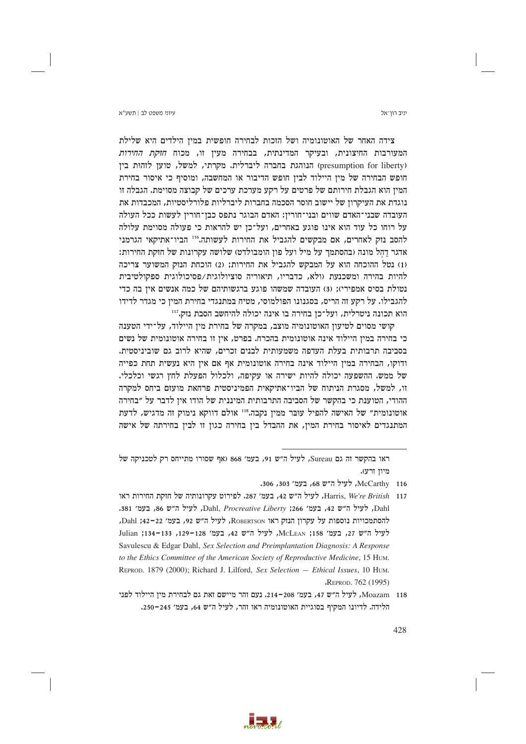צידה האחר של האוטונומיה ושל הזכות לבחירה חופשית במין הילדים היא שלילת המעורבות החיצונית, ובעיקר המדינתית, בבחירה מעין זו, מכוח *חזקת החירות* (presumption for liberty) הנוהגת בחברה ליברלית. מקרתי, למשל, טוען לזהות בין חופש הבחירה של מין היילוד לבין חופש הדיבור או המחשבה, ומוסיף כי איסור בחירת המין הוא הגבלת חירותם של פרטים על רקע מערכת ערכים של קבוצה מסוימת. הגבלה זו נוגדת את העיקרון של יישוב חוסר הסכמה בחברות ליברליות פלורליסטיות, המכבדות את העובדה שבני־האדם שווים ובני־חורין: האדם הבוגר נתפס כבן־חורין לעשות ככל העולה על רוחו כל עוד הוא אינו פוגע באחרים, ועל־כן יש להראות כי פעולה מסוימת עלולה להסב נזק לאחרים, אם מבקשים להגביל את החירות לעשותה.[116] הביו־אתיקאי הגרמני אדגר דָהל מונה (בהסתמך על מיל ועל פון הומבולדט) שלושה עקרונות של חזקת החירות: (1) נטל ההוכחה הוא על המבקש להגביל את החירות; (2) הוכחת הנזק המשוער צריכה להיות בהירה ומשכנעת (ולא, כדבריו, תיאוריה סוציולוגית/פסיכולוגית ספקולטיבית נטולת בסיס אמפירי); (3) העובדה שמשהו פוגע ברגשותיהם של כמה אנשים אין בה כדי להגבילו. על רקע זה הריס, בסגנונו הפולמוסי, מטיח במתנגדי בחירת המין כי מגדר לדידו הוא תכונה ניטרלית, ועל־כן בחירה בו אינה יכולה להיחשב הסבת נזק.[117]

קושי מסוים לטיעון האוטונומיה מוצב, במקרה של בחירת מין היילוד, על־ידי הטענה כי בחירה במין היילוד אינה אוטונומית בהכרח. בפרט, אין זו בחירה אוטונומית של נשים בסביבה תרבותית בעלת העדפה משמעותית לבנים זכרים, שהיא לרוב גם שוביניסטית. ודוקו, הבחירה במין היילוד אינה בחירה אוטונומית אף אם אין היא נעשית תחת כפייה של ממש. ההשפעה יכולה להיות ישירה או עקיפה, ולכלול הפעלת לחץ רגשי וכלכלי. זו, למשל, מסגרת הניתוח של הביו־אתיקאית הפמיניסטית פרחאת מועזם ביחס למקרה ההודי, הטוענת כי בהקשר של הסביבה התרבותית המיננית של הודו אין לדבר על "בחירה אוטונומית" של האישה להפיל עובר ממין נקבה.[118] אולם דווקא נימוק זה מדגיש, לדעת המתנגדים לאיסור בחירת המין, את ההבדל בין בחירה כגון זו לבין בחירתה של אישה

---

ראו בהקשר זה גם Sureau, לעיל ה"ש 91, בעמ' 868 (אף שסורו מתייחס רק לטכניקה של מיון זרע).

116 McCarthy, לעיל ה"ש 68, בעמ' 303, 306.

117 Harris, *We're British*, לעיל ה"ש 42, בעמ' 287. לפירוט עקרונותיה של חזקת החירות ראו Dahl, לעיל ה"ש 42, בעמ' 266; Dahl, *Procreative Liberty*, לעיל ה"ש 86, בעמ' 381. להסתמכויות נוספות על עקרון הנזק ראו ROBERTSON, לעיל ה"ש 92, בעמ' 22–42; Dahl, לעיל ה"ש 27, בעמ' 158; MCLEAN, לעיל ה"ש 42, בעמ' 128–129, 133–134; Julian Savulescu & Edgar Dahl, *Sex Selection and Preimplantation Diagnosis: A Response to the Ethics Committee of the American Society of Reproductive Medicine*, 15 HUM. REPROD. 1879 (2000); Richard J. Lilford, *Sex Selection — Ethical Issues*, 10 HUM. REPROD. 762 (1995).

118 Moazam, לעיל ה"ש 47, בעמ' 208–214. נעם זהר מיישם זאת גם לבחירת מין היילוד לפני הלידה. לדיונו המקיף בסוגיית האוטונומיה ראו זהר, לעיל ה"ש 64, בעמ' 245–250.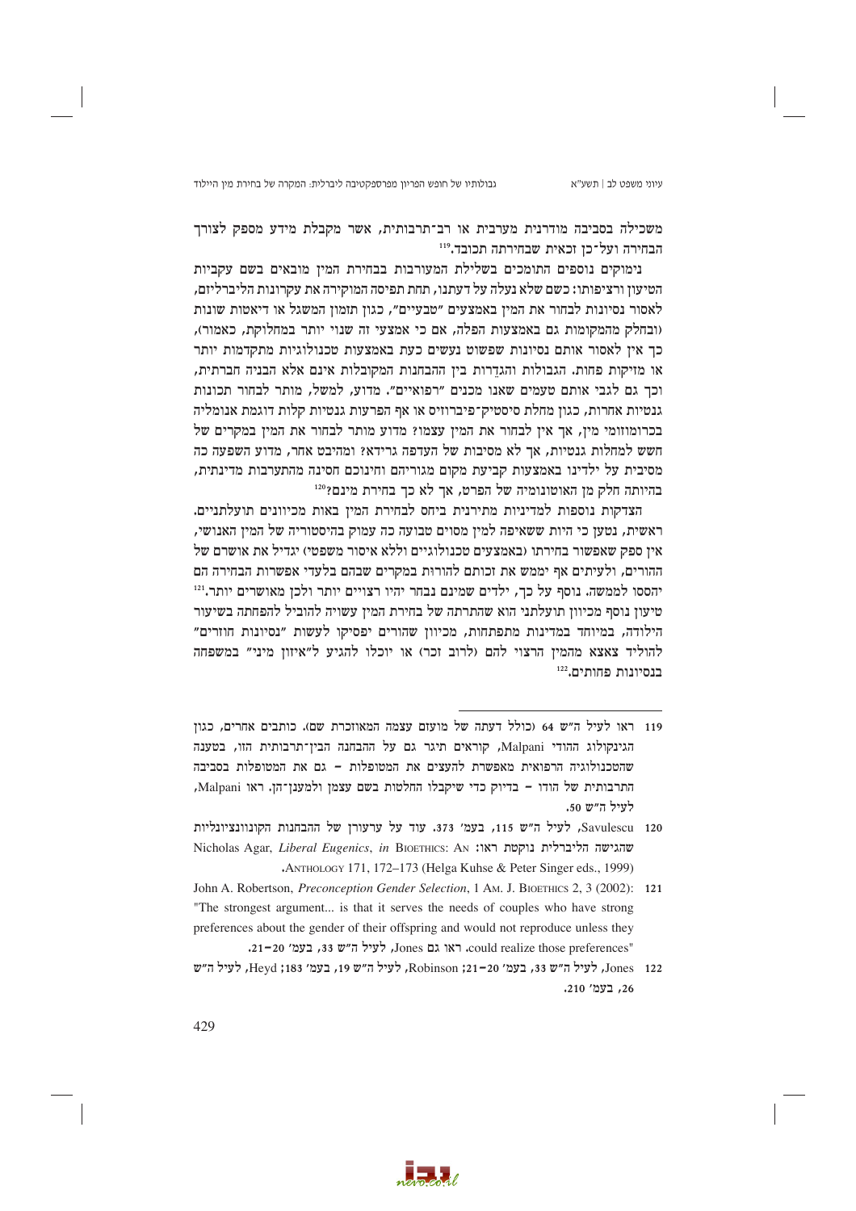משכילה בסביבה מודרנית מערבית או רב־תרבותית, אשר מקבלת מידע מספק לצורך הבחירה ועל־כן זכאית שבחירתה תכובד.[119]

נימוקים נוספים התומכים בשלילת המעורבות בבחירת המין מובאים בשם עקביות הטיעון ורציפותו: כשם שלא נעלה על דעתנו, תחת תפיסה המוקירה את עקרונות הליברליזם, לאסור נסיונות לבחור את המין באמצעים "טבעיים", כגון תזמון המשגל או דיאטות שונות (ובחלק מהמקומות גם באמצעות הפלה, אם כי אמצעי זה שנוי יותר במחלוקת, כאמור), כך אין לאסור אותם נסיונות שפשוט נעשים כעת באמצעות טכנולוגיות מתקדמות יותר או מזיקות פחות. הגבולות והגדרות בין ההבחנות המקובלות אינם אלא הבניה חברתית, וכך גם לגבי אותם טעמים שאנו מכנים "רפואיים". מדוע, למשל, מותר לבחור תכונות גנטיות אחרות, כגון מחלת סיסטיק־פיברוזיס או אף הפרעות גנטיות קלות דוגמת אנומליה בכרומוזומי מין, אך אין לבחור את המין עצמו? מדוע מותר לבחור את המין במקרים של חשש למחלות גנטיות, אך לא מסיבות של העדפה גרידא? ומהיבט אחר, מדוע השפעה כה מסיבית על ילדינו באמצעות קביעת מקום מגוריהם וחינוכם חסינה מהתערבות מדינתית, בהיותה חלק מן האוטונומיה של הפרט, אך לא כך בחירת מינם?[120]

הצדקות נוספות למדיניות מתירנית ביחס לבחירת המין באות מכיוונים תועלתניים. ראשית, נטען כי היות ששאיפה למין מסוים טבועה כה עמוק בהיסטוריה של המין האנושי, אין ספק שאפשור בחירתו (באמצעים טכנולוגיים וללא איסור משפטי) יגדיל את אושרם של ההורים, ולעיתים אף יממש את זכותם להורות במקרים שבהם בלעדי אפשרות הבחירה הם יהססו לממשה. נוסף על כך, ילדים שמינם נבחר יהיו רצויים יותר ולכן מאושרים יותר.[121] טיעון נוסף מכיוון תועלתני הוא שהתרתה של בחירת המין עשויה להוביל להפחתה בשיעור הילודה, במיוחד במדינות מתפתחות, מכיוון שהורים יפסיקו לעשות "נסיונות חוזרים" להוליד צאצא מהמין הרצוי להם (לרוב זכר) או יוכלו להגיע ל"איזון מיני" במשפחה בנסיונות פחותים.[122]

---

119 ראו לעיל ה"ש 64 (כולל דעתה של מועזם עצמה המאוזכרת שם). כותבים אחרים, כגון הגינקולוג ההודי Malpani, קוראים תיגר גם על ההבחנה הבין־תרבותית הזו, בטענה שהטכנולוגיה הרפואית מאפשרת להעצים את המטופלות – גם את המטופלות בסביבה התרבותית של הודו – בדיוק כדי שיקבלו החלטות בשם עצמן ולמענן־הן. ראו Malpani, לעיל ה"ש 50.

120 Savulescu, לעיל ה"ש 115, בעמ' 373. עוד על ערעורן של ההבחנות הקונווציונליות שהגישה הליברלית נוקטת ראו: Nicholas Agar, *Liberal Eugenics*, *in* BIOETHICS: AN ANTHOLOGY 171, 172–173 (Helga Kuhse & Peter Singer eds., 1999).

121 John A. Robertson, *Preconception Gender Selection*, 1 AM. J. BIOETHICS 2, 3 (2002): "The strongest argument... is that it serves the needs of couples who have strong preferences about the gender of their offspring and would not reproduce unless they could realize those preferences". ראו גם Jones, לעיל ה"ש 33, בעמ' 20–21.

122 Jones, לעיל ה"ש 33, בעמ' 20–21; Robinson, לעיל ה"ש 19, בעמ' 183; Heyd, לעיל ה"ש 26, בעמ' 210.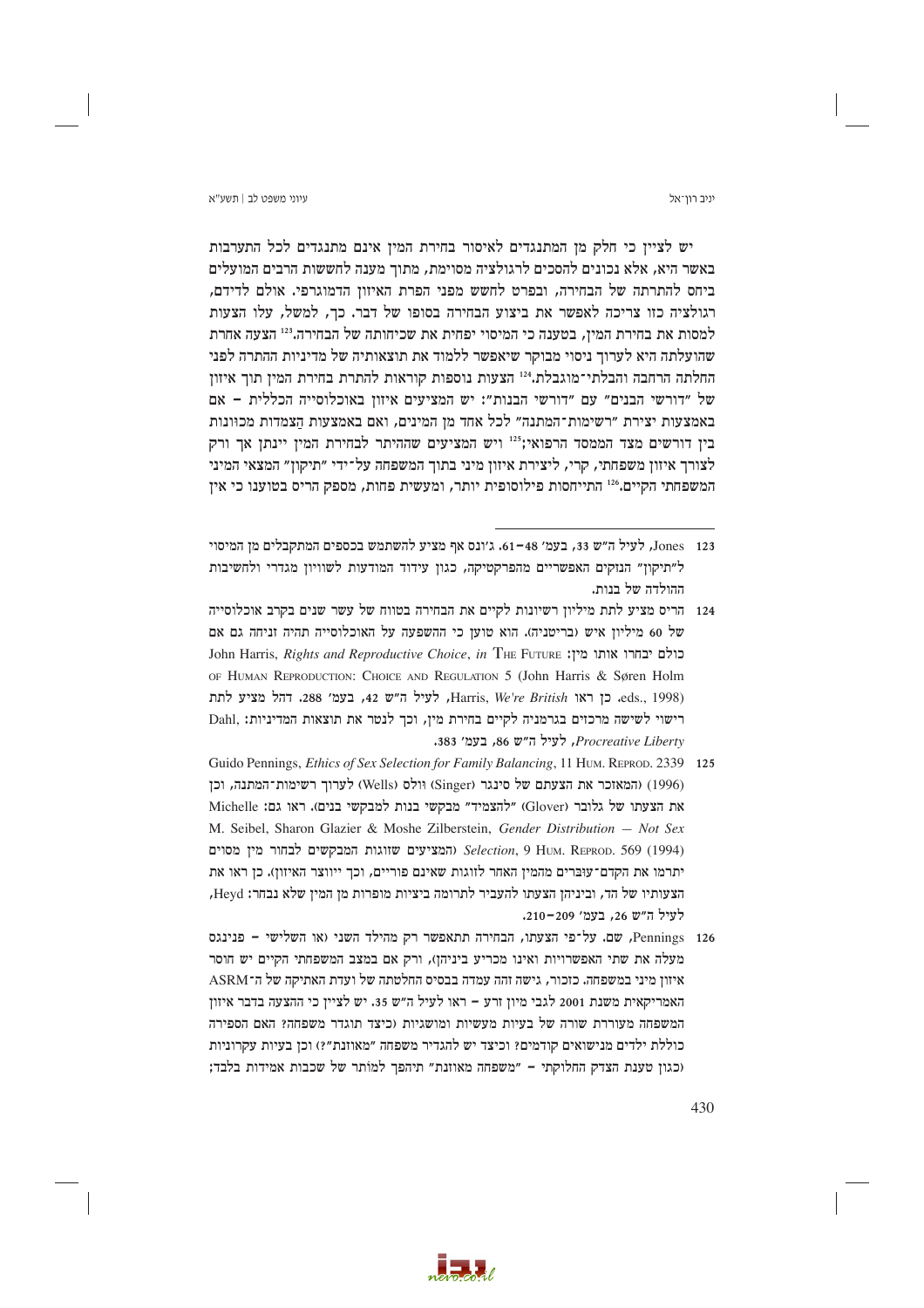יש לציין כי חלק מן המתנגדים לאיסור בחירת המין אינם מתנגדים לכל התערבות באשר היא, אלא נכונים להסכים לרגולציה מסוימת, מתוך מענה לחששות הרבים המועלים ביחס להתרתה של הבחירה, ובפרט לחשש מפני הפרת האיזון הדמוגרפי. אולם לדידם, רגולציה כזו צריכה לאפשר את ביצוע הבחירה בסופו של דבר. כך, למשל, עלו הצעות למסות את בחירת המין, בטענה כי המיסוי יפחית את שכיחותה של הבחירה.[123] הצעה אחרת שהועלתה היא לערוך ניסוי מבוקר שיאפשר ללמוד את תוצאותיה של מדיניות ההתרה לפני החלתה הרחבה והבלתי־מוגבלת.[124] הצעות נוספות קוראות להתרת בחירת המין תוך איזון של "דורשי הבנים" עם "דורשי הבנות": יש המציעים איזון באוכלוסייה הכללית – אם באמצעות יצירת "רשימות־המתנה" לכל אחד מן המינים, ואם באמצעות הַצמדות מכוונות בין דורשים מצד הממסד הרפואי;[125] ויש המציעים שההיתר לבחירת המין יינתן אך ורק לצורך איזון משפחתי, קרי, ליצירת איזון מיני בתוך המשפחה על־ידי "תיקון" המצאי המיני המשפחתי הקיים.[126] התייחסות פילוסופית יותר, ומעשית פחות, מספק הריס בטוענו כי אין

---

123 Jones, לעיל ה"ש 33, בעמ' 48–61. ג'ונס אף מציע להשתמש בכספים המתקבלים מן המיסוי ל"תיקון" הנזקים האפשריים מהפרקטיקה, כגון עידוד המודעות לשוויון מגדרי ולחשיבות ההולדה של בנות.

124 הריס מציע לתת מיליון רשיונות לקיים את הבחירה בטווח של עשר שנים בקרב אוכלוסייה של 60 מיליון איש (בריטניה). הוא טוען כי ההשפעה על האוכלוסייה תהיה זניחה גם אם כולם יבחרו אותו מין: John Harris, *Rights and Reproductive Choice*, *in* THE FUTURE OF HUMAN REPRODUCTION: CHOICE AND REGULATION 5 (John Harris & Søren Holm eds., 1998). כן ראו Harris, *We're British*, לעיל ה"ש 42, בעמ' 288. דהל מציע לתת רישוי לשישה מרכזים בגרמניה לקיים בחירת מין, וכך לנטר את תוצאות המדיניות: Dahl, *Procreative Liberty*, לעיל ה"ש 86, בעמ' 383.

125 Guido Pennings, *Ethics of Sex Selection for Family Balancing*, 11 HUM. REPROD. 2339 (1996) (המאזכר את הצעתם של סינגר (Singer) וולס (Wells) לערוך רשימות־המתנה, וכן את הצעתו של גלובר (Glover) "להצמיד" מבקשי בנות למבקשי בנים). ראו גם: Michelle M. Seibel, Sharon Glazier & Moshe Zilberstein, *Gender Distribution — Not Sex Selection*, 9 HUM. REPROD. 569 (1994) (המציעים שזוגות המבקשים לבחור מין מסוים יתרמו את הקדם־עוּברים מהמין האחר לזוגות שאינם פוריים, וכך ייווצר האיזון). כן ראו את הצעותיו של הד, וביניהן הצעתו להעביר לתרומה ביציות מופרות מן המין שלא נבחר: Heyd, לעיל ה"ש 26, בעמ' 209–210.

126 Pennings, שם. על־פי הצעתו, הבחירה תתאפשר רק מהילד השני (או השלישי – פנינגס מעלה את שתי האפשרויות ואינו מכריע ביניהן), ורק אם במצב המשפחתי הקיים יש חוסר איזון מיני במשפחה. כזכור, גישה זהה עמדה בבסיס החלטתה של ועדת האתיקה של ה־ASRM האמריקאית משנת 2001 לגבי מיון זרע – ראו לעיל ה"ש 35. יש לציין כי ההצעה בדבר איזון המשפחה מעוררת שורה של בעיות מעשיות ומושגיות (כיצד תוגדר משפחה? האם הספירה כוללת ילדים מנישואים קודמים? וכיצד יש להגדיר משפחה "מאוזנת"?) וכן בעיות עקרוניות (כגון טענת הצדק החלוקתי – "משפחה מאוזנת" תיהפך למותר של שכבות אמידות בלבד;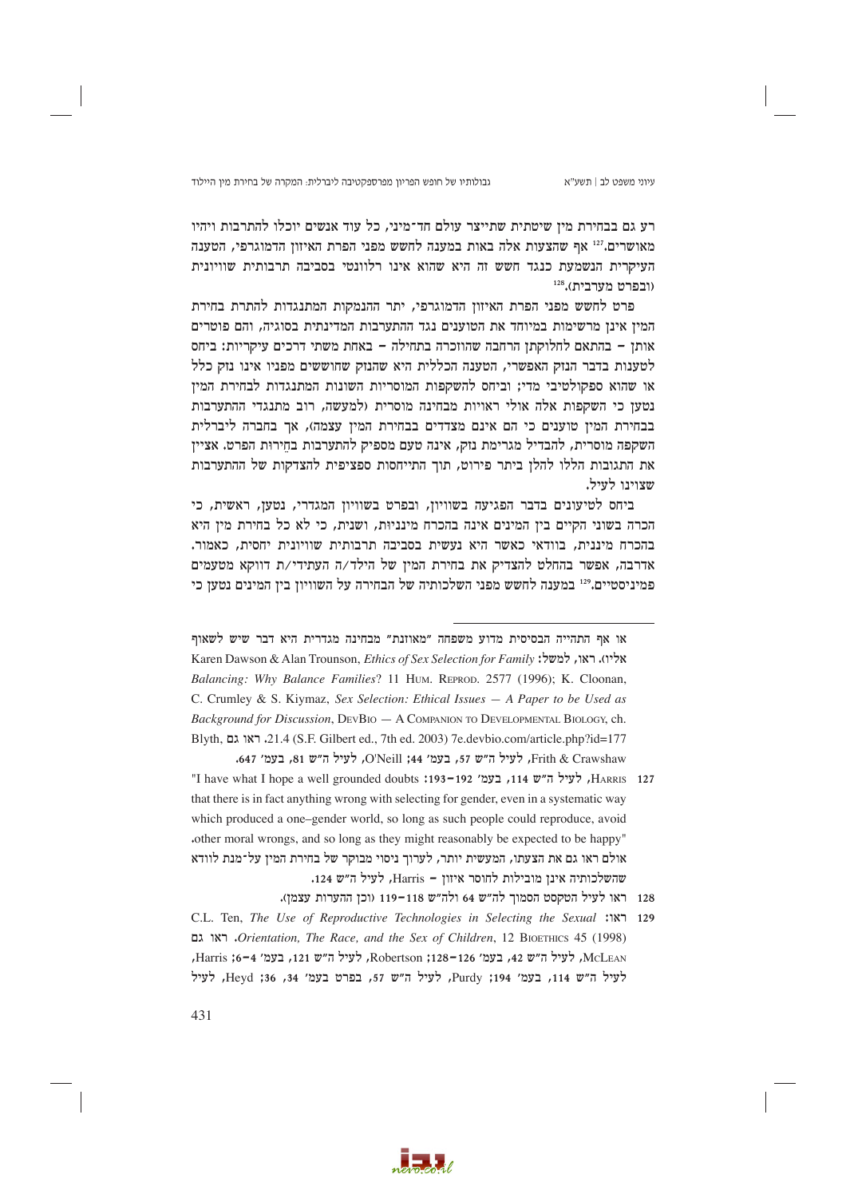רע גם בבחירת מין שיטתית שתייצר עולם חד־מיני, כל עוד אנשים יוכלו להתרבות ויהיו מאושרים.[127] אף שהצעות אלה באות במענה לחשש מפני הפרת האיזון הדמוגרפי, הטענה העיקרית הנשמעת כנגד חשש זה היא שהוא אינו רלוונטי בסביבה תרבותית שוויונית (ובפרט מערבית).[128]

פרט לחשש מפני הפרת האיזון הדמוגרפי, יתר ההנמקות המתנגדות להתרת בחירת המין אינן מרשימות במיוחד את הטוענים נגד ההתערבות המדינתית בסוגיה, והם פוטרים אותן – בהתאם לחלוקתן הרחבה שהוזכרה בתחילה – באחת משתי דרכים עיקריות: ביחס לטענות בדבר הנזק האפשרי, הטענה הכללית היא שהנזק שחוששים מפניו אינו נזק כלל או שהוא ספקולטיבי מדי; וביחס להשקפות המוסריות השונות המתנגדות לבחירת המין נטען כי השקפות אלה אולי ראויות מבחינה מוסרית (למעשה, רוב מתנגדי ההתערבות בבחירת המין טוענים כי הם אינם מצדדים בבחירת המין עצמה), אך בחברה ליברלית השקפה מוסרית, להבדיל מגרימת נזק, אינה טעם מספיק להתערבות בחֵירוּת הפרט. אציין את התגובות הללו להלן ביתר פירוט, תוך התייחסות ספציפית להצדקות של ההתערבות שצוינו לעיל.

ביחס לטיעונים בדבר הפגיעה בשוויון, ובפרט בשוויון המגדרי, נטען, ראשית, כי הכרה בשוני הקיים בין המינים אינה בהכרח מיננית, ושנית, כי לא כל בחירת מין היא בהכרח מיננית, בוודאי כאשר היא נעשית בסביבה תרבותית שוויונית יחסית, כאמור. אדרבה, אפשר בהחלט להצדיק את בחירת המין של הילד/ה העתידי/ת דווקא מטעמים פמיניסטיים.[129] במענה לחשש מפני השלכותיה של הבחירה על השוויון בין המינים נטען כי

---

או אף התהייה הבסיסית מדוע משפחה "מאוזנת" מבחינה מגדרית היא דבר שיש לשאוף אליו). ראו, למשל: Karen Dawson & Alan Trounson, *Ethics of Sex Selection for Family Balancing: Why Balance Families*? 11 Hum. Reprod. 2577 (1996); K. Cloonan, C. Crumley & S. Kiymaz, *Sex Selection: Ethical Issues — A Paper to be Used as Background for Discussion*, DevBio — A Companion to Developmental Biology, ch. 21.4 (S.F. Gilbert ed., 7th ed. 2003) 7e.devbio.com/article.php?id=177. ראו גם Blyth, לעיל ה"ש 81, בעמ' 647; O'Neill, לעיל ה"ש 57, בעמ' 44; Frith & Crawshaw.

127 Harris, לעיל ה"ש 114, בעמ' 192–193: "I have what I hope a well grounded doubts that there is in fact anything wrong with selecting for gender, even in a systematic way which produced a one–gender world, so long as such people could reproduce, avoid other moral wrongs, and so long as they might reasonably be expected to be happy". אולם ראו גם את הצעתו, המעשית יותר, לערוך ניסוי מבוקר של בחירת המין על־מנת לוודא שהשלכותיה אינן מובילות לחוסר איזון – Harris, לעיל ה"ש 124.

128 ראו לעיל הטקסט הסמוך לה"ש 64 ולה"ש 118–119 (וכן ההערות עצמן).

129 ראו: C.L. Ten, *The Use of Reproductive Technologies in Selecting the Sexual Orientation, The Race, and the Sex of Children*, 12 Bioethics 45 (1998). ראו גם McLean, לעיל ה"ש 42, בעמ' 126–128; Robertson, לעיל ה"ש 121, בעמ' 4–6; Harris, לעיל ה"ש 114, בעמ' 194; Purdy, לעיל ה"ש 57, בפרט בעמ' 34, 36; Heyd, לעיל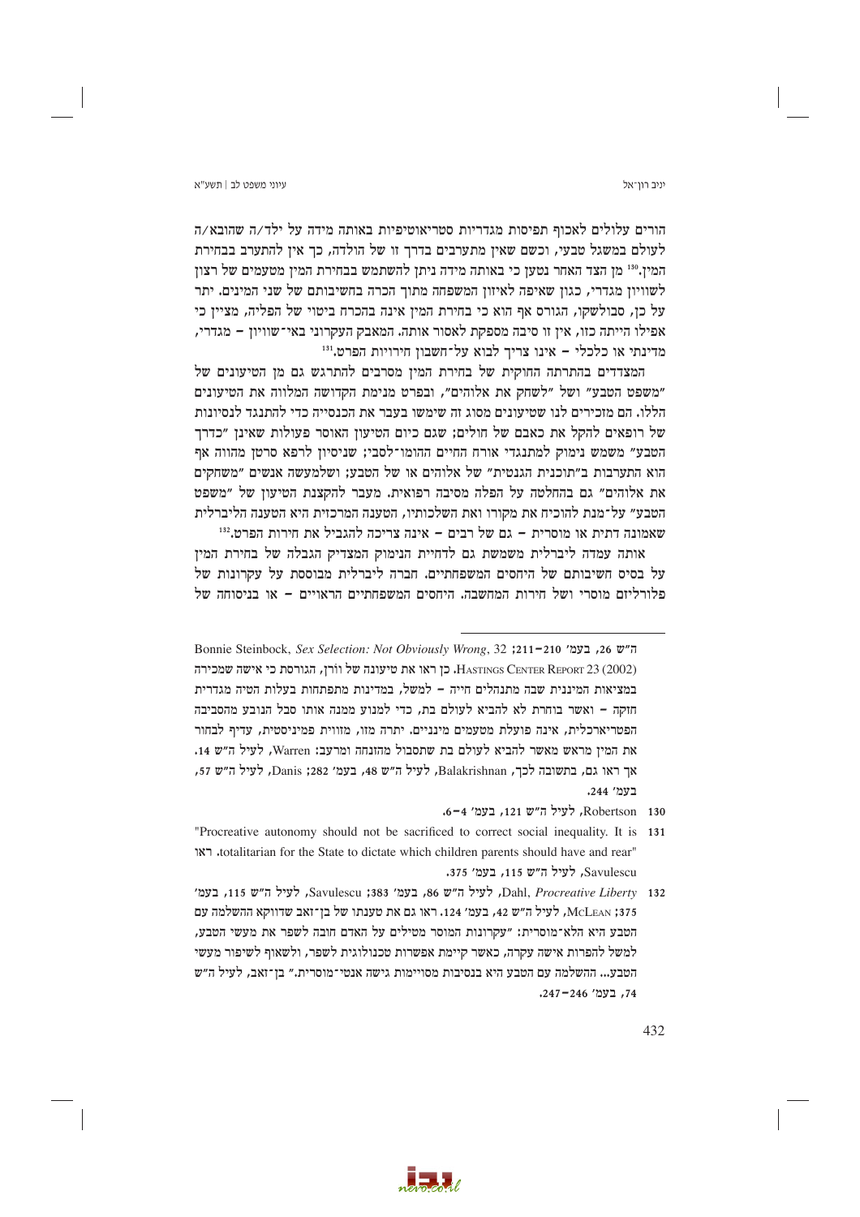הורים עלולים לאכוף תפיסות מגדריות סטריאוטיפיות באותה מידה על ילד/ה שהובא/ה לעולם במשגל טבעי, וכשם שאין מתערבים בדרך זו של הולדה, כך אין להתערב בבחירת המין.[130] מן הצד האחר נטען כי באותה מידה ניתן להשתמש בבחירת המין מטעמים של רצון לשוויון מגדרי, כגון שאיפה לאיזון המשפחה מתוך הכרה בחשיבותם של שני המינים. יתר על כן, סבולשקו, הגורס אף הוא כי בחירת המין אינה בהכרח ביטוי של הפליה, מציין כי אפילו הייתה כזו, אין זו סיבה מספקת לאסור אותה. המאבק העקרוני באי־שוויון – מגדרי, מדינתי או כלכלי – אינו צריך לבוא על־חשבון חירויות הפרט.[131]

המצדדים בהתרתה החוקית של בחירת המין מסרבים להתרגש גם מן הטיעונים של "משפט הטבע" ושל "לשחק את אלוהים", ובפרט מנימת הקדושה המלווה את הטיעונים הללו. הם מזכירים לנו שטיעונים מסוג זה שימשו בעבר את הכנסייה כדי להתנגד לנסיונות של רופאים להקל את כאבם של חולים; שגם כיום הטיעון האוסר פעולות שאינן "כדרך הטבע" משמש נימוק למתנגדי אורח החיים ההומו־לסבי; שניסיון לרפא סרטן מהווה אף הוא התערבות ב"תוכנית הגנטית" של אלוהים או של הטבע; ושלמעשה אנשים "משחקים את אלוהים" גם בהחלטה על הפלה מסיבה רפואית. מעבר להקצנת הטיעון של "משפט הטבע" על־מנת להוכיח את מקורו ואת השלכותיו, הטענה המרכזית היא הטענה הליברלית שאמונה דתית או מוסרית – גם של רבים – אינה צריכה להגביל את חירות הפרט.[132]

אותה עמדה ליברלית משמשת גם לדחיית הנימוק המצדיק הגבלה של בחירת המין על בסיס חשיבותם של היחסים המשפחתיים. חברה ליברלית מבוססת על עקרונות של פלורליזם מוסרי ושל חירות המחשבה. היחסים המשפחתיים הראויים – או בניסוחה של

---

ה"ש 26, בעמ' 210–211; Bonnie Steinbock, *Sex Selection: Not Obviously Wrong*, 32 HASTINGS CENTER REPORT 23 (2002). כן ראו את טיעונה של וורן, הגורסת כי אישה שמכירה במציאות המיננית שבה מתנהלים חייה – למשל, במדינות מתפתחות בעלות הטיה מגדרית חזקה – ואשר בוחרת לא להביא לעולם בת, כדי למנוע ממנה אותו סבל הנובע מהסביבה הפטריארכלית, אינה פועלת מטעמים מיניים. יתרה מזו, מזווית פמיניסטית, עדיף לבחור את המין מראש מאשר להביא לעולם בת שתסבול מהזנחה ומרעב: Warren, לעיל ה"ש 14. אך ראו גם, בתשובה לכך, Balakrishnan, לעיל ה"ש 48, בעמ' 282; Danis, לעיל ה"ש 57, בעמ' 244.

130 Robertson, לעיל ה"ש 121, בעמ' 4–6.

131 "Procreative autonomy should not be sacrificed to correct social inequality. It is totalitarian for the State to dictate which children parents should have and rear", ראו Savulescu, לעיל ה"ש 115, בעמ' 375.

132 Dahl, *Procreative Liberty*, לעיל ה"ש 86, בעמ' 383; Savulescu, לעיל ה"ש 115, בעמ' 375; MCLEAN, לעיל ה"ש 42, בעמ' 124. ראו גם את טענתו של בן־זאב שדווקא ההשלמה עם הטבע היא הלא־מוסרית: "עקרונות המוסר מטילים על האדם חובה לשפר את מעשי הטבע, למשל להפרות אישה עקרה, כאשר קיימת אפשרות טכנולוגית לשפר, ולשאוף לשיפור מעשי הטבע... ההשלמה עם הטבע היא בנסיבות מסויימות גישה אנטי־מוסרית." בן־זאב, לעיל ה"ש 74, בעמ' 246–247.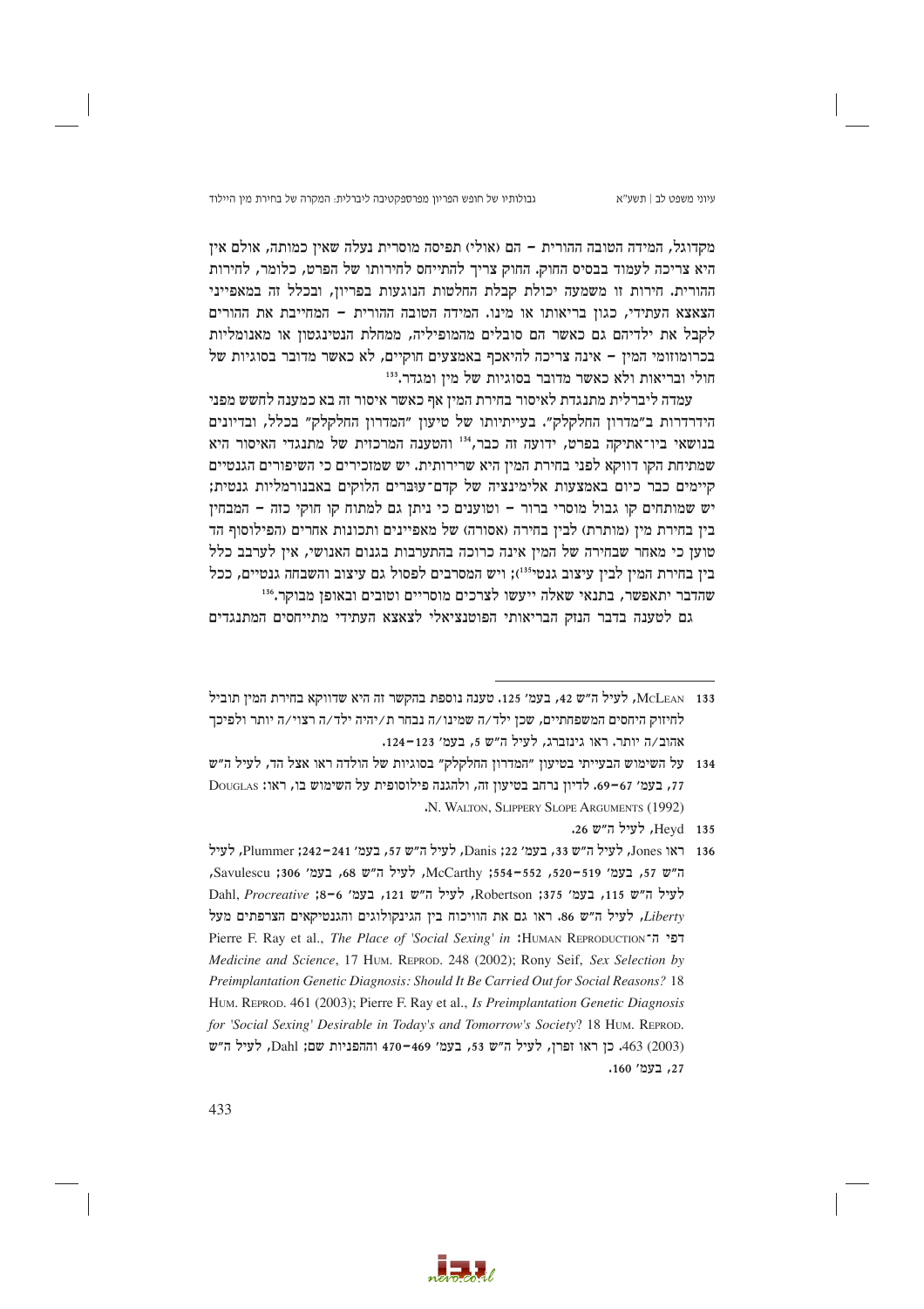מקדוגל, המידה הטובה ההורית – הם (אולי) תפיסה מוסרית נעלה שאין כמותה, אולם אין היא צריכה לעמוד בבסיס החוק. החוק צריך להתייחס לחירותו של הפרט, כלומר, לחירות ההורית. חירות זו משמעה יכולת קבלת החלטות הנוגעות בפריון, ובכלל זה במאפייני הצאצא העתידי, כגון בריאותו או מינו. המידה הטובה ההורית – המחייבת את ההורים לקבל את ילדיהם גם כאשר הם סובלים מהמופיליה, ממחלת הנטינגטון או מאנומליות בכרומוזומי המין – אינה צריכה להיאכף באמצעים חוקיים, לא כאשר מדובר בסוגיות של חולי ובריאות ולא כאשר מדובר בסוגיות של מין ומגדר.[133]

עמדה ליברלית מתנגדת לאיסור בחירת המין אף כאשר איסור זה בא כמענה לחשש מפני הידרדרות ב"מדרון החלקלק". בעייתיותו של טיעון "המדרון החלקלק" בכלל, ובדיונים בנושאי ביו־אתיקה בפרט, ידועה זה כבר,[134] והטענה המרכזית של מתנגדי האיסור היא שמתיחת הקו דווקא לפני בחירת המין היא שרירותית. יש שמזכירים כי השיפורים הגנטיים קיימים כבר כיום באמצעות אלימינציה של קדם־עוברים הלוקים באבנורמליות גנטית; יש שמותחים קו גבול מוסרי ברור – וטוענים כי ניתן גם למתוח קו חוקי כזה – המבחין בין בחירת מין (מותרת) לבין בחירה (אסורה) של מאפיינים ותכונות אחרים (הפילוסוף הד טוען כי מאחר שבחירה של המין אינה כרוכה בהתערבות בגנום האנושי, אין לערבב כלל בין בחירת המין לבין עיצוב גנטי[135]); ויש המסרבים לפסול גם עיצוב והשבחה גנטיים, ככל שהדבר יתאפשר, בתנאי שאלה ייעשו לצרכים מוסריים וטובים ובאופן מבוקר.[136]

גם לטענה בדבר הנזק הבריאותי הפוטנציאלי לצאצא העתידי מתייחסים המתנגדים

---

133 McLean, לעיל ה"ש 42, בעמ' 125. טענה נוספת בהקשר זה היא שדווקא בחירת המין תוביל לחיזוק היחסים המשפחתיים, שכן ילד/ה שמינו/ה נבחר ת/יהיה ילד/ה רצוי/ה יותר ולפיכך אהוב/ה יותר. ראו גינזברג, לעיל ה"ש 5, בעמ' 123–124.

134 על השימוש הבעייתי בטיעון "המדרון החלקלק" בסוגיות של הולדה ראו אצל הד, לעיל ה"ש 77, בעמ' 67–69. לדיון נרחב בטיעון זה, ולהגנה פילוסופית על השימוש בו, ראו: Douglas N. Walton, Slippery Slope Arguments (1992).

135 Heyd, לעיל ה"ש 26.

136 ראו Jones, לעיל ה"ש 33, בעמ' 22; Danis, לעיל ה"ש 57, בעמ' 241–242; Plummer, לעיל ה"ש 57, בעמ' 519–520, 552–554; McCarthy, לעיל ה"ש 68, בעמ' 306; Savulescu, לעיל ה"ש 115, בעמ' 375; Robertson, לעיל ה"ש 121, בעמ' 6–8; Dahl, *Procreative Liberty*, לעיל ה"ש 86. ראו גם את הוויכוח בין הגינקולוגים והגנטיקאים הצרפתים מעל דפי ה־Human Reproduction: Pierre F. Ray et al., *The Place of 'Social Sexing' in Medicine and Science*, 17 Hum. Reprod. 248 (2002); Rony Seif, *Sex Selection by Preimplantation Genetic Diagnosis: Should It Be Carried Out for Social Reasons?* 18 Hum. Reprod. 461 (2003); Pierre F. Ray et al., *Is Preimplantation Genetic Diagnosis for 'Social Sexing' Desirable in Today's and Tomorrow's Society*? 18 Hum. Reprod. 463 (2003). כן ראו זפרן, לעיל ה"ש 53, בעמ' 469–470 וההפניות שם; Dahl, לעיל ה"ש 27, בעמ' 160.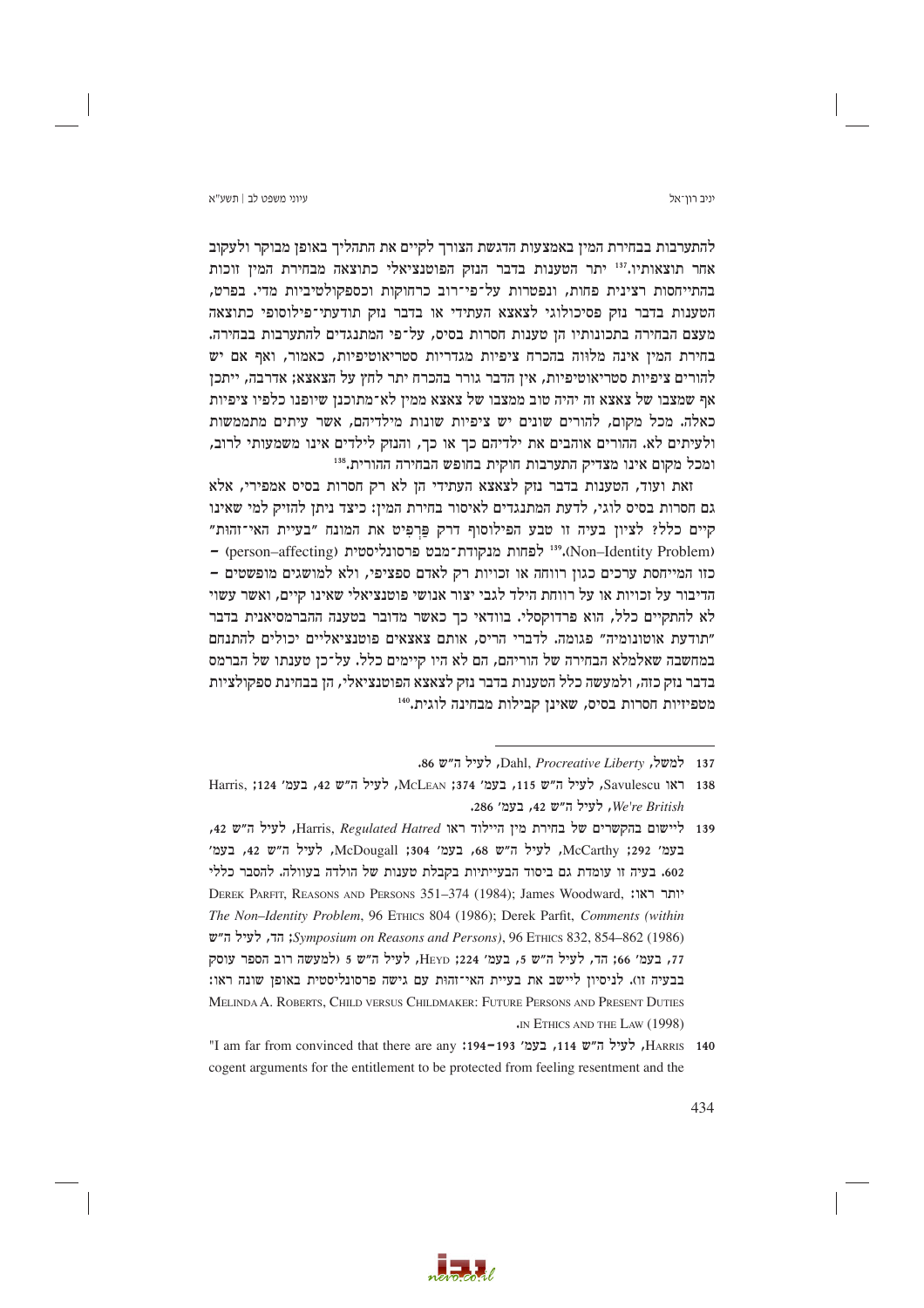להתערבות בבחירת המין באמצעות הדגשת הצורך לקיים את התהליך באופן מבוקר ולעקוב אחר תוצאותיו.[137] יתר הטענות בדבר הנזק הפוטנציאלי כתוצאה מבחירת המין זוכות בהתייחסות רצינית פחות, ונפטרות על־פי־רוב כרחוקות וכספקולטיביות מדי. בפרט, הטענות בדבר נזק פסיכולוגי לצאצא העתידי או בדבר נזק תודעתי־פילוסופי כתוצאה מעצם הבחירה בתכונותיו הן טענות חסרות בסיס, על־פי המתנגדים להתערבות בבחירה. בחירת המין אינה מלווה בהכרח ציפיות מגדריות סטריאוטיפיות, כאמור, ואף אם יש להורים ציפיות סטריאוטיפיות, אין הדבר גורר בהכרח יתר לחץ על הצאצא; אדרבה, ייתכן אף שמצבו של צאצא זה יהיה טוב ממצבו של צאצא ממין לא־מתוכנן שיופנו כלפיו ציפיות כאלה. מכל מקום, להורים שונים יש ציפיות שונות מילדיהם, אשר עיתים מתממשות ולעיתים לא. ההורים אוהבים את ילדיהם כך או כך, והנזק לילדים אינו משמעותי לרוב, ומכל מקום אינו מצדיק התערבות חוקית בחופש הבחירה ההורית.[138]

זאת ועוד, הטענות בדבר נזק לצאצא העתידי הן לא רק חסרות בסיס אמפירי, אלא גם חסרות בסיס לוגי, לדעת המתנגדים לאיסור בחירת המין: כיצד ניתן להזיק למי שאינו קיים כלל? לציון בעיה זו טבע הפילוסוף דרק פַּרְפִיט את המונח "בעיית האי־זהות" (Non–Identity Problem).[139] לפחות מנקודת־מבט פרסונליסטית (person–affecting) – כזו המתייחסת ערכים כגון רווחה או זכויות רק לאדם ספציפי, ולא למושגים מופשטים – הדיבור על זכויות או על רווחת הילד לגבי יצור אנושי פוטנציאלי שאינו קיים, ואשר עשוי לא להתקיים כלל, הוא פרדוקסלי. בוודאי כך כאשר מדובר בטענה ההברמסיאנית בדבר "תודעת אוטונומיה" פגומה. לדברי הריס, אותם צאצאים פוטנציאליים יכולים להתנחם במחשבה שאלמלא הבחירה של הוריהם, הם לא היו קיימים כלל. על־כן טענתו של הברמס בדבר נזק כזה, ולמעשה כלל הטענות בדבר נזק לצאצא הפוטנציאלי, הן בבחינת ספקולציות מטפיזיות חסרות בסיס, שאינן קבילות מבחינה לוגית.[140]

---

137 למשל, Dahl, *Procreative Liberty*, לעיל ה"ש 86.

138 ראו Savulescu, לעיל ה"ש 115, בעמ' 374; McLean, לעיל ה"ש 42, בעמ' 124; Harris, *We're British*, לעיל ה"ש 42, בעמ' 286.

139 ליישום בהקשרים של בחירת מין היילוד ראו Harris, *Regulated Hatred*, לעיל ה"ש 42, בעמ' 292; McCarthy, לעיל ה"ש 68, בעמ' 304; McDougall, לעיל ה"ש 42, בעמ' 602. בעיה זו עומדת גם ביסוד הבעייתיות בקבלת טענות של הולדה בעוולה. להסבר כללי יותר ראו: Derek Parfit, Reasons and Persons 351–374 (1984); James Woodward, *The Non–Identity Problem*, 96 Ethics 804 (1986); Derek Parfit, *Comments (within Symposium on Reasons and Persons)*, 96 Ethics 832, 854–862 (1986); הד, לעיל ה"ש 77, בעמ' 66; הד, לעיל ה"ש 5, בעמ' 224; Heyd, לעיל ה"ש 5 (למעשה רוב הספר עוסק בבעיה זו). לניסיון ליישב את בעיית האי־זהות עם גישה פרסונליסטית באופן שונה ראו: Melinda A. Roberts, Child versus Childmaker: Future Persons and Present Duties in Ethics and the Law (1998).

140 Harris, לעיל ה"ש 114, בעמ' 193–194: "I am far from convinced that there are any cogent arguments for the entitlement to be protected from feeling resentment and the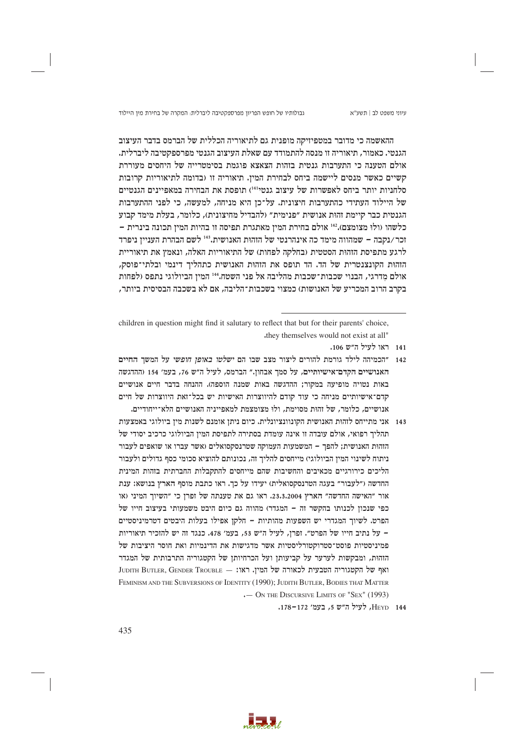ההאשמה כי מדובר במטפיזיקה מופנית גם לתיאוריה הכללית של הברמס בדבר העיצוב הגנטי. כאמור, תיאוריה זו מנסה להתמודד עם שאלת העיצוב הגנטי מפרספקטיבה ליברלית. אולם הטענה כי התערבות גנטית בזהות הצאצא פוגמת בסימטרייה של היחסים מעוררת קשיים כאשר מנסים ליישמה ביחס לבחירת המין. תיאוריה זו (בדומה לתיאוריות קרובות סלחניות יותר ביחס לאפשרות של עיצוב גנטי[141]) תופסת את הבחירה במאפיינים הגנטיים של היילוד העתידי כהתערבות חיצונית. על־כן היא מניחה, למעשה, כי לפני ההתערבות הגנטית כבר קיימת זהות אנושית "פנימית" (להבדיל מחיצונית), כלומר, בעלת מימד קבוע כלשהו (ולו מצומצם).[142] אולם בחירת המין מאתגרת תפיסה זו בהיות המין תכונה בינרית – זכר/נקבה – שמהווה מימד כה אינהרנטי של הזהות האנושית.[143] לשם הבהרת העניין ניפרד לרגע מתפיסת הזהות הסטטית (בחלקה לפחות) של התיאוריות האלה, ונאמץ את תיאוריית הזהות הקונצנטרית של הד. הד תופס את הזהות האנושית כתהליך דינמי ובלתי־פוסק, אולם מְדרגי, הבנוי שכבות־שכבות מהליבה אל פני השטח.[144] המין הביולוגי נתפס (לפחות בקרב הרוב המכריע של האנושות) כמצוי בשכבות־הליבה, אם לא בשכבה הבסיסית ביותר,

---

children in question might find it salutary to reflect that but for their parents' choice, they themselves would not exist at all".

141 ראו לעיל ה"ש 106.

142 "הכמיהה לילד גורמת להורים ליצור מצב שבו הם *ישלטו באופן חופשי* על המשך **החיים האנושיים הקדם־אישיותיים**, על סמך אבחון." הברמס, לעיל ה"ש 76, בעמ' 154 (ההדגשה באות נטויה מופיעה במקור; ההדגשה באות שמנה הוספה). ההנחה בדבר חיים אנושיים קדם־אישיותיים מניחה כי עוד קודם להיווצרות האישיות יש בכל־זאת היווצרות של חיים אנושיים, כלומר, של זהות מסוימת, ולו מצומצמת למאפייניה האנושיים הלא־ייחודיים.

143 אני מתייחס לזהות האנושית הקונוונציונלית. כיום ניתן אומנם לשנות מין ביולוגי באמצעות תהליך רפואי, אולם עובדה זו אינה עומדת בסתירה לתפיסת המין הביולוגי כרכיב יסודי של הזהות האנושית; להפך – המשמעות העמוקה שטרנסקסואלים (אשר עברו או שואפים לעבור ניתוח לשינוי המין הביולוגי) מייחסים להליך זה, נכונותם להוציא סכומי כסף גדולים ולעבור הליכים כירורגיים מכאיבים והחשיבות שהם מייחסים להתקבלות החברתית בזהות המינית החדשה ("לעבור" בעגה הטרנסקסואלית) יעידו על כך. ראו כתבת מוסף הארץ בנושא: ענת אור "האישה החדשה" הארץ 23.3.2004. ראו גם את טענתה של זפרן כי "השיוך המיני (או כפי שנכון לכנותו בהקשר זה – המגדר) מהווה גם כיום היבט משמעותי בעיצוב חייו של הפרט. לשיוך המגדרי יש השפעות מהותיות – חלקן אפילו בעלות היבטים דטרמיניסטיים – על נתיב חייו של הפרט". זפרן, לעיל ה"ש 53, בעמ' 478. כנגד זה יש להזכיר תיאוריות פמיניסטיות פוסט־סטרוקטורליסטיות אשר מדגישות את הדינמיות ואת חוסר היציבות של הזהות, ומבקשות לערער על קביעותן ועל הכרחיותן של הקטגוריה התרבותית של המגדר ואף של הקטגוריה הטבעית לכאורה של המין. ראו: JUDITH BUTLER, GENDER TROUBLE — FEMINISM AND THE SUBVERSIONS OF IDENTITY (1990); JUDITH BUTLER, BODIES THAT MATTER — ON THE DISCURSIVE LIMITS OF "SEX" (1993).

144 HEYD, לעיל ה"ש 5, בעמ' 172–178.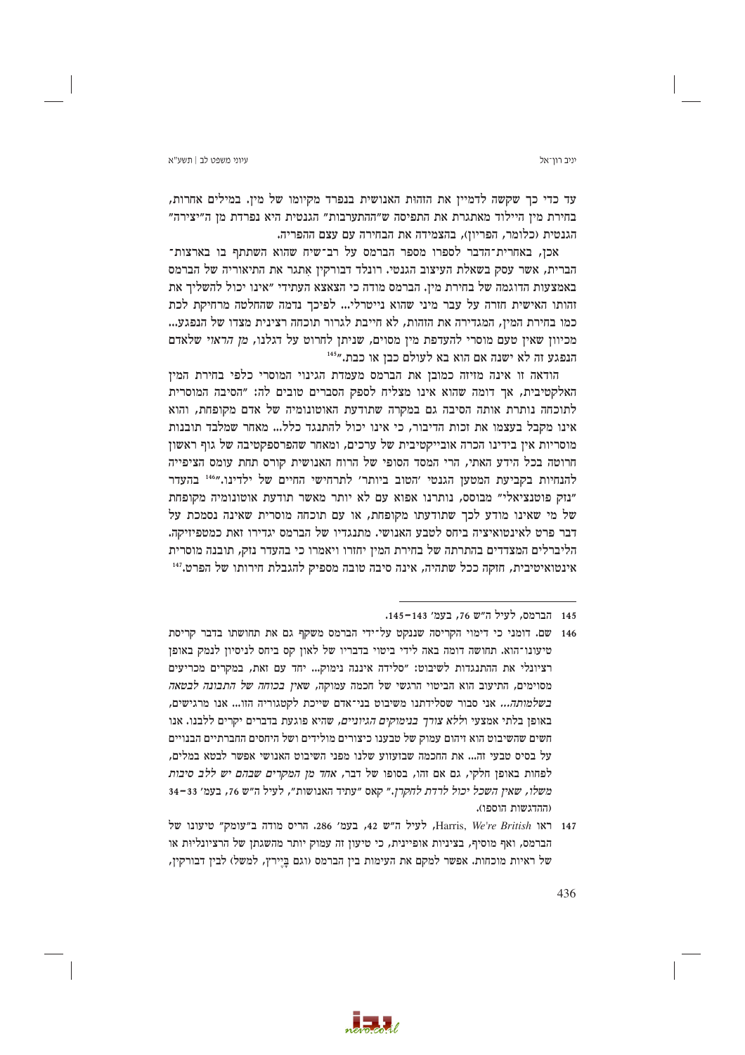עד כדי כך שקשה לדמיין את הזהות האנושית בנפרד מקיומו של מין. במילים אחרות, בחירת מין היילוד מאתגרת את התפיסה ש"ההתערבות" הגנטית היא נפרדת מן ה"יצירה" הגנטית (כלומר, הפריון), בהצמידה את הבחירה עם עצם ההפריה.

אכן, באחרית־הדבר לספרו מספר הברמס על רב־שיח שהוא השתתף בו בארצות־הברית, אשר עסק בשאלת העיצוב הגנטי. רונלד דבורקין אתגר את התיאוריה של הברמס באמצעות הדוגמה של בחירת מין. הברמס מודה כי הצאצא העתידי "אינו יכול להשליך את זהותו האישית חזרה על עבר מיני שהוא נייטרלי... לפיכך נדמה שהחלטה מרחיקת לכת כמו בחירת המין, המגדירה את הזהות, לא חייבת לגרור תוכחה רצינית מצדו של הנפגע... מכיוון שאין טעם מוסרי להעדפת מין מסוים, שניתן לחרוט על דגלנו, *מן הראוי* שלאדם הנפגע זה לא ישנה אם הוא בא לעולם כבן או כבת."[145]

הודאה זו אינה מזיזה כמובן את הברמס מעמדת הגינוי המוסרי כלפי בחירת המין האלקטיבית, אך דומה שהוא אינו מצליח לספק הסברים טובים לה: "הסיבה המוסרית לתוכחה נותרת אותה הסיבה גם במקרה שתודעת האוטונומיה של אדם מקופחת, והוא אינו מקבל בעצמו את זכות הדיבור, כי אינו יכול להתנגד כלל... מאחר שמלבד תובנות מוסריות אין בידינו הכרה אובייקטיבית של ערכים, ומאחר שהפרספקטיבה של גוף ראשון חרוטה בכל הידע האתי, הרי המסד הסופי של הרוח האנושית קורס תחת עומס הציפייה להנחיות בקביעת המטען הגנטי 'הטוב ביותר' לתרחישי החיים של ילדינו."[146] בהעדר "נזק פוטנציאלי" מבוסס, נותרנו אפוא עם לא יותר מאשר תודעת אוטונומיה מקופחת של מי שאינו מודע לכך שתודעתו מקופחת, או עם תוכחה מוסרית שאינה נסמכת על דבר פרט לאינטואיציה ביחס לטבע האנושי. מתנגדיו של הברמס יגדירו זאת כמטפיזיקה. הליברלים המצדדים בהתרתה של בחירת המין יחזרו ויאמרו כי בהעדר נזק, תובנה מוסרית אינטואיטיבית, חזקה ככל שתהיה, אינה סיבה טובה מספיק להגבלת חירותו של הפרט.[147]

---

145 הברמס, לעיל ה"ש 76, בעמ' 143–145.

146 שם. דומני כי דימוי הקריסה שננקט על־ידי הברמס משקף גם את תחושתו בדבר קריסת טיעונו־הוא. תחושה דומה באה לידי ביטוי בדבריו של לאון קס ביחס לניסיון לנמק באופן רציונלי את ההתנגדות לשיבוט: "סלידה איננה נימוק... יחד עם זאת, במקרים מכריעים מסוימים, התיעוב הוא הביטוי הרגשי של חכמה עמוקה, *שאין בכוחה של התבונה לבטאה בשלמותה*... אני סבור שסלידתנו משיבוט בני־אדם שייכת לקטגוריה הזו... אנו מרגישים, באופן בלתי אמצעי *וללא צורך בנימוקים הגיוניים*, שהיא פוגעת בדברים יקרים ללבנו. אנו חשים שהשיבוט הוא זיהום עמוק של טבענו כיצורים מולידים ושל היחסים החברתיים הבנויים על בסיס טבעי זה... את החכמה שבזעזוע שלנו מפני השיבוט האנושי אפשר לבטא במלים, לפחות באופן חלקי, גם אם זהו, בסופו של דבר, *אחד מן המקרים שבהם יש ללב סיבות משלו, שאין השכל יכול לרדת לחקרן*." קאס "עתיד האנושות", לעיל ה"ש 76, בעמ' 33–34 (ההדגשות הוספו).

147 ראו Harris, *We're British*, לעיל ה"ש 42, בעמ' 286. הריס מודה ב"עומק" טיעונו של הברמס, ואף מוסיף, בציניות אופיינית, כי טיעון זה עמוק יותר מהשגתן של הרציונליות או של ראיות מוכחות. אפשר למקם את העימות בין הברמס (וגם בָּיירץ, למשל) לבין דבורקין,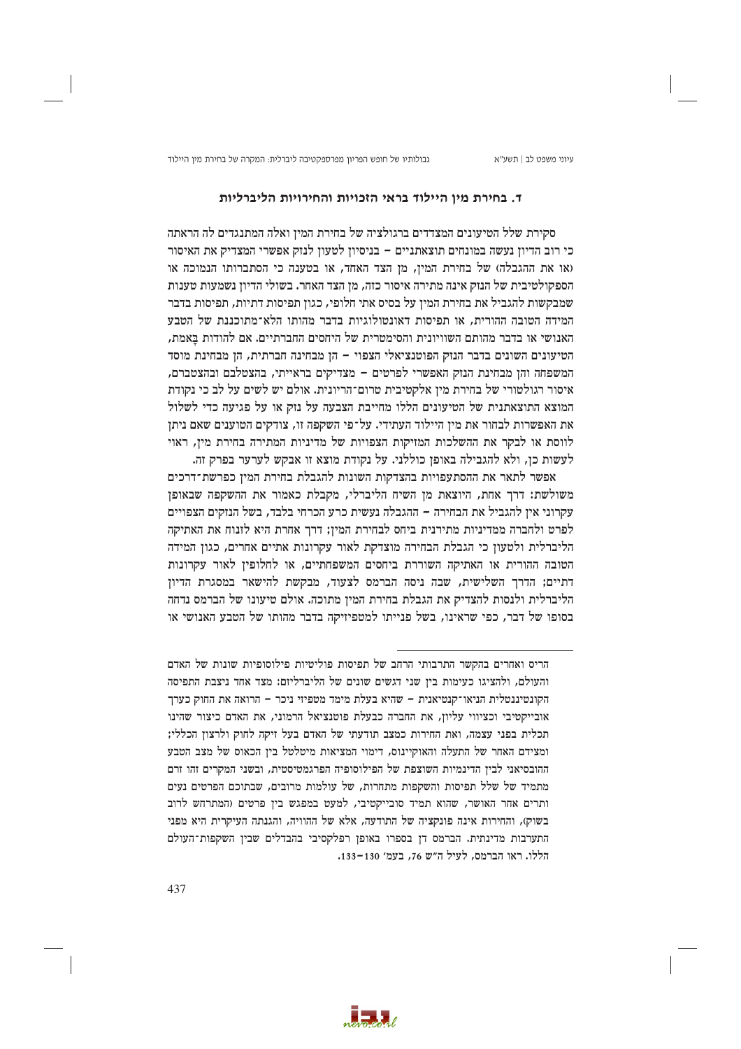## ד. בחירת מין היילוד בראי הזכויות והחירויות הליברליות

סקירת שלל הטיעונים המצדדים ברגולציה של בחירת המין ואלה המתנגדים לה הראתה כי רוב הדיון נעשה במונחים תוצאתניים – בניסיון לטעון לנזק אפשרי המצדיק את האיסור (או את ההגבלה) של בחירת המין, מן הצד האחד, או בטענה כי הסתברותו הנמוכה או הספקולטיבית של הנזק אינה מתירה איסור כזה, מן הצד האחר. בשולי הדיון נשמעות טענות שמבקשות להגביל את בחירת המין על בסיס אתי חלופי, כגון תפיסות דתיות, תפיסות בדבר המידה הטובה ההורית, או תפיסות דאונטולוגיות בדבר מהותו הלא־מתוכננת של הטבע האנושי או בדבר מהותם השוויונית והסימטרית של היחסים החברתיים. אם להודות בָאמת, הטיעונים השונים בדבר הנזק הפוטנציאלי הצפוי – הן מבחינה חברתית, הן מבחינת מוסד המשפחה והן מבחינת הנזק האפשרי לפרטים – מצדיקים בראייתי, בהצטלבם ובהצטברם, איסור רגולטורי של בחירת מין אלקטיבית טרום־הריונית. אולם יש לשים על לב כי נקודת המוצא התוצאתנית של הטיעונים הללו מחייבת הצבעה על נזק או על פגיעה כדי לשלול את האפשרות לבחור את מין היילוד העתידי. על־פי השקפה זו, צודקים הטוענים שאם ניתן לווסת או לבקר את ההשלכות המזיקות הצפויות של מדיניות המתירה בחירת מין, ראוי לעשות כן, ולא להגבילה באופן כוללני. על נקודת מוצא זו אבקש לערער בפרק זה.

אפשר לתאר את ההסתעפויות בהצדקות השונות להגבלת בחירת המין כפרשת־דרכים משולשת: דרך אחת, היוצאת מן השיח הליברלי, מקבלת כאמור את ההשקפה שבאופן עקרוני אין להגביל את הבחירה – ההגבלה נעשית כרע הכרחי בלבד, בשל הנזקים הצפויים לפרט ולחברה ממדיניות מתירנית ביחס לבחירת המין; דרך אחרת היא לזנוח את האתיקה הליברלית ולטעון כי הגבלת הבחירה מוצדקת לאור עקרונות אתיים אחרים, כגון המידה הטובה ההורית או האתיקה השוררת ביחסים המשפחתיים, או לחלופין לאור עקרונות דתיים; הדרך השלישית, שבה ניסה הברמס לצעוד, מבקשת להישאר במסגרת הדיון הליברלית ולנסות להצדיק את הגבלת בחירת המין מתוכה. אולם טיעונו של הברמס נדחה בסופו של דבר, כפי שראינו, בשל פנייתו למטפיזיקה בדבר מהותו של הטבע האנושי או

הריס ואחרים בהקשר התרבותי הרחב של תפיסות פילוסופיות שונות של האדם והעולם, ולהציגו כעימות בין שני דגשים שונים של הליברליזם: מצד אחד ניצבת התפיסה הקונטיננטלית הניאו־קנטיאנית – שהיא בעלת מימד מטפיזי ניכר – הרואה את החוק כערך אובייקטיבי וכציווי עליון, את החברה כבעלת פוטנציאל הרמוני, את האדם כיצור שהינו תכלית בפני עצמה, ואת החירות כמצב תודעתי של האדם בעל זיקה לחוק ולרצון הכללי; ומצידם האחר של התעלה והאוקיינוס, דימוי המציאות מיטלטל בין הכאוס של מצב הטבע ההובסיאני לבין הדינמיות השוצפת של הפילוסופיה הפרגמטיסטית, ובשני המקרים זהו זרם מתמיד של שלל תפיסות והשקפות מתחרות, של עולמות מרובים, שבתוכם הפרטים נעים ותרים אחר האושר, שהוא תמיד סובייקטיבי, למעט במפגש בין פרטים (המתרחש לרוב בשוק), והחירות אינה פונקציה של התודעה, אלא של ההוויה, והגנתה העיקרית היא מפני התערבות מדינתית. הברמס דן בספרו באופן רפלקסיבי בהבדלים שבין השקפות־העולם הללו. ראו הברמס, לעיל ה"ש 76, בעמ' 130–133.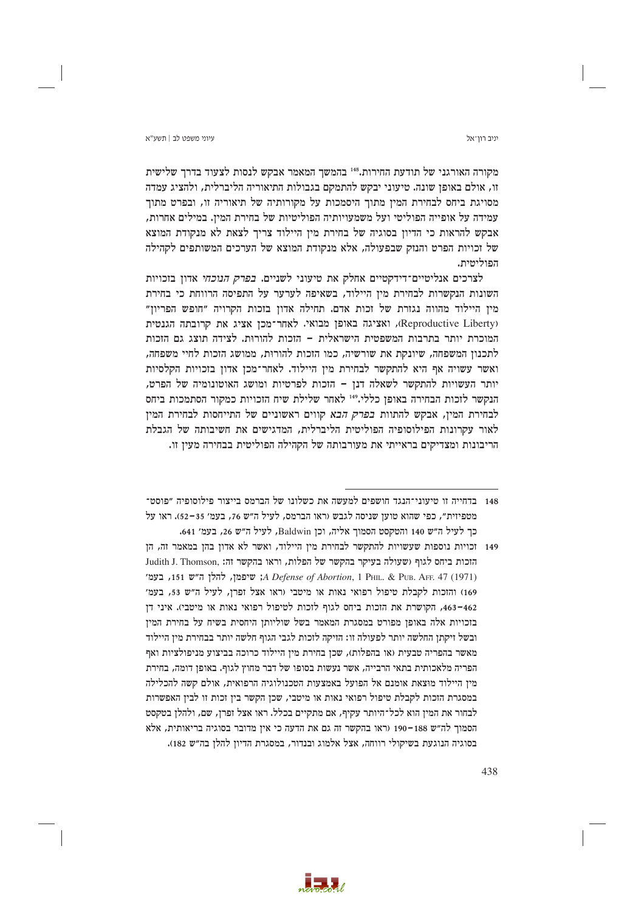מקורה האורגני של תודעת החירות.[148] בהמשך המאמר אבקש לנסות לצעוד בדרך שלישית זו, אולם באופן שונה. טיעוני יבקש להתמקם בגבולות התיאוריה הליברלית, ולהציג עמדה מסויגת ביחס לבחירת המין מתוך היסמכות על מקורותיה של תיאוריה זו, ובפרט מתוך עמידה על אופייה הפוליטי ועל משמעויותיה הפוליטיות של בחירת המין. במילים אחרות, אבקש להראות כי הדיון בסוגיה של בחירת מין היילוד צריך לצאת לא מנקודת המוצא של זכויות הפרט והנזק שבפעולה, אלא מנקודת המוצא של הערכים המשותפים לקהילה הפוליטית.

לצרכים אנליטיים־דידקטיים אחלק את טיעוני לשניים. *בפרק הנוכחי* אדון בזכויות השונות הנקשרות לבחירת מין היילוד, בשאיפה לערער על התפיסה הרווחת כי בחירת מין היילוד מהווה נגזרת של זכות אדם. תחילה אדון בזכות הקרויה "חופש הפריון" (Reproductive Liberty), ואציגה באופן מבואי. לאחר־מכן אציג את קרובתה הגנטית המוכרת יותר בתרבות המשפטית הישראלית – הזכות להורות. לצידה תוצג גם הזכות לתכנון המשפחה, שיונקת את שורשיה, כמו הזכות להורות, ממושג הזכות לחיי משפחה, ואשר עשויה אף היא להתקשר לבחירת מין היילוד. לאחר־מכן אדון בזכויות הקלסיות יותר העשויות להתקשר לשאלה דנן – הזכות לפרטיות ומושג האוטונומיה של הפרט, הנקשר לזכות הבחירה באופן כללי.[149] לאחר שלילת שיח הזכויות כמקור הסתמכות ביחס לבחירת המין, אבקש להתוות *בפרק הבא* קווים ראשוניים של התייחסות לבחירת המין לאור עקרונות הפילוסופיה הפוליטית הליברלית, המדגישים את חשיבותה של הגבלת הריבונות ומצדיקים בראייתי את מעורבותה של הקהילה הפוליטית בבחירה מעין זו.

---

148 בדחייה זו טיעוני־הנגד חושפים למעשה את כשלונו של הברמס בייצור פילוסופיה "פוסט־מטפיזית", כפי שהוא טוען שניסה לגבש (ראו הברמס, לעיל ה"ש 76, בעמ' 35–52). ראו על כך לעיל ה"ש 140 והטקסט הסמוך אליה, וכן Baldwin, לעיל ה"ש 26, בעמ' 641.

149 זכויות נוספות שעשויות להתקשר לבחירת מין היילוד, ואשר לא אדון בהן במאמר זה, הן הזכות ביחס לגוף (שעולה בעיקר בהקשר של הפלות, וראו בהקשר זה: Judith J. Thomson, *A Defense of Abortion*, 1 Phil. & Pub. Aff. 47 (1971); שיפמן, להלן ה"ש 151, בעמ' 169) והזכות לקבלת טיפול רפואי נאות או מיטבי (ראו אצל זפרן, לעיל ה"ש 53, בעמ' 462–463, הקושרת את הזכות ביחס לגוף לזכות לטיפול רפואי נאות או מיטבי). איני דן בזכויות אלה באופן מפורט במסגרת המאמר בשל שוליותן היחסית בשיח על בחירת המין ובשל זיקתן החלשה יותר לפעולה זו: הזיקה לזכות לגבי הגוף חלשה יותר בבחירת מין היילוד מאשר בהפריה טבעית (או בהפלות), שכן בחירת מין היילוד כרוכה בביצוע מניפולציות ואף הפריה מלאכותית בתאי הרבייה, אשר נעשות בסופו של דבר מחוץ לגוף. באופן דומה, בחירת מין היילוד מוצאת אומנם אל הפועל באמצעות הטכנולוגיה הרפואית, אולם קשה להכלילה במסגרת הזכות לקבלת טיפול רפואי נאות או מיטבי, שכן הקשר בין זכות זו לבין האפשרות לבחור את המין הוא לכל־היותר עקיף, אם מתקיים בכלל. ראו אצל זפרן, שם, ולהלן בטקסט הסמוך לה"ש 188–190 (ראו בהקשר זה גם את הדעה כי אין מדובר בסוגיה בריאותית, אלא בסוגיה הנוגעת בשיקולי רווחה, אצל אלמוג ובנדור, במסגרת הדיון להלן בה"ש 182).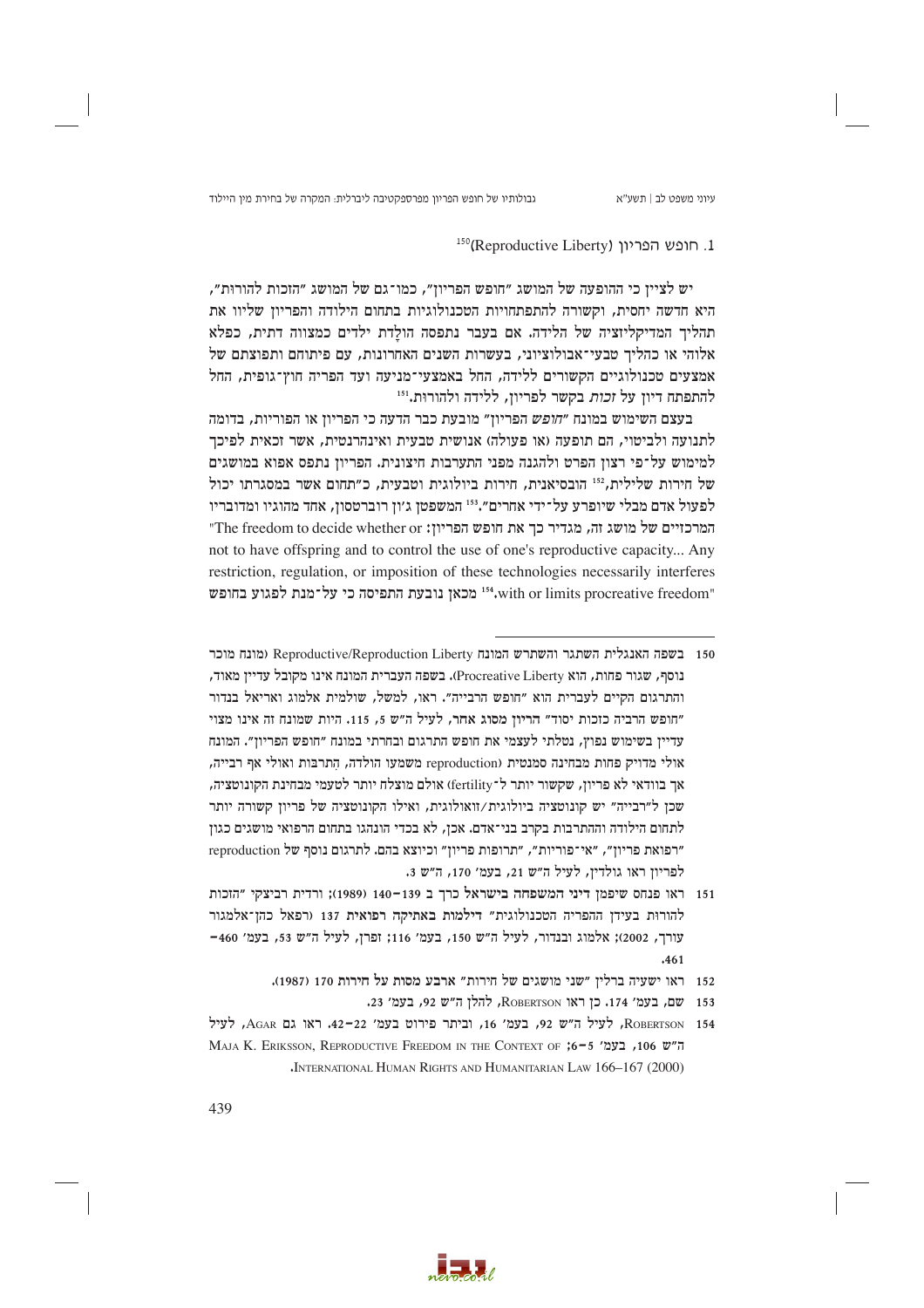### 1. חופש הפריון (Reproductive Liberty)[150]

יש לציין כי ההופעה של המושג "חופש הפריון", כמו־גם של המושג "הזכות להורות", היא חדשה יחסית, וקשורה להתפתחויות הטכנולוגיות בתחום הילודה והפריון שליוו את תהליך המדיקליזציה של הלידה. אם בעבר נתפסה הולָדת ילדים כמצווה דתית, כפלא אלוהי או כהליך טבעי־אבולוציוני, בעשרות השנים האחרונות, עם פיתוחם ותפוצתם של אמצעים טכנולוגיים הקשורים ללידה, החל באמצעי־מניעה ועד הפריה חוץ־גופית, החל להתפתח דיון על *זכות* בקשר לפריון, ללידה ולהורות.[151]

בעצם השימוש במונח "*חופש* הפריון" מובעת כבר הדעה כי הפריון או הפוריות, בדומה לתנועה ולביטוי, הם תופעה (או פעולה) אנושית טבעית ואינהרנטית, אשר זכאית לפיכך למימוש על־פי רצון הפרט ולהגנה מפני התערבות חיצונית. הפריון נתפס אפוא במושגים של חירות שלילית,[152] הובסיאנית, חירות ביולוגית וטבעית, כ"תחום אשר במסגרתו יכול לפעול אדם מבלי שיופרע על־ידי אחרים".[153] המשפטן ג'ון רוברטסון, אחד מהוגיו ומדובריו המרכזיים של מושג זה, מגדיר כך את חופש הפריון: "The freedom to decide whether or not to have offspring and to control the use of one's reproductive capacity... Any restriction, regulation, or imposition of these technologies necessarily interferes with or limits procreative freedom".[154] מכאן נובעת התפיסה כי על־מנת לפגוע בחופש

---

150 בשפה האנגלית השתגר והשתרש המונח Reproductive/Reproduction Liberty (מונח מוכר נוסף, שגור פחות, הוא Procreative Liberty). בשפה העברית המונח אינו מקובל עדיין מאוד, והתרגום הקיים לעברית הוא "חופש הרבייה". ראו, למשל, שולמית אלמוג ואריאל בנדור "חופש הרביה כזכות יסוד" הריון מסוג אחר, לעיל ה"ש 5, 115. היות שמונח זה אינו מצוי עדיין בשימוש נפוץ, נטלתי לעצמי את חופש התרגום ובחרתי במונח "חופש הפריון". המונח אולי מדויק פחות מבחינה סמנטית (reproduction משמעו הולדה, הִתרבות ואולי אף רבייה, אך בוודאי לא פריון, שקשור יותר ל־fertility) אולם מוצלח יותר לטעמי מבחינת הקונוטציה, שכן ל"רבייה" יש קונוטציה ביולוגית/זואולוגית, ואילו הקונוטציה של פריון קשורה יותר לתחום הילודה וההתרבות בקרב בני־אדם. אכן, לא בכדי הונהגו בתחום הרפואי מושגים כגון "רפואת פריון", "אי־פוריות", "תרופות פריון" וכיוצא בהם. לתרגום נוסף של reproduction לפריון ראו גולדין, לעיל ה"ש 21, בעמ' 170, ה"ש 3.

151 ראו פנחס שיפמן דיני המשפחה בישראל כרך ב 139–140 (1989); ורדית ביצקי "הזכות להורות בעידן ההפריה הטכנולוגית" דיללמות באתיקה רפואית 137 (רפאל כהן־אלמגור עורך, 2002); אלמוג ובנדור, לעיל ה"ש 150, בעמ' 116; זפרן, לעיל ה"ש 53, בעמ' 460–461.

152 ראו ישעיה ברלין "שני מושגים של חירות" ארבע מסות על חירות 170 (1987).

153 שם, בעמ' 174. כן ראו Robertson, להלן ה"ש 92, בעמ' 23.

154 Robertson, לעיל ה"ש 92, בעמ' 16, וביתר פירוט בעמ' 22–42. ראו גם Agar, לעיל ה"ש 106, בעמ' 5–6; Maja K. Eriksson, Reproductive Freedom in the Context of International Human Rights and Humanitarian Law 166–167 (2000).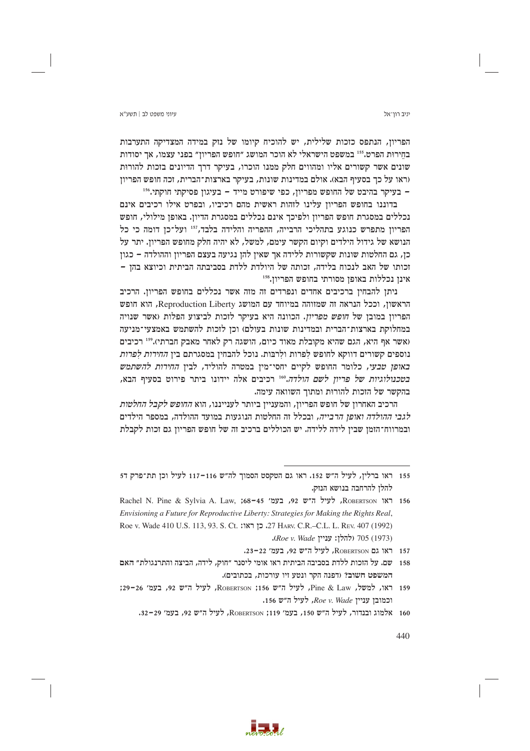הפריון, הנתפס כזכות שלילית, יש להוכיח קיומו של נזק במידה המצדיקה התערבות בחֵירות הפרט.[155] במשפט הישראלי לא הוכר המושג "חופש הפריון" בפני עצמו, אך יסודות שונים אשר קשורים אליו ומהווים חלק ממנו הוכרו, בעיקר דרך הדיונים בזכות להורוּת (ראו על כך בסעיף הבא). אולם במדינות שונות, בעיקר בארצות־הברית, זכה חופש הפריון – בעיקר בהיבט של החופש מפריון, כפי שיפורט מייד – בעיגון פסיקתי חוקתי.[156]

בדוננו בחופש הפריון עלינו לזהות ראשית מהם רכיביו, ובפרט אילו רכיבים אינם נכללים במסגרת חופש הפריון ולפיכך אינם נכללים במסגרת הדיון. באופן מילולי, חופש הפריון מתפרש כנוגע בתהליכי הרבייה, ההפריה והלידה בלבד,[157] ועל־כן דומה כי כל הנושא של גידול הילדים וקיום הקשר עימם, למשל, לא יהיה חלק מחופש הפריון. יתר על כן, גם החלטות שונות שקשורות ללידה אך שאין להן נגיעה בעצם הפריון וההולדה – כגון זכותו של האב לנכוח בלידה, זכותה של היולדת ללדת בסביבתה הביתית וכיוצא בהן – אינן נכללות באופן מסורתי בחופש הפריון.[158]

ניתן להבחין ברכיבים אחדים ונפרדים זה מזה אשר נכללים בחופש הפריון. הרכיב הראשון, וככל הנראה זה שמזוהה במיוחד עם המושג Reproduction Liberty, הוא חופש הפריון במובן של *חופש מפריון*. הכוונה היא בעיקר לזכות לביצוע הפלות (אשר שנויה במחלוקת בארצות־הברית ובמדינות שונות בעולם) וכן לזכות להשתמש באמצעי־מניעה (אשר אף היא, הגם שהיא מקובלת מאוד כיום, הושגה רק לאחר מאבק חברתי).[159] רכיבים נוספים קשורים דווקא לחופש לִפרות ולִרבות. נוכל להבחין במסגרתם בין *החירות לִפרות באופן טבעי*, כלומר החופש לקיים יחסי־מין במטרה להוליד, לבין *החירות להשתמש בטכנולוגיות של פריון לשם הולדה*.[160] רכיבים אלה יידונו ביתר פירוט בסעיף הבא, בהקשר של הזכות להורוּת ומתוך השוואה עימה.

הרכיב האחרון של חופש הפריון, והמעניין ביותר לענייננו, הוא *החופש לקבל החלטות לגבי ההולדה ואופן הרבייה*, ובכלל זה החלטות הנוגעות במועד ההולדה, במספר הילדים ובמרווח־הזמן שבין לידה ללידה. יש הכוללים ברכיב זה של חופש הפריון גם זכות לקבלת

---

155 ראו ברלין, לעיל ה"ש 152. ראו גם הטקסט הסמוך לה"ש 116–117 לעיל וכן תת־פרק ד5 להלן להרחבה בנושא הנזק.

156 ראו ROBERTSON, לעיל ה"ש 92, בעמ' 45–68; Rachel N. Pine & Sylvia A. Law, *Envisioning a Future for Reproductive Liberty: Strategies for Making the Rights Real*, 27 HARV. C.R.–C.L. L. REV. 407 (1992). כן ראו: Roe v. Wade 410 U.S. 113, 93. S. Ct. 705 (1973) (להלן: עניין *Roe v. Wade*).

157 ראו גם ROBERTSON, לעיל ה"ש 92, בעמ' 22–23.

158 שם. על הזכות ללדת בסביבה הביתית ראו אומי ליסנר "חוק, לידה, הביצה והתרנגולת" האם המשפט חשוב? (דפנה הקר ונטע זיו עורכות, בכתובים).

159 ראו, למשל, Pine & Law, לעיל ה"ש 156; ROBERTSON, לעיל ה"ש 92, בעמ' 26–29; וכמובן עניין *Roe v. Wade*, לעיל ה"ש 156.

160 אלמוג ובנדור, לעיל ה"ש 150, בעמ' 119; ROBERTSON, לעיל ה"ש 92, בעמ' 29–32.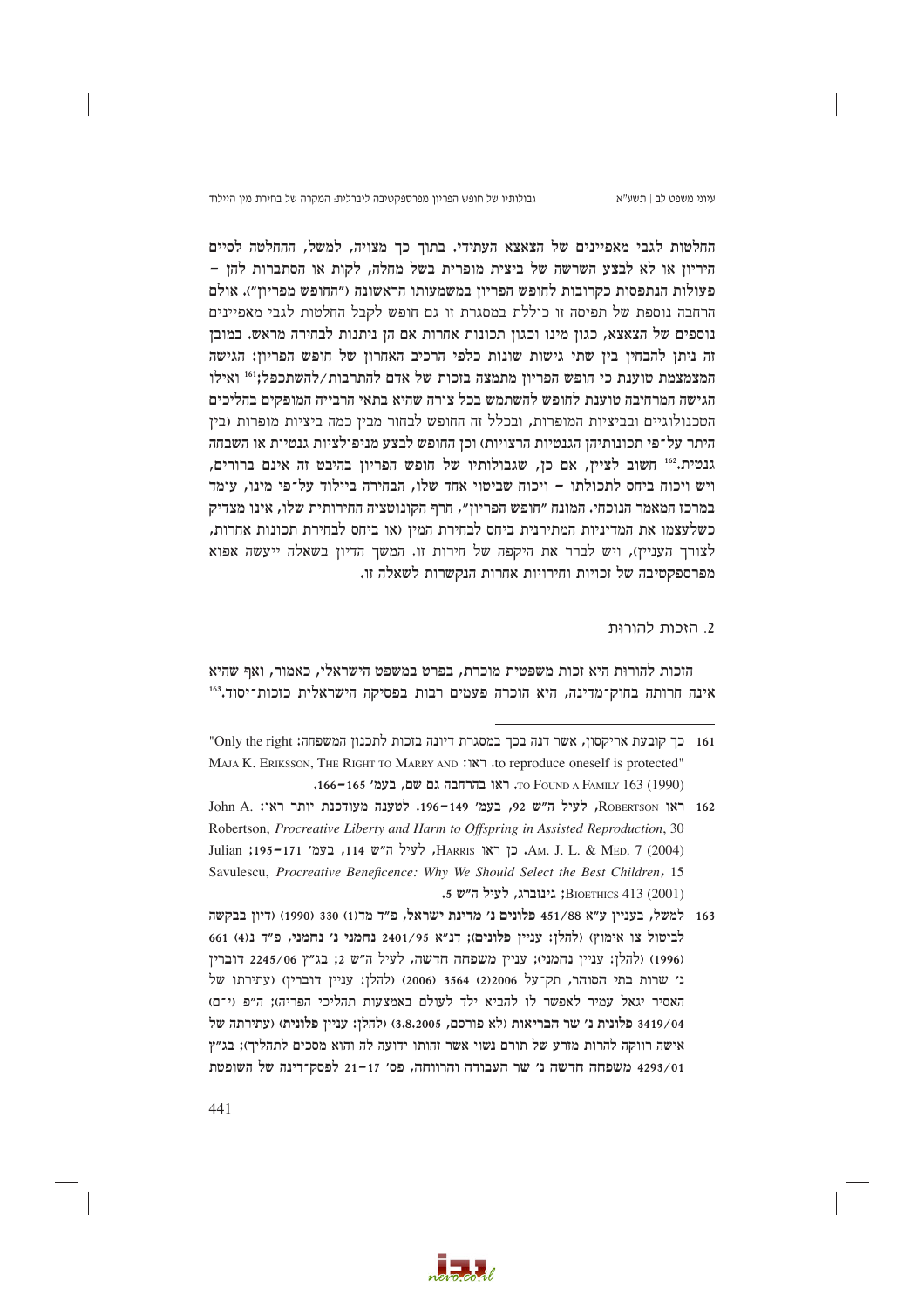החלטות לגבי מאפיינים של הצאצא העתידי. בתוך כך מצויה, למשל, ההחלטה לסיים היריון או לא לבצע השרשה של ביצית מופרית בשל מחלה, לקות או הסתברות להן – פעולות הנתפסות כקרובות לחופש הפריון במשמעותו הראשונה ("החופש מפריון"). אולם הרחבה נוספת של תפיסה זו כוללת במסגרת זו גם חופש לקבל החלטות לגבי מאפיינים נוספים של הצאצא, כגון מינו וכגון תכונות אחרות אם הן ניתנות לבחירה מראש. במובן זה ניתן להבחין בין שתי גישות שונות כלפי הרכיב האחרון של חופש הפריון: הגישה המצמצמת טוענת כי חופש הפריון מתמצה בזכות של אדם להתרבות/להשתכפל;[161] ואילו הגישה המרחיבה טוענת לחופש להשתמש בכל צורה שהיא בתאי הרבייה המופקים בהליכים הטכנולוגיים ובביציות המופרות, ובכלל זה החופש לבחור מבין כמה ביציות מופרות (בין היתר על־פי תכונותיהן הגנטיות הרצויות) וכן החופש לבצע מניפולציות גנטיות או השבחה גנטית.[162] חשוב לציין, אם כן, שגבולותיו של חופש הפריון בהיבט זה אינם ברורים, ויש ויכוח ביחס לתכולתו – ויכוח שביטוי אחד שלו, הבחירה ביילוד על־פי מינו, עומד במרכז המאמר הנוכחי. המונח "חופש הפריון", חרף הקונוטציה החירותית שלו, אינו מצדיק כשלעצמו את המדיניות המתירנית ביחס לבחירת המין (או ביחס לבחירת תכונות אחרות, לצורך העניין), ויש לברר את היקפה של חירות זו. המשך הדיון בשאלה ייעשה אפוא מפרספקטיבה של זכויות וחירויות אחרות הנקשרות לשאלה זו.

## 2. הזכות להורוּת

הזכות להורות היא זכות משפטית מוכרת, בפרט במשפט הישראלי, כאמור, ואף שהיא אינה חרותה בחוק־מדינה, היא הוכרה פעמים רבות בפסיקה הישראלית כזכות־יסוד.[163]

---

161 כך קובעת אריקסון, אשר דנה בכך במסגרת דיונה בזכות לתכנון המשפחה: "Only the right to reproduce oneself is protected". ראו: Maja K. Eriksson, The Right to Marry and to Found a Family 163 (1990). ראו בהרחבה גם שם, בעמ' 165–166.

162 ראו Robertson, לעיל ה"ש 92, בעמ' 149–196. לטענה מעודכנת יותר ראו: John A. Robertson, *Procreative Liberty and Harm to Offspring in Assisted Reproduction*, 30 Am. J. L. & Med. 7 (2004). כן ראו Harris, לעיל ה"ש 114, בעמ' 171–195; Julian Savulescu, *Procreative Beneficence: Why We Should Select the Best Children*, 15 Bioethics 413 (2001); גינזברג, לעיל ה"ש 5.

163 למשל, בעניין **ע"א 451/88 פלונים נ' מדינת ישראל**, פ"ד מד(1) 330 (1990) (דיון בבקשה לביטול צו אימוץ) (להלן: עניין פלונים); **דנ"א 2401/95 נחמני נ' נחמני**, פ"ד נ(4) 661 (1996) (להלן: עניין נחמני); עניין משפחה חדשה, לעיל ה"ש 2; **בג"ץ 2245/06 דוברין נ' שרות בתי הסוהר**, תק־על 2006(2) 3564 (2006) (להלן: עניין דוברין) (עתירתו של האסיר יגאל עמיר לאפשר לו להביא ילד לעולם באמצעות תהליכי הפריה); **ה"פ (י־ם) 3419/04 פלונית נ' שר הבריאות** (לא פורסם, 3.8.2005) (להלן: עניין פלונית) (עתירתה של אישה רווקה להרות מזרע של תורם נשוי אשר זהותו ידועה לה והוא מסכים לתהליך); **בג"ץ 4293/01 משפחה חדשה נ' שר העבודה והרווחה**, פס' 17–21 לפסק־דינה של השופטת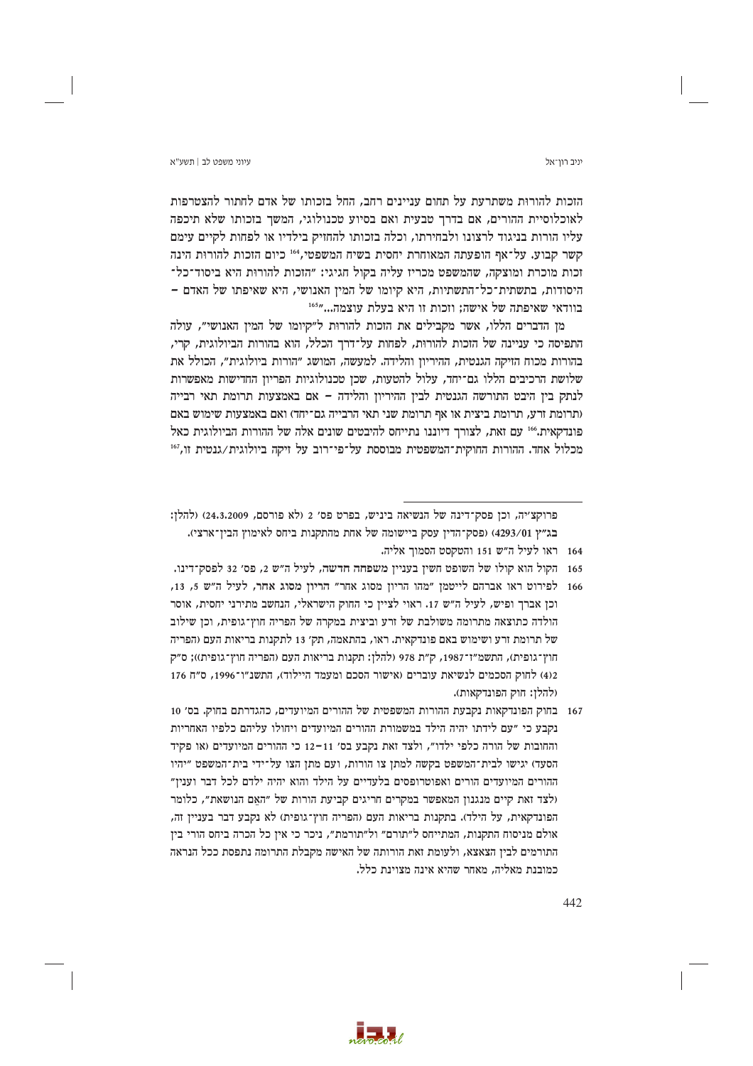הזכות להורות משתרעת על תחום עניינים רחב, החל בזכותו של אדם לחתור להצטרפות לאוכלוסיית ההורים, אם בדרך טבעית ואם בסיוע טכנולוגי, המשך בזכותו שלא תיכפה עליו הורות בניגוד לרצונו ולבחירתו, וכלה בזכותו להחזיק בילדיו או לפחות לקיים עימם קשר קבוע. על־אף הופעתה המאוחרת יחסית בשיח המשפטי,[164] כיום הזכות להורות הינה זכות מוכרת ומוצקה, שהמשפט מכריז עליה בקול חגיגי: "הזכות להורות היא ביסוד־כל־היסודות, בתשתית־כל־התשתיות, היא קיומו של המין האנושי, היא שאיפתו של האדם – בוודאי שאיפתה של אישה; וזכות זו היא בעלת עוצמה..."[165]

מן הדברים הללו, אשר מקבילים את הזכות להורות ל"קיומו של המין האנושי", עולה התפיסה כי עניינה של הזכות להורות, לפחות על־דרך הכלל, הוא בהורות הביולוגית, קרי, בהורות מכוח הזיקה הגנטית, ההיריון והלידה. למעשה, המושג "הורות ביולוגית", הכולל את שלושת הרכיבים הללו גם־יחד, עלול להטעות, שכן טכנולוגיות הפריון החדישות מאפשרות לנתק בין היבט התורשה הגנטית לבין ההיריון והלידה – אם באמצעות תרומת תאי רבייה (תרומת זרע, תרומת ביצית או אף תרומת שני תאי הרבייה גם־יחד) ואם באמצעות שימוש באם פונדקאית.[166] עם זאת, לצורך דיוננו נתייחס להיבטים שונים אלה של ההורות הביולוגית כאל מכלול אחד. ההורות החוקית־המשפטית מבוססת על־פי־רוב על זיקה ביולוגית/גנטית זו,[167]

---

פרוקצ'יה, וכן פסק־דינה של הנשיאה ביניש, בפרט פס' 2 (לא פורסם, 24.3.2009) (להלן: בג"ץ 4293/01) (פסק־הדין עסק ביישומה של אחת מהתקנות ביחס לאימוץ הבין־ארצי).

164 ראו לעיל ה"ש 151 והטקסט הסמוך אליה.

165 הקול הוא קולו של השופט חשין בעניין משפחה חדשה, לעיל ה"ש 2, פס' 32 לפסק־דינו.

166 לפירוט ראו אברהם לייטמן "מהו הריון מסוג אחר" הריון מסוג אחר, לעיל ה"ש 5, 13, וכן אברך ופיש, לעיל ה"ש 17. ראוי לציין כי החוק הישראלי, הנחשב מתירני יחסית, אוסר הולדה כתוצאה מתרומה משולבת של זרע וביצית במקרה של הפריה חוץ־גופית, וכן שילוב של תרומת זרע ושימוש באם פונדקאית. ראו, בהתאמה, תק' 13 לתקנות בריאות העם (הפריה חוץ־גופית), התשמ"ז־1987, ק"ת 978 (להלן: תקנות בריאות העם (הפריה חוץ־גופית)); ס"ק 2(4) לחוק הסכמים לנשיאת עוברים (אישור הסכם ומעמד היילוד), התשנ"ו־1996, ס"ח 176 (להלן: חוק הפונדקאות).

167 בחוק הפונדקאות נקבעת ההורות המשפטית של ההורים המיועדים, כהגדרתם בחוק. בס' 10 נקבע כי "עם לידתו יהיה הילד במשמורת ההורים המיועדים ויחולו עליהם כלפיו האחריות והחובות של הורה כלפי ילדו", ולצד זאת נקבע בס' 11–12 כי ההורים המיועדים (או פקיד הסעד) יגישו לבית־המשפט בקשה למתן צו הורות, ועם מתן הצו על־ידי בית־המשפט "יהיו ההורים המיועדים הורים ואפוטרופסים בלעדיים על הילד והוא יהיה ילדם לכל דבר ועניין" (לצד זאת קיים מנגנון המאפשר במקרים חריגים קביעת הורות של "האֵם הנושאת", כלומר הפונדקאית, על הילד). בתקנות בריאות העם (הפריה חוץ־גופית) לא נקבע דבר בעניין זה, אולם מניסוח התקנות, המתייחס ל"תורם" ול"תורמת", ניכר כי אין כל הכרה ביחס הורי בין התורמים לבין הצאצא, ולעומת זאת הורותה של האישה מקבלת התרומה נתפסת ככל הנראה כמובנת מאליה, מאחר שהיא אינה מצוינת כלל.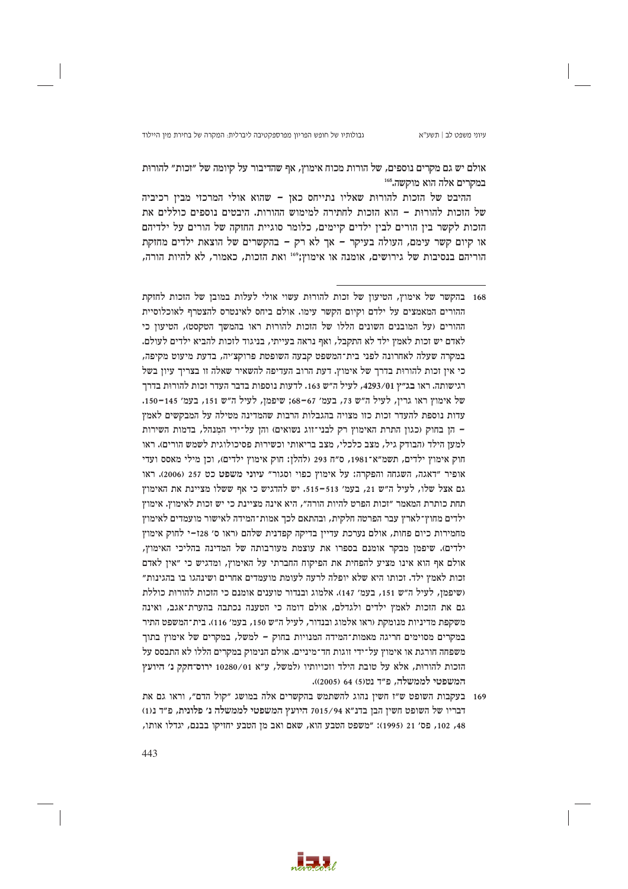אולם יש גם מקרים נוספים, של הורות מכוח אימוץ, אף שהדיבור על קיומה של "זכות" להורות במקרים אלה הוא מוקשה.[168]

ההיבט של הזכות להורות שאליו נתייחס כאן – שהוא אולי המרכזי מבין רכיביה של הזכות להורות – הוא הזכות לחתירה למימוש ההורות. היבטים נוספים כוללים את הזכות לקשר בין הורים לבין ילדים קיימים, כלומר סוגיית החזקה של הורים על ילדיהם או קיום קשר עימם, העולה בעיקר – אך לא רק – בהקשרים של הוצאת ילדים מחזקת הוריהם בנסיבות של גירושים, אומנה או אימוץ;[169] ואת הזכות, כאמור, לא להיות הורה,

168 בהקשר של אימוץ, הטיעון של זכות להורות עשוי אולי לעלות במובן של הזכות לחזקת ההורים המאמצים על ילדם וקיום הקשר עימו. אולם ביחס לאינטרס להצטרף לאוכלוסיית ההורים (על המובנים השונים הללו של הזכות להורות ראו בהמשך הטקסט), הטיעון כי לאדם יש זכות לאמץ ילד לא התקבל, ואף נראה בעייתי, בניגוד לזכות להביא ילדים לעולם. במקרה שעלה לאחרונה לפני בית־המשפט קבעה השופטת פרוקצ'יה, בדעת מיעוט מקיפה, כי אין זכות להורות בדרך של אימוץ. דעת הרוב העדיפה להשאיר שאלה זו בצריך עיון בשל רגישותה. ראו בג"ץ 4293/01, לעיל ה"ש 163. לדעות נוספות בדבר העדר זכות להורות בדרך של אימוץ ראו גרין, לעיל ה"ש 73, בעמ' 67–68; שיפמן, לעיל ה"ש 151, בעמ' 145–150. עדות נוספת להעדר זכות כזו מצויה בהגבלות הרבות שהמדינה מטילה על המבקשים לאמץ – הן בחוק (כגון התרת האימוץ רק לבני־זוג נשואים) והן על־ידי המִנהל, בדמות השירות למען הילד (הבודק גיל, מצב כלכלי, מצב בריאותי וכשירות פסיכולוגית לשמש הורים). ראו חוק אימוץ ילדים, תשמ"א־1981, ס"ח 293 (להלן: חוק אימוץ ילדים), וכן מילי מאסס ועדי אופיר "דאגה, השגחה והפקרה: על אימוץ כפוי וסגור" עיוני משפט כט 257 (2006). ראו גם אצל שלו, לעיל ה"ש 21, בעמ' 513–515. יש להדגיש כי אף ששלו מציינת את האימוץ תחת כותרת המאמר "זכות הפרט להיות הורה", היא אינה מציינת כי יש זכות לאימוץ. אימוץ ילדים מחוץ־לארץ עבר הפרטה חלקית, ובהתאם לכך אמות־המידה לאישור מועמדים לאימוץ מחמירות כיום פחות, אולם נערכת עדיין בדיקה קפדנית שלהם (ראו ס' 28ז–י לחוק אימוץ ילדים). שיפמן מבקר אומנם בספרו את עוצמת מעורבותה של המדינה בהליכי האימוץ, אולם אף הוא אינו מציע להפחית את הפיקוח החברתי על האימוץ, ומדגיש כי "אין לאדם זכות לאמץ ילד. זכותו היא שלא יופלה לרעה לעומת מועמדים אחרים ושינהגו בו בהגינות" (שיפמן, לעיל ה"ש 151, בעמ' 147). אלמוג ובנדור טוענים אומנם כי הזכות להורות כוללת גם את הזכות לאמץ ילדים ולגדלם, אולם דומה כי הטענה נכתבה בהערת־אגב, ואינה משקפת מדיניות מנומקת (ראו אלמוג ובנדור, לעיל ה"ש 150, בעמ' 116). בית־המשפט התיר במקרים מסוימים חריגה מאמות־המידה המנויות בחוק – למשל, במקרים של אימוץ בתוך משפחה חורגת או אימוץ על־ידי זוגות חד־מיניים. אולם הנימוק במקרים הללו לא התבסס על הזכות להורות, אלא על טובת הילד וזכויותיו (למשל, ע"א 10280/01 ירוס־חקק נ' היועץ המשפטי לממשלה, פ"ד נט(5) 64 (2005)).

169 בעקבות השופט ש"ז חשין נהוג להשתמש בהקשרים אלה במושג "קול הדם", וראו גם את דבריו של השופט חשין הבן בדנ"א 7015/94 היועץ המשפטי לממשלה נ' פלונית, פ"ד נ(1) 48, 102, פס' 21 (1995): "משפט הטבע הוא, שאם ואב מן הטבע יחזיקו בבנם, יגדלו אותו,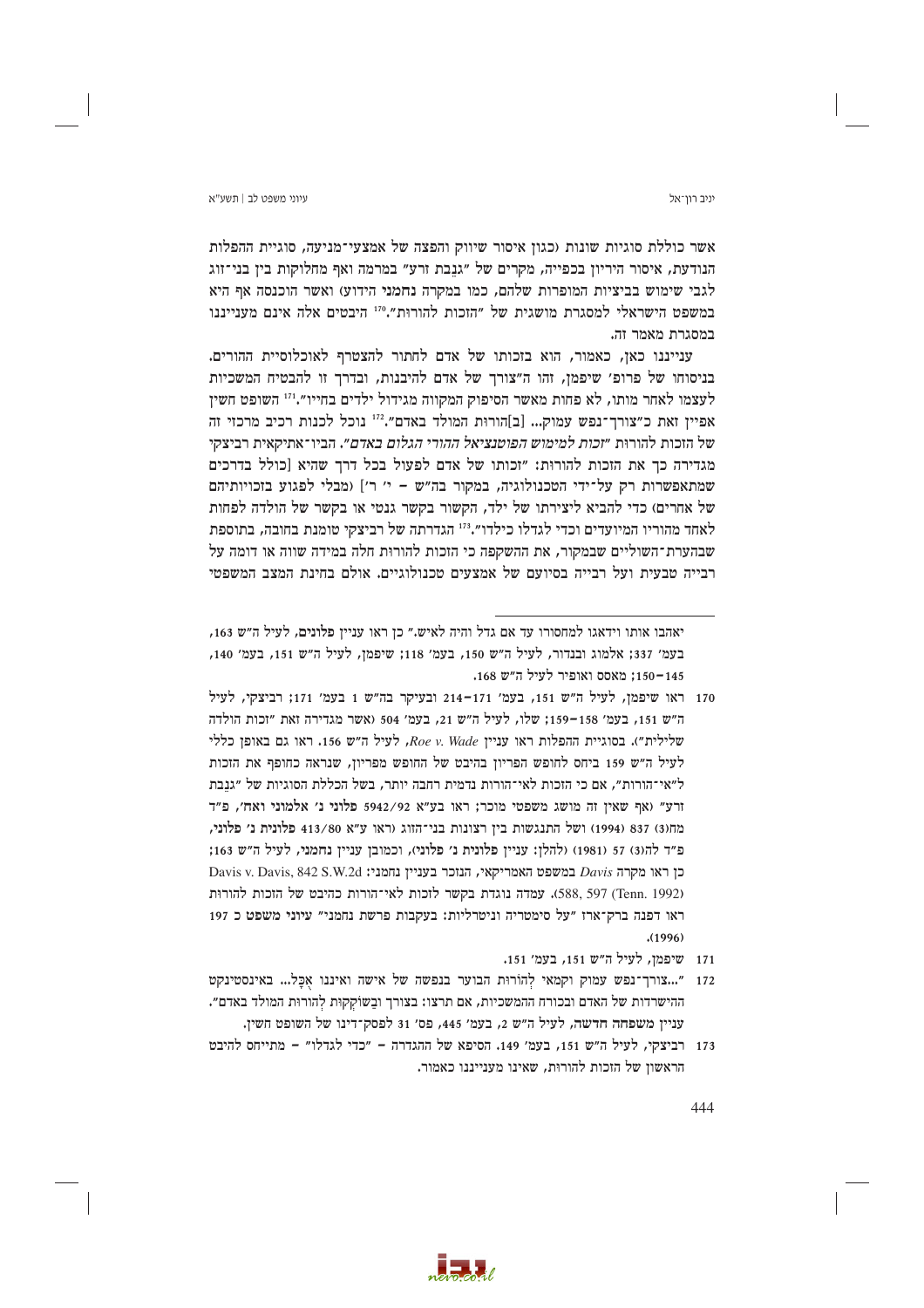אשר כוללת סוגיות שונות (כגון איסור שיווק והפצה של אמצעי־מניעה, סוגיית ההפלות הנודעת, איסור הירַיון בכפייה, מקרים של "גנֵבת זרע" במרמה ואף מחלוקות בין בני־זוג לגבי שימוש בביציות המופרות שלהם, כמו במקרה **נחמני** הידוע) ואשר הוכנסה אף היא במשפט הישראלי למסגרת מושגית של "הזכות להורות".[170] היבטים אלה אינם מעניינו במסגרת מאמר זה.

ענייננו כאן, כאמור, הוא בזכותו של אדם לחתור להצטרף לאוכלוסיית ההורים. בניסוחו של פרופ' שיפמן, זהו ה"צורך של אדם להיבנות, ובדרך זו להבטיח המשכיות לעצמו לאחר מותו, לא פחות מאשר הסיפוק המקווה מגידול ילדים בחייו".[171] השופט חשין אפיין זאת כ"צורך־נפש עמוק... [ב]הורות המולד באדם".[172] נוכל לכנות רכיב מרכזי זה של הזכות להורות "*זכות למימוש הפוטנציאל ההורי הגלום באדם*". הביו־אתיקאית רביצקי מגדירה כך את הזכות להורות: "זכותו של אדם לפעול בכל דרך שהיא [כולל בדרכים שמתאפשרות רק על־ידי הטכנולוגיה, במקור בה"ש – י' ר'] (מבלי לפגוע בזכויותיהם של אחרים) כדי להביא ליצירתו של ילד, הקשור בקשר גנטי או בקשר של הולדה לפחות לאחד מהוריו המיועדים וכדי לגדלו כילדו".[173] הגדרתה של רביצקי טומנת בחובה, בתוספת שבהערת־השוליים שבמקור, את ההשקפה כי הזכות להורות חלה במידה שווה או דומה על רבייה טבעית ועל רבייה בסיועם של אמצעים טכנולוגיים. אולם בחינת המצב המשפטי

---

יאהבו אותו וידאגו למחסורו עד אם גדל והיה לאיש." כן ראו ראו עניין **פלונים**, לעיל ה"ש 163, בעמ' 337; אלמוג ובנדור, לעיל ה"ש 150, בעמ' 118; שיפמן, לעיל ה"ש 151, בעמ' 140, 145–150; מאסס ואופיר לעיל ה"ש 168.

170 ראו שיפמן, לעיל ה"ש 151, בעמ' 171–214 ובעיקר בה"ש 1 בעמ' 171; רביצקי, לעיל ה"ש 151, בעמ' 158–159; שלו, לעיל ה"ש 21, בעמ' 504 (אשר מגדירה זאת "זכות הולדה שלילית"). בסוגיית ההפלות ראו עניין *Roe v. Wade*, לעיל ה"ש 156. ראו גם באופן כללי לעיל ה"ש 159 ביחס לחופש הפריון בהיבט של החופש מפריון, שנראה כחופף את הזכות ל"אי־הורות", אם כי הזכות לאי־הורות נדמית רחבה יותר, בשל הכללת הסוגיות של "גנֵבת זרע" (אף שאין זה מושג משפטי מוכר; ראו בע"א 5942/92 **פלוני נ' אלמוני ואח'**, פ"ד מח(3) 837 (1994)) ושל התנגשות בין רצונות בני־הזוג (ראו ע"א 413/80 **פלונית נ' פלוני**, פ"ד לה(3) 57 (1981) (להלן: עניין **פלונית נ' פלוני**), וכמובן עניין **נחמני**, לעיל ה"ש 163; כן ראו מקרה *Davis* במשפט האמריקאי, הנזכר בעניין נחמני: Davis v. Davis, 842 S.W.2d 588, 597 (Tenn. 1992)). עמדה נוגדת בקשר לזכות לאי־הורות כהיבט של הזכות להורות ראו דפנה ברק־ארז "על סימטריה וניטרליות: בעקבות פרשת נחמני" עיוני משפט כ 197 (1996).

171 שיפמן, לעיל ה"ש 151, בעמ' 151.

172 "...צורך־נפש עמוק וקמאי לְהורוּת הבוער בנפשה של אישה ואיננו אָכֵל... באינסטינקט ההישרדות של האדם ובכורח ההמשכיות, אם תרצו: בצורך ובַשוֹקְקוּת לְהורוּת המולד באדם". עניין **משפחה חדשה**, לעיל ה"ש 2, בעמ' 445, פס' 31 לפסק־דינו של השופט חשין.

173 רביצקי, לעיל ה"ש 151, בעמ' 149. הסיפא של ההגדרה – "כדי לגדלו" – מתייחס להיבט הראשון של הזכות להורות, שאינו מענייננו כאמור.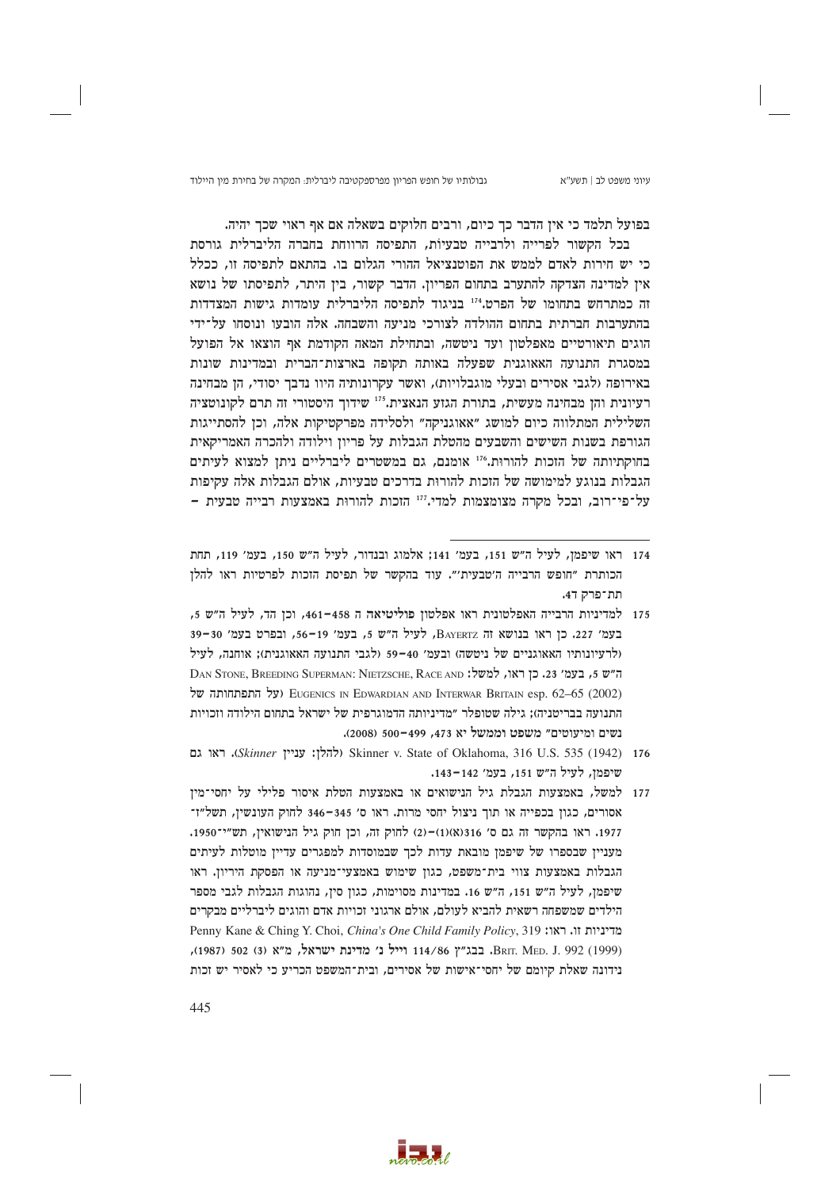בפועל תלמד כי אין הדבר כך כיום, ורבים חלוקים בשאלה אם אף ראוי שכך יהיה.

בכל הקשור לפרייה ולרבייה טבעיות, התפיסה הרווחת בחברה הליברלית גורסת כי יש חירות לאדם לממש את הפוטנציאל ההורי הגלום בו. בהתאם לתפיסה זו, ככלל אין למדינה הצדקה להתערב בתחום הפריון. הדבר קשור, בין היתר, לתפיסתו של נושא זה כמתרחש בתחומו של הפרט.[174] בניגוד לתפיסה הליברלית עומדות גישות המצדדות בהתערבות חברתית בתחום ההולדה לצורכי מניעה והשבחה. אלה הובעו ונוסחו על־ידי הוגים תיאורטיים מאפלטון ועד ניטשה, ובתחילת המאה הקודמת אף הוצאו אל הפועל במסגרת התנועה האאוגנית שפעלה באותה תקופה בארצות־הברית ובמדינות שונות באירופה (לגבי אסירים ובעלי מוגבלויות), ואשר עקרונותיה היוו נדבך יסודי, הן מבחינה רעיונית והן מבחינה מעשית, בתורת הגזע הנאצית.[175] שידוך היסטורי זה תרם לקונוטציה השלילית המתלווה כיום למושג "אאוגניקה" ולסלידה מפרקטיקות אלה, וכן להסתייגות הגורפת בשנות השישים והשבעים מהטלת הגבלות על פריון וילודה ולהכרה האמריקאית בחוקתיותה של הזכות להורות.[176] אומנם, גם במשטרים ליברליים ניתן למצוא לעיתים הגבלות בנוגע למימושה של הזכות להורות בדרכים טבעיות, אולם הגבלות אלה עקיפות על־פי־רוב, ובכל מקרה מצומצמות למדי.[177] הזכות להורות באמצעות רבייה טבעית –

---

174 ראו שיפמן, לעיל ה"ש 151, בעמ' 141; אלמוג ובנדור, לעיל ה"ש 150, בעמ' 119, תחת הכותרת "חופש הרבייה ה'טבעית'". עוד בהקשר של תפיסת הזכות לפרטיות ראו להלן תת־פרק ד4.

175 למדיניות הרבייה האפלטונית ראו אפלטון פוליטיאה ה 458–461, וכן הד, לעיל ה"ש 5, בעמ' 227. כן ראו בנושא זה BAYERTZ, לעיל ה"ש 5, בעמ' 19–56, ובפרט בעמ' 30–39 (לרעיונותיו האאוגניים של ניטשה) ובעמ' 40–59 (לגבי התנועה האאוגנית); אוחנה, לעיל ה"ש 5, בעמ' 23. כן ראו, למשל: DAN STONE, BREEDING SUPERMAN: NIETZSCHE, RACE AND EUGENICS IN EDWARDIAN AND INTERWAR BRITAIN esp. 62–65 (2002) (על התפתחותה של התנועה בבריטניה); גילה שטופלר "מדיניותה הדמוגרפית של ישראל בתחום הילודה וזכויות נשים ומיעוטים" משפט וממשל יא 473, 499–500 (2008).

176 Skinner v. State of Oklahoma, 316 U.S. 535 (1942) (להלן: עניין *Skinner*). ראו גם שיפמן, לעיל ה"ש 151, בעמ' 142–143.

177 למשל, באמצעות הגבלת גיל הנישואים או באמצעות הטלת איסור פלילי על יחסי־מין אסורים, כגון בכפייה או תוך ניצול יחסי מרות. ראו ס' 345–346 לחוק העונשין, תשל"ז־1977. ראו בהקשר זה גם ס' 316(א)(1)–(2) לחוק זה, וכן חוק גיל הנישואין, תש"י־1950. מעניין שבספרו של שיפמן מובאת עדות לכך שבמוסדות למפגרים עדיין מוטלות לעיתים הגבלות באמצעות צווי בית־משפט, כגון שימוש באמצעי־מניעה או הפסקת היריון. ראו שיפמן, לעיל ה"ש 151, ה"ש 16. במדינות מסוימות, כגון סין, נהוגות הגבלות לגבי מספר הילדים שמשפחה רשאית להביא לעולם, אולם ארגוני זכויות אדם והוגים ליברליים מבקרים מדיניות זו. ראו: Penny Kane & Ching Y. Choi, *China's One Child Family Policy*, 319 BRIT. MED. J. 992 (1999). בבג"ץ 114/86 וייל נ' מדינת ישראל, מ"א (3) 502 (1987), נידונה שאלת קיומם של יחסי־אישות של אסירים, ובית־המשפט הכריע כי לאסיר יש זכות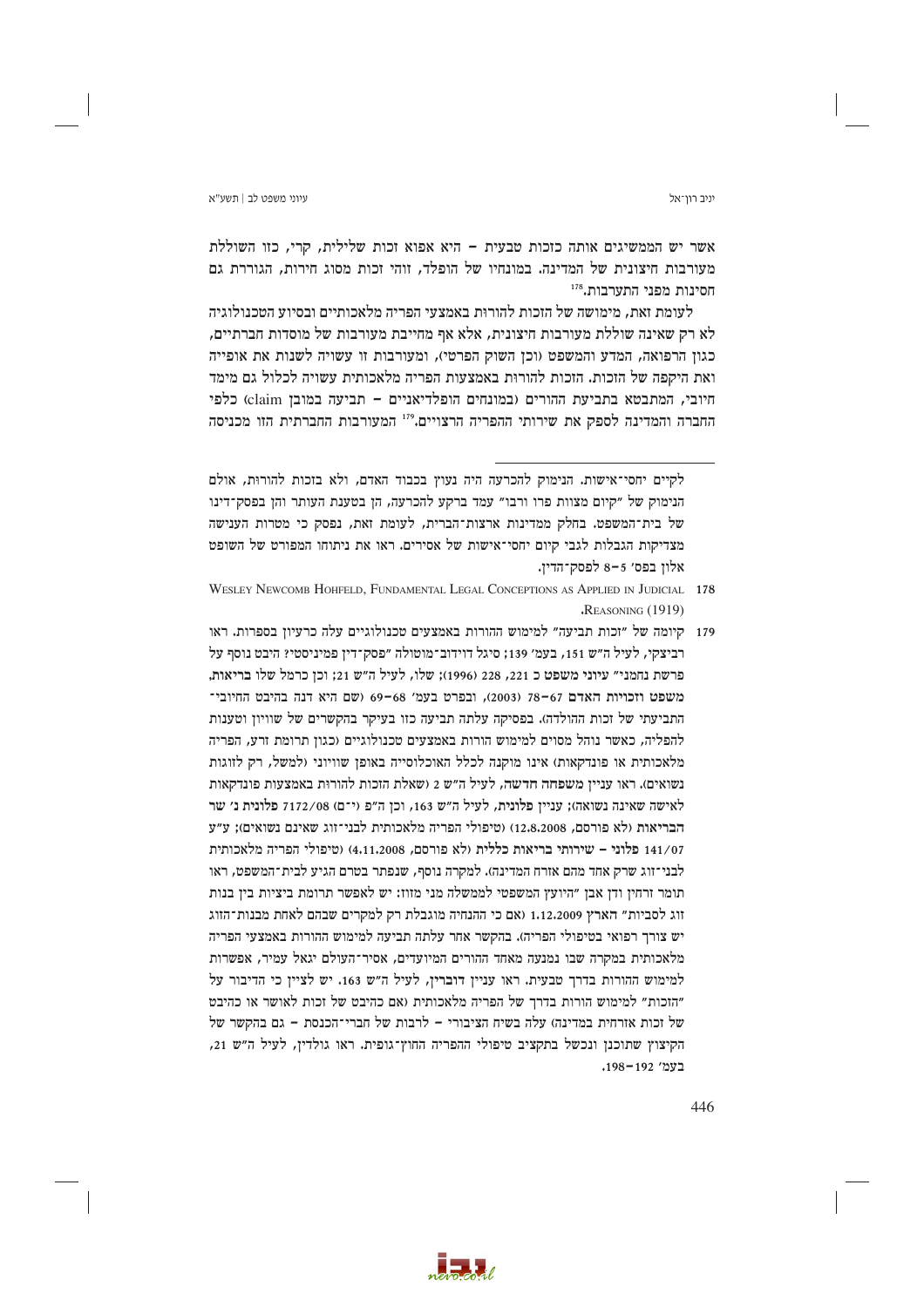אשר יש הממשיגים אותה כזכות טבעית – היא אפוא זכות שלילית, קרי, כזו השוללת מעורבות חיצונית של המדינה. במונחיו של הופלד, זוהי זכות מסוג חירות, הגוררת גם חסינות מפני התערבות.[178]

לעומת זאת, מימושה של הזכות להורות באמצעי הפריה מלאכותיים ובסיוע הטכנולוגיה לא רק שאינה שוללת מעורבות חיצונית, אלא אף מחייבת מעורבות של מוסדות חברתיים, כגון הרפואה, המדע והמשפט (וכן השוק הפרטי), ומעורבות זו עשויה לשנות את אופייה ואת היקפה של הזכות. הזכות להורות באמצעות הפריה מלאכותית עשויה לכלול גם מימד חיובי, המתבטא בתביעת ההורים (במונחים הופלדיאניים – תביעה במובן claim) כלפי החברה והמדינה לספק את שירותי ההפריה הרצויים.[179] המעורבות החברתית הזו מכניסה

---

לקיים יחסי־אישות. הנימוק להכרעה היה נעוץ בכבוד האדם, ולא בזכות להורות, אולם הנימוק של "קיום מצוות פרו ורבו" עמד ברקע להכרעה, הן בטענת העותר והן בפסק־דינו של בית־המשפט. בחלק ממדינות ארצות־הברית, לעומת זאת, נפסק כי מטרות הענישה מצדיקות הגבלות לגבי קיום יחסי־אישות של אסירים. ראו את ניתוחו המפורט של השופט אלון בפס' 5–8 לפסק־הדין.

178 Wesley Newcomb Hohfeld, Fundamental Legal Conceptions as Applied in Judicial Reasoning (1919).

179 קיומה של "זכות תביעה" למימוש ההורות באמצעים טכנולוגיים עלה כרעיון בספרות. ראו רביצקי, לעיל ה"ש 151, בעמ' 139; סיגל דוידוב־מוטולה "פסק־דין פמיניסטי? היבט נוסף על פרשת נחמני" **עיוני משפט** כ 221, 228 (1996); שלו, לעיל ה"ש 21; וכן כרמל שלו **בריאות, משפט וזכויות האדם** 67–78 (2003), ובפרט בעמ' 68–69 (שם היא דנה בהיבט החיובי־התביעתי של זכות ההולדה). בפסיקה עלתה תביעה כזו בעיקר בהקשרים של שוויון וטענות להפליה, כאשר נוהל מסוים למימוש הורות באמצעים טכנולוגיים (כגון תרומת זרע, הפריה מלאכותית או פונדקאות) אינו מוקנה לכלל האוכלוסייה באופן שוויוני (למשל, רק לזוגות נשואים). ראו עניין **משפחה חדשה**, לעיל ה"ש 2 (שאלת הזכות להורות באמצעות פונדקאות לאישה שאינה נשואה); עניין **פלונית**, לעיל ה"ש 163, וכן ה"פ (י־ם) 7172/08 **פלונית נ' שר הבריאות** (לא פורסם, 12.8.2008) (טיפולי הפריה מלאכותית לבני־זוג שאינם נשואים); ע"ע 141/07 **פלוני – שירותי בריאות כללית** (לא פורסם, 4.11.2008) (טיפולי הפריה מלאכותית לבני־זוג שרק אחד מהם אזרח המדינה). למקרה נוסף, שנפתר בטרם הגיע לבית־המשפט, ראו תומר זרחין ודן אבן "היועץ המשפטי לממשלה מני מזוז: יש לאפשר תרומת ביציות בין בנות זוג לסביות" **הארץ** 1.12.2009 (אם כי ההנחיה מוגבלת רק למקרים שבהם לאחת מבנות־הזוג יש צורך רפואי בטיפולי הפריה). בהקשר אחר עלתה תביעה למימוש ההורות באמצעי הפריה מלאכותית במקרה שבו נמנעה מאחד ההורים המיועדים, אסיר־העולם יגאל עמיר, אפשרות למימוש ההורות בדרך טבעית. ראו עניין **דוברין**, לעיל ה"ש 163. יש לציין כי הדיבור על "הזכות" למימוש הורות בדרך של הפריה מלאכותית (אם כהיבט של זכות לאושר או כהיבט של זכות אזרחית במדינה) עלה בשיח הציבורי – לרבות של חברי־הכנסת – גם בהקשר של הקיצוץ שתוכנן ונכשל בתקציב טיפולי ההפריה החוץ־גופית. ראו גולדין, לעיל ה"ש 21, בעמ' 192–198.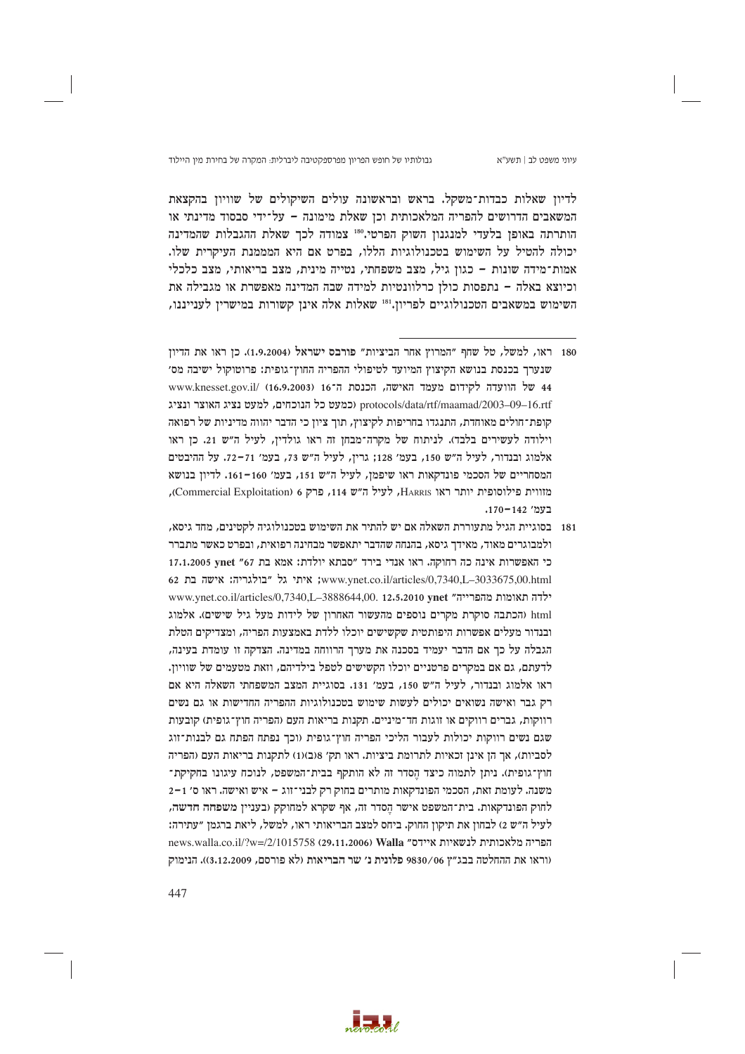לדיון שאלות כבדות־משקל. בראש ובראשונה עולים השיקולים של שוויון בהקצאת המשאבים הדרושים להפריה המלאכותית וכן שאלת מימונה – על־ידי סבסוד מדינתי או הותרתה באופן בלעדי למנגנון השוק הפרטי.[180] צמודה לכך שאלת ההגבלות שהמדינה יכולה להטיל על השימוש בטכנולוגיות הללו, בפרט אם היא הממנת העיקרית שלו. אמות־מידה שונות – כגון גיל, מצב משפחתי, נטייה מינית, מצב בריאותי, מצב כלכלי וכיוצא באלה – נתפסות כולן כרלוונטיות למידה שבה המדינה מאפשרת או מגבילה את השימוש במשאבים הטכנולוגיים לפריון.[181] שאלות אלה אינן קשורות במישרין לענייננו,

---

180 ראו, למשל, טל שחף "המרוץ אחר הביציות" **פורבס ישראל** (1.9.2004). כן ראו את הדיון שנערך בכנסת בנושא הקיצוץ המיועד לטיפולי ההפריה החוץ־גופית: פרוטוקול ישיבה מס' 44 של הוועדה לקידום מעמד האישה, הכנסת ה־16 (16.9.2003) /www.knesset.gov.il protocols/data/rtf/maamad/2003–09–16.rtf (כמעט כל הנוכחים, למעט נציג האוצר ונציג קופת־חולים מאוחדת, התנגדו בחריפות לקיצוץ, תוך ציון כי הדבר יהווה מדיניות של רפואה וילודה לעשירים בלבד). לניתוח של מקרה־מבחן זה ראו גולדין, לעיל ה"ש 21. כן ראו אלמוג ובנדור, לעיל ה"ש 150, בעמ' 128; גרין, לעיל ה"ש 73, בעמ' 71–72. על ההיבטים המסחריים של הסכמי פונדקאות ראו שיפמן, לעיל ה"ש 151, בעמ' 160–161. לדיון בנושא מזווית פילוסופית יותר ראו Harris, לעיל ה"ש 114, פרק 6 (Commercial Exploitation), בעמ' 142–170.

181 בסוגיית הגיל מתעוררת השאלה אם יש להתיר את השימוש בטכנולוגיה לקטינים, מחד גיסא, ולמבוגרים מאוד, מאידך גיסא, בהנחה שהדבר יתאפשר מבחינה רפואית, ובפרט כאשר מתברר כי האפשרות אינה כה רחוקה. ראו אנדי בירד "סבתא יולדת: אמא בת 67" **ynet** 17.1.2005 www.ynet.co.il/articles/0,7340,L–3033675,00.html; איתי גל "בולגריה: אישה בת 62 ילדה תאומות מהפרייה" **ynet** 12.5.2010 www.ynet.co.il/articles/0,7340,L–3888644,00. html (הכתבה סוקרת מקרים נוספים מהעשור האחרון של לידות מעל גיל שישים). אלמוג ובנדור מעלים אפשרות היפותטית שקשישים יוכלו ללדת באמצעות הפריה, ומצדיקים הטלת הגבלה על כך אם הדבר יעמיד בסכנה את מערך הרווחה במדינה. הצדקה זו עומדת בעינה, לדעתם, גם אם במקרים פרטניים יוכלו הקשישים לטפל בילדיהם, וזאת מטעמים של שוויון. ראו אלמוג ובנדור, לעיל ה"ש 150, בעמ' 131. בסוגיית המצב המשפחתי השאלה היא אם רק גבר ואישה נשואים יכולים לעשות שימוש בטכנולוגיות ההפריה החדישות או גם נשים רווקות, גברים רווקים או זוגות חד־מיניים. תקנות בריאות העם (הפריה חוץ־גופית) קובעות שגם נשים רווקות יכולות לעבור הליכי הפריה חוץ־גופית (וכך נפתח הפתח גם לבנות־זוג לסביות), אך הן אינן זכאיות לתרומת ביציות. ראו תק' 8(ב)(1) לתקנות בריאות העם (הפריה חוץ־גופית). ניתן לתמוה כיצד הֶסדר זה לא הותקף בבית־המשפט, לנוכח עיגונו בחקיקת־משנה. לעומת זאת, הסכמי הפונדקאות מותרים בחוק רק לבני־זוג – איש ואישה. ראו ס' 1–2 לחוק הפונדקאות. בית־המשפט אישר הֶסדר זה, אף שקרא למחוקק (בעניין משפחה חדשה, לעיל ה"ש 2) לבחון את תיקון החוק. ביחס למצב הבריאותי ראו, למשל, ליאת ברגמן "עתירה: הפריה מלאכותית לנשאיות איידס" **Walla** (29.11.2006) news.walla.co.il/?w=/2/1015758 (וראו את ההחלטה בבג"ץ 9830/06 **פלונית נ' שר הבריאות** (לא פורסם, 3.12.2009)). הנימוק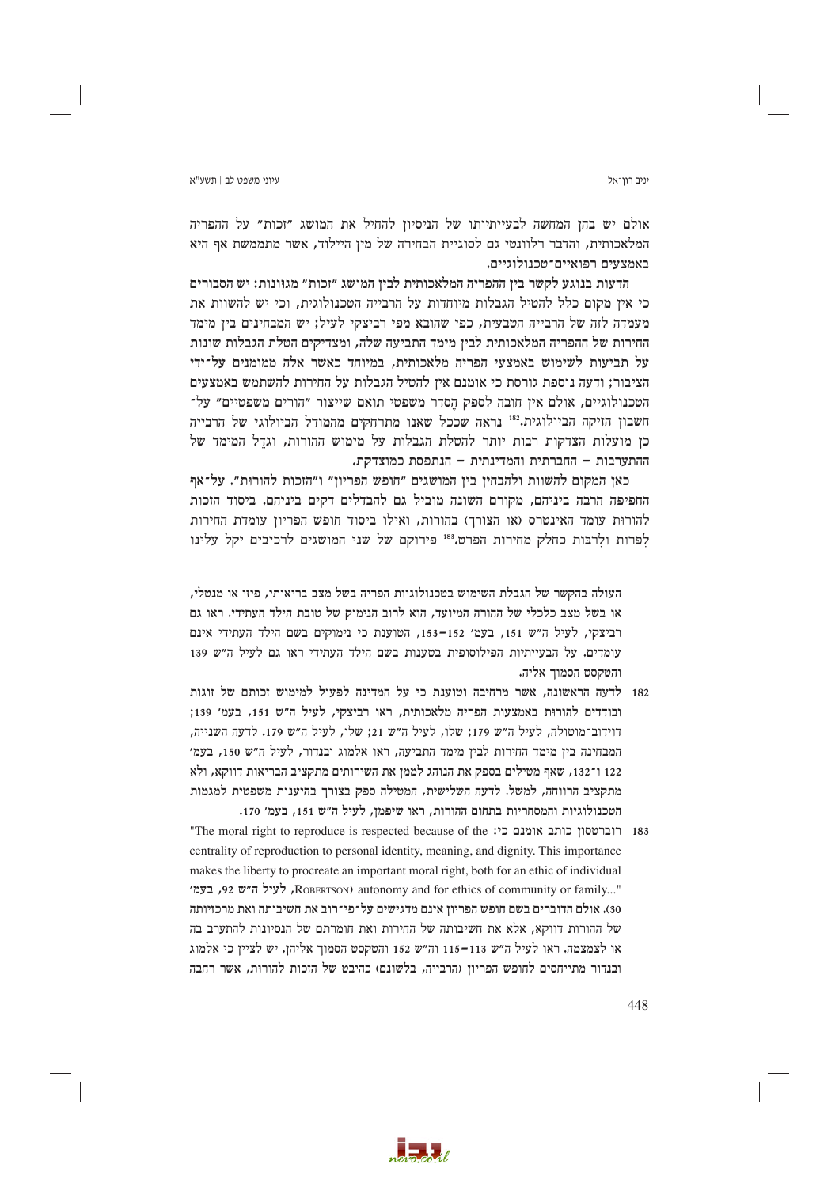אולם יש בהן המחשה לבעייתיותו של הניסיון להחיל את המושג "זכות" על ההפריה המלאכותית, והדבר רלוונטי גם לסוגיית הבחירה של מין היילוד, אשר מתממשת אף היא באמצעים רפואיים־טכנולוגיים.

הדעות בנוגע לקשר בין ההפריה המלאכותית לבין המושג "זכות" מגוונות: יש הסבורים כי אין מקום כלל להטיל הגבלות מיוחדות על הרבייה הטכנולוגית, וכי יש להשוות את מעמדה לזה של הרבייה הטבעית, כפי שהובא מפי רביצקי לעיל; יש המבחינים בין מימד החירות של ההפריה המלאכותית לבין מימד התביעה שלה, ומצדיקים הטלת הגבלות שונות על תביעות לשימוש באמצעי הפריה מלאכותית, במיוחד כאשר אלה ממומנים על־ידי הציבור; ודעה נוספת גורסת כי אומנם אין להטיל הגבלות על החירות להשתמש באמצעים הטכנולוגיים, אולם אין חובה לספק הֶסדר משפטי תואם שייצור "הורים משפטיים" על־חשבון הזיקה הביולוגית.[182] נראה שככל שאנו מתרחקים מהמודל הביולוגי של הרבייה כן מועלות הצדקות רבות יותר להטלת הגבלות על מימוש ההורות, וגדֵל המימד של ההתערבות – החברתית והמדינתית – הנתפסת כמוצדקת.

כאן המקום להשוות ולהבחין בין המושגים "חופש הפריון" ו"הזכות להורוּת". על־אף החפיפה הרבה ביניהם, מקורם השונה מוביל גם להבדלים דקים ביניהם. ביסוד הזכות להורוּת עומד האינטרס (או הצורך) בהורוּת, ואילו ביסוד חופש הפריון עומדת החירות לִפרות ולִרבות כחלק מחירות הפרט.[183] פירוקם של שני המושגים לרכיבים יקל עלינו

---

העולה בהקשר של הגבלת השימוש בטכנולוגיות הפריה בשל מצב בריאותי, פיזי או מנטלי, או בשל מצב כלכלי של ההורה המיועד, הוא לרוב הנימוק של טובת הילד העתידי. ראו גם רביצקי, לעיל ה"ש 151, בעמ' 152–153, הטוענת כי נימוקים בשם הילד העתידי אינם עומדים. על הבעייתיות הפילוסופית בטענות בשם הילד העתידי ראו גם לעיל ה"ש 139 והטקסט הסמוך אליה.

182 לדעה הראשונה, אשר מרחיבה וטוענת כי על המדינה לפעול למימוש זכותם של זוגות ובודדים להורוּת באמצעות הפריה מלאכותית, ראו רביצקי, לעיל ה"ש 151, בעמ' 139; דוידוב־מוטולה, לעיל ה"ש 179; שלו, לעיל ה"ש 21; שלו, לעיל ה"ש 179. לדעה השנייה, המבחינה בין מימד החירות לבין מימד התביעה, ראו אלמוג ובנדור, לעיל ה"ש 150, בעמ' 122 ו־132, שאף מטילים בספק את הנוהג לממן את השירותים מתקציב הבריאות דווקא, ולא מתקציב הרווחה, למשל. לדעה השלישית, המטילה ספק בצורך בהיענות משפטית למגמות הטכנולוגיות והמסחריות בתחום ההורות, ראו שיפמן, לעיל ה"ש 151, בעמ' 170.

183 רוברטסון כותב אומנם כי: "The moral right to reproduce is respected because of the centrality of reproduction to personal identity, meaning, and dignity. This importance makes the liberty to procreate an important moral right, both for an ethic of individual autonomy and for ethics of community or family..." (Robertson, לעיל ה"ש 92, בעמ' 30). אולם הדוברים בשם חופש הפריון אינם מדגישים על־פי־רוב את חשיבותה ואת מרכזיותה של ההורות דווקא, אלא את חשיבותה של החירות ואת חומרתם של הניסיונות להתערב בה או לצמצמה. ראו לעיל ה"ש 113–115 וה"ש 152 והטקסט הסמוך אליהן. יש לציין כי אלמוג ובנדור מתייחסים לחופש הפריון (הרבייה, בלשונם) כהיבט של הזכות להורוּת, אשר רחבה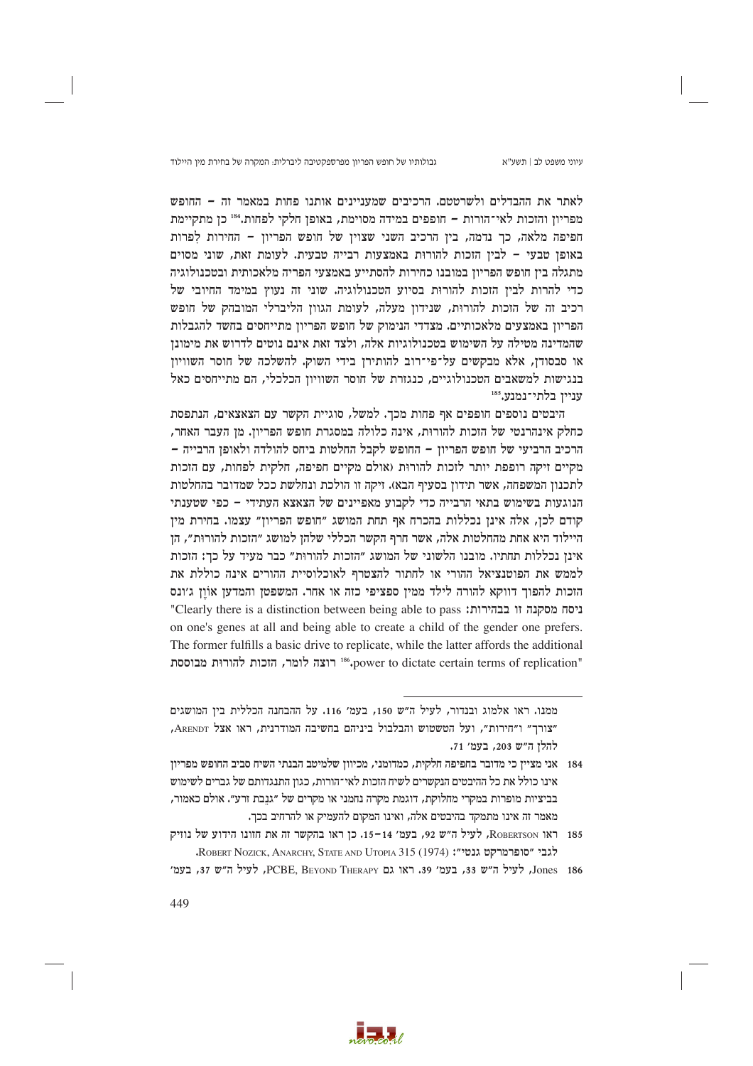לאתר את ההבדלים ולשרטטם. הרכיבים שמעניינים אותנו פחות במאמר זה – החופש מפריון והזכות לאי־הורות – חופפים במידה מסוימת, באופן חלקי לפחות.[184] כן מתקיימת חפיפה מלאה, כך נדמה, בין הרכיב השני שצוין של חופש הפריון – החירות לפרות באופן טבעי – לבין הזכות להורות באמצעות רבייה טבעית. לעומת זאת, שוני מסוים מתגלה בין חופש הפריון במובנו כחירות להסתייע באמצעי הפריה מלאכותית ובטכנולוגיה כדי להרות לבין הזכות להורות בסיוע הטכנולוגיה. שוני זה נעוץ במימד החיובי של רכיב זה של הזכות להורות, שנידון מעלה, לעומת הגוון הליברלי המובהק של חופש הפריון באמצעים מלאכותיים. מצדדי הנימוק של חופש הפריון מתייחסים בחשד להגבלות שהמדינה מטילה על השימוש בטכנולוגיות אלה, ולצד זאת אינם נוטים לדרוש את מימונן או סבסודן, אלא מבקשים על־פי־רוב להותירן בידי השוק. להשלכה של חוסר השוויון בנגישות למשאבים הטכנולוגיים, כנגזרת של חוסר השוויון הכלכלי, הם מתייחסים כאל עניין בלתי־נמנע.[185]

היבטים נוספים חופפים אף פחות מכך. למשל, סוגיית הקשר עם הצאצאים, הנתפסת כחלק אינהרנטי של הזכות להורות, אינה כלולה במסגרת חופש הפריון. מן העבר האחר, הרכיב הרביעי של חופש הפריון – החופש לקבל החלטות ביחס להולדה ולאופן הרבייה – מקיים זיקה רופפת יותר לזכות להורות (אולם מקיים חפיפה, חלקית לפחות, עם הזכות לתכנון המשפחה, אשר תידון בסעיף הבא). זיקה זו הולכת ונחלשת ככל שמדובר בהחלטות הנוגעות בשימוש בתאי הרבייה כדי לקבוע מאפיינים של הצצאא העתידי – כפי שטענתי קודם לכן, אלה אינן נכללות בהכרח אף תחת המושג "חופש הפריון" עצמו. בחירת מין היילוד היא אחת מהחלטות אלה, אשר חרף הקשר הכללי שלהן למושג "הזכות להורות", הן אינן נכללות תחתיו. מובנו הלשוני של המושג "הזכות להורות" כבר מעיד על כך: הזכות לממש את הפוטנציאל ההורי או להצטרף לאוכלוסיית ההורים אינה כוללת את הזכות להפוך דווקא להורה לילד ממין ספציפי כזה או אחר. המשפטן והמדען אוון ג'ונס ניסח מסקנה זו בבהירות: "Clearly there is a distinction between being able to pass on one's genes at all and being able to create a child of the gender one prefers. The former fulfills a basic drive to replicate, while the latter affords the additional power to dictate certain terms of replication".[186] רוצה לומר, הזכות להורות מבוססת

---

ממנו. ראו אלמוג ובנדור, לעיל ה"ש 150, בעמ' 116. על ההבחנה הכללית בין המושגים "צורך" ו"חירות", ועל הטשטוש והבלבול ביניהם בחשיבה המודרנית, ראו אצל ARENDT, להלן ה"ש 203, בעמ' 71.

184 אני מציין כי מדובר בחפיפה חלקית, כמדומני, מכיוון שלמיטב הבנתי השיח סביב החופש מפריון אינו כולל את כל ההיבטים הנקשרים לשיח הזכות לאי־הורות, כגון התנגדותם של גברים לשימוש בזיגוטות מופרות במקרי מחלוקת, דוגמת מקרה נחמני או מקרים של "גנבת זרע". אולם כאמור, מאמר זה אינו מתמקד בהיבטים אלה, ואינו המקום להעמיק או להרחיב בכך.

185 ראו ROBERTSON, לעיל ה"ש 92, בעמ' 14–15. כן ראו בהקשר זה את חזונו הידוע של נוזיק לגבי "סופרמרקט גנטי": ROBERT NOZICK, ANARCHY, STATE AND UTOPIA 315 (1974).

186 Jones, לעיל ה"ש 33, בעמ' 39. ראו גם PCBE, BEYOND THERAPY, לעיל ה"ש 37, בעמ'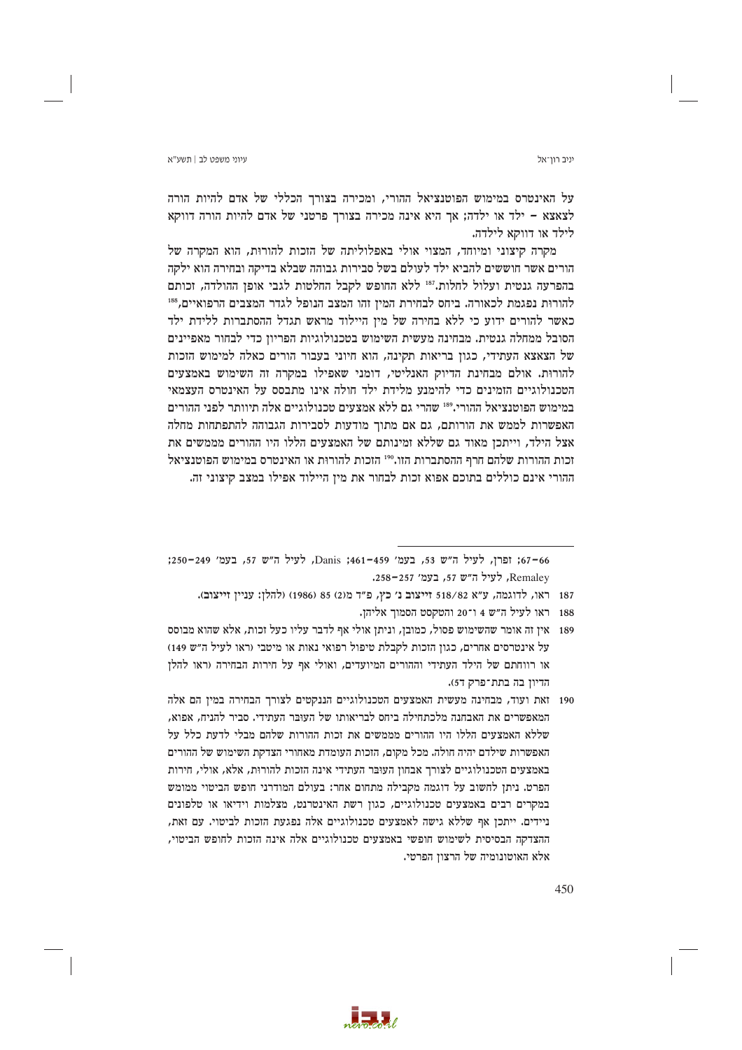על האינטרס במימוש הפוטנציאל ההורי, ומכירה בצורך הכללי של אדם להיות הורה לצאצא – ילד או ילדה; אך היא אינה מכירה בצורך פרטני של אדם להיות הורה דווקא לילד או דווקא לילדה.

מקרה קיצוני ומיוחד, המצוי אולי באפלוליתה של הזכות להורות, הוא המקרה של הורים אשר חוששים להביא ילד לעולם בשל סבירות גבוהה שבלא בדיקה ובחירה הוא ילקה בהפרעה גנטית ועלול לחלות.[187] ללא החופש לקבל החלטות לגבי אופן ההולדה, זכותם להורות נפגמת לכאורה. ביחס לבחירת המין זהו המצב הנופל לגדר המצבים הרפואיים,[188] כאשר להורים ידוע כי ללא בחירה של מין היילוד מראש תגדל ההסתברות ללידת ילד הסובל ממחלה גנטית. מבחינה מעשית השימוש בטכנולוגיות הפריון כדי לבחור מאפיינים של הצאצא העתידי, כגון בריאות תקינה, הוא חיוני עבור הורים כאלה למימוש הזכות להורות. אולם מבחינת הדיוק האנליטי, דומני שאפילו במקרה זה השימוש באמצעים הטכנולוגיים הזמינים כדי להימנע מלידת ילד חולה אינו מתבסס על האינטרס העצמאי במימוש הפוטנציאל ההורי.[189] שהרי גם ללא אמצעים טכנולוגיים אלה תיוותר לפני ההורים האפשרות לממש את הורותם, גם אם מתוך מודעות לסבירות הגבוהה להתפתחות מחלה אצל הילד, וייתכן מאוד גם שללא זמינותם של האמצעים הללו היו ההורים מממשים את זכות ההורות שלהם חרף ההסתברות הזו.[190] הזכות להורות או האינטרס במימוש הפוטנציאל ההורי אינם כוללים בתוכם אפוא זכות לבחור את מין היילוד אפילו במצב קיצוני זה.

---

66–67; זפרן, לעיל ה"ש 53, בעמ' 459–461; Danis, לעיל ה"ש 57, בעמ' 249–250; Remaley, לעיל ה"ש 57, בעמ' 257–258.

187 ראו, לדוגמה, ע"א 518/82 **זייצוב נ' כץ**, פ"ד מ(2) 85 (1986) (להלן: **עניין זייצוב**).

188 ראו לעיל ה"ש 4 ו־20 והטקסט הסמוך אליהן.

189 אין זה אומר שהשימוש פסול, כמובן, וניתן אולי אף לדבר עליו כעל זכות, אלא שהוא מבוסס על אינטרסים אחרים, כגון הזכות לקבלת טיפול רפואי נאות או מיטבי (ראו לעיל ה"ש 149) או רווחתם של הילד העתידי וההורים המיועדים, ואולי אף על חירות הבחירה (ראו להלן הדיון בה בתת־פרק ד5).

190 זאת ועוד, מבחינה מעשית האמצעים הטכנולוגיים הננקטים לצורך הבחירה במין הם אלה המאפשרים את האבחנה מלכתחילה ביחס לבריאותו של העובר העתידי. סביר להניח, אפוא, שללא האמצעים הללו היו ההורים מממשים את זכות ההורות שלהם מבלי לדעת כלל על האפשרות שילדם יהיה חולה. מכל מקום, הזכות העומדת מאחורי הצדקת השימוש של ההורים באמצעים הטכנולוגיים לצורך אבחון העובר העתידי אינה הזכות להורות, אלא, אולי, חירות הפרט. ניתן לחשוב על דוגמה מקבילה מתחום אחר: בעולם המודרני חופש הביטוי ממומש במקרים רבים באמצעים טכנולוגיים, כגון רשת האינטרנט, מצלמות וידיאו או טלפונים ניידים. ייתכן אף שללא גישה לאמצעים טכנולוגיים אלה נפגעת הזכות לביטוי. עם זאת, ההצדקה הבסיסית לשימוש חופשי באמצעים טכנולוגיים אלה אינה הזכות לחופש הביטוי, אלא האוטונומיה של הרצון הפרטי.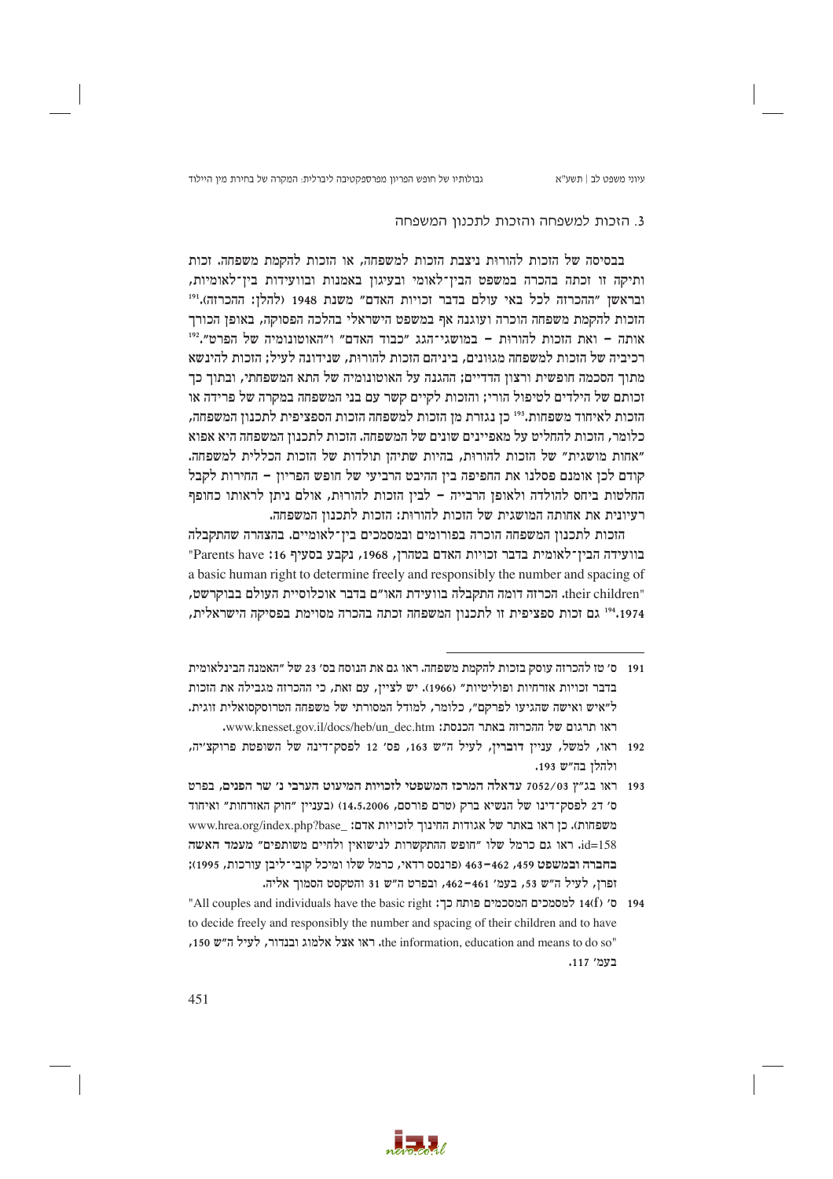### 3. הזכות למשפחה והזכות לתכנון המשפחה

בבסיסה של הזכות להורות ניצבת הזכות למשפחה, או הזכות להקמת משפחה. זכות ותיקה זו זכתה בהכרה במשפט הבין־לאומי ובעיגון באמנות ובוועידות בין־לאומיות, ובראשן "ההכרזה לכל באי עולם בדבר זכויות האדם" משנת 1948 (להלן: ההכרזה).[191] הזכות להקמת משפחה הוכרה ועוגנה אף במשפט הישראלי בהלכה הפסוקה, באופן הכורך אותה – ואת הזכות להורות – במושגי־הגג "כבוד האדם" ו"האוטונומיה של הפרט".[192] רכיביה של הזכות למשפחה מגוונים, ביניהם הזכות להורות, שנידונה לעיל; הזכות להינשא מתוך הסכמה חופשית ורצון הדדיים; ההגנה על האוטונומיה של התא המשפחתי, ובתוך כך זכותם של הילדים לטיפול הורי; והזכות לקיים קשר עם בני המשפחה במקרה של פרידה או הזכות לאיחוד משפחות.[193] כן נגזרת מן הזכות למשפחה הזכות הספציפית לתכנון המשפחה, כלומר, הזכות להחליט על מאפיינים שונים של המשפחה. הזכות לתכנון המשפחה היא אפוא "אחות מושגית" של הזכות להורות, בהיות שתיהן תולדות של הזכות הכללית למשפחה. קודם לכן אומנם פסלנו את החפיפה בין ההיבט הרביעי של חופש הפריון – החירות לקבל החלטות ביחס להולדה ולאופן הרבייה – לבין הזכות להורות, אולם ניתן לראותו כחופף רעיונית את אחותה המושגית של הזכות להורות: הזכות לתכנון המשפחה.

הזכות לתכנון המשפחה הוכרה בפורומים ובמסמכים בין־לאומיים. בהצהרה שהתקבלה בוועידה הבין־לאומית בדבר זכויות האדם בטהרן, 1968, נקבע בסעיף 16: "Parents have a basic human right to determine freely and responsibly the number and spacing of their children". הכרזה דומה התקבלה בוועידת האו"ם בדבר אוכלוסיית העולם בבוקרשט, 1974.[194] גם זכות ספציפית זו לתכנון המשפחה זכתה בהכרה מסוימת בפסיקה הישראלית,

---

191 ס' טז להכרזה עוסק בזכות להקמת משפחה. ראו גם את הנוסח בס' 23 של "האמנה הבינלאומית בדבר זכויות אזרחיות ופוליטיות" (1966). יש לציין, עם זאת, כי ההכרזה מגבילה את הזכות ל"איש ואישה שהגיעו לפרקם", כלומר, למודל המסורתי של משפחה הטרוסקסואלית זוגית. ראו תרגום של ההכרזה באתר הכנסת: www.knesset.gov.il/docs/heb/un_dec.htm.

192 ראו, למשל, עניין דוברין, לעיל ה"ש 163, פס' 12 לפסק־דינה של השופטת פרוקצ'יה, ולהלן בה"ש 193.

193 ראו בג"ץ 7052/03 עדאלה המרכז המשפטי לזכויות המיעוט הערבי נ' שר הפנים, בפרט ס' 27 לפסק־דינו של הנשיא ברק (טרם פורסם, 14.5.2006) (בעניין "חוק האזרחות" ואיחוד משפחות). כן ראו באתר של אגודות החינוך לזכויות אדם: www.hrea.org/index.php?base_id=158. ראו גם כרמל שלו "חופש ההתקשרות לנישואין ולחיים משותפים" מעמד האשה בחברה ובמשפט 459, 462–463 (פרנסס רדאי, כרמל שלו ומיכל קובי־ליבן עורכות, 1995); זפרן, לעיל ה"ש 53, בעמ' 461–462, ובפרט ה"ש 31 והטקסט הסמוך אליה.

194 ס' 14(f) למסמכים המסכמים פותח כך: "All couples and individuals have the basic right to decide freely and responsibly the number and spacing of their children and to have the information, education and means to do so". ראו אצל אלמוג ובנדור, לעיל ה"ש 150, בעמ' 117.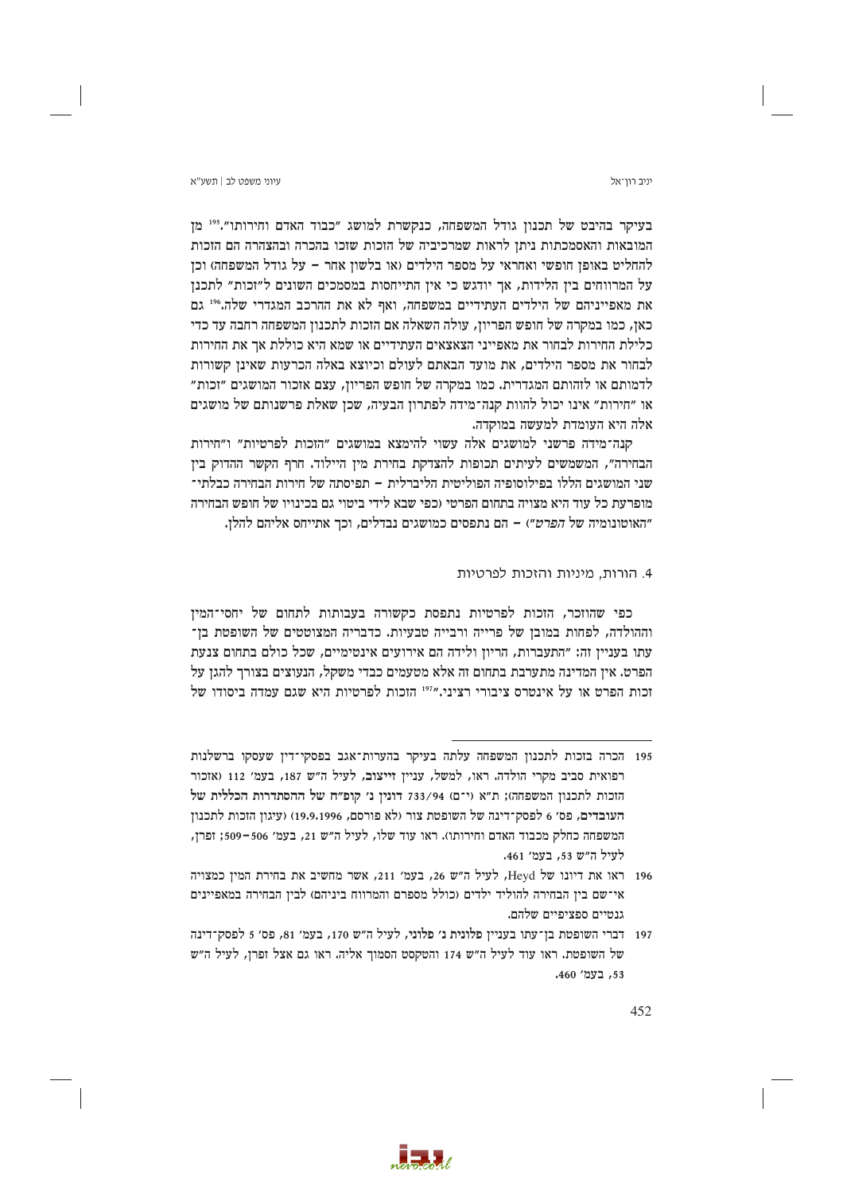בעיקר בהיבט של תכנון גודל המשפחה, כנקשרת למושג "כבוד האדם וחירותו".[195] מן המובאות והאסמכתות ניתן לראות שמרכיביה של הזכות שזכו בהכרה ובהצהרה הם הזכות להחליט באופן חופשי ואחראי על מספר הילדים (או בלשון אחר – על גודל המשפחה) וכן על המרווחים בין הלידות, אך יודגש כי אין התייחסות במסמכים השונים ל"זכות" לתכנן את מאפייניהם של הילדים העתידיים במשפחה, ואף לא את ההרכב המגדרי שלה.[196] גם כאן, כמו במקרה של חופש הפריון, עולה השאלה אם הזכות לתכנון המשפחה רחבה דיה כדי כלילת החירות לבחור את מאפייני הצאצאים העתידיים או שמא היא כוללת אך את החירות לבחור את מספר הילדים, את מועד הבאתם לעולם וכיוצא באלה הכרעות שאינן קשורות לדמותם או לזהותם המגדרית. כמו במקרה של חופש הפריון, עצם אזכור המושגים "זכות" או "חירות" אינו יכול להוות קנה־מידה לפתרון הבעיה, שכן שאלת פרשנותם של מושגים אלה היא העומדת למעשה במוקדה.

קנה־מידה פרשני למושגים אלה עשוי להימצא במושגים "הזכות לפרטיות" ו"חירות הבחירה", המשמשים לעיתים תכופות להצדקת בחירת מין היילוד. חרף הקשר ההדוק בין שני המושגים הללו בפילוסופיה הפוליטית הליברלית – תפיסתה של חירות הבחירה כבלתי־מופרעת כל עוד היא מצויה בתחום הפרטי (כפי שבא לידי ביטוי גם בכינויו של חופש הבחירה "האוטונומיה של *הפרט*") – הם נתפסים כמושגים נבדלים, וכך אתייחס אליהם להלן.

### 4. הורות, מיניות והזכות לפרטיות

כפי שהוזכר, הזכות לפרטיות נתפסת כקשורה בעבותות לתחום של יחסי־המין וההולדה, לפחות במובן של פרייה ורבייה טבעיות. כדבריה המצוטטים של השופטת בן־עתו בעניין זה: "התעברות, הריון ולידה הם אירועים אינטימיים, שכל כולם בתחום צנעת הפרט. אין המדינה מתערבת בתחום זה אלא מטעמים כבדי משקל, הנעוצים בצורך להגן על זכות הפרט או על אינטרס ציבורי רציני."[197] הזכות לפרטיות היא שגם עמדה ביסודו של

---

195 הכרה בזכות לתכנון המשפחה עלתה בעיקר בהערות־אגב בפסקי־דין שעסקו ברשלנות רפואית סביב מקרי הולדה. ראו, למשל, **עניין זייצוב**, לעיל ה"ש 187, בעמ' 112 (אזכור הזכות לתכנון המשפחה); ת"א (י־ם) 733/94 **דונין נ' קופ"ח של ההסתדרות הכללית של העובדים**, פס' 6 לפסק־דינה של השופטת צור (לא פורסם, 19.9.1996) (עיגון הזכות לתכנון המשפחה כחלק מכבוד האדם וחירותו). ראו עוד שלו, לעיל ה"ש 21, בעמ' 506–509; זפרן, לעיל ה"ש 53, בעמ' 461.

196 ראו את דיונו של Heyd, לעיל ה"ש 26, בעמ' 211, אשר מחשיב את בחירת המין כמצויה אי־שם בין הבחירה להוליד ילדים (כולל מספרם והמרווח ביניהם) לבין הבחירה במאפיינים גנטיים ספציפיים שלהם.

197 דברי השופטת בן־עתו בעניין **פלונית נ' פלוני**, לעיל ה"ש 170, בעמ' 81, פס' 5 לפסק־דינה של השופטת. ראו עוד לעיל ה"ש 174 והטקסט הסמוך אליה. ראו גם אצל זפרן, לעיל ה"ש 53, בעמ' 460.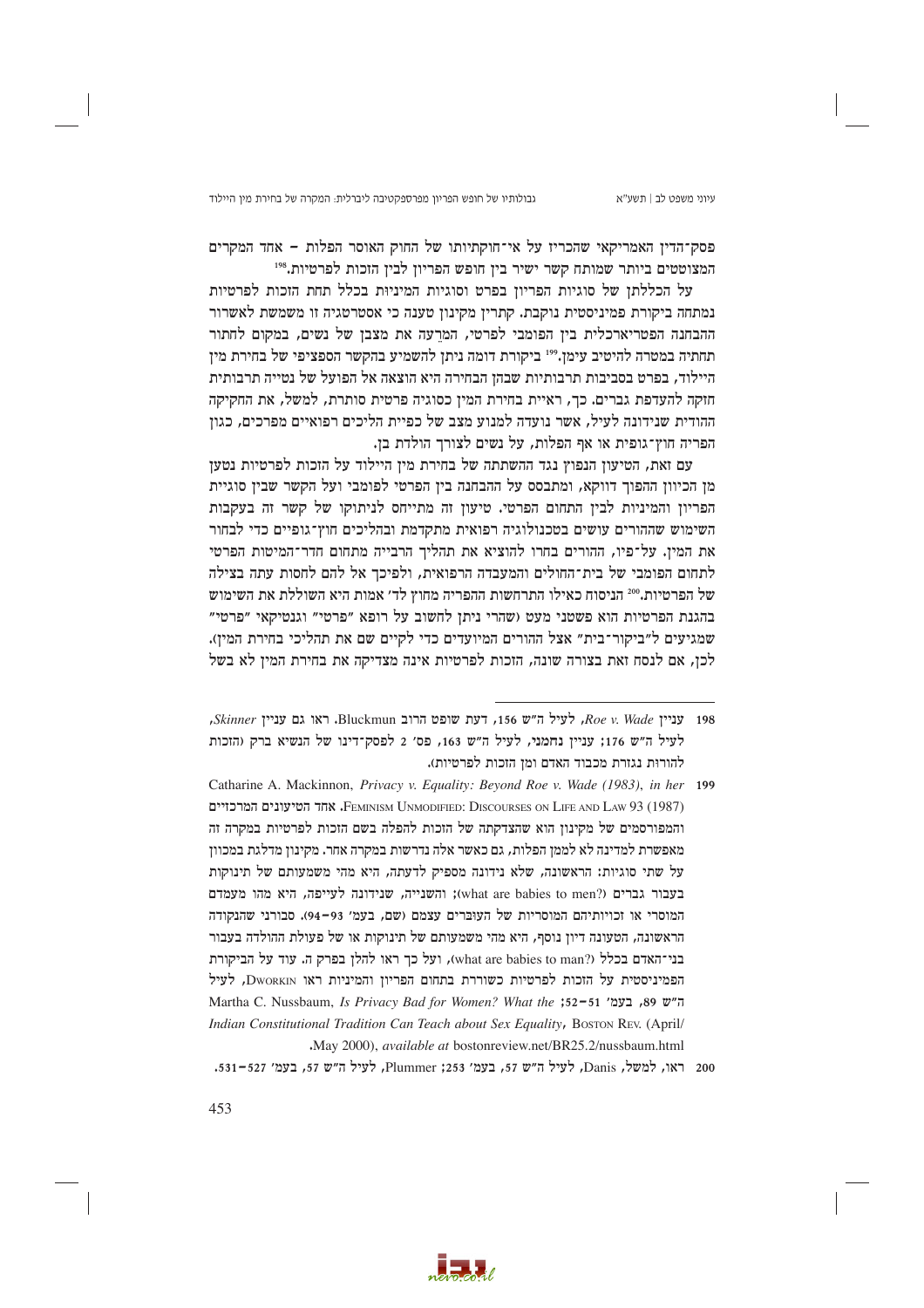פסק־הדין האמריקאי שהכריז על אי־חוקתיותו של החוק האוסר הפלות – אחד המקרים המצוטטים ביותר שמותח קשר ישיר בין חופש הפריון לבין הזכות לפרטיות.[198]

על הכללתן של סוגיות הפריון בפרט וסוגיות המיניות בכלל תחת הזכות לפרטיות נמתחה ביקורת פמיניסטית נוקבת. קתרין מקינון טענה כי אסטרטגיה זו משמשת לאשרור ההבחנה הפטריארכלית בין הפומבי לפרטי, המְרַעה את מצבן של נשים, במקום לחתור תחתיה במטרה להיטיב עימן.[199] ביקורת דומה ניתן להשמיע בהקשר הספציפי של בחירת מין היילוד, בפרט בסביבות תרבותיות שבהן הבחירה היא הוצאה אל הפועל של נטייה תרבותית חזקה להעדפת גברים. כך, ראיית בחירת המין כסוגיה פרטית סותרת, למשל, את החקיקה ההודית שנידונה לעיל, אשר נועדה למנוע מצב של כפיית הליכים רפואיים מפרכים, כגון הפריה חוץ־גופית או אף הפלות, על נשים לצורך הולדת בן.

עם זאת, הטיעון הנפוץ נגד השתתתה של בחירת מין היילוד על הזכות לפרטיות נטען מן הכיוון ההפוך דווקא, ומתבסס על ההבחנה בין הפרטי לפומבי ועל הקשר שבין סוגיית הפריון והמיניות לבין התחום הפרטי. טיעון זה מתייחס לניתוקו של קשר זה בעקבות השימוש שההורים עושים בטכנולוגיה רפואית מתקדמת ובהליכים חוץ־גופיים כדי לבחור את המין. על־פיו, ההורים בחרו להוציא את תהליך הרבייה מתחום חדר־המיטות הפרטי לתחום הפומבי של בית־החולים והמעבדה הרפואית, ולפיכך אל להם לחסות עתה בצילה של הפרטיות.[200] הניסוח כאילו התרחשות ההפריה מחוץ לד' אמות היא השוללת את השימוש בהגנת הפרטיות הוא פשטני מעט (שהרי ניתן לחשוב על רופא "פרטי" וגנטיקאי "פרטי" שמגיעים ל"ביקור־בית" אצל ההורים המיועדים כדי לקיים שם את תהליכי בחירת המין). לכן, אם לנסח זאת בצורה שונה, הזכות לפרטיות אינה מצדיקה את בחירת המין לא בשל

---

198 עניין *Roe v. Wade*, לעיל ה"ש 156, דעת שופט הרוב Bluckmun. ראו גם עניין *Skinner*, לעיל ה"ש 176; עניין נחמני, לעיל ה"ש 163, פס' 2 לפסק־דינו של הנשיא ברק (הזכות להורות נגזרת מכבוד האדם ומן הזכות לפרטיות).

199 Catharine A. Mackinnon, *Privacy v. Equality: Beyond Roe v. Wade (1983)*, *in her* FEMINISM UNMODIFIED: DISCOURSES ON LIFE AND LAW 93 (1987). אחד הטיעונים המרכזיים והמפורסמים של מקינון הוא שהצדקתה של הזכות להפלה בשם הזכות לפרטיות במקרה זה מאפשרת למדינה לא לממן הפלות, גם כאשר אלה נדרשות במקרה אחר. מקינון מדלגת במכוון על שתי סוגיות: הראשונה, שלא נידונה מספיק לדעתה, היא מהי משמעותם של תינוקות בעבור גברים (what are babies to men?); והשנייה, שנידונה לעייפה, היא מהו מעמדם המוסרי או זכויותיהם המוסריות של העוּבּרים עצמם (שם, בעמ' 93–94). סבורני שהנקודה הראשונה, הטעונה דיון נוסף, היא מהי משמעותם של תינוקות או של פעולת ההולדה בעבור בני־האדם בכלל (what are babies to man?), ועל כך ראו להלן בפרק ה. עוד על הביקורת הפמיניסטית על הזכות לפרטיות כשוררת בתחום הפריון והמיניות ראו DWORKIN, לעיל ה"ש 89, בעמ' 51–52; Martha C. Nussbaum, *Is Privacy Bad for Women? What the Indian Constitutional Tradition Can Teach about Sex Equality*, BOSTON REV. (April/May 2000), *available at* bostonreview.net/BR25.2/nussbaum.html.

200 ראו, למשל, Danis, לעיל ה"ש 57, בעמ' 253; Plummer, לעיל ה"ש 57, בעמ' 527–531.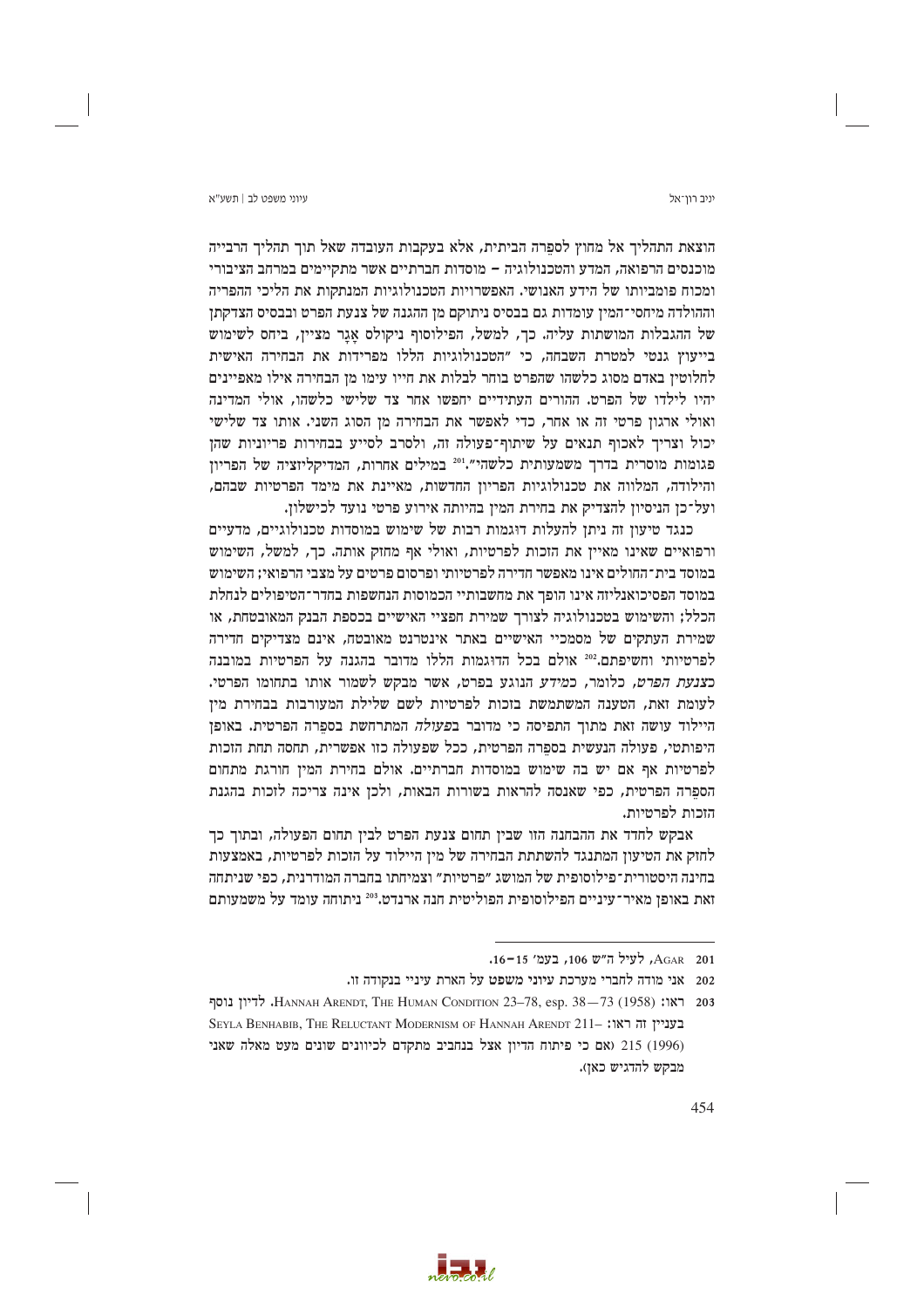הוצאת התהליך אל מחוץ לספֵרה הביתית, אלא בעקבות העובדה שאל תוך תהליך הרבייה מוכנסים הרפואה, המדע והטכנולוגיה – מוסדות חברתיים אשר מתקיימים במרחב הציבורי ומכוח פומביותו של הידע האנושי. האפשרויות הטכנולוגיות המנתקות את הליכי ההפריה וההולדה מיחסי־המין עומדות גם בבסיס ניתוקם מן ההגנה של צנעת הפרט ובבסיס הצדקתן של ההגבלות המושתות עליה. כך, למשל, הפילוסוף ניקולס אָגַר מציין, ביחס לשימוש בייעוץ גנטי למטרת השבחה, כי "הטכנולוגיות הללו מפרידות את הבחירה האישית לחלוטין באדם מסוג כלשהו שהפרט בוחר לבלות את חייו עימו מן הבחירה אילו מאפיינים יהיו לילדו של הפרט. ההורים העתידיים יחפשו אחר צד שלישי כלשהו, אולי המדינה ואולי ארגון פרטי זה או אחר, כדי לאפשר את הבחירה מן הסוג השני. אותו צד שלישי יכול וצריך לאכוף תנאים על שיתוף־פעולה זה, ולסרב לסייע בבחירות פריוניות שהן פגומות מוסרית בדרך משמעותית כלשהי".[201] במילים אחרות, המדיקליזציה של הפריון והילודה, המלווה את טכנולוגיות הפריון החדשות, מאיינת את מימד הפרטיות שבהם, ועל־כן הניסיון להצדיק את בחירת המין בהיותה אירוע פרטי נועד לכישלון.

כנגד טיעון זה ניתן להעלות דוגמות רבות של שימוש במוסדות טכנולוגיים, מדעיים ורפואיים שאינו מאיין את הזכות לפרטיות, ואולי אף מחזק אותה. כך, למשל, השימוש במוסד בית־החולים אינו מאפשר חדירה לפרטיותי ופרסום פרטים על מצבי הרפואי; השימוש במוסד הפסיכואנליזה אינו הופך את מחשבותיי הכמוסות הנחשפות בחדר־הטיפולים לנחלת הכלל; והשימוש בטכנולוגיה לצורך שמירת חפציי האישיים בכספת הבנק המאובטחת, או שמירת העתקים של מסמכיי האישיים באתר אינטרנט מאובטח, אינם מצדיקים חדירה לפרטיותי וחשיפתם.[202] אולם בכל הדוגמות הללו מדובר בהגנה על הפרטיות במובנה *כצנעת הפרט*, כלומר, *כמידע* הנוגע בפרט, אשר מבקש לשמור אותו בתחומו הפרטי. לעומת זאת, הטענה המשתמשת בזכות לפרטיות לשם שלילת המעורבות בבחירת מין היילוד עושה זאת מתוך התפיסה כי מדובר *בפעולה* המתרחשת בספֵרה הפרטית. באופן היפותטי, פעולה הנעשית בספֵרה הפרטית, ככל שפעולה כזו אפשרית, תחסה תחת הזכות לפרטיות אף אם יש בה שימוש במוסדות חברתיים. אולם בחירת המין חורגת מתחום הספֵרה הפרטית, כפי שאנסה להראות בשורות הבאות, ולכן אינה צריכה לזכות להגנת הזכות לפרטיות.

אבקש לחדד את ההבחנה הזו שבין תחום צנעת הפרט לבין תחום הפעולה, ובתוך כך לחזק את הטיעון המתנגד להשתתת הבחירה של מין היילוד על הזכות לפרטיות, באמצעות בחינה היסטורית־פילוסופית של המושג "פרטיות" וצמיחתו בחברה המודרנית, כפי שניתחה זאת באופן מאיר־עיניים הפילוסופית הפוליטית חנה ארנדט.[203] ניתוחה עומד על משמעותם

---

201 AGAR, לעיל ה"ש 106, בעמ' 15–16.

202 אני מודה לחברי מערכת עיוני משפט על הארת עיניי בנקודה זו.

203 ראו: HANNAH ARENDT, THE HUMAN CONDITION 23–78, esp. 38—73 (1958). לדיון נוסף בעניין זה ראו: SEYLA BENHABIB, THE RELUCTANT MODERNISM OF HANNAH ARENDT 211–215 (1996) (אם כי פיתוח הדיון אצל בנחביב מתקדם לכיוונים שונים מעט מאלה שאני מבקש להדגיש כאן).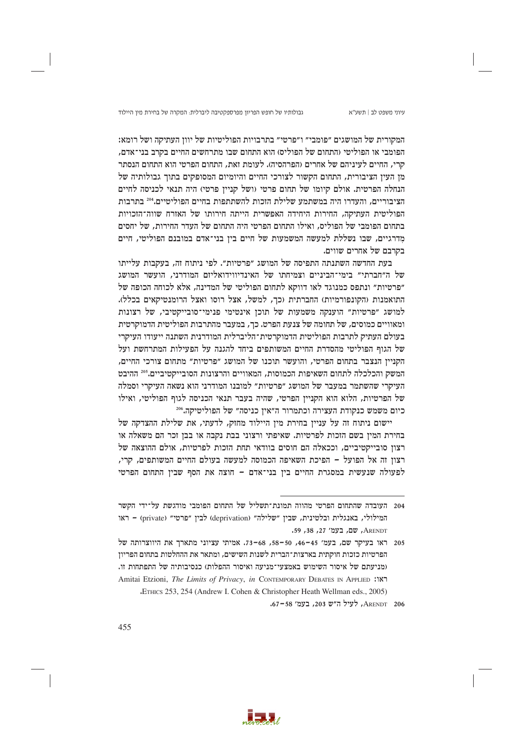המקורית של המושגים "פומבי" ו"פרטי" בתרבויות הפוליטיות של יוון העתיקה ושל רומא: הפומבי או הפוליטי (התחום של הפוליס) הוא התחום שבו מתרחשים החיים בקרב בני־אדם, קרי, החיים לעיניהם של אחרים (הפרהסיה). לעומת זאת, התחום הפרטי הוא התחום הנסתר מן העין הציבורית, התחום הקשור לצורכי החיים והיומיום המסופקים בתוך גבולותיה של הנחלה הפרטית. אולם קיומו של תחום פרטי (ושל קניין פרטי) היה תנאי לכניסה לחיים הציבוריים, והעדרו היה במשתמע שלילת הזכות להשתתפות בחיים הפוליטיים.[204] בתרבות הפוליטית העתיקה, החירות היחידה האפשרית הייתה חירותו של האזרח שווה־הזכויות בתחום הפומבי של הפוליס, ואילו התחום הפרטי היה התחום של העדר החירות, של יחסים מדרגיים, שבו נשללת למעשה המשמעות של חיים בין בני־אדם במובנם הפוליטי, חיים בקרבם של אחרים שווים.

בעת החדשה השתנתה התפיסה של המושג "פרטיות". לפי ניתוח זה, בעקבות עלייתו של ה"חברתי" בימי־הביניים וצמיחתו של האינדיווידואליזם המודרני, הועשר המושג "פרטיות" ונתפס כמנוגד לאו דווקא לתחום הפוליטי של המדינה, אלא לכוחה הכופה של התואמנות (הקונפורמיות) החברתית (כך, למשל, אצל רוסו ואצל הרומנטיקאים בכלל). למושג "פרטיות" הוענקה משמעות של תוכן אינטימי פנימי־סובייקטיבי, של רצונות ומאוויים כמוסים, של תחומה של צנעת הפרט. כך, במעבר מהתרבות הפוליטית הדמוקרטית בעולם העתיק לתרבות הפוליטית הדמוקרטית־הליברלית המודרנית השתנה ייעודו העיקרי של הגוף הפוליטי מהסדרת החיים המשותפים ביחד להגנה על הפעילות המתרחשת ועל הקניין הנצבר בתחום הפרטי, והועשר תוכנו של המושג "פרטיות" מתחום צורכי החיים, המשק והכלכלה לתחום השאיפות הכמוסות, המאוויים והרצונות הסובייקטיביים.[205] ההיבט העיקרי שהשתמר במעבר של המושג "פרטיות" למובנו המודרני הוא נשאה העיקרי וסמלה של הפרטיות, הלוא הוא הקניין הפרטי, שהיה בעבר תנאי הכניסה לגוף הפוליטי, ואילו כיום משמש כנקודת העצירה וכתמרור ה"אין כניסה" של הפוליטיקה.[206]

יישום ניתוח זה על עניין בחירת מין היילוד מחזק, לדעתי, את שלילת ההצדקה של בחירת המין בשם הזכות לפרטיות. שאיפתי ורצוני בבת נקבה או בבן זכר הם משאלה או רצון סובייקטיביים, וככאלה הם חוסים בוודאי תחת הזכות לפרטיות, אולם ההוצאה של רצון זה אל הפועל – הפיכת השאיפה הכמוסה למעשה בעולם החיים המשותפים, קרי, לפעולה שנעשית במסגרת החיים בין בני־אדם – חוצה את הסף שבין התחום הפרטי

---

204 העובדה שהתחום הפרטי מהווה תמונת־תשליל של התחום הפומבי מודגשת על־ידי הקשר המילולי, באנגלית ובלטינית, שבין "שלילה" (deprivation) לבין "פרטי" (private) – ראו ARENDT, שם, בעמ' 27, 38, 59.

205 ראו בעיקר שם, בעמ' 45–46, 50–58, 68–73. אמיתי עציוני מתארך את היווצרותה של הפרטיות כזכות חוקתית בארצות־הברית לשנות השישים, ומתאר את ההחלטות בתחום הפריון (מניעתם של איסור השימוש באמצעי־מניעה ואיסור ההפלות) כנסיבותיה של התפתחות זו. ראו: Amitai Etzioni, *The Limits of Privacy*, *in* CONTEMPORARY DEBATES IN APPLIED ETHICS 253, 254 (Andrew I. Cohen & Christopher Heath Wellman eds., 2005).

206 ARENDT, לעיל ה"ש 203, בעמ' 58–67.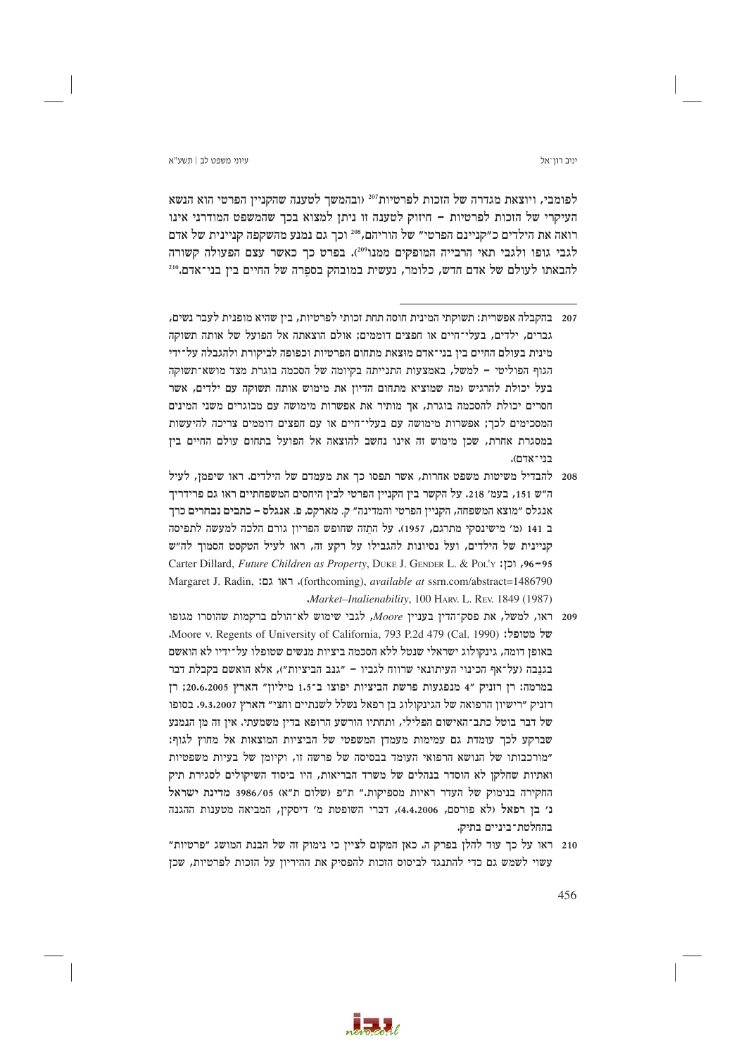לפומבי, ויוצאת מגדרה של הזכות לפרטיות[207] (ובהמשך לטענה שהקניין הפרטי הוא הנשא העיקרי של הזכות לפרטיות – חיזוק לטענה זו ניתן למצוא בכך שהמשפט המודרני אינו רואה את הילדים כ"קניינם הפרטי" של הוריהם,[208] וכך גם נמנע מהשקפה קניינית של אדם לגבי גופו ולגבי תאי הרבייה המופקים ממנו[209]). בפרט כך כאשר עצם הפעולה קשורה להבאתו לעולם של אדם חדש, כלומר, נעשית במובהק בספֵרה של החיים בין בני־אדם.[210]

---

207 בהקבלה אפשרית: תשוקתי המינית חוסה תחת זכותי לפרטיות, בין שהיא מופנית לעבר נשים, גברים, ילדים, בעלי־חיים או חפצים דוממים; אולם הוצאתה אל הפועל של אותה תשוקה מינית בעולם החיים בין בני־אדם מוצאת מתחום הפרטיות וכפופה לביקורת ולהגבלה על־ידי הגוף הפוליטי – למשל, באמצעות התנייתה בקיומה של הסכמה בוגרת מצד מושא־תשוקה בעל יכולת להרגיש (מה שמוציא מתחום הדיון את מימוש אותה תשוקה עם ילדים, אשר חסרים יכולת להסכמה בוגרת, אך מותיר את אפשרות מימושה עם מבוגרים משני המינים המסכימים לכך; אפשרות מימושה עם בעלי־חיים או עם חפצים דוממים צריכה להיעשות במסגרת אחרת, שכן מימוש זה אינו נחשב להוצאה אל הפועל בתחום עולם החיים בין בני־אדם).

208 להבדיל משיטות משפט אחרות, אשר תפסו כך את מעמדם של הילדים. ראו שיפמן, לעיל ה"ש 151, בעמ' 218. על הקשר בין הקניין הפרטי לבין היחסים המשפחתיים ראו גם פרידריך אנגלס "מוצא המשפחה, הקניין הפרטי והמדינה" ק. מארקס, פ. אנגלס – כתבים נבחרים כרך ב 141 (מ' מישינסקי מתרגם, 1957). על התְזה שחופש הפריון גורם הלכה למעשה לתפיסה קניינית של הילדים, ועל נסיונות להגבילו על רקע זה, ראו לעיל הטקסט הסמוך לה"ש 95–96, וכן: Carter Dillard, *Future Children as Property*, Duke J. Gender L. & Pol'y (forthcoming), *available at* ssrn.com/abstract=1486790. ראו גם: Margaret J. Radin, *Market–Inalienability*, 100 Harv. L. Rev. 1849 (1987).

209 ראו, למשל, את פסק־הדין בעניין *Moore*, לגבי שימוש לא־הולם ברקמות שהוסרו מגופו של מטופל: Moore v. Regents of University of California, 793 P.2d 479 (Cal. 1990). באופן דומה, גינקולוג ישראלי שנטל ללא הסכמה ביציות מנשים שטופלו על־ידיו לא הואשם בגנֵבה (על־אף הכינוי העיתונאי שרווח לגביו – "גנב הביציות"), אלא הואשם בקבלת דבר במרמה: רן רזניק "4 מנפגעות פרשת הביציות יפוצו ב־1.5 מיליון" הארץ 20.6.2005; רן רזניק "רישיון הרפואה של הגינקולוג בן רפאל נשלל לשנתיים וחצי" הארץ 9.3.2007. בסופו של דבר בוטל כתב־האישום הפלילי, ותחתיו הורשע הרופא בדין משמעתי. אין זה מן הנמנע שברקע לכך עומדת גם עמימות מעמדן המשפטי של הביציות המוצאות אל מחוץ לגוף: "מורכבותו של הנושא הרפואי העומד בבסיסה של פרשה זו, וקיומן של בעיות משפטיות ואתיות שחלקן לא הוסדר בנהלים של משרד הבריאות, היו ביסוד השיקולים לסגירת תיק החקירה בנימוק של העדר ראיות מספיקות." ת"פ (שלום ת"א) 3986/05 מדינת ישראל נ' בן רפאל (לא פורסם, 4.4.2006), דברי השופטת מ' דיסקין, המביאה מטענות ההגנה בהחלטת־ביניים בתיק.

210 ראו על כך עוד להלן בפרק ה. כאן המקום לציין כי נימוק זה של הבנת המושג "פרטיות" עשוי לשמש גם כדי להתנגד לביסוס הזכות להפסיק את ההיריון על הזכות לפרטיות, שכן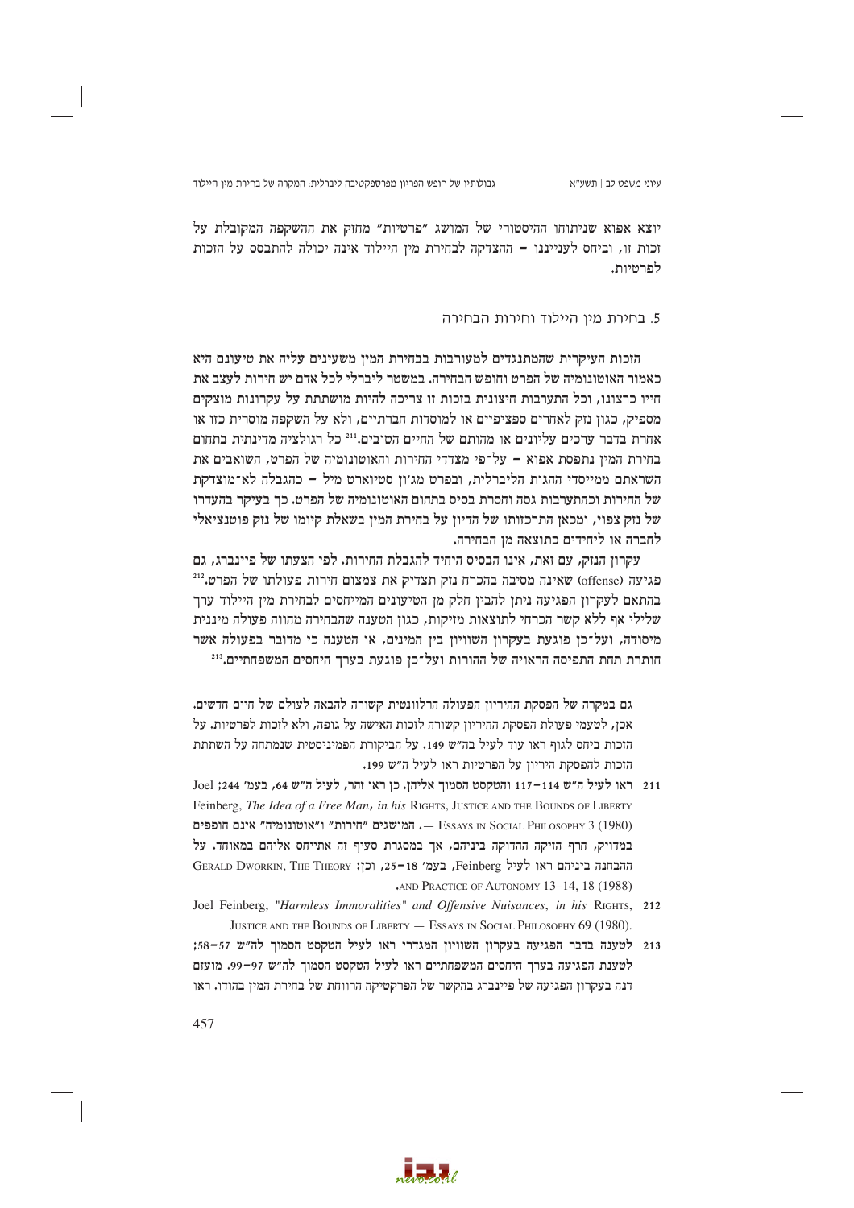יוצא אפוא שניתוחו ההיסטורי של המושג "פרטיות" מחזק את ההשקפה המקובלת על זכות זו, וביחס לענייננו – ההצדקה לבחירת מין היילוד אינה יכולה להתבסס על הזכות לפרטיות.

### 5. בחירת מין היילוד וחירות הבחירה

הזכות העיקרית שהמתנגדים למעורבות בבחירת המין משעינים עליה את טיעונם היא כאמור האוטונומיה של הפרט וחופש הבחירה. במשטר ליברלי לכל אדם יש חירות לעצב את חייו כרצונו, וכל התערבות חיצונית בזכות זו צריכה להיות מושתתת על עקרונות מוצקים מספיק, כגון נזק לאחרים ספציפיים או למוסדות חברתיים, ולא על השקפה מוסרית כזו או אחרת בדבר ערכים עליונים או מהותם של החיים הטובים.[211] כל רגולציה מדינתית בתחום בחירת המין נתפסת אפוא – על־פי מצדדי החירות והאוטונומיה של הפרט, השואבים את השראתם ממייסדי ההגות הליברלית, ובפרט מג'ון סטיוארט מיל – כהגבלה לא־מוצדקת של החירות וכהתערבות גסה וחסרת בסיס בתחום האוטונומיה של הפרט. כך בעיקר בהעדרו של נזק צפוי, ומכאן התרכזותו של הדיון על בחירת המין בשאלת קיומו של נזק פוטנציאלי לחברה או ליחידים כתוצאה מן הבחירה.

עקרון הנזק, עם זאת, אינו הבסיס היחיד להגבלת החירות. לפי הצעתו של פיינברג, גם פגיעה (offense) שאינה מסיבה בהכרח נזק תצדיק את צמצום חירות פעולתו של הפרט.[212] בהתאם לעקרון הפגיעה ניתן להבין חלק מן הטיעונים המייחסים לבחירת מין היילוד ערך שלילי אף ללא קשר הכרחי לתוצאות מזיקות, כגון הטענה שהבחירה מהווה פעולה מיננית מיסודה, ועל־כן פוגעת בעקרון השוויון בין המינים, או הטענה כי מדובר בפעולה אשר חותרת תחת התפיסה הראויה של ההורות ועל־כן פוגעת בערך היחסים המשפחתיים.[213]

---

גם במקרה של הפסקת ההיריון הפעולה הרלוונטית קשורה להבאה לעולם של חיים חדשים. אכן, לטעמי פעולת הפסקת ההיריון קשורה לזכות האישה על גופה, ולא לזכות לפרטיות. על הזכות ביחס לגוף ראו עוד לעיל בה"ש 149. על הביקורת הפמיניסטית שנמתחה על השתתת הזכות להפסקת היריון על הפרטיות ראו לעיל ה"ש 199.

211 ראו לעיל ה"ש 114–117 והטקסט הסמוך אליהן. כן ראו זהר, לעיל ה"ש 64, בעמ' 244; Joel Feinberg, *The Idea of a Free Man*, *in his* Rights, Justice and the Bounds of Liberty — Essays in Social Philosophy 3 (1980). המושגים "חירות" ו"אוטונומיה" אינם חופפים במדויק, חרף הזיקה ההדוקה ביניהם, אך במסגרת סעיף זה אתייחס אליהם במאוחד. על ההבחנה ביניהם ראו לעיל Feinberg, בעמ' 18–25, וכן: Gerald Dworkin, The Theory and Practice of Autonomy 13–14, 18 (1988).

212 Joel Feinberg, *"Harmless Immoralities" and Offensive Nuisances*, *in his* Rights, Justice and the Bounds of Liberty — Essays in Social Philosophy 69 (1980).

213 לטענה בדבר הפגיעה בעקרון השוויון המגדרי ראו לעיל הטקסט הסמוך לה"ש 57–58; לטענת הפגיעה בערך היחסים המשפחתיים ראו לעיל הטקסט הסמוך לה"ש 97–99. מועזם דנה בעקרון הפגיעה של פיינברג בהקשר של הפרקטיקה הרווחת של בחירת המין בהודו. ראו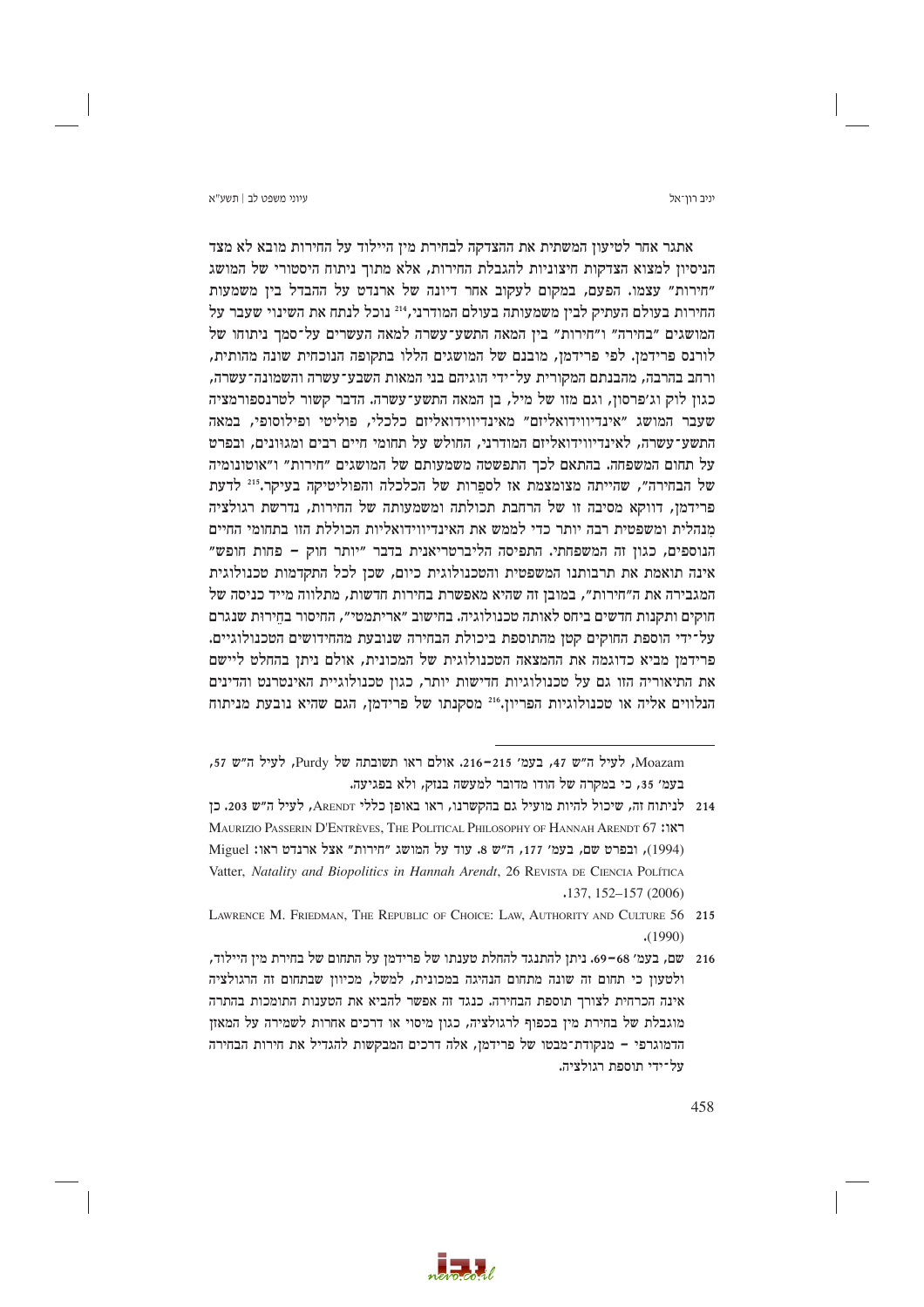אתגר אחר לטיעון המשתית את ההצדקה לבחירת מין היילוד על החירות מובא לא מצד הניסיון למצוא הצדקות חיצוניות להגבלת החירות, אלא מתוך ניתוח היסטורי של המושג "חירות" עצמו. הפעם, במקום לעקוב אחר דיונה של ארנדט על ההבדל בין משמעות החירות בעולם העתיק לבין משמעותה בעולם המודרני,[214] נוכל לנתח את השינוי שעבר על המושגים "בחירה" ו"חירות" בין המאה התשע־עשרה למאה העשרים על־סמך ניתוחו של לורנס פרידמן. לפי פרידמן, מובנם של המושגים הללו בתקופה הנוכחית שונה מהותית, ורחב בהרבה, מהבנתם המקורית על־ידי הוגיהם בני המאות השבע־עשרה והשמונה־עשרה, כגון לוק וג'פרסון, וגם מזו של מיל, בן המאה התשע־עשרה. הדבר קשור לטרנספורמציה שעבר המושג "אינדיווידואליזם" מאינדיווידואליזם כלכלי, פוליטי ופילוסופי, במאה התשע־עשרה, לאינדיווידואליזם המודרני, החולש על תחומי חיים רבים ומגוונים, ובפרט על תחום המשפחה. בהתאם לכך התפשטה משמעותם של המושגים "חירות" ו"אוטונומיה של הבחירה", שהייתה מצומצמת אז לספרות של הכלכלה והפוליטיקה בעיקר.[215] לדעת פרידמן, דווקא מסיבה זו של הרחבת תכולתה ומשמעותה של החירות, נדרשת רגולציה מנהלית ומשפטית רבה יותר כדי לממש את האינדיווידואליות הכוללת הזו בתחומי החיים הנוספים, כגון זה המשפחתי. התפיסה הליברטריאנית בדבר "יותר חוק – פחות חופש" אינה תואמת את תרבותנו המשפטית והטכנולוגית כיום, שכן לכל התקדמות טכנולוגית המגבירה את ה"חירות", במובן זה שהיא מאפשרת בחירות חדשות, מתלווה מייד כניסה של חוקים ותקנות חדשים ביחס לאותה טכנולוגיה. בחישוב "אריתמטי", החיסור בחֵירות שנגרם על־ידי הוספת החוקים קטן מהתוספת ביכולת הבחירה שנובעת מהחידושים הטכנולוגיים. פרידמן מביא כדוגמה את ההמצאה הטכנולוגית של המכונית, אולם ניתן בהחלט ליישם את התיאוריה הזו גם על טכנולוגיות חדישות יותר, כגון טכנולוגיית האינטרנט והדינים הנלווים אליה או טכנולוגיות הפריון.[216] מסקנתו של פרידמן, הגם שהיא נובעת מניתוח

---

Moazam, לעיל ה"ש 47, בעמ' 215–216. אולם ראו תשובתה של Purdy, לעיל ה"ש 57, בעמ' 35, כי במקרה של הודו מדובר למעשה בנזק, ולא בפגיעה.

214 לניתוח זה, שיכול להיות מועיל גם בהקשרנו, ראו באופן כללי ARENDT, לעיל ה"ש 203. כן ראו: MAURIZIO PASSERIN D'ENTRÈVES, THE POLITICAL PHILOSOPHY OF HANNAH ARENDT 67 (1994), ובפרט שם, בעמ' 177, ה"ש 8. עוד על המושג "חירות" אצל ארנדט ראו: Miguel Vatter, *Natality and Biopolitics in Hannah Arendt*, 26 REVISTA DE CIENCIA POLÍTICA 137, 152–157 (2006).

215 LAWRENCE M. FRIEDMAN, THE REPUBLIC OF CHOICE: LAW, AUTHORITY AND CULTURE 56 (1990).

216 שם, בעמ' 68–69. ניתן להתנגד להחלת טענתו של פרידמן על התחום של בחירת מין היילוד, ולטעון כי תחום זה שונה מתחום הנהיגה במכונית, למשל, מכיוון שבתחום זה הרגולציה אינה הכרחית לצורך תוספת הבחירה. כנגד זה אפשר להביא את הטענות התומכות בהתרה מוגבלת של בחירת מין בכפוף לרגולציה, כגון מיסוי או דרכים אחרות לשמירה על המאזן הדמוגרפי – מנקודת־מבטו של פרידמן, אלה דרכים המבקשות להגדיל את חירות הבחירה על־ידי תוספת רגולציה.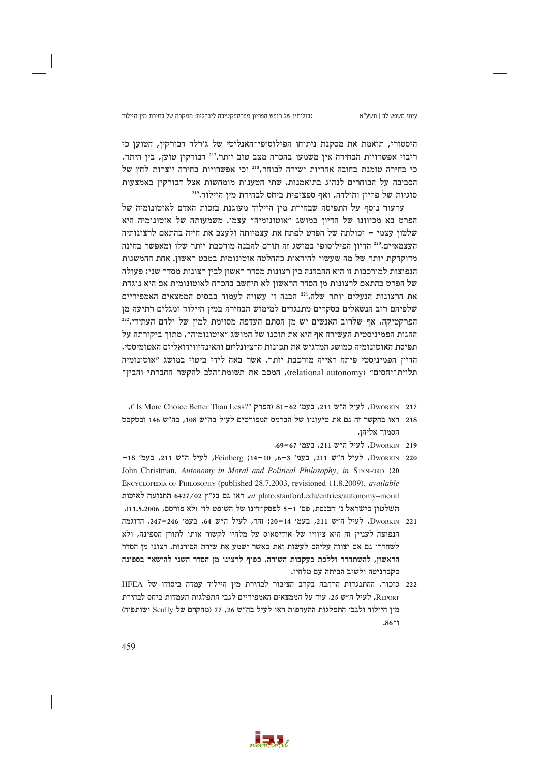היסטורי, תואמת את מסקנת ניתוחו הפילוסופי־האנליטי של ג'רלד דבורקין, הטוען כי ריבוי אפשרויות הבחירה אין משמעו בהכרח מצב טוב יותר.[217] דבורקין טוען, בין היתר, כי בחירה טומנת בחובה אחריות ישירה לבוחר,[218] וכי אפשרויות בחירה יוצרות לחץ של הסביבה על הבוחרים לנהוג בתואמנות. שתי הטענות מומחשות אצל דבורקין באמצעות סוגיות של פריון והולדה, ואף ספציפית ביחס לבחירת מין היילוד.[219]

ערעור נוסף על התפיסה שבחירת מין היילוד מעוגנת בזכות האדם לאוטונומיה של הפרט בא מכיוונו של הדיון במושג "אוטונומיה" עצמו. משמעותה של אוטונומיה היא שלטון עצמי – יכולתה של הפרט לפתח את עצמיותה ולעצב את חייה בהתאם לרצונותיה העצמאיים.[220] הדיון הפילוסופי במושג זה תורם להבנה מורכבת יותר שלו ומאפשר בחינה מדוקדקת יותר של מה שעשוי להיראות כהחלטה אוטונומית במבט ראשון. אחת ההמשגות הנפוצות למורכבות זו היא ההבחנה בין רצונות מסדר ראשון לבין רצונות מסדר שני: פעולה של הפרט בהתאם לרצונות מן הסדר הראשון לא תיחשב בהכרח לאוטונומית אם היא נוגדת את הרצונות הנעלים יותר שלה.[221] הבנה זו עשויה לעמוד בבסיס הממצאים האמפיריים שלפיהם רוב הנשאלים בסקרים מתנגדים למימוש הבחירה במין היילוד ומגלים רתיעה מן הפרקטיקה, אף שלרוב האנשים יש מן הסתם העדפה מסוימת למין של ילדם העתידי.[222] ההגות הפמיניסטית העשירה אף היא את תוכנו של המושג "אוטונומיה", מתוך ביקורתה על תפיסת האוטונומיה כמושג המדגיש את תכונות הרציונליזם והאינדיווידואליזם האטומיסטי. הדיון הפמיניסטי פיתח ראייה מורכבת יותר, אשר באה לידי ביטוי במושג "אוטונומיה תלוית־יחסים" (relational autonomy), המסב את תשומת־הלב להקשר החברתי והבין־

---

217 Dworkin, לעיל ה"ש 211, בעמ' 62–81 (הפרק "Is More Choice Better Than Less?").

218 ראו בהקשר זה גם את טיעוניו של הברמס המפורטים לעיל בה"ש 108, בה"ש 146 ובטקסט הסמוך אליהן.

219 Dworkin, לעיל ה"ש 211, בעמ' 67–69.

220 Dworkin, לעיל ה"ש 211, בעמ' 3–6, 10–14; Feinberg, לעיל ה"ש 211, בעמ' 18–20; John Christman, *Autonomy in Moral and Political Philosophy*, *in* Stanford Encyclopedia of Philosophy (published 28.7.2003, revisioned 11.8.2009), *available at* plato.stanford.edu/entries/autonomy–moral. ראו גם בג"ץ 6427/02 **התנועה לאיכות השלטון בישראל נ' הכנסת**, פס' 1–5 לפסק־דינו של השופט לוי (לא פורסם, 11.5.2006).

221 Dworkin, לעיל ה"ש 211, בעמ' 14–20; זהר, לעיל ה"ש 64, בעמ' 246–247. הדוגמה הנפוצה לעניין זה היא ציוויו של אודיסאוס על מלחיו לקשור אותו לתורן הספינה, ולא לשחררו גם אם יצווה עליהם לעשות זאת כאשר ישמע את שירת הסירנות. רצונו מן הסדר הראשון, להשתחרר וללכת בעקבות השירה, כפוף לרצונו מן הסדר השני להישאר בספינה כקברניטה ולשוב הביתה עם מלחיו.

222 כזכור, ההתנגדות הרחבה בקרב הציבור לבחירת מין היילוד עמדה ביסודו של HFEA Report, לעיל ה"ש 25. עוד על הממצאים האמפיריים לגבי התפלגות העמדות ביחס לבחירת מין היילוד ולגבי התפלגות ההעדפות ראו לעיל בה"ש 26, 77 (מחקרם של Scully ושותפיה) ו־86.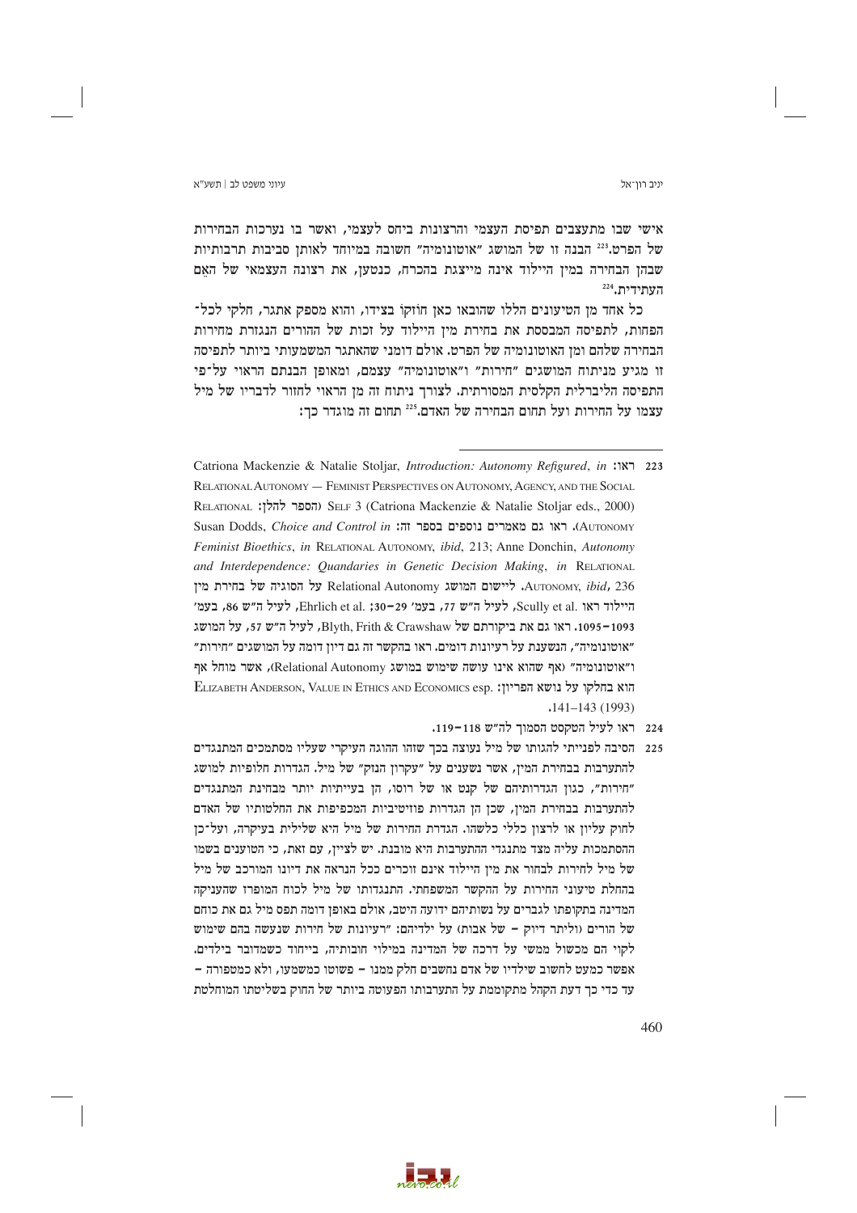אישי שבו מתעצבים תפיסת העצמי והרצונות ביחס לעצמי, ואשר בו נערכות הבחירות של הפרט.[223] הבנה זו של המושג "אוטונומיה" חשובה במיוחד לאותן סביבות תרבותיות שבהן הבחירה במין היילוד אינה מייצגת בהכרח, כנטען, את רצונה העצמאי של האֵם העתידית.[224]

כל אחד מן הטיעונים הללו שהובאו כאן חוזקו בצידו, והוא מספק אתגר, חלקי לכל־הפחות, לתפיסה המבססת את בחירת מין היילוד על זכות של ההורים הנגזרת מחירות הבחירה שלהם ומן האוטונומיה של הפרט. אולם דומני שהאתגר המשמעותי ביותר לתפיסה זו מגיע מניתוח המושגים "חירות" ו"אוטונומיה" עצמם, ומאופן הבנתם הראוי על־פי התפיסה הליברלית הקלסית המסורתית. לצורך ניתוח זה מן הראוי לחזור לדבריו של מיל עצמו על החירות ועל תחום הבחירה של האדם.[225] תחום זה מוגדר כך:

---

223 ראו: Catriona Mackenzie & Natalie Stoljar, *Introduction: Autonomy Refigured*, *in* RELATIONAL AUTONOMY — FEMINIST PERSPECTIVES ON AUTONOMY, AGENCY, AND THE SOCIAL RELATIONAL SELF 3 (Catriona Mackenzie & Natalie Stoljar eds., 2000) (הספר להלן: RELATIONAL AUTONOMY). ראו גם מאמרים נוספים בספר זה: Susan Dodds, *Choice and Control in Feminist Bioethics*, *in* RELATIONAL AUTONOMY, *ibid*, 213; Anne Donchin, *Autonomy and Interdependence: Quandaries in Genetic Decision Making*, *in* RELATIONAL AUTONOMY, *ibid*, 236. ליישום המושג Relational Autonomy על הסוגיה של בחירת מין היילוד ראו Scully et al., לעיל ה"ש 77, בעמ' 29–30; Ehrlich et al., לעיל ה"ש 86, בעמ' 1093–1095. ראו גם את ביקורתם של Blyth, Frith & Crawshaw, לעיל ה"ש 57, על המושג "אוטונומיה", הנשענת על רעיונות דומים. ראו בהקשר זה גם דיון דומה על המושגים "חירות" ו"אוטונומיה" (אף שהוא אינו עושה שימוש במושג Relational Autonomy), אשר מוחל אף הוא בחלקו על נושא הפריון: ELIZABETH ANDERSON, VALUE IN ETHICS AND ECONOMICS esp. 141–143 (1993).

224 ראו לעיל הטקסט הסמוך לה"ש 118–119.

225 הסיבה לפנייתי להגותו של מיל נעוצה בכך שזהו ההוגה העיקרי שעליו מסתמכים המתנגדים להתערבות בבחירת המין, אשר נשענים על "עקרון הנזק" של מיל. הגדרות חלופיות למושג "חירות", כגון הגדרותיהם של קנט או של רוסו, הן בעייתיות יותר מבחינת המתנגדים להתערבות בבחירת המין, שכן הן הגדרות פוזיטיביות המכפיפות את החלטותיו של האדם לחוק עליון או לרצון כללי כלשהו. הגדרת החירות של מיל היא שלילית בעיקרה, ועל־כן ההסתמכות עליה מצד מתנגדי ההתערבות היא מובנת. יש לציין, עם זאת, כי הטוענים בשמו של מיל לחירות לבחור את מין היילוד אינם זוכרים ככל הנראה את דיונו המורכב של מיל בהחלת טיעוני החירות על ההקשר המשפחתי. התנגדותו של מיל לכוח המופרז שהעניקה המדינה בתקופתו לגברים על נשותיהם ידועה היטב, אולם באופן דומה תפס מיל גם את כוחם של הורים (וליתר דיוק – של אבות) על ילדיהם: "רעיונות של חירות שנעשה בהם שימוש לקוי הם מכשול ממשי על דרכה של המדינה במילוי חובותיה, בייחוד כשמדובר בילדים. אפשר כמעט לחשוב שילדיו של אדם נחשבים חלק ממנו – פשוטו כמשמעו, ולא כמטפורה – עד כדי כך דעת הקהל מתקוממת על התערבותו הפעוטה ביותר של החוק בשליטתו המוחלטת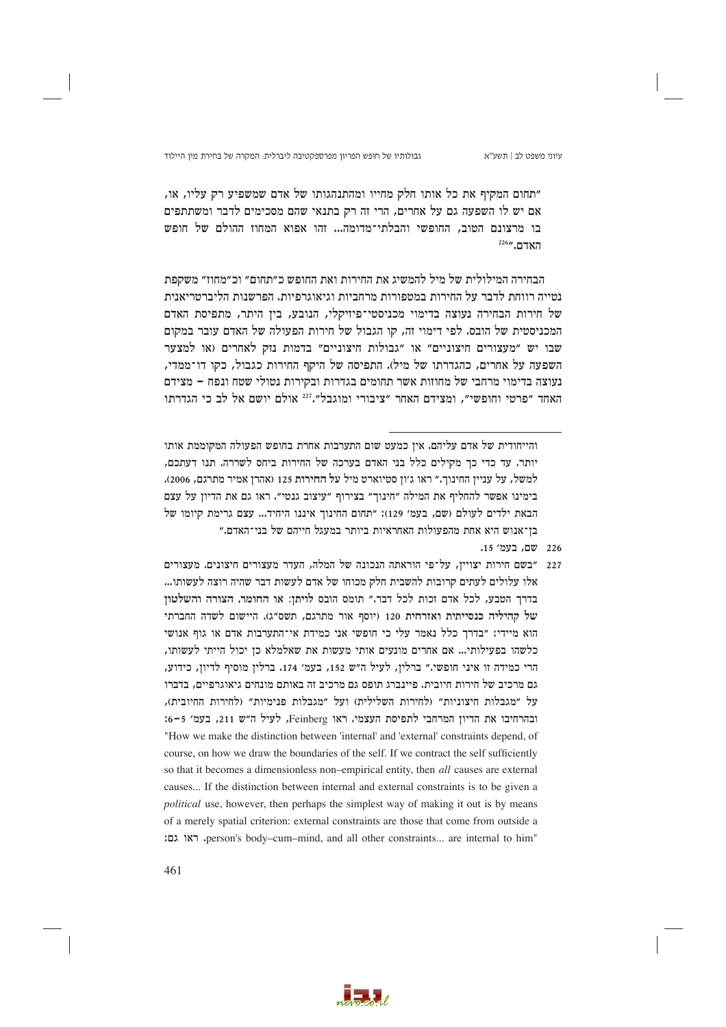"תחום המקיף את כל אותו חלק מחייו ומהתנהגותו של אדם שמשפיע רק עליו, או, אם יש לו השפעה גם על אחרים, הרי זה רק בתנאי שהם מסכימים לדבר ומשתתפים בו מרצונם הטוב, החופשי והבלתי־מדומה... זהו אפוא המחוז ההולם של חופש האדם."[226]

הבחירה המילולית של מיל להמשיג את החירות ואת החופש כ"תחום" וכ"מחוז" משקפת נטייה רווחת לדבר על החירות במטפורות מרחביות וגיאוגרפיות. הפרשנות הליברטריאנית של חירות הבחירה נעוצה בדימוי מכניסטי־פיזיקלי, הנובע, בין היתר, מתפיסת האדם המכניסטית של הובס. לפי דימוי זה, קו הגבול של חירות הפעולה של האדם עובר במקום שבו יש "מעצורים חיצוניים" או "גבולות חיצוניים" בדמות נזק לאחרים (או למצער השפעה על אחרים, כהגדרתו של מיל). התפיסה של היקף החירות כגבול, כקו דו־ממדי, נעוצה בדימוי מרחבי של מחוזות אשר תחומים בגדרות ובקירות נטולי שטח ונפח – מצידם האחד "פרטי וחופשי", ומצידם האחר "ציבורי ומוגבל".[227] אולם יושם אל לב כי הגדרתו

---

והייחודית של אדם עליהם. אין כמעט שום התערבות אחרת בחופש הפעולה המקוממת אותו יותר. עד כדי כך מקילים כלל בני האדם בערכה של החירות ביחס לשררה. תנו דעתכם, למשל, על עניין החינוך." ראו ג'ון סטיוארט מיל **על החירות** 125 (אהרן אמיר מתרגם, 2006). בימינו אפשר להחליף את המילה "חינוך" בצירוף "עיצוב גנטי". ראו גם את הדיון על עצם הבאת ילדים לעולם (שם, בעמ' 129): "תחום החינוך איננו היחיד... עצם גרימת קיומו של בן־אנוש היא אחת מהפעולות האחראיות ביותר במעגל חייהם של בני־האדם."

226 שם, בעמ' 15.

227 "בשם חירות יצויין, על־פי הוראתה הנכונה של המלה, העדר מעצורים חיצונים. מעצורים אלו עלולים לעתים קרובות להשבית חלק מכוחו של אדם לעשות דבר שהיה רוצה לעשותו... בדרך הטבע, לכל אדם זכות לכל דבר." תומס הובס לויתן: **או החומר, הצורה והשלטון של קהיליה כנסייתית ואזרחית** 120 (יוסף אור מתרגם, תשס"ג). היישום לשדה החברתי הוא מיידי: "בדרך כלל נאמר עלי כי חופשי אני כמידת אי־התערבות אדם או גוף אנושי כלשהו בפעילותי... אם אחרים מונעים אותי מעשות את שאלמלא כן יכול הייתי לעשותו, הרי כמידה זו איני חופשי." ברלין, לעיל ה"ש 152, בעמ' 174. ברלין מוסיף לדיון, כידוע, גם מרכיב של חירות חיובית. פיינברג תופס גם מרכיב זה באותם מונחים גיאוגרפיים, בדברו על "מגבלות חיצוניות" (לחירות השלילית) ועל "מגבלות פנימיות" (לחירות החיובית), ובהרחיבו את הדיון המרחבי לתפיסת העצמי. ראו Feinberg, לעיל ה"ש 211, בעמ' 5–6: "How we make the distinction between 'internal' and 'external' constraints depend, of course, on how we draw the boundaries of the self. If we contract the self sufficiently so that it becomes a dimensionless non–empirical entity, then *all* causes are external causes... If the distinction between internal and external constraints is to be given a *political* use, however, then perhaps the simplest way of making it out is by means of a merely spatial criterion: external constraints are those that come from outside a person's body–cum–mind, and all other constraints... are internal to him". ראו גם: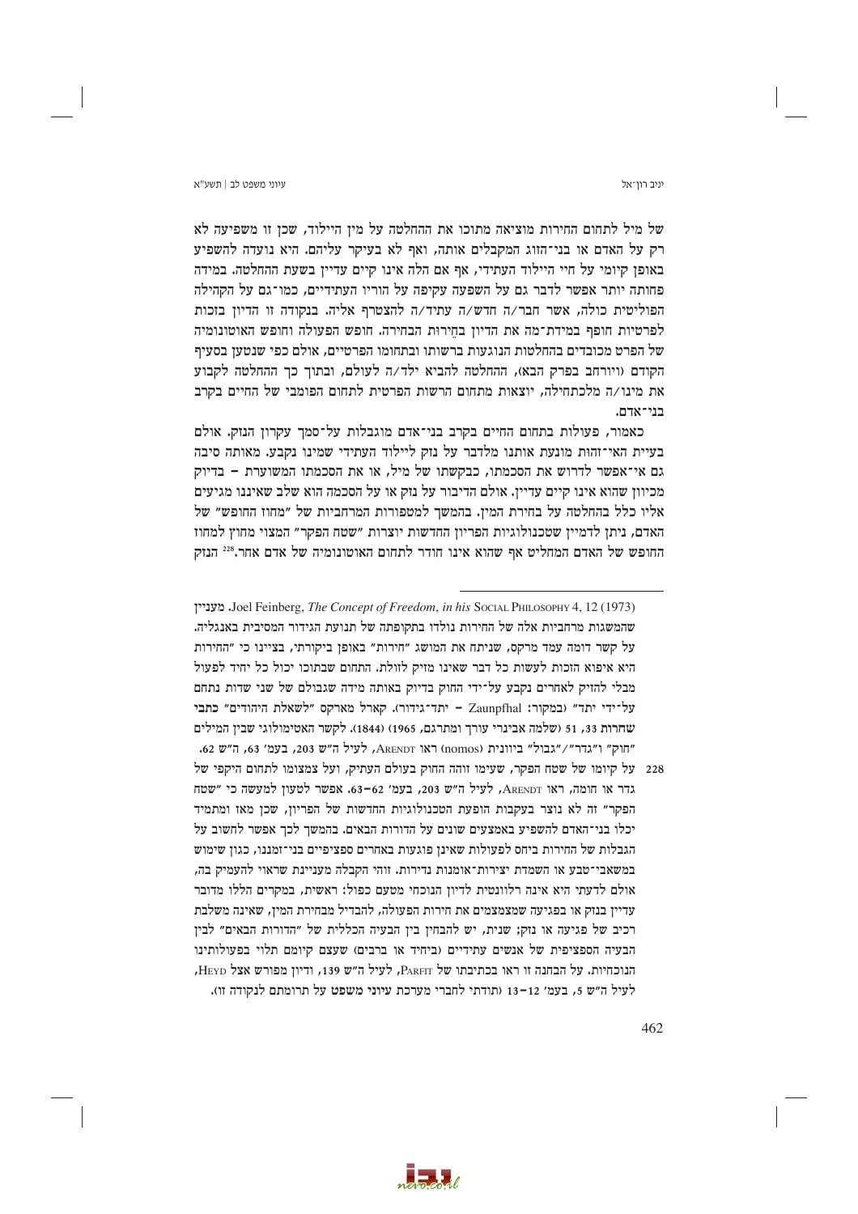של מיל לתחום החירות מוציאה מתוכו את ההחלטה על מין היילוד, שכן זו משפיעה לא רק על האדם או בני־הזוג המקבלים אותה, ואף לא בעיקר עליהם. היא נועדה להשפיע באופן קיומי על חיי היילוד העתידי, אף אם הלה אינו קיים עדיין בשעת ההחלטה. במידה פחותה יותר אפשר לדבר גם על השפעה עקיפה על הוריו העתידיים, כמו־גם על הקהילה הפוליטית כולה, אשר חבר/ה חדש/ה עתיד/ה להצטרף אליה. בנקודה זו הדיון בזכות לפרטיות חופף במידת־מה את הדיון בחירות הבחירה. חופש הפעולה וחופש האוטונומיה של הפרט מכובדים בהחלטות הנוגעות ברשותו ובתחומו הפרטיים, אולם כפי שנטען בסעיף הקודם (ויורחב בפרק הבא), ההחלטה להביא ילד/ה לעולם, ובתוך כך ההחלטה לקבוע את מינו/ה מלכתחילה, יוצאות מתחום הרשות הפרטית לתחום הפומבי של החיים בקרב בני־אדם.

כאמור, פעולות בתחום החיים בקרב בני־אדם מוגבלות על־סמך עקרון הנזק. אולם בעיית האי־זהות מונעת אותנו מלדבר על נזק ליילוד העתידי שמינו נקבע. מאותה סיבה גם אי־אפשר לדרוש את הסכמתו, כבקשתו של מיל, או את הסכמתו המשוערת – בדיוק מכיוון שהוא אינו קיים עדיין. אולם הדיבור על נזק או על הסכמה הוא שלב שאיננו מגיעים אליו כלל בהחלטה על בחירת המין. בהמשך למטפורות המרחביות של "מחוז החופש" של האדם, ניתן לדמיין שטכנולוגיות הפריון החדשות יוצרות "שטח הפקר" המצוי מחוץ למחוז החופש של האדם המחליט אף שהוא אינו חודר לתחום האוטונומיה של אדם אחר.[228] הנזק

---

Joel Feinberg, *The Concept of Freedom*, *in his* Social Philosophy 4, 12 (1973). מעניין שהמשגות מרחביות אלה של החירות נולדו בתקופתה של תנועת הגידור המסיבית באנגליה. על קשר דומה עמד מרקס, שניתח את המושג "חירות" באופן ביקורתי, בציינו כי "החירות היא איפוא הזכות לעשות כל דבר שאינו מזיק לזולת. התחום שבתוכו יכול כל יחיד לפעול מבלי להזיק לאחרים נקבע על־ידי החוק בדיוק באותה מידה שגבולם של שני שדות נתחם על־ידי יתד" (במקור: Zaunpfhal – יתד־גידור). קארל מארקס "לשאלת היהודים" כתבי שחרות 33, 51 (שלמה אבינרי עורך ומתרגם, 1965) (1844). לקשר האטימולוגי שבין המילים "חוק" ו"גדר"/"גבול" ביוונית (nomos) ראו Arendt, לעיל ה"ש 203, בעמ' 63, ה"ש 62.

228 על קיומו של שטח הפקר, שעימו זוהה החוק בעולם העתיק, ועל צמצומו לתחום היקפי של גדר או חומה, ראו Arendt, לעיל ה"ש 203, בעמ' 62–63. אפשר לטעון למעשה כי "שטח הפקר" זה לא נוצר בעקבות הופעת הטכנולוגיות החדשות של הפריון, שכן מאז ומתמיד יכלו בני־האדם להשפיע באמצעים שונים על הדורות הבאים. בהמשך לכך אפשר לחשוב על הגבלות של החירות ביחס לפעולות שאינן פוגעות באחרים ספציפיים בני־זמננו, כגון שימוש במשאבי־טבע או השמדת יצירות־אומנות נדירות. זוהי הקבלה מעניינת שראוי להעמיק בה, אולם לדעתי היא אינה רלוונטית לדיון הנוכחי מטעם כפול: ראשית, במקרים הללו מדובר עדיין בנזק או בפגיעה שמצמצמים את חירות הפעולה, להבדיל מבחירת המין, שאינה משלבת רכיב של פגיעה או נזק; שנית, יש להבחין בין הבעיה הכללית של "הדורות הבאים" לבין הבעיה הספציפית של אנשים עתידיים (ביחיד או ברבים) שעצם קיומם תלוי בפעולותינו הנוכחיות. על הבחנה זו ראו בכתיבתו של Parfit, לעיל ה"ש 139, ודיון מפורש אצל Heyd, לעיל ה"ש 5, בעמ' 12–13 (תודתי לחברי מערכת עיוני משפט על תרומתם לנקודה זו).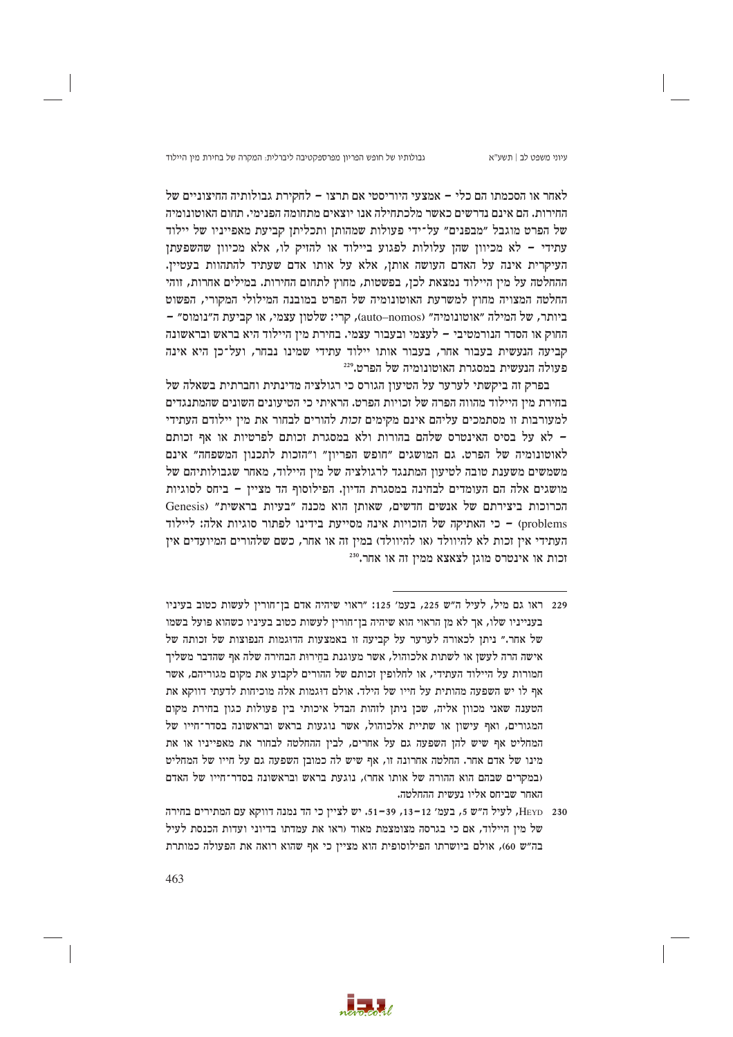לאחר או הסכמתו הם כלי – אמצעי היוריסטי אם תרצו – לחקירת גבולותיה החיצוניים של החירות. הם אינם נדרשים כאשר מלכתחילה אנו יוצאים מתחומה הפנימי. תחום האוטונומיה של הפרט מוגבל "מבפנים" על־ידי פעולות שמהותן ותכליתן קביעת מאפייניו של יילוד עתידי – לא מכיוון שהן עלולות לפגוע ביילוד או להזיק לו, אלא מכיוון שהשפעתן העיקרית אינה על האדם העושה אותן, אלא על אותו אדם שעתיד להתהוות בעטיין. ההחלטה על מין היילוד נמצאת לכן, בפשטות, מחוץ לתחום החירות. במילים אחרות, זוהי החלטה המצויה מחוץ למשרעת האוטונומיה של הפרט במובנה המילולי המקורי, הפשוט ביותר, של המילה "אוטונומיה" (auto–nomos), קרי: שלטון עצמי, או קביעת ה"נומוס" – החוק או הסדר הנורמטיבי – לעצמי ובעבור עצמי. בחירת מין היילוד היא בראש ובראשונה קביעה הנעשית בעבור אחר, בעבור אותו יילוד עתידי שמינו נבחר, ועל־כן היא אינה פעולה הנעשית במסגרת האוטונומיה של הפרט.[229]

בפרק זה ביקשתי לערער על הטיעון הגורס כי רגולציה מדינתית וחברתית בשאלה של בחירת מין היילוד מהווה הפרה של זכויות הפרט. הראיתי כי הטיעונים השונים שהמתנגדים למעורבות זו מסתמכים עליהם אינם מקימים *זכות* להורים לבחור את מין יילודם העתידי – לא על בסיס האינטרס שלהם בהורות ולא במסגרת זכותם לפרטיות או אף זכותם לאוטונומיה של הפרט. גם המושגים "חופש הפריון" ו"הזכות לתכנון המשפחה" אינם משמשים משענת טובה לטיעון המתנגד לרגולציה של מין היילוד, מאחר שגבולותיהם של מושגים אלה הם העומדים לבחינה במסגרת הדיון. הפילוסוף הד מציין – ביחס לסוגיות הכרוכות ביצירתם של אנשים חדשים, שאותן הוא מכנה "בעיות בראשית" (Genesis problems) – כי האתיקה של הזכויות אינה מסייעת בידינו לפתור סוגיות אלה: ליילוד העתידי אין זכות לא להיוולד (או להיוולד) במין זה או אחר, כשם שלהורים המיועדים אין זכות או אינטרס מוגן לצאצא ממין זה או אחר.[230]

---

229 ראו גם מיל, לעיל ה"ש 225, בעמ' 125: "ראוי שיהיה אדם בן־חורין לעשות כטוב בעיניו בענייניו שלו, אך לא מן הראוי הוא שיהיה בן־חורין לעשות כטוב בעיניו כשהוא פועל בשמו של אחר." ניתן לכאורה לערער על קביעה זו באמצעות הדוגמות הנפוצות של זכותה של אישה הרה לעשן או לשתות אלכוהול, אשר מעוגנת בחֵירוּת הבחירה שלה אף שהדבר משליך חמורות על היילוד העתידי, או לחלופין זכותם של ההורים לקבוע את מקום מגוריהם, אשר אף לו יש השפעה מהותית על חייו של הילד. אולם דוגמות אלה מוכיחות לדעתי דווקא את הטענה שאני מכוון אליה, שכן ניתן לזהות הבדל איכותי בין פעולות כגון בחירת מקום המגורים, ואף עישון או שתיית אלכוהול, אשר נוגעות בראש ובראשונה בסדר־חייו של המחליט אף שיש להן השפעה גם על אחרים, לבין ההחלטה לבחור את מאפייניו או את מינו של אדם אחר. החלטה אחרונה זו, אף שיש לה כמובן השפעה גם על חייו של המחליט (במקרים שבהם הוא ההורה של אותו אחר), נוגעת בראש ובראשונה בסדר־חייו של האדם האחר שביחס אליו נעשית ההחלטה.

230 Heyd, לעיל ה"ש 5, בעמ' 12–13, 39–51. יש לציין כי הד נמנה דווקא עם המתירים בחירה של מין היילוד, אם כי בגרסה מצומצמת מאוד (ראו את עמדתו בדיוני ועדות הכנסת לעיל בה"ש 60), אולם ביושרתו הפילוסופית הוא מציין כי אף שהוא רואה את הפעולה כמותרת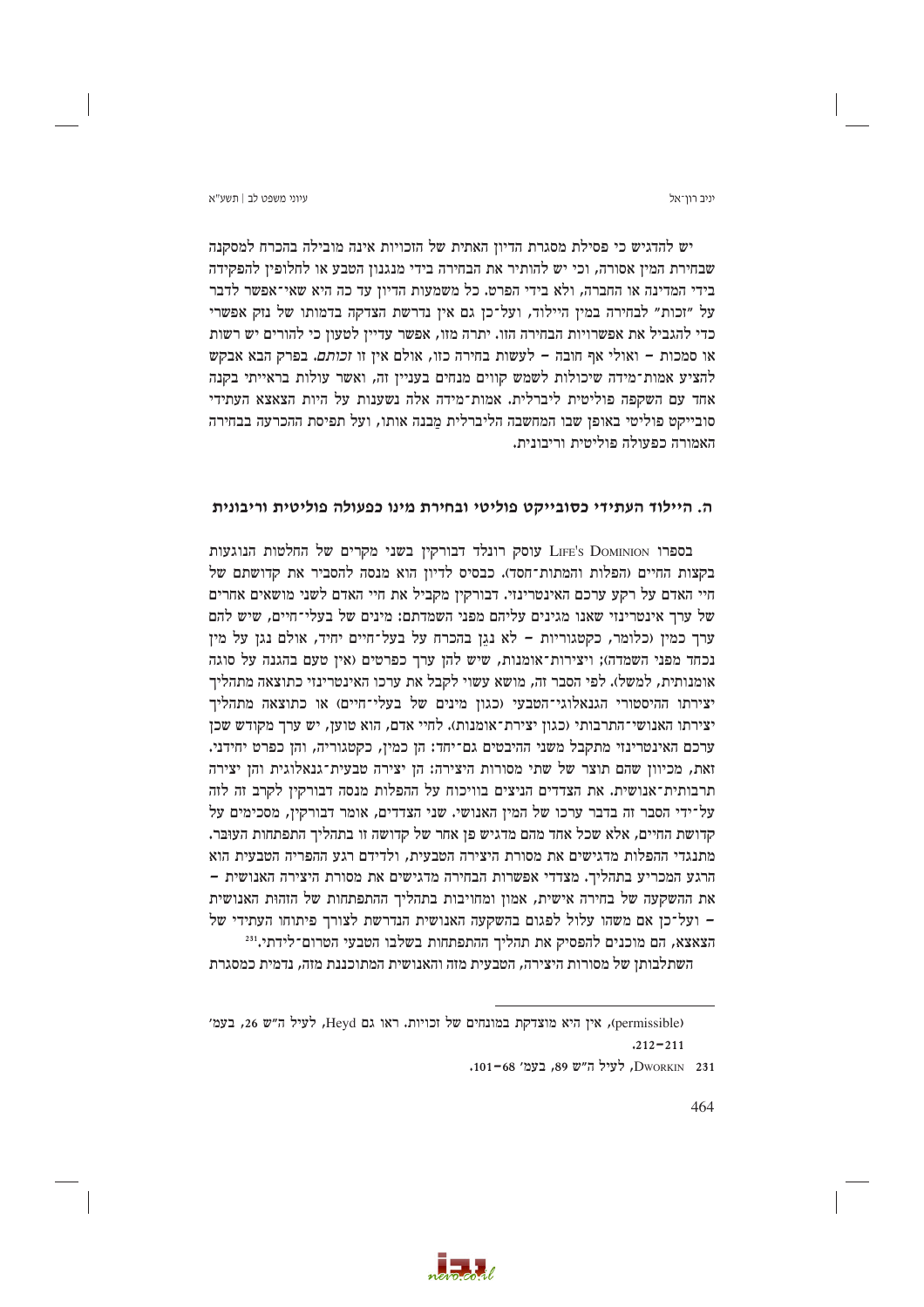יש להדגיש כי פסילת מסגרת הדיון האתית של הזכויות אינה מובילה בהכרח למסקנה שבחירת המין אסורה, וכי יש להותיר את הבחירה בידי מנגנון הטבע או לחלופין להפקידה בידי המדינה או החברה, ולא בידי הפרט. כל משמעות הדיון עד כה היא שאי־אפשר לדבר על "זכות" לבחירה במין היילוד, ועל־כן גם אין נדרשת הצדקה בדמותו של נזק אפשרי כדי להגביל את אפשרויות הבחירה הזו. יתרה מזו, אפשר עדיין לטעון כי להורים *יש* רשות או סמכות – ואולי אף חובה – לעשות בחירה כזו, אולם אין זו *זכותם*. בפרק הבא אבקש להציע אמות־מידה שיכולות לשמש קווים מנחים בעניין זה, ואשר עולות בראייתי בקנה אחד עם השקפה פוליטית ליברלית. אמות־מידה אלה נשענות על היות הצאצא העתידי סובייקט פוליטי באופן שבו המחשבה הליברלית מַבנה אותו, ועל תפיסת ההכרעה בבחירה האמורה כפעולה פוליטית וריבונית.

## ה. היילוד העתידי כסובייקט פוליטי ובחירת מינו כפעולה פוליטית וריבונית

בספרו Life's Dominion עוסק רונלד דבורקין בשני מקרים של החלטות הנוגעות בקצות החיים (הפלות והמתות־חסד). כבסיס לדיון הוא מנסה להסביר את קדושתם של חיי האדם על רקע ערכם האינטרינזי. דבורקין מקביל את חיי האדם לשני מושאים אחרים של ערך אינטרינזי שאנו מגינים עליהם מפני השמדתם: מינים של בעלי־חיים, שיש להם ערך כמין (כלומר, כקטגוריות – לא נגן בהכרח על בעל־חיים יחיד, אולם נגן על מין נכחד מפני השמדה); ויצירות־אומנות, שיש להן ערך כפרטים (אין טעם בהגנה על סוגה אומנותית, למשל). לפי הסבר זה, מושא עשוי לקבל את ערכו האינטרינזי כתוצאה מתהליך יצירתו ההיסטורי הגנאלוגי־הטבעי (כגון מינים של בעלי־חיים) או כתוצאה מתהליך יצירתו האנושי־התרבותי (כגון יצירת־אומנות). לחיי אדם, הוא טוען, יש ערך מקודש שכן ערכם האינטרינזי מתקבל משני היבטים גם־יחד: הן כמין, כקטגוריה, והן כפרט יחידני. זאת, מכיוון שהם תוצר של שתי מסורות היצירה: הן יצירה טבעית־גנאלוגית והן יצירה תרבותית־אנושית. את הצדדים הניצים בוויכוח על ההפלות מנסה דבורקין לקרב זה לזה על־ידי הסבר זה בדבר ערכו של המין האנושי. שני הצדדים, אומר דבורקין, מסכימים על קדושת החיים, אלא שכל אחד מהם מדגיש פן אחר של קדושה זו בתהליך התפתחות העובר. מתנגדי ההפלות מדגישים את מסורת היצירה הטבעית, ולדידם רגע ההפריה הטבעית הוא הרגע המכריע בתהליך. מצדדי אפשרות הבחירה מדגישים את מסורת היצירה האנושית – את ההשקעה של בחירה אישית, אמון ומחויבות בתהליך ההתפתחות של הזהות האנושית – ועל־כן אם משהו עלול לפגום בהשקעה האנושית הנדרשת לצורך פיתוחו העתידי של הצאצא, הם מוכנים להפסיק את תהליך ההתפתחות בשלבו הטבעי הטרום־לידתי.[231]

השתלבותן של מסורות היצירה, הטבעית מזה והאנושית המתוכננת מזה, נדמית כמסגרת

---

(permissible), אין היא מוצדקת במונחים של זכויות. ראו גם Heyd, לעיל ה"ש 26, בעמ' 211–212.

231 Dworkin, לעיל ה"ש 89, בעמ' 68–101.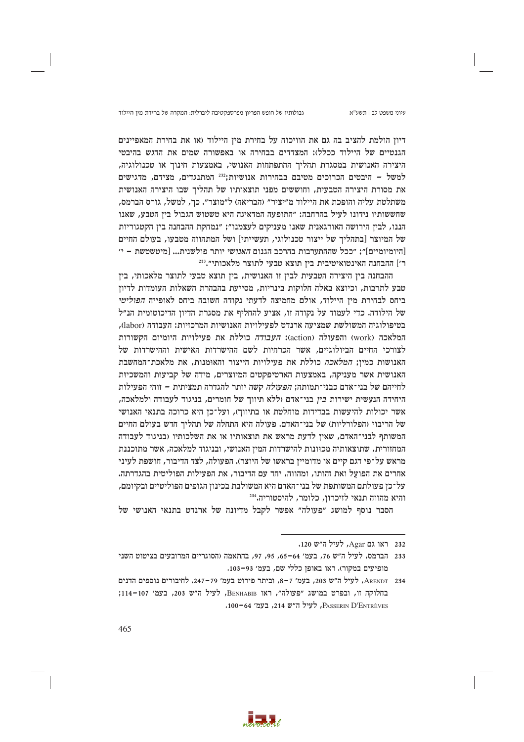דיון הולמת להציב בה גם את הוויכוח על בחירת מין היילוד (או את בחירת המאפיינים הגנטיים של היילוד ככלל): המצדדים בבחירה או באפשורה שמים את הדגש בהיבטי היצירה האנושית במסגרת תהליך ההתפתחות האנושי, באמצעות חינוך או טכנולוגיה, למשל – היבטים הכרוכים מטיבם בבחירות אנושיות;[232] המתנגדים, מצידם, מדגישים את מסורת היצירה הטבעית, וחוששים מפני תוצאותיו של תהליך שבו היצירה האנושית משתלטת עליה והופכת את היילוד מ"יציר" (הבריאה) ל"מוצר". כך, למשל, גורס הברמס, שחששותיו נידונו לעיל בהרחבה: "התופעה המדאיגה היא טשטוש הגבול בין הטבע, שאנו הננו, לבין הירושה האורגאנית שאנו מעניקים לעצמנו"; "נמחקת ההבחנה בין הקטגוריות של המיוצר [בתהליך של ייצור טכנולוגי, תעשייתי] ושל המתהווה מטבעו, בעולם החיים [היומיומיים]"; "ככל שההתערבות בהרכב הגנום *האנושי* יותר פולשנית... [מיטשטשת – י' ר'] ההבחנה האינטואיטיבית בין תוצא טבעי לתוצר מלאכותי".[233]

ההבחנה בין היצירה הטבעית לבין זו האנושית, בין תוצא טבעי לתוצר מלאכותי, בין טבע לתרבות, וכיוצא באלה חלוקות בינריות, מסייעת בהבהרת השאלות העומדות לדיון ביחס לבחירת מין היילוד, אולם מחמיצה לדעתי נקודה חשובה ביחס לאופייה *הפוליטי* של הילודה. כדי לעמוד על נקודה זו, אציע להחליף את מסגרת הדיון הדיכוטומית הנ"ל בטיפולוגיה המשולשת שמציעה ארנדט לפעילויות האנושיות המרכזיות: העבודה (labor), המלאכה (work) והפעולה (action): *העבודה* כוללת את פעילויות היומיום הקשורות לצורכי החיים הביולוגיים, אשר הכרחיות לשם הישרדות האישית וההישרדות של האנושות כמין; *המלאכה* כוללת את פעילויות הייצור והאומנות, את מלאכת־המחשבת האנושית אשר מעניקה, באמצעות הארטיפקטים המיוצרים, מידה של קביעות והמשכיות לחייהם של בני־אדם כבני־תמותה; *הפעולה* קשה יותר להגדרה תמציתית – זוהי הפעילות היחידה הנעשית ישירות *בין* בני־אדם (ללא תיווך של חומרים, בניגוד לעבודה ולמלאכה, אשר יכולות להיעשות בבדידות מוחלטת או בתיווך), ועל־כן היא כרוכה בתנאי האנושי של הריבוי (הפלורליות) של בני־האדם. פעולה היא התחלה של תהליך חדש בעולם החיים המשותף לבני־האדם, שאין לדעת מראש את תוצאותיו או את השלכותיו (בניגוד לעבודה המחזורית, שתוצאותיה מכוונות להישרדות המין האנושי, ובניגוד למלאכה, אשר מתוכננת מראש על־פי דגם קיים או מדומיין בראשו של היוצר). הפעולה, לצד הדיבור, חושפת לעיני אחרים את הפועֵל ואת זהותו, ומהווה, יחד עם הדיבור, את הפעילות הפוליטית בהגדרתה. על־כן פעולתם המשותפת של בני־האדם היא המשולבת בכינון הגופים הפוליטיים ובקיומם, והיא מהווה תנאי לזיכרון, כלומר, להיסטוריה.[234]

הסבר נוסף למושג "פעולה" אפשר לקבל מדיונה של ארנדט בתנאי האנושי של

---

232 ראו גם Agar, לעיל ה"ש 120.

233 הברמס, לעיל ה"ש 76, בעמ' 64–65, 95, 97, בהתאמה (הסוגריים המרובעים בציטוט השני מופיעים במקור). ראו באופן כללי שם, בעמ' 93–103.

234 Arendt, לעיל ה"ש 203, בעמ' 7–8, וביתר פירוט בעמ' 79–247. לחיבורים נוספים הדנים בחלוקה זו, ובפרט במושג "פעולה", ראו Benhabib, לעיל ה"ש 203, בעמ' 107–114; Passerin D'Entrèves, לעיל ה"ש 214, בעמ' 64–100.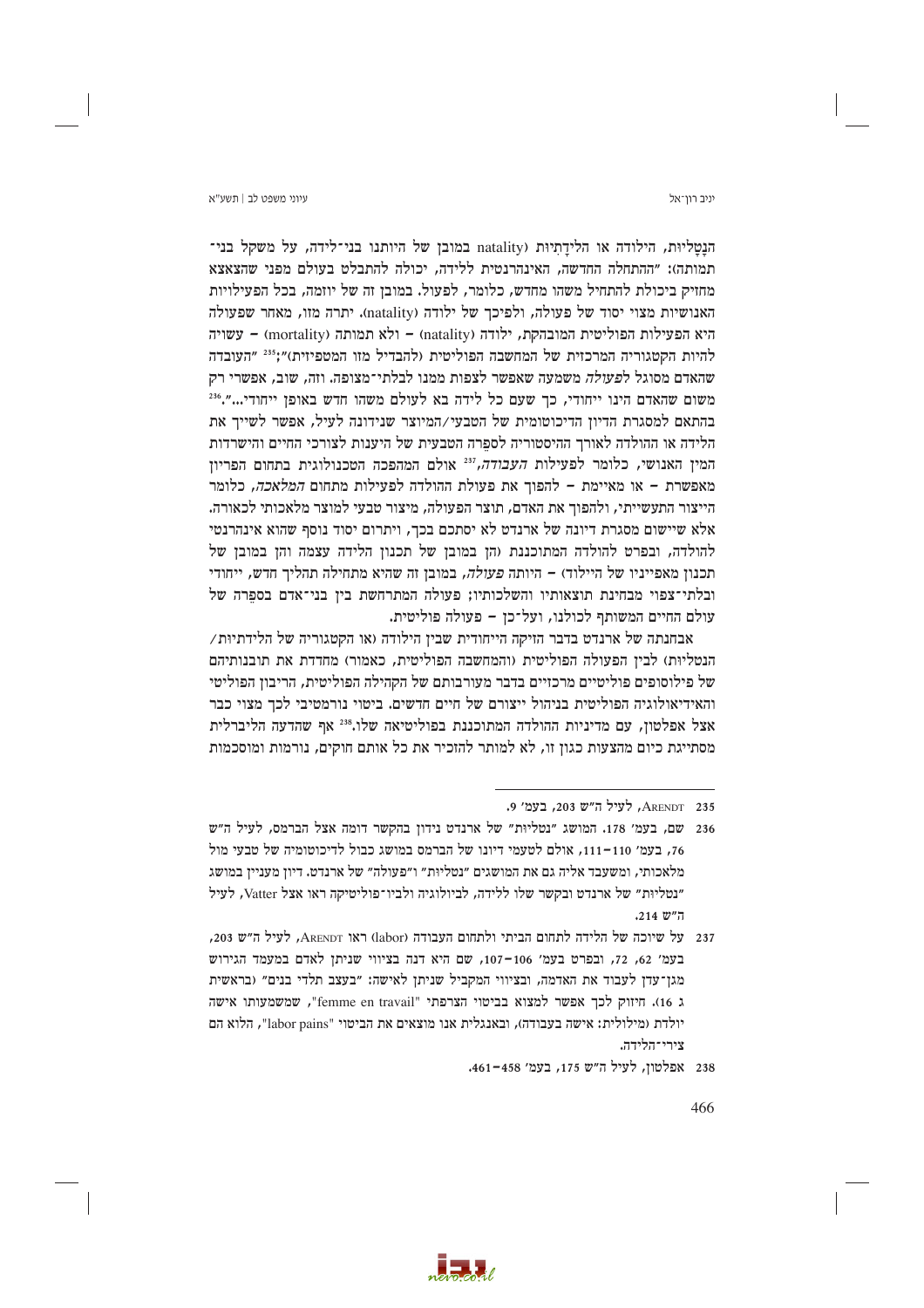הנָטַליוּת, הילודה או הלידָתִיוּת (natality במובן של היותנו בני־לידה, על משקל בני־תמותה): "ההתחלה החדשה, האינהרנטית ללידה, יכולה להתבלט בעולם מפני שהצאצא מחזיק ביכולת להתחיל משהו מחדש, כלומר, לפעול. במובן זה של יוזמה, בכל הפעילויות האנושיות מצוי יסוד של פעולה, ולפיכך של ילודה (natality). יתרה מזו, מאחר שפעולה היא הפעילות הפוליטית המובהקת, ילודה (natality) – ולא תמותה (mortality) – עשויה להיות הקטגוריה המרכזית של המחשבה הפוליטית (להבדיל מזו המטפיזית)";[235] "העובדה שהאדם מסוגל *לפעולה* משמעה שאפשר לצפות ממנו לבלתי־מצופה. וזה, שוב, אפשרי רק משום שהאדם הינו ייחודי, כך שעם כל לידה בא לעולם משהו חדש באופן ייחודי...".[236] בהתאם למסגרת הדיון הדיכוטומית של הטבעי/המיוצר שנידונה לעיל, אפשר לשייך את הלידה או ההולדה לאורך ההיסטוריה לספֵרה הטבעית של היענות לצורכי החיים והישרדות המין האנושי, כלומר לפעילות *העבודה*,[237] אולם המהפכה הטכנולוגית בתחום הפריון מאפשרת – או מאיימת – להפוך את פעולת ההולדה לפעילות מתחום *המלאכה*, כלומר הייצור התעשייתי, ולהפוך את האדם, תוצר הפעולה, מיצור טבעי למוצר מלאכותי לכאורה. אלא שיישום מסגרת דיונה של ארנדט לא יסתכם בכך, ויתרום יסוד נוסף שהוא אינהרנטי להולדה, ובפרט להולדה המתוכננת (הן במובן של תכנון הלידה עצמה והן במובן של תכנון מאפייניו של היילוד) – היותה *פעולה*, במובן זה שהיא מתחילה תהליך חדש, ייחודי ובלתי־צפוי מבחינת תוצאותיו והשלכותיו; פעולה המתרחשת בין בני־אדם בספֵרה של עולם החיים המשותף לכולנו, ועל־כן – פעולה פוליטית.

אבחנתה של ארנדט בדבר הזיקה הייחודית שבין הילודה (או הקטגוריה של הלידתיות/הנטליות) לבין הפעולה הפוליטית (והמחשבה הפוליטית, כאמור) מחדדת את תובנותיהם של פילוסופים פוליטיים מרכזיים בדבר מעורבותם של הקהילה הפוליטית, הריבון הפוליטי והאידיאולוגיה הפוליטית בניהול ייצורם של חיים חדשים. ביטוי נורמטיבי לכך מצוי כבר אצל אפלטון, עם מדיניות ההולדה המתוכננת בפוליטיאה שלו.[238] אף שהדעה הליברלית מסתייגת כיום מהצעות כגון זו, לא מותר להזכיר את כל אותם חוקים, נורמות ומוסכמות

---

235 Arendt, לעיל ה"ש 203, בעמ' 9.

236 שם, בעמ' 178. המושג "נטליות" של ארנדט נידון בהקשר דומה אצל הברמס, לעיל ה"ש 76, בעמ' 110–111, אולם לטעמי דיונו של הברמס במושג כבול לדיכוטומיה של טבעי מול מלאכותי, ומשעבד אליה גם את המושגים "נטליות" ו"פעולה" של ארנדט. דיון מעניין במושג "נטליות" של ארנדט ובקשר שלו ללידה, לביולוגיה ולביו־פוליטיקה ראו אצל Vatter, לעיל ה"ש 214.

237 על שיוכה של הלידה לתחום הביתי ולתחום העבודה (labor) ראו Arendt, לעיל ה"ש 203, בעמ' 62, 72, ובפרט בעמ' 106–107, שם היא דנה בציווי שניתן לאדם במעמד הגירוש מגן־עדן לעבוד את האדמה, ובציווי המקביל שניתן לאישה: "בעצב תלדי בנים" (בראשית ג 16). חיזוק לכך אפשר למצוא בביטוי הצרפתי "femme en travail", שמשמעותו אישה יולדת (מילולית: אישה בעבודה), ובאנגלית אנו מוצאים את הביטוי "labor pains", הלוא הם צירי־הלידה.

238 אפלטון, לעיל ה"ש 175, בעמ' 458–461.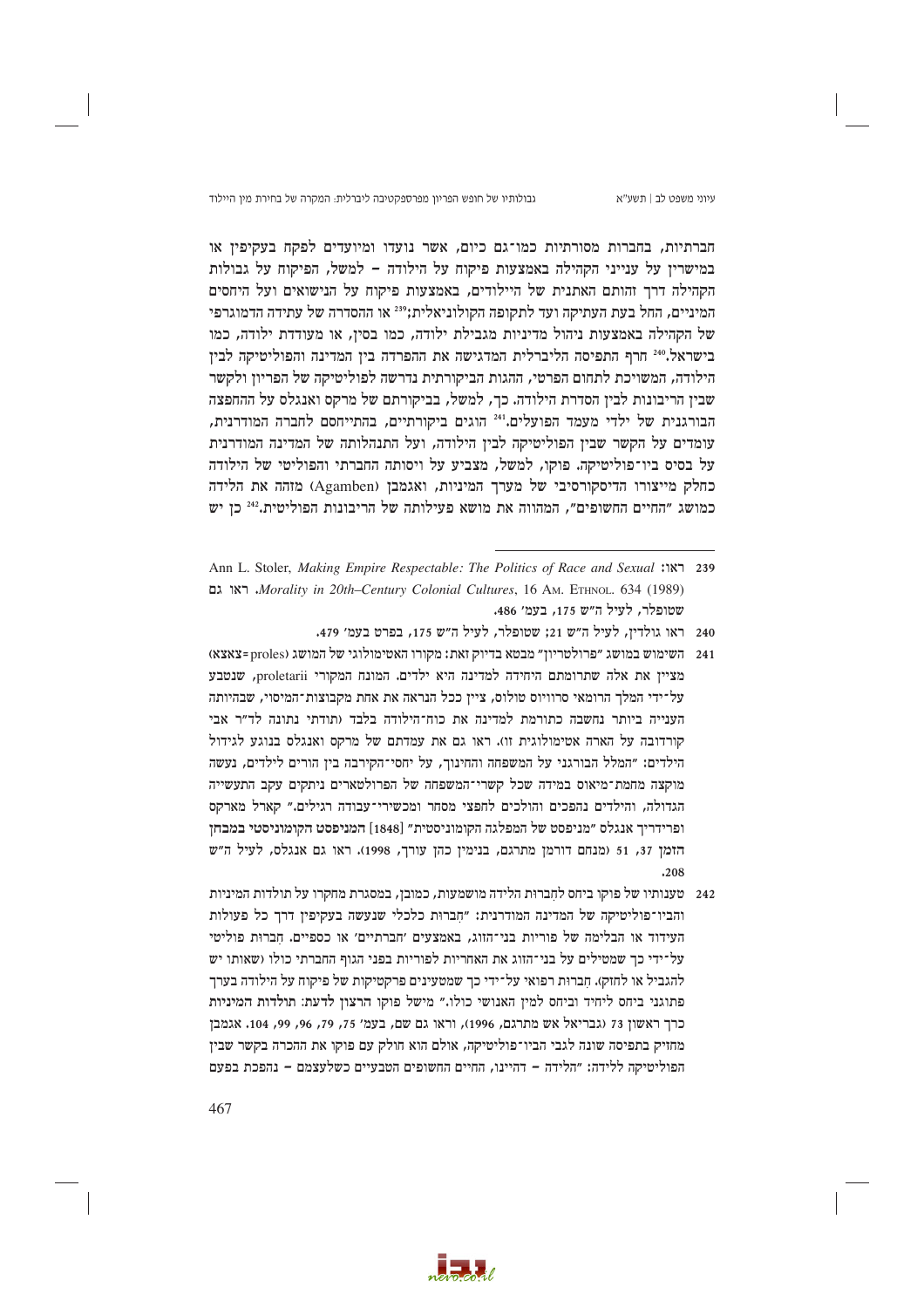חברתיות, בחברות מסורתיות כמו־גם כיום, אשר נועדו ומיועדים לפקח בעקיפין או במישרין על ענייני הקהילה באמצעות פיקוח על הילודה – למשל, הפיקוח על גבולות הקהילה דרך זהותם האתנית של היילודים, באמצעות פיקוח על הנישואים ועל היחסים המיניים, החל בעת העתיקה ועד לתקופה הקולוניאלית;[239] או ההסדרה של עתידה הדמוגרפי של הקהילה באמצעות ניהול מדיניות מגבילת ילודה, כמו בסין, או מעודדת ילודה, כמו בישראל.[240] חרף התפיסה הליברלית המדגישה את ההפרדה בין המדינה והפוליטיקה לבין הילודה, המשויכת לתחום הפרטי, ההגות הביקורתית נדרשה לפוליטיקה של הפריון ולקשר שבין הריבונות לבין הסדרת הילודה. כך, למשל, בביקורתם של מרקס ואנגלס על ההחפצה הבורגנית של ילדי מעמד הפועלים.[241] הוגים ביקורתיים, בהתייחסם לחברה המודרנית, עומדים על הקשר שבין הפוליטיקה לבין הילודה, ועל התנהלותה של המדינה המודרנית על בסיס ביו־פוליטיקה. פוקו, למשל, מצביע על ויסותה החברתי והפוליטי של הילודה כחלק מייצורו הדיסקורסיבי של מערך המיניות, ואגמבן (Agamben) מזהה את הלידה כמושג "החיים החשופים", המהווה את מושא פעילותה של הריבונות הפוליטית.[242] כן יש

---

239 ראו: Ann L. Stoler, *Making Empire Respectable: The Politics of Race and Sexual Morality in 20th–Century Colonial Cultures*, 16 Am. Ethnol. 634 (1989). ראו גם שטופלר, לעיל ה"ש 175, בעמ' 486.

240 ראו גולדין, לעיל ה"ש 21; שטופלר, לעיל ה"ש 175, בפרט בעמ' 479.

241 השימוש במושג "פרולטריון" מבטא בדיוק זאת: מקורו האטימולוגי של המושג (proles=צאצא) מציין את אלה שתרומתם היחידה למדינה היא ילדים. המונח המקורי proletarii, שנטבע על־ידי המלך הרומאי סרוויוס טולוס, ציין ככל הנראה את אחת מקבוצות־המיסוי, שבהיותה הענייה ביותר נחשבה כתורמת למדינה את כוח־הילודה בלבד (תודתי נתונה לד"ר אבי קורדובה על הארה אטימולוגית זו). ראו גם את עמדתם של מרקס ואנגלס בנוגע לגידול הילדים: "המלל הבורגני על המשפחה והחינוך, על יחסי־הקירבה בין הורים לילדים, נעשה מוקצה מחמת־מיאוס במידה שכל קשרי־המשפחה של הפרולטארים ניתקים עקב התעשייה הגדולה, והילדים נהפכים והולכים לחפצי מסחר ומכשירי־עבודה רגילים." קארל מארקס ופרידריך אנגלס "מניפסט של המפלגה הקומוניסטית" [1848] המניפסט הקומוניסטי במבחן הזמן 37, 51 (מנחם דורמן מתרגם, בנימין כהן עורך, 1998). ראו גם אנגלס, לעיל ה"ש 208.

242 טענותיו של פוקו ביחס לחֶברות הלידה מושמעות, כמובן, במסגרת מחקרו על תולדות המיניות והביו־פוליטיקה של המדינה המודרנית: "חֶברות כלכלי שנעשה בעקיפין דרך כל פעולות העידוד או הבלימה של פוריות בני־הזוג, באמצעים 'חברתיים' או כספיים. חֶברות פוליטי על־ידי כך שמטילים על בני־הזוג את האחריות לפוריות בפני הגוף החברתי כולו (שאותו יש להגביל או לחזק). חֶברות רפואי על־ידי כך שמטעינים פרקטיקות של פיקוח על הילודה בערך פתוגני ביחס ליחיד וביחס למין האנושי כולו." מישל פוקו הרצון לדעת: תולדות המיניות כרך ראשון 73 (גבריאל אש מתרגם, 1996), וראו גם שם, בעמ' 75, 79, 96, 99, 104. אגמבן מחזיק בתפיסה שונה לגבי הביו־פוליטיקה, אולם הוא חולק עם פוקו את ההכרה בקשר שבין הפוליטיקה ללידה: "הלידה – דהיינו, החיים החשופים הטבעיים כשלעצמם – נהפכת בפעם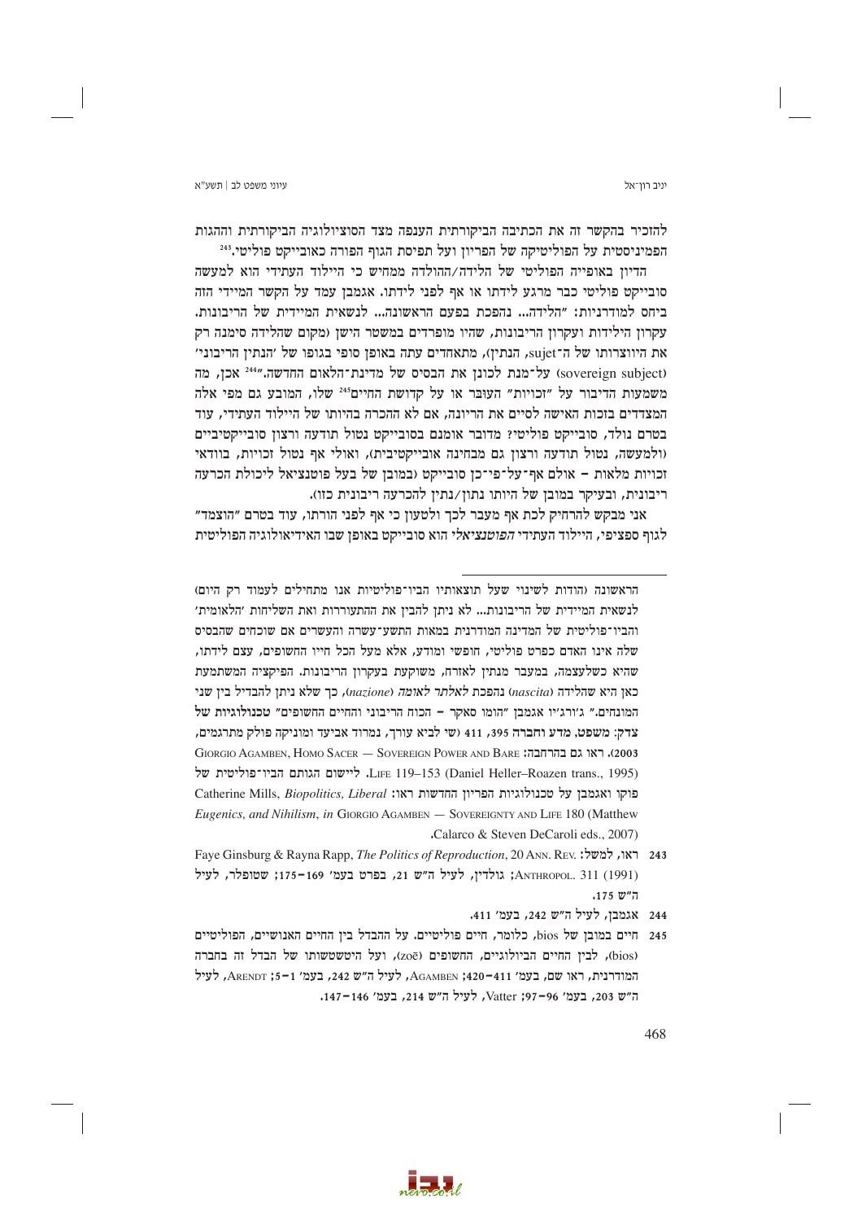להזכיר בהקשר זה את הכתיבה הביקורתית הענפה מצד הסוציולוגיה הביקורתית וההגות הפמיניסטית על הפוליטיקה של הפריון ועל תפיסת הגוף הפורה כאובייקט פוליטי.[243]

הדיון באופייה הפוליטי של הלידה/ההולדה ממחיש כי היילוד העתידי הוא למעשה סובייקט פוליטי כבר מרגע לידתו או אף לפני לידתו. אגמבן עמד על הקשר המיידית הזה ביחס למודרניות: "הלידה... נהפכת בפעם הראשונה... לנשאית המיידית של הריבונות. עקרון הילידות ועקרון הריבונות, שהיו מופרדים במשטר הישן (מקום שהלידה סימנה רק את היווצרותו של ה־sujet, הנתין), מתאחדים עתה באופן סופי בגופו של 'הנתין הריבוני' (sovereign subject) על־מנת לכונן את הבסיס של מדינת־הלאום החדשה."[244] אכן, מה משמעות הדיבור על "זכויות" העובר או על קדושת החיים[245] שלו, המובע גם מפי אלה המצדדים בזכות האישה לסיים את הריונה, אם לא ההכרה בהיותו של היילוד העתידי, עוד בטרם נולד, סובייקט פוליטי? מדובר אומנם בסובייקט נטול תודעה ורצון סובייקטיביים (ולמעשה, נטול תודעה ורצון גם מבחינה אובייקטיבית), ואולי אף נטול זכויות, בוודאי זכויות מלאות – אולם אף־על־פי־כן סובייקט (במובן של בעל פוטנציאל ליכולת הכרעה ריבונית, ובעיקר במובן של היותו נתון/נתין להכרעה ריבונית כזו).

אני מבקש להרחיק לכת אף מעבר לכך ולטעון כי אף לפני הורתו, עוד בטרם "הוצמד" לגוף ספציפי, היילוד העתידי *הפוטנציאלי* הוא סובייקט באופן שבו האידיאולוגיה הפוליטית

---

הראשונה (הודות לשינוי שעל תוצאותיו הביו־פוליטיות אנו מתחילים לעמוד רק היום) לנשאית המיידית של הריבונות... לא ניתן להבין את ההתעוררות ואת השליחות 'הלאומית' והביו־פוליטית של המדינה המודרנית במאות התשע־עשרה והעשרים אם שוכחים שהבסיס שלה אינו האדם כפרט פוליטי, חופשי ומודע, אלא מעל הכל חייו החשופים, עצם לידתו, שהיא כשלעצמה, במעבר מנתין לאזרח, משוקעת בעקרון הריבונות. הפיקציה המשתמעת כאן היא שהלידה (*nascita*) נהפכת *לאלתר לאומה* (*nazione*), כך שלא ניתן להבדיל בין שני המונחים." ג'ורג'יו אגמבן "הומו סאקר – הכוח הריבוני והחיים החשופים" טכנולוגיות של צדק: משפט, מדע וחברה 395, 411 (שי לביא עורך, נמרוד אביעד ומוניקה פולק מתרגמים, 2003). ראו גם בהרחבה: GIORGIO AGAMBEN, HOMO SACER — SOVEREIGN POWER AND BARE LIFE 119–153 (Daniel Heller–Roazen trans., 1995). ליישום הגותם הביו־פוליטית של פוקו ואגמבן על טכנולוגיות הפריון החדשות ראו: Catherine Mills, *Biopolitics, Liberal Eugenics, and Nihilism*, *in* GIORGIO AGAMBEN — SOVEREIGNTY AND LIFE 180 (Matthew Calarco & Steven DeCaroli eds., 2007).

243 ראו, למשל: Faye Ginsburg & Rayna Rapp, *The Politics of Reproduction*, 20 ANN. REV. ANTHROPOL. 311 (1991); גולדין, לעיל ה"ש 21, בפרט בעמ' 169–175; שטופלר, לעיל ה"ש 175.

244 אגמבן, לעיל ה"ש 242, בעמ' 411.

245 חיים במובן של bios, כלומר, חיים פוליטיים. על ההבדל בין החיים האנושיים, הפוליטיים (bios), לבין החיים הביולוגיים, החשופים (zoē), ועל היטשטשותו של הבדל זה בחברה המודרנית, ראו שם, בעמ' 411–420; AGAMBEN, לעיל ה"ש 242, בעמ' 1–5; ARENDT, לעיל ה"ש 203, בעמ' 96–97; Vatter, לעיל ה"ש 214, בעמ' 146–147.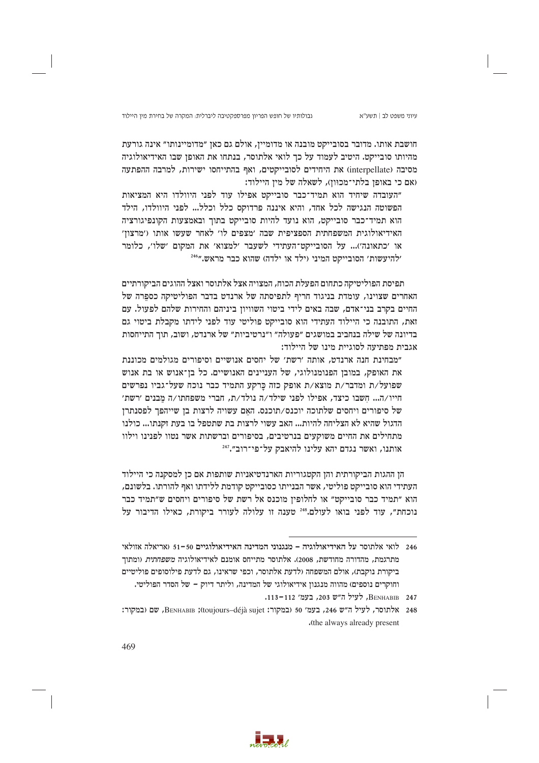חושבת אותו. מדובר בסובייקט מובנה או מדומיין, אולם גם כאן "מדומיינותו" אינה גורעת מהיותו סובייקט. היטיב לעמוד על כך לואי אלתוסר, בנתחו את האופן שבו האידיאולוגיה מסיבה (interpellate) את היחידים לסובייקטים, ואף בהתייחסו ישירות, למרבה ההפתעה (אם כי באופן בלתי־מכוון), לשאלה של מין היילוד:

"העובדה שיחיד הוא תמיד־כבר סובייקט אפילו עוד לפני היוולדו היא המציאות הפשוטה הנגישה לכל אחד, והיא איננה פרדוקס כלל וכלל... לפני היוולדו, הילד הוא תמיד־כבר סובייקט, הוא נועד להיות סובייקט בתוך ובאמצעות הקונפיגורציה האידיאולוגית המשפחתית הספציפית שבה 'מצפים לו' לאחר שעשו אותו ('מרצון' או 'כתאונה')... על הסובייקט־העתידי לשעבר 'למצוא' את המקום 'שלו', כלומר 'להיעשות' הסובייקט המיני (ילד או ילדה) שהוא כבר מראש."[246]

תפיסת הפוליטיקה כתחום הפעלת הכוח, המצויה אצל אלתוסר ואצל ההוגים הביקורתיים האחרים שציינו, עומדת בניגוד חריף לתפיסתה של ארנדט בדבר הפוליטיקה כספֵרה של החיים בקרב בני־אדם, שבה באים לידי ביטוי השוויון ביניהם והחירות שלהם לפעול. עם זאת, התובנה כי היילוד העתידי הוא סובייקט פוליטי עוד לפני לידתו מקבלת ביטוי גם בדיונה של שילה בנחביב במושגים "פעולה" ו"נרטיביות" של ארנדט, ושוב, תוך התייחסות אגבית מפתיעה לסוגיית מינו של היילוד:

"מבחינת חנה ארנדט, אותה 'רשת' של יחסים אנושיים וסיפורים מגולמים מכוננת את האופק, במובן הפנומנולוגי, של העניינים האנושיים. כל בן־אנוש או בת אנוש שפועל/ת ומדבר/ת מוצא/ת אופק כזה כָּרקע התמיד כבר נוכח שעל־גביו נפרשים חייו/ה... חִשבו כיצד, אפילו לפני שילד/ה נולד/ת, חברי משפחתו/ה מַבנים 'רשת' של סיפורים ויחסים שלתוכה יוכנס/תוכנס. האם עשויה לרצות בן שייהפך לפסנתרן הדגול שהיא לא הצליחה להיות... האב עשוי לרצות בת שתטפל בו בעת זקנתו... כולנו מתחילים את החיים משוקעים בנרטיבים, בסיפורים וברשתות אשר נטוו לפנינו וילוו אותנו, ואשר נגדם יהא עלינו להיאבק על־פי־רוב."[247]

הן ההגות הביקורתית והן הקטגוריות הארנדטיאניות שותפות אם כן למסקנה כי היילוד העתידי הוא סובייקט פוליטי, אשר הבנייתו כסובייקט קודמת ללידתו ואף להורתו. בלשונם, הוא "תמיד כבר סובייקט" או לחלופין מוכנס אל רשת של סיפורים ויחסים ש"תמיד כבר נוכחת", עוד לפני בואו לעולם.[248] טענה זו עלולה לעורר ביקורת, כאילו הדיבור על

---

246 לואי אלתוסר על האידיאולוגיה – מנגנוני המדינה האידיאולוגיים 50–51 (אריאלה אזולאי מתרגמת, מהדורה מחודשת, 2008). אלתוסר מתייחס אומנם לאידיאולוגיה *משפחתית* (ומתוך ביקורת נוקבת), אולם המשפחה (לדעת אלתוסר, וכפי שראינו, גם לדעת פילוסופים פוליטיים וחוקרים נוספים) מהווה מנגנון אידיאולוגי של המדינה, וליתר דיוק – של הסדר הפוליטי.

247 BENHABIB, לעיל ה"ש 203, בעמ' 112–113.

248 אלתוסר, לעיל ה"ש 246, בעמ' 50 (במקור: toujours–déjà sujet); BENHABIB, שם (במקור: the always already present).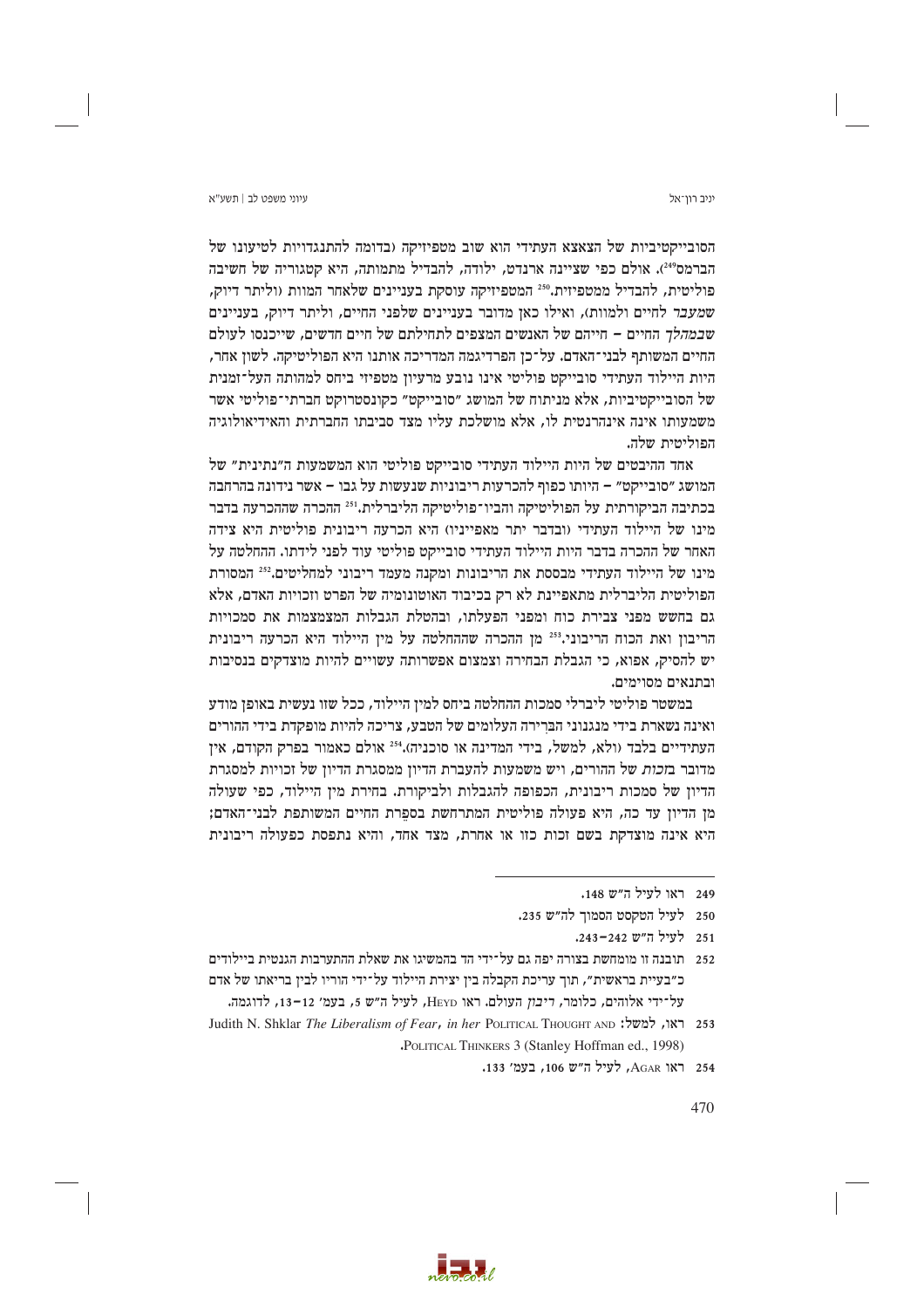הסובייקטיביות של הצאצא העתידי הוא שוב מטפיזיקה (בדומה להתנגדויות לטיעונו של הברמס[249]). אולם כפי שציינה ארנדט, ילודה, להבדיל מתמותה, היא קטגוריה של חשיבה פוליטית, להבדיל ממטפיזית.[250] המטפיזיקה עוסקת בעניינים שלאחר המוות (וליתר דיוק, *שמעבר* לחיים ולמוות), ואילו כאן מדובר בעניינים שלפני החיים, וליתר דיוק, בעניינים *שבמהלך* החיים – חייהם של האנשים המצפים לתחילתם של חיים חדשים, שייכנסו לעולם החיים המשותף לבני־האדם. על־כן הפרדיגמה המדריכה אותנו היא הפוליטיקה. לשון אחר, היות היילוד העתידי סובייקט פוליטי אינו נובע מרעיון מטפיזי ביחס למהותה העל־זמנית של הסובייקטיביות, אלא מניתוח של המושג "סובייקט" כקונסטרוקט חברתי־פוליטי אשר משמעותו אינה אינהרנטית לו, אלא מושלכת עליו מצד סביבתו החברתית והאידיאולוגיה הפוליטית שלה.

אחד ההיבטים של היות היילוד העתידי סובייקט פוליטי הוא המשמעות ה"נתינית" של המושג "סובייקט" – היותו כפוף להכרעות ריבוניות שנעשות על גבו – אשר נדונה בהרחבה בכתיבה הביקורתית על הפוליטיקה והביו־פוליטיקה הליברלית.[251] ההכרה שההכרעה בדבר מינו של היילוד העתידי (ובדבר יתר מאפייניו) היא הכרעה ריבונית פוליטית היא צידה האחר של ההכרה בדבר היות היילוד העתידי סובייקט פוליטי עוד לפני לידתו. ההחלטה על מינו של היילוד העתידי מבססת את הריבונות ומקנה מעמד ריבוני למחליטים.[252] המסורת הפוליטית הליברלית מתאפיינת לא רק בכיבוד האוטונומיה של הפרט וזכויות האדם, אלא גם בחשש מפני צבירת כוח ומפני הפעלתו, ובהטלת הגבלות המצמצמות את סמכויות הריבון ואת הכוח הריבוני.[253] מן ההכרה שההחלטה על מין היילוד היא הכרעה ריבונית יש להסיק, אפוא, כי הגבלת הבחירה וצמצום אפשרותה עשויים להיות מוצדקים בנסיבות ובתנאים מסוימים.

במשטר פוליטי ליברלי סמכות ההחלטה ביחס למין היילוד, ככל שזו נעשית באופן מודע ואינה נשארת בידי מנגנוני הבְּרירה העלומים של הטבע, צריכה להיות מופקדת בידי ההורים העתידיים בלבד (ולא, למשל, בידי המדינה או סוכניה).[254] אולם כאמור בפרק הקודם, אין מדובר *בזכות* של ההורים, ויש משמעות להעברת הדיון ממסגרת הדיון של זכויות למסגרת הדיון של סמכות ריבונית, הכפופה להגבלות ולביקורת. בחירת מין היילוד, כפי שעולה מן הדיון עד כה, היא פעולה פוליטית המתרחשת בספֵרת החיים המשותפת לבני־האדם; היא אינה מוצדקת בשם זכות כזו או אחרת, מצד אחד, והיא נתפסת כפעולה ריבונית

---

249 ראו לעיל ה"ש 148.

250 לעיל הטקסט הסמוך לה"ש 235.

251 לעיל ה"ש 242–243.

252 תובנה זו מומחשת בצורה יפה גם על־ידי הד בהמשיגו את שאלת ההתערבות הגנטית ביילודים כ"בעיית בראשית", תוך עריכת הקבלה בין יצירת היילוד על־ידי הוריו לבין בריאתו של אדם על־ידי אלוהים, כלומר, *דיבון העולם*. ראו Heyd, לעיל ה"ש 5, בעמ' 12–13, לדוגמה.

253 ראו, למשל: Judith N. Shklar *The Liberalism of Fear*, *in her* Political Thought and Political Thinkers 3 (Stanley Hoffman ed., 1998).

254 ראו Agar, לעיל ה"ש 106, בעמ' 133.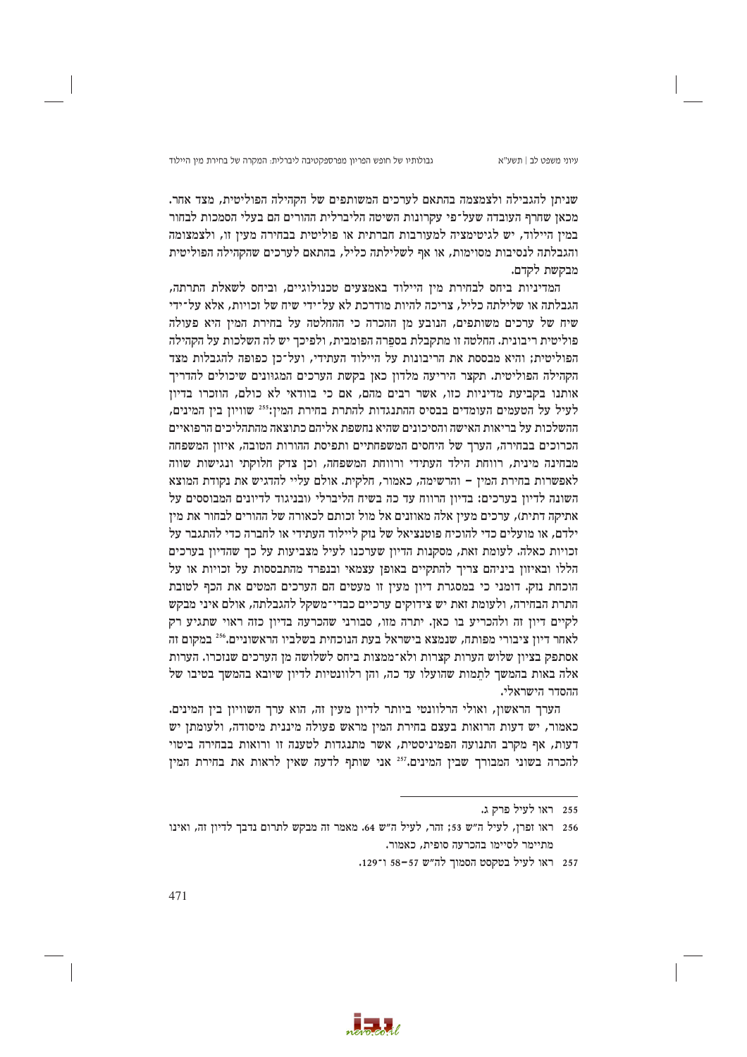שניתן להגבילה ולצמצמה בהתאם לערכים המשותפים של הקהילה הפוליטית, מצד אחר. מכאן שחרף העובדה שעל־פי עקרונות השיטה הליברלית ההורים הם בעלי הסמכות לבחור במין היילוד, יש לגיטימציה למעורבות חברתית או פוליטית בבחירה מעין זו, ולצמצומה והגבלתה לנסיבות מסוימות, או אף לשלילתה כליל, בהתאם לערכים שהקהילה הפוליטית מבקשת לקדם.

המדיניות ביחס לבחירת מין היילוד באמצעים טכנולוגיים, וביחס לשאלת התרתה, הגבלתה או שלילתה כליל, צריכה להיות מודרכת לא על־ידי שיח של זכויות, אלא על־ידי שיח של ערכים משותפים, הנובע מן ההכרה כי ההחלטה על בחירת המין היא פעולה פוליטית ריבונית. החלטה זו מתקבלת בספֵרה הפומבית, ולפיכך יש לה השלכות על הקהילה הפוליטית; והיא מבססת את הריבונות על היילוד העתידי, ועל־כן כפופה להגבלות מצד הקהילה הפוליטית. תקצר היריעה מלדון כאן בקשת הערכים המגוונים שיכולים להדריך אותנו בקביעת מדיניות כזו, אשר רבים מהם, אם כי בוודאי לא כולם, הוזכרו בדיון לעיל על הטעמים העומדים בבסיס ההתנגדות להתרת בחירת המין:[255] שוויון בין המינים, ההשלכות על בריאות האישה והסיכונים שהיא נחשפת אליהם כתוצאה מהתהליכים הרפואיים הכרוכים בבחירה, הערך של היחסים המשפחתיים ותפיסת ההורות הטובה, איזון המשפחה מבחינה מינית, רווחת הילד העתידי ורווחת המשפחה, וכן צדק חלוקתי ונגישות שווה לאפשרות בחירת המין – והרשימה, כאמור, חלקית. אולם עליי להדגיש את נקודת המוצא השונה לדיון בערכים: בדיון הרווח עד כה בשיח הליברלי (ובניגוד לדיונים המבוססים על אתיקה דתית), ערכים מעין אלה מאוזנים אל מול זכותם לכאורה של ההורים לבחור את מין ילדם, או מועלים כדי להוכיח פוטנציאל של נזק ליילוד העתידי או לחברה כדי להתגבר על זכויות כאלה. לעומת זאת, מסקנות הדיון שערכנו לעיל מצביעות על כך שהדיון בערכים הללו ובאיזון ביניהם צריך להתקיים באופן עצמאי ובנפרד מהתבססות על זכויות או על הוכחת נזק. דומני כי במסגרת דיון מעין זו מעטים הם הערכים המטים את הכף לטובת התרת הבחירה, ולעומת זאת יש צידוקים ערכיים כבדי־משקל להגבלתה, אולם איני מבקש לקיים דיון זה ולהכריע בו כאן. יתרה מזו, סבורני שהכרעה בדיון כזה ראוי שתגיע רק לאחר דיון ציבורי מפותח, שנמצא בישראל בעת הנוכחית בשלביו הראשוניים.[256] במקום זה אסתפק בציון שלוש הערות קצרות ולא־ממצות ביחס לשלושה מן הערכים שנזכרו. הערות אלה באות בהמשך לתֵמות שהועלו עד כה, והן רלוונטיות לדיון שיובא בהמשך בטיבו של ההסדר הישראלי.

הערך הראשון, ואולי הרלוונטי ביותר לדיון מעין זה, הוא ערך השוויון בין המינים. כאמור, יש דעות הרואות בעצם בחירת המין מראש פעולה מיננית מיסודה, ולעומתן יש דעות, אף מקרב התנועה הפמיניסטית, אשר מתנגדות לטענה זו ורואות בבחירה ביטוי להכרה בשוני המבורך שבין המינים.[257] אני שותף לדעה שאין לראות את בחירת המין

---

255 ראו לעיל פרק ג.

256 ראו זפרן, לעיל ה"ש 53; זהר, לעיל ה"ש 64. מאמר זה מבקש לתרום נדבך לדיון זה, ואינו מתיימר לסיימו בהכרעה סופית, כאמור.

257 ראו לעיל בטקסט הסמוך לה"ש 57–58 ו־129.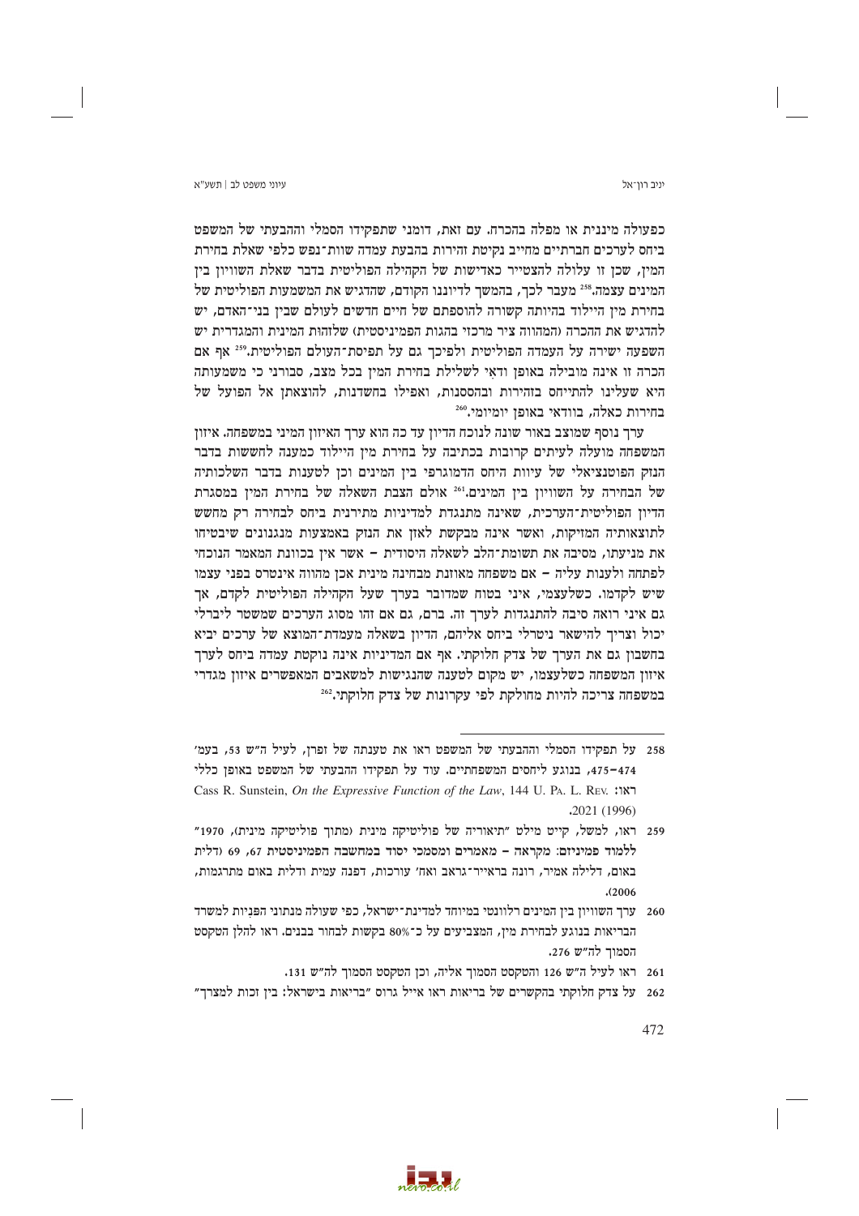כפעולה מיננית או מפלה בהכרח. עם זאת, דומני שתפקידו הסמלי וההבעתי של המשפט ביחס לערכים חברתיים מחייב נקיטת זהירות בהבעת עמדה שווה־נפש כלפי שאלת בחירת המין, שכן זו עלולה להצטייר כאדישות של הקהילה הפוליטית בדבר שאלת השוויון בין המינים עצמה.[258] מעבר לכך, בהמשך לדיוננו הקודם, שהדגיש את המשמעות הפוליטית של בחירת מין היילוד בהיותה קשורה להוספתם של חיים חדשים לעולם שבין בני־האדם, יש להדגיש את ההכרה (המהווה ציר מרכזי בהגות הפמיניסטית) שלזהות המינית והמגדרית יש השפעה ישירה על העמדה הפוליטית ולפיכך גם על תפיסת־העולם הפוליטית.[259] אף אם הכרה זו אינה מובילה באופן ודאי לשלילת בחירת המין בכל מצב, סבורני כי משמעותה היא שעלינו להתייחס בזהירות ובהססנות, ואפילו בחשדנות, להוצאתן אל הפועל של בחירות כאלה, בוודאי באופן יומיומי.[260]

ערך נוסף שמוצב באור שונה לנוכח הדיון עד כה הוא ערך האיזון המיני במשפחה. איזון המשפחה מועלה לעיתים קרובות בכתיבה על בחירת מין היילוד כמענה לחששות בדבר הנזק הפוטנציאלי של עיוות היחס הדמוגרפי בין המינים וכן לטענות בדבר השלכותיה של הבחירה על השוויון בין המינים.[261] אולם הצבת השאלה של בחירת המין במסגרת הדיון הפוליטית־הערכית, שאינה מתנגדת למדיניות מתירנית ביחס לבחירה רק מחשש לתוצאותיה המזיקות, ואשר אינה מבקשת לאזן את הנזק באמצעות מנגנונים שיבטיחו את מניעתו, מסיבה את תשומת־הלב לשאלה היסודית – אשר אין בכוונת המאמר הנוכחי לפתחה ולענות עליה – אם משפחה מאוזנת מבחינה מינית אכן מהווה אינטרס בפני עצמו שיש לקדמו. כשלעצמי, איני בטוח שמדובר בערך שעל הקהילה הפוליטית לקדם, אך גם איני רואה סיבה להתנגדות לערך זה. ברם, גם אם זהו מסוג הערכים שמשטר ליברלי יכול וצריך להישאר ניטרלי ביחס אליהם, הדיון בשאלה מעמדת־המוצא של ערכים יביא בחשבון גם את הערך של צדק חלוקתי. אף אם המדיניות אינה נוקטת עמדה ביחס לערך איזון המשפחה כשלעצמו, יש מקום לטענה שהנגישות למשאבים המאפשרים איזון מגדרי במשפחה צריכה להיות מחולקת לפי עקרונות של צדק חלוקתי.[262]

---

258 על תפקידו הסמלי וההבעתי של המשפט ראו את טענתה של זפרן, לעיל ה"ש 53, בעמ' 474–475, בנוגע ליחסים המשפחתיים. עוד על תפקידו ההבעתי של המשפט באופן כללי ראו: Cass R. Sunstein, *On the Expressive Function of the Law*, 144 U. Pa. L. Rev. 2021 (1996).

259 ראו, למשל, קייט מילט "תיאוריה של פוליטיקה מינית (מתוך פוליטיקה מינית), 1970" ללמוד פמיניזם: מקראה – מאמרים ומסמכי יסוד במחשבה הפמיניסטית 67, 69 (דלית באום, דלילה אמיר, רונה בראייר־גראב ואח' עורכות, דפנה עמית ודלית באום מתרגמות, 2006).

260 ערך השוויון בין המינים רלוונטי במיוחד למדינת־ישראל, כפי שעולה מנתוני הפניות למשרד הבריאות בנוגע לבחירת מין, המצביעים על כ־80% בקשות לבחור בבנים. ראו להלן הטקסט הסמוך לה"ש 276.

261 ראו לעיל ה"ש 126 והטקסט הסמוך אליה, וכן הטקסט הסמוך לה"ש 131.

262 על צדק חלוקתי בהקשרים של בריאות ראו אייל גרוס "בריאות בישראל: בין זכות למצרך"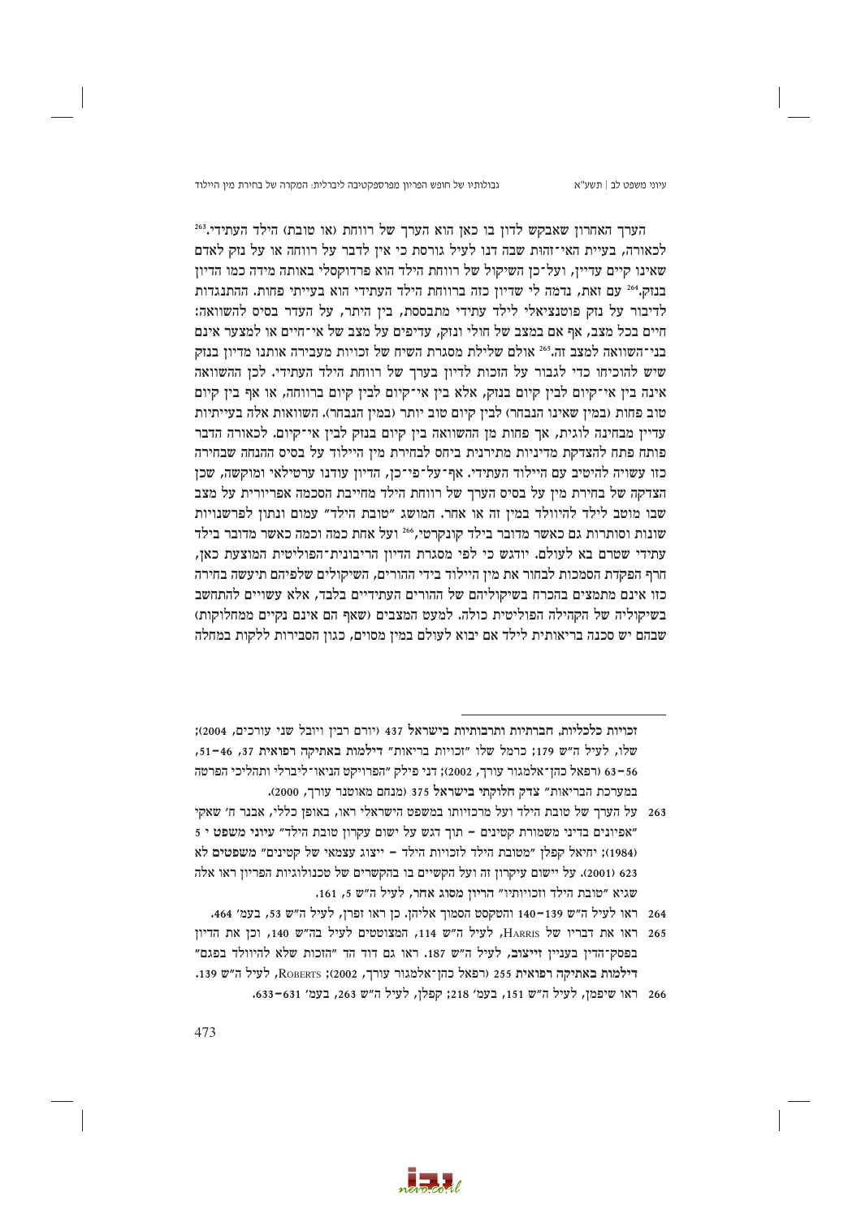הערך האחרון שאבקש לדון בו כאן הוא הערך של רווחת (או טובת) הילד העתידי.[263] לכאורה, בעיית האי־זהות שבה דנו לעיל גורסת כי אין לדבר על רווחה או על נזק לאדם שאינו קיים עדיין, ועל־כן השיקול של רווחת הילד הוא פרדוקסלי באותה מידה כמו הדיון בנזק.[264] עם זאת, נדמה לי שדיון כזה ברווחת הילד העתידי הוא בעייתי פחות. ההתנגדות לדיבור על נזק פוטנציאלי לילד עתידי מתבססת, בין היתר, על העדר בסיס להשוואה: חיים בכל מצב, אף אם במצב של חולי ונזק, עדיפים על מצב של אי־חיים או למצער אינם בני־השוואה למצב זה.[265] אולם שלילת מסגרת השיח של זכויות מעבירה אותנו מדיון בנזק שיש להוכיחו כדי לגבור על הזכות לדיון בערך של רווחת הילד העתידי. לכן ההשוואה אינה בין אי־קיום לבין קיום בנזק, אלא בין אי־קיום לבין קיום ברווחה, או אף בין קיום טוב פחות (במין שאינו הנבחר) לבין קיום טוב יותר (במין הנבחר). השוואות אלה בעייתיות עדיין מבחינה לוגית, אך פחות מן ההשוואה בין קיום בנזק לבין אי־קיום. לכאורה הדבר פותח פתח להצדקת מדיניות מתירנית ביחס לבחירת מין היילוד על בסיס ההנחה שבחירה כזו עשויה להיטיב עם היילוד העתידי. אף־על־פי־כן, הדיון עודנו ערטילאי ומוקשה, שכן הצדקה של בחירת מין על בסיס הערך של רווחת הילד מחייבת הסכמה אפריורית על מצב שבו מוטב לילד להיוולד במין זה או אחר. המושג "טובת הילד" עמום ונתון לפרשנויות שונות וסותרות גם כאשר מדובר בילד קונקרטי,[266] ועל אחת כמה וכמה כאשר מדובר בילד עתידי שטרם בא לעולם. יודגש כי לפי מסגרת הדיון הריבונית־הפוליטית המוצעת כאן, חרף הפקדת הסמכות לבחור את מין היילוד בידי ההורים, השיקולים שלפיהם תיעשה בחירה כזו אינם מתמצים בהכרח בשיקוליהם של ההורים העתידיים בלבד, אלא עשויים להתחשב בשיקוליה של הקהילה הפוליטית כולה. למעט המצבים (שאף הם אינם נקיים ממחלוקות) שבהם יש סכנה בריאותית לילד אם יבוא לעולם במין מסוים, כגון הסבירות ללקות במחלה

---

זכויות כלכליות, חברתיות ותרבותיות בישראל 437 (יורם רבין ויובל שני עורכים, 2004); שלו, לעיל ה"ש 179; כרמל שלו "זכויות בריאות" דילמות באתיקה רפואית 37, 46–51, 56–63 (רפאל כהן־אלמגור עורך, 2002); דני פילק "הפרויקט הניאו־ליברלי ותהליכי הפרטה במערכת הבריאות" צדק חלוקתי בישראל 375 (מנחם מאוטנר עורך, 2000).

263 על הערך של טובת הילד ועל מרכזיותו במשפט הישראלי ראו, באופן כללי, אבנר ח' שאקי "אפיונים בדיני משמורת קטינים – תוך דגש על ישום עקרון טובת הילד" עיוני משפט י 5 (1984); יחיאל קפלן "מטובת הילד לזכויות הילד – ייצוג עצמאי של קטינים" משפטים לא 623 (2001). על יישום עיקרון זה ועל הקשיים בו בהקשרים של טכנולוגיות הפריון ראו אלה שגיא "טובת הילד וזכויותיו" הריון מסוג אחר, לעיל ה"ש 5, 161.

264 ראו לעיל ה"ש 139–140 והטקסט הסמוך אליהן. כן ראו זפרן, לעיל ה"ש 53, בעמ' 464.

265 ראו את דבריו של HARRIS, לעיל ה"ש 114, המצוטטים לעיל בה"ש 140, וכן את הדיון בפסק־הדין בעניין זייצוב, לעיל ה"ש 187. ראו גם דוד הד "הזכות שלא להיוולד בפגם" דילמות באתיקה רפואית 255 (רפאל כהן־אלמגור עורך, 2002); ROBERTS, לעיל ה"ש 139.

266 ראו שיפמן, לעיל ה"ש 151, בעמ' 218; קפלן, לעיל ה"ש 263, בעמ' 631–633.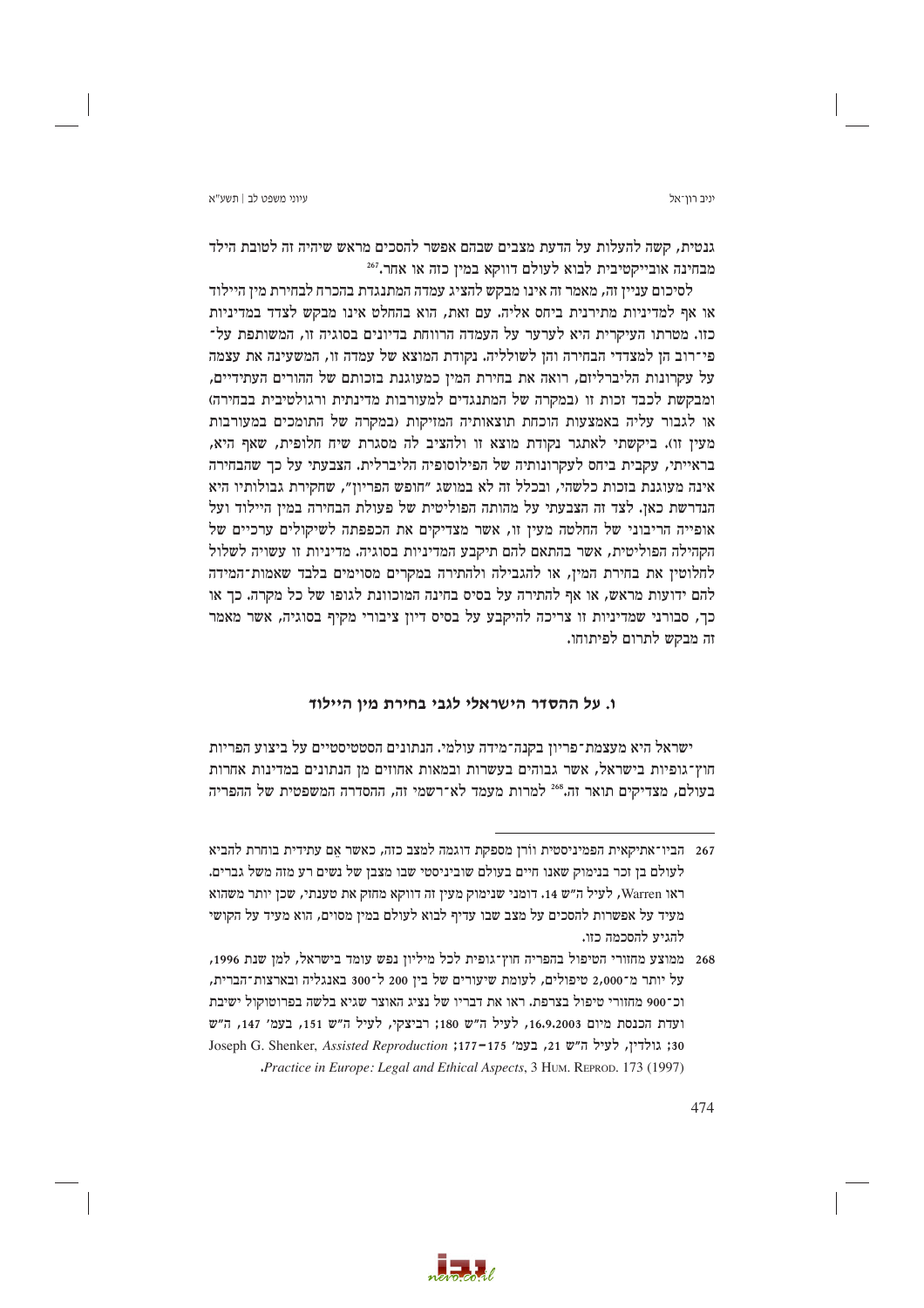גנטית, קשה להעלות על הדעת מצבים שבהם אפשר להסכים מראש שיהיה זה לטובת הילד מבחינה אובייקטיבית לבוא לעולם דווקא במין כזה או אחר.[267]

לסיכום עניין זה, מאמר זה אינו מבקש להציג עמדה המתנגדת בהכרח לבחירת מין היילוד או אף למדיניות מתירנית ביחס אליה. עם זאת, הוא בהחלט אינו מבקש לצדד במדיניות כזו. מטרתו העיקרית היא לערער על העמדה הרווחת בדיונים בסוגיה זו, המשותפת על־פי־רוב הן למצדדי הבחירה והן לשולליה. נקודת המוצא של עמדה זו, המשעינה את עצמה על עקרונות הליברליזם, רואה את בחירת המין כמעוגנת בזכותם של ההורים העתידיים, ומבקשת לכבד זכות זו (במקרה של המתנגדים למעורבות מדינתית ורגולטיבית בבחירה) או לגבור עליה באמצעות הוכחת תוצאותיה המזיקות (במקרה של התומכים במעורבות מעין זו). ביקשתי לאתגר נקודת מוצא זו ולהציב לה מסגרת שיח חלופית, שאף היא, בראייתי, עקבית ביחס לעקרונותיה של הפילוסופיה הליברלית. הצבעתי על כך שהבחירה אינה מעוגנת בזכות כלשהי, ובכלל זה לא במושג "חופש הפריון", שחקירת גבולותיו היא הנדרשת כאן. לצד זה הצבעתי על מהותה הפוליטית של פעולת הבחירה במין היילוד ועל אופייה הריבוני של החלטה מעין זו, אשר מצדיקים את הכפפתה לשיקולים ערכיים של הקהילה הפוליטית, אשר בהתאם להם תיקבע המדיניות בסוגיה. מדיניות זו עשויה לשלול לחלוטין את בחירת המין, או להגבילה ולהתירה במקרים מסוימים בלבד שאמות־המידה להם ידועות מראש, או אף להתירה על בסיס בחינה המוכוונת לגופו של כל מקרה. כך או כך, סבורני שמדיניות זו צריכה להיקבע על בסיס דיון ציבורי מקיף בסוגיה, אשר מאמר זה מבקש לתרום לפיתוחו.

## ו. על ההסדר הישראלי לגבי בחירת מין היילוד

ישראל היא מעצמת־פריון בקנה־מידה עולמי. הנתונים הסטטיסטיים על ביצוע הפריות חוץ־גופיות בישראל, אשר גבוהים בעשרות ובמאות אחוזים מן הנתונים במדינות אחרות בעולם, מצדיקים תואר זה.[268] למרות מעמד לא־רשמי זה, ההסדרה המשפטית של ההפריה

---

267 הביו־אתיקאית הפמיניסטית וורן מספקת דוגמה למצב כזה, כאשר אֵם עתידית בוחרת להביא לעולם בן זכר בנימוק שאנו חיים בעולם שוביניסטי שבו מצבן של נשים רע מזה משל גברים. ראו Warren, לעיל ה"ש 14. דומני שנימוק מעין זה דווקא מחזק את טענתי, שכן יותר משהוא מעיד על אפשרות להסכים על מצב שבו עדיף לבוא לעולם במין מסוים, הוא מעיד על הקושי להגיע להסכמה כזו.

268 ממוצע מחזורי הטיפול בהפריה חוץ־גופית לכל מיליון נפש עומד בישראל, למן שנת 1996, על יותר מ־2,000 טיפולים, לעומת שיעורים של בין 200 ל־300 באנגליה ובארצות־הברית, וכ־900 מחזורי טיפול בצרפת. ראו את דבריו של נציג האוצר שגיא בלשה בפרוטוקול ישיבת ועדת הכנסת מיום 16.9.2003, לעיל ה"ש 180; רביצקי, לעיל ה"ש 151, בעמ' 147, ה"ש 30; גולדין, לעיל ה"ש 21, בעמ' 175–177; Joseph G. Shenker, *Assisted Reproduction Practice in Europe: Legal and Ethical Aspects*, 3 Hum. Reprod. 173 (1997).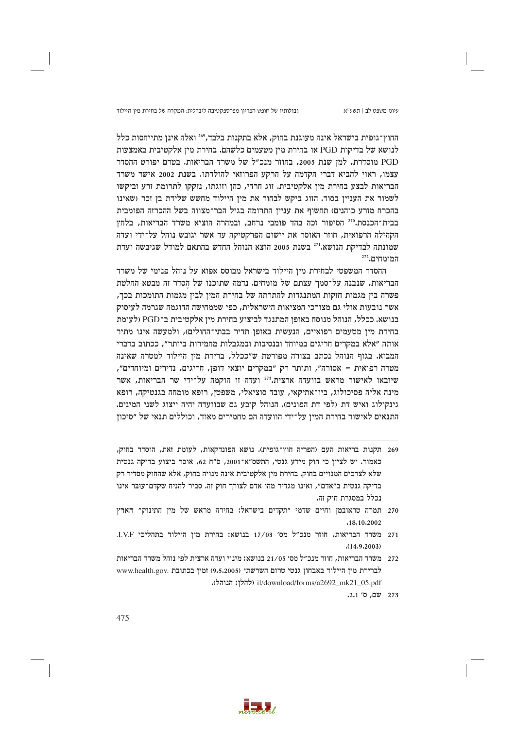החוץ־גופית בישראל אינה מעוגנת בחוק, אלא בתקנות בלבד,[269] ואלה אינן מתייחסות כלל לנושא של בדיקות PGD או בחירת מין מטעמים כלשהם. בחירת מין אלקטיבית באמצעות PGD מוסדרת, למן שנת 2005, בחוזר מנכ"ל של משרד הבריאות. בטרם יפורט ההסדר עצמו, ראוי להביא דברי הקדמה על הרקע הפרוזאי להולדתו. בשנת 2002 אישר משרד הבריאות לבצע בחירת מין אלקטיבית. זוג חרדי, כהן וזוגתו, נזקקו לתרומת זרע וביקשו לשמור את העניין בסוד. הזוג ביקש לבחור את מין היילוד מחשש שלידת בן זכר (שאינו בהכרח מזרע כוהנים) תחשוף את עניין התרומה בגיל הבר־מצווה בשל ההכרזה הפומבית בבית־הכנסת.[270] הסיפור זכה בהד פומבי נרחב, ובמהרה הוציא משרד הבריאות, בלחץ הקהילה הרפואית, חוזר האוסר את יישום הפרקטיקה עד אשר יגובש נוהל על־ידי ועדה שמונתה לבדיקת הנושא.[271] בשנת 2005 הוצא הנוהל החדש בהתאם למודל שגיבשה ועדת המומחים.[272]

ההסדר המשפטי לבחירת מין היילוד בישראל מבוסס אפוא על נוהל פנימי של משרד הבריאות, שנבנה על־סמך עצתם של מומחים. נדמה שתוכנו של הֶסדר זה מבטא החלטת פשרה בין מגמות חזקות המתנגדות להתרתה של בחירת המין לבין מגמות התומכות בכך, אשר נובעות אולי גם מצורכי המציאות הישראלית, כפי שממחישה הדוגמה שגרמה לעיסוק בנושא. ככלל, הנוהל מנוסח באופן המתנגד לביצוע בחירת מין אלקטיבית ב־PGD (לעומת בחירת מין מטעמים רפואיים, הנעשית באופן תדיר בבתי־החולים), ולמעשה אינו מתיר אותה "אלא במקרים חריגים במיוחד ובנסיבות ובמגבלות מחמירות ביותר", ככתוב בדברי המבוא. בגוף הנוהל נכתב בצורה מפורשת ש"ככלל, ברירת מין היילוד למטרה שאינה מטרה רפואית – אסורה", ותותר רק "במקרים יוצאי דופן, חריגים, נדירים ומיוחדים", שיובאו לאישור מראש בוועדה ארצית.[273] ועדה זו הוקמה על־ידי שר הבריאות, אשר מינה אליה פסיכולוג, ביו־אתיקאי, עובד סוציאלי, משפטן, רופא מומחה בגנטיקה, רופא גינקולוג ואיש דת (לפי דת הפונים). הנוהל קובע גם שבוועדה יהיה ייצוג לשני המינים. התנאים לאישור בחירת המין על־ידי הוועדה הם מחמירים מאוד, וכוללים תנאי של "סיכון

---

269 תקנות בריאות העם (הפריה חוץ־גופית). נושא הפונדקאות, לעומת זאת, הוסדר בחוק, כאמור. יש לציין כי חוק מידע גנטי, התשס"א־2001, ס"ח 62, אוסר ביצוע בדיקה גנטית שלא לצרכים המנויים בחוק. בחירת מין אלקטיבית אינה מנויה בחוק, אלא שהחוק מסדיר רק בדיקה גנטית ב"אדם", ואינו מגדיר מהו אדם לצורך חוק זה. סביר להניח שקדם־עובּר אינו נכלל במסגרת חוק זה.

270 תמרה טראובמן וחיים שדמי "תקדים בישראל: בחירה מראש של מין התינוק" הארץ 18.10.2002.

271 משרד הבריאות, חוזר מנכ"ל מס' 17/03 בנושא: בחירת מין היילוד בתהליכי I.V.F (14.9.2003).

272 משרד הבריאות, חוזר מנכ"ל מס' 21/05 בנושא: מינוי ועדה ארצית לפי נוהל משרד הבריאות לברירת מין היילוד באבחון גנטי טרום השרשתי (9.5.2005) זמין בכתובת www.health.gov.il/download/forms/a2692_mk21_05.pdf (להלן: הנוהל).

273 שם, ס' 2.1.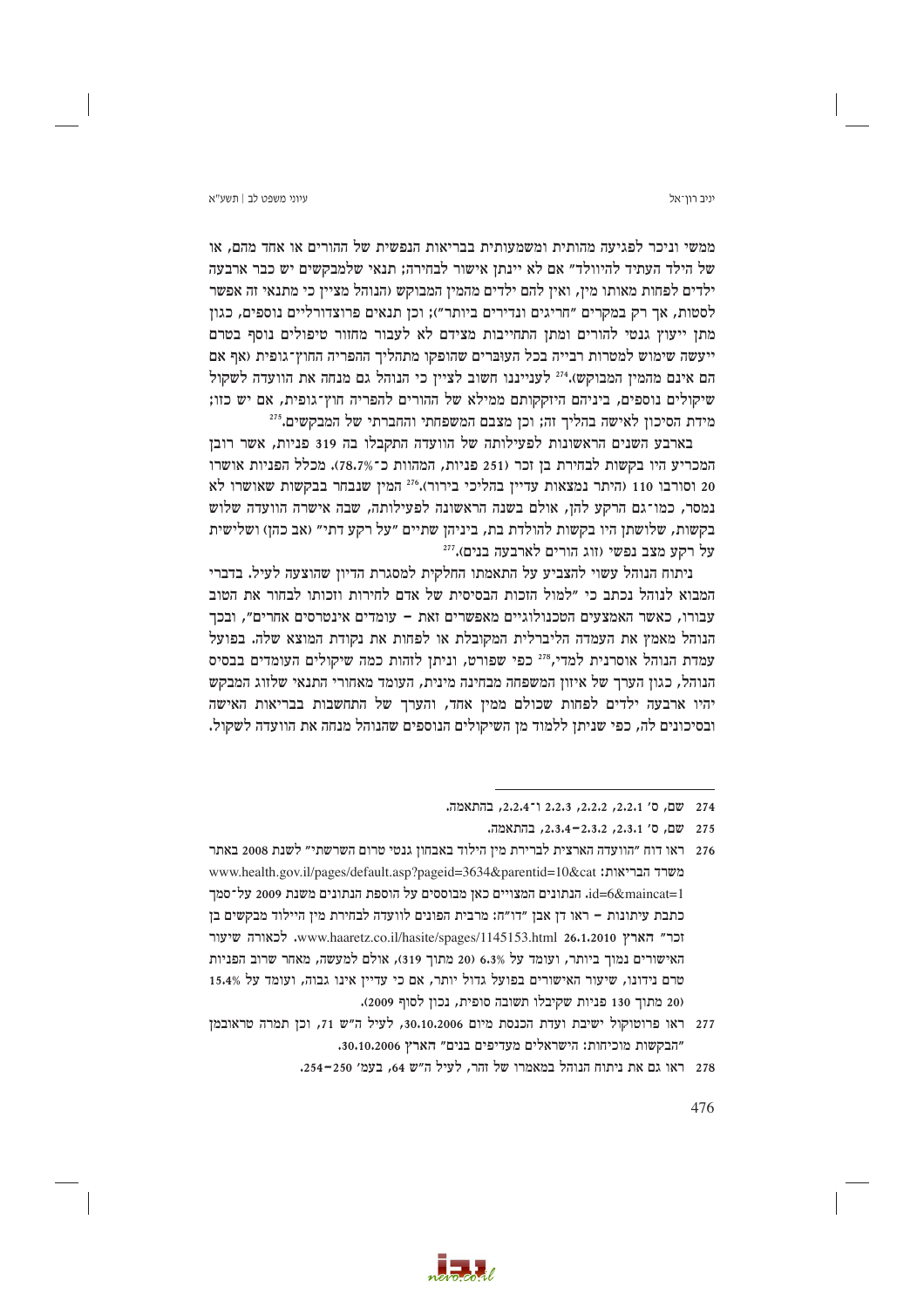ממשי וניכר לפגיעה מהותית ומשמעותית בבריאות הנפשית של ההורים או אחד מהם, או של הילד העתיד להיוולד" אם לא יינתן אישור לבחירה; תנאי שלמבקשים יש כבר ארבעה ילדים לפחות מאותו מין, ואין להם ילדים מהמין המבוקש (הנוהל מציין כי מתנאי זה אפשר לסטות, אך רק במקרים "חריגים ונדירים ביותר"); וכן תנאים פרוצדורליים נוספים, כגון מתן ייעוץ גנטי להורים ומתן התחייבות מצידם לא לעבור מחזור טיפולים נוסף בטרם ייעשה שימוש למטרות רבייה בכל העוברים שהופקו מתהליך ההפריה החוץ־גופית (אף אם הם אינם מהמין המבוקש).[274] לענייננו חשוב לציין כי הנוהל גם מנחה את הוועדה לשקול שיקולים נוספים, ביניהם היזקקותם ממילא של ההורים להפריה חוץ־גופית, אם יש כזו; מידת הסיכון לאישה בהליך זה; וכן מצבם המשפחתי והחברתי של המבקשים.[275]

בארבע השנים הראשונות לפעילותה של הוועדה התקבלו בה 319 פניות, אשר רובן המכריע היו בקשות לבחירת בן זכר (251 פניות, המהוות כ־78.7%). מכלל הפניות אושרו 20 וסורבו 110 (היתר נמצאות עדיין בהליכי בירור).[276] המין שנבחר בבקשות שאושרו לא נמסר, כמו־גם הרקע להן, אולם בשנה הראשונה לפעילותה, שבה אישרה הוועדה שלוש בקשות, שלושתן היו בקשות להולדת בת, ביניהן שתיים "על רקע דתי" (אב כהן) ושלישית על רקע מצב נפשי (זוג הורים לארבעה בנים).[277]

ניתוח הנוהל עשוי להצביע על התאמתו החלקית למסגרת הדיון שהוצעה לעיל. בדברי המבוא לנוהל נכתב כי "למול הזכות הבסיסית של אדם לחירות וזכותו לבחור את הטוב עבורו, כאשר האמצעים הטכנולוגיים מאפשרים זאת – עומדים אינטרסים אחרים", ובכך הנוהל מאמץ את העמדה הליברלית המקובלת או לפחות את נקודת המוצא שלה. בפועל עמדת הנוהל אוסרנית למדי,[278] כפי שפורט, וניתן לזהות כמה שיקולים העומדים בבסיס הנוהל, כגון הערך של איזון המשפחה מבחינה מינית, העומד מאחורי התנאי שלזוג המבקש יהיו ארבעה ילדים לפחות שכולם ממין אחד, והערך של התחשבות בבריאות האישה ובסיכונים לה, כפי שניתן ללמוד מן השיקולים הנוספים שהנוהל מנחה את הוועדה לשקול.

---

274 שם, ס' 2.2.1, 2.2.2, 2.2.3 ו־2.2.4, בהתאמה.

275 שם, ס' 2.3.1, 2.3.2–2.3.4, בהתאמה.

276 ראו דוח "הוועדה הארצית לברירת מין הילוד באבחון גנטי טרום השרשתי" לשנת 2008 באתר משרד הבריאות: www.health.gov.il/pages/default.asp?pageid=3634&parentid=10&catid=6&maincat=1. הנתונים המצויים כאן מבוססים על הוספת הנתונים משנת 2009 על־סמך כתבת עיתונות – ראו דן אבן "דו"ח: מרבית הפונים לוועדה לבחירת מין היילוד מבקשים בן זכר" הארץ 26.1.2010 www.haaretz.co.il/hasite/spages/1145153.html. לכאורה שיעור האישורים נמוך ביותר, ועומד על 6.3% (20 מתוך 319), אולם למעשה, מאחר שרוב הפניות טרם נידונו, שיעור האישורים בפועל גדול יותר, אם כי עדיין אינו גבוה, ועומד על 15.4% (20 מתוך 130 פניות שקיבלו תשובה סופית, נכון לסוף 2009).

277 ראו פרוטוקול ישיבת ועדת הכנסת מיום 30.10.2006, לעיל ה"ש 71, וכן תמרה טראובמן "הבקשות מוכיחות: הישראלים מעדיפים בנים" הארץ 30.10.2006.

278 ראו גם את ניתוח הנוהל במאמרו של זהר, לעיל ה"ש 64, בעמ' 250–254.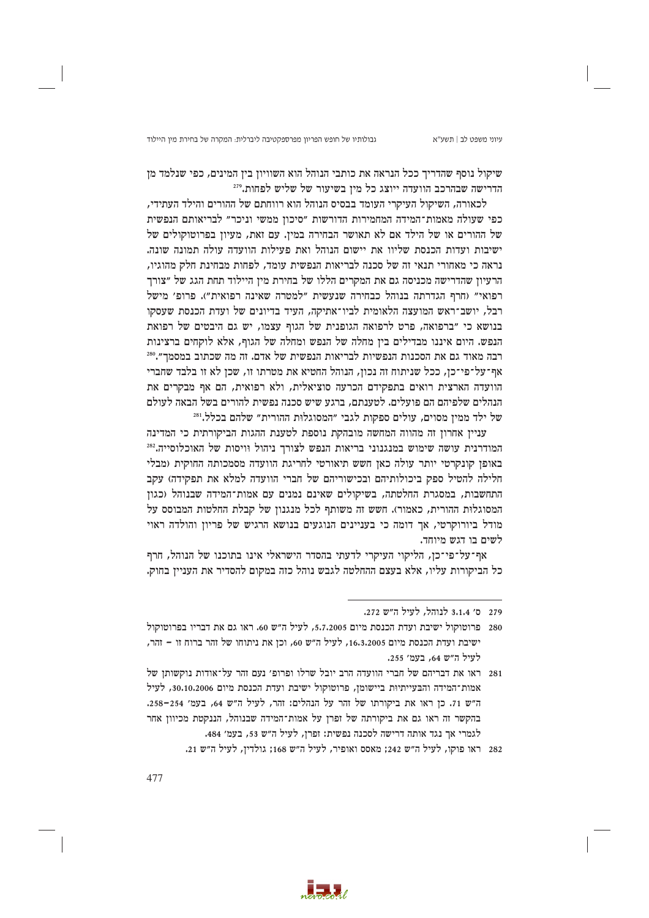שיקול נוסף שהדריך ככל הנראה את כותבי הנוהל הוא השוויון בין המינים, כפי שנלמד מן הדרישה שבהרכב הוועדה ייוצג כל מין בשיעור של שליש לפחות.[279]

לכאורה, השיקול העיקרי העומד בבסיס הנוהל הוא רווחתם של ההורים והילד העתידי, כפי שעולה מאמות־המידה המחמירות הדורשות "סיכון ממשי וניכר" לבריאותם הנפשית של ההורים או של הילד אם לא תאושר הבחירה במין. עם זאת, מעיון בפרוטוקולים של ישיבות ועדות הכנסת שליוו את יישום הנוהל ואת פעילות הוועדה עולה תמונה שונה. נראה כי מאחורי תנאי זה של סכנה לבריאות הנפשית עומד, לפחות מבחינת חלק מהוגיו, הרעיון שהדרישה מכניסה גם את המקרים הללו של בחירת מין היילוד תחת הגג של "צורך רפואי" (חרף הגדרתה בנוהל כבחירה שנעשית "למטרה שאינה רפואית"). פרופ' מישל רבל, יושב־ראש המועצה הלאומית לביו־אתיקה, העיד בדיונים של ועדת הכנסת שעסקו בנושא כי "ברפואה, פרט לרפואה הגופנית של הגוף עצמו, יש גם היבטים של רפואת הנפש. היום איננו מבדילים בין מחלה של הנפש ומחלה של הגוף, אלא לוקחים ברצינות רבה מאוד גם את הסכנות הנפשיות לבריאות הנפשית של אדם. זה מה שכתוב במסמך".[280] אף־על־פי־כן, ככל שניתוח זה נכון, הנוהל החטיא את מטרתו זו, שכן לא זו בלבד שחברי הוועדה הארצית רואים בתפקידם הכרעה סוציאלית, ולא רפואית, הם אף מבקרים את הנהלים שלפיהם הם פועלים. לטענתם, ברגע שיש סכנה נפשית להורים בשל הבאה לעולם של ילד ממין מסוים, עולים ספקות לגבי "המסוגלות ההורית" שלהם בכלל.[281]

עניין אחרון זה מהווה המחשה מובהקת נוספת לטענת ההגות הביקורתית כי המדינה המודרנית עושה שימוש במנגנוני בריאות הנפש לצורך ניהול וויסות של האוכלוסייה.[282] באופן קונקרטי יותר עולה כאן חשש תיאורטי לחריגת הוועדה מסמכותה החוקית (מבלי חלילה להטיל ספק ביכולותיהם ובכישוריהם של חברי הוועדה למלא את תפקידה) עקב התחשבות, במסגרת החלטתה, בשיקולים שאינם נמנים עם אמות־המידה שבנוהל (כגון המסוגלות ההורית, כאמור). חשש זה משותף לכל מנגנון של קבלת החלטות המבוסס על מודל ביורוקרטי, אך דומה כי בעניינים הנוגעים בנושא הרגיש של פריון והולדה ראוי לשים בו דגש מיוחד.

אף־על־פי־כן, הליקוי העיקרי לדעתי בהסדר הישראלי אינו בתוכנו של הנוהל, חרף כל הביקורות עליו, אלא בעצם ההחלטה לגבש נוהל כזה במקום להסדיר את העניין בחוק.

---

279 ס' 3.1.4 לנוהל, לעיל ה"ש 272.

280 פרוטוקול ישיבת ועדת הכנסת מיום 5.7.2005, לעיל ה"ש 60. ראו גם את דבריו בפרוטוקול ישיבת ועדת הכנסת מיום 16.3.2005, לעיל ה"ש 60, וכן את ניתוחו של זהר ברוח זו – זהר, לעיל ה"ש 64, בעמ' 255.

281 ראו את דבריהם של חברי הוועדה הרב יובל שרלו ופרופ' נעם זהר על־אודות נוקשותן של אמות־המידה והבעייתיות ביישומן, פרוטוקול ישיבת ועדת הכנסת מיום 30.10.2006, לעיל ה"ש 71. כן ראו את ביקורתו של זהר על הנהלים: זהר, לעיל ה"ש 64, בעמ' 254–258. בהקשר זה ראו גם את ביקורתה של זפרן על אמות־המידה שבנוהל, הנקטת מכיוון אחר לגמרי אך נגד אותה דרישה לסכנה נפשית: זפרן, לעיל ה"ש 53, בעמ' 484.

282 ראו פוקו, לעיל ה"ש 242; מאסס ואופיר, לעיל ה"ש 168; גולדין, לעיל ה"ש 21.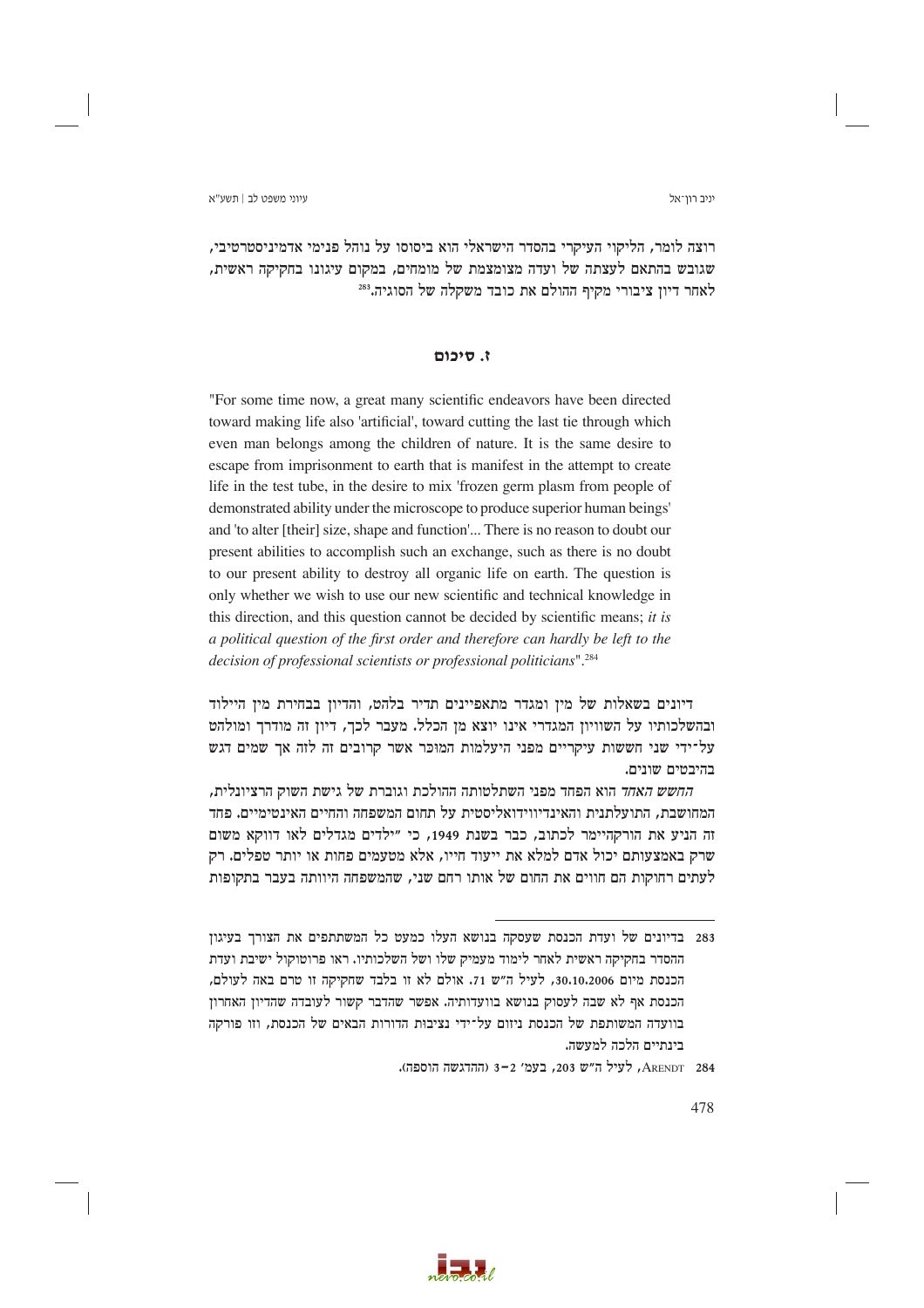רוצה לומר, הליקוי העיקרי בהסדר הישראלי הוא ביסוסו על נוהל פנימי אדמיניסטרטיבי, שגובש בהתאם לעצתה של ועדה מצומצמת של מומחים, במקום עיגונו בחקיקה ראשית, לאחר דיון ציבורי מקיף ההולם את כובד משקלה של הסוגיה.[283]

## ז. סיכום

"For some time now, a great many scientific endeavors have been directed toward making life also 'artificial', toward cutting the last tie through which even man belongs among the children of nature. It is the same desire to escape from imprisonment to earth that is manifest in the attempt to create life in the test tube, in the desire to mix 'frozen germ plasm from people of demonstrated ability under the microscope to produce superior human beings' and 'to alter [their] size, shape and function'... There is no reason to doubt our present abilities to accomplish such an exchange, such as there is no doubt to our present ability to destroy all organic life on earth. The question is only whether we wish to use our new scientific and technical knowledge in this direction, and this question cannot be decided by scientific means; *it is a political question of the first order and therefore can hardly be left to the decision of professional scientists or professional politicians*".[284]

דיונים בשאלות של מין ומגדר מתאפיינים תדיר בלהט, והדיון בבחירת מין היילוד ובהשלכותיו על השוויון המגדרי אינו יוצא מן הכלל. מעבר לכך, דיון זה מודרך ומולהט על־ידי שני חששות עיקריים מפני היעלמות המוכר אשר קרובים זה לזה אך שמים דגש בהיבטים שונים.

*החשש האחד* הוא הפחד מפני השתלטותה ההולכת וגוברת של גישת השוק הרציונלית, המחושבת, התועלתנית והאינדיווידואליסטית על תחום המשפחה והחיים האינטימיים. פחד זה הניע את הורקהיימר לכתוב, כבר בשנת 1949, כי "ילדים מגדלים לאו דווקא משום שרק באמצעותם יכול אדם למלא את ייעוד חייו, אלא מטעמים פחות או יותר טפלים. רק לעתים רחוקות הם חווים את החום של אותו רחם שני, שהמשפחה היוותה בעבר בתקופות

---

283 בדיונים של ועדת הכנסת שעסקה בנושא העלו כמעט כל המשתתפים את הצורך בעיגון ההסדר בחקיקה ראשית לאחר לימוד מעמיק שלו ושל השלכותיו. ראו פרוטוקול ישיבת ועדת הכנסת מיום 30.10.2006, לעיל ה"ש 71. אולם לא זו בלבד שחקיקה זו טרם באה לעולם, הכנסת אף לא שבה לעסוק בנושא בוועדותיה. אפשר שהדבר קשור לעובדה שהדיון האחרון בוועדה המשותפת של הכנסת ניזום על־ידי נציבות הדורות הבאים של הכנסת, וזו פורקה בינתיים הלכה למעשה.

284 ARENDT, לעיל ה"ש 203, בעמ' 2–3 (ההדגשה הוספה).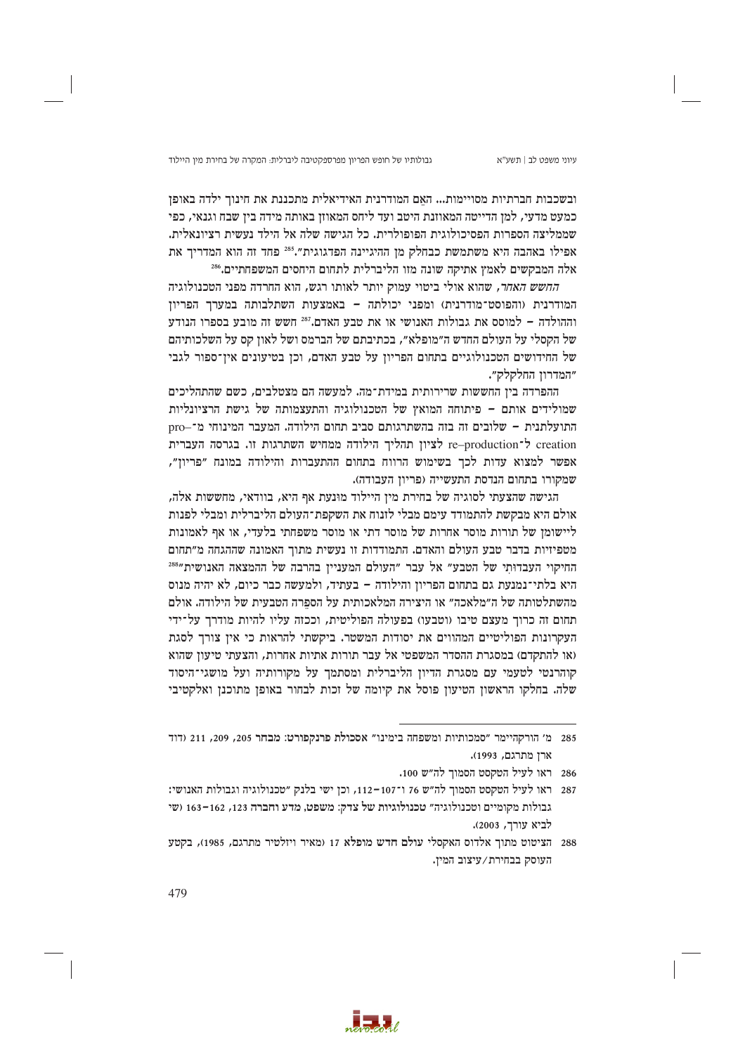ובשכבות חברתיות מסויימות... האֵם המודרנית האידיאלית מתכננת את חינוך ילדה באופן כמעט מדעי, למן הדייטה המאוזנת היטב ועד ליחס המאוזן באותה מידה בין שבח וגנאי, כפי שממליצה הספרות הפסיכולוגית הפופולרית. כל הגישה שלה אל הילד נעשית רציונאלית. אפילו באהבה היא משתמשת כבחלק מן ההיגיינה הפדגוגית".[285] פחד זה הוא המדריך את אלה המבקשים לאמץ אתיקה שונה מזו הליברלית לתחום היחסים המשפחתיים.[286]

*החשש האחר*, שהוא אולי ביטוי עמוק יותר לאותו רגש, הוא החרדה מפני הטכנולוגיה המודרנית (והפוסט־מודרנית) ומפני יכולתה – באמצעות השתלבותה במערך הפריון וההולדה – למוסס את גבולות האנושי או את טבע האדם.[287] חשש זה מובע בספרו הנודע של הקסלי על העולם החדש ה"מופלא", בכתיבתם של הברמס ושל לאון קס על השלכותיהם של החידושים הטכנולוגיים בתחום הפריון על טבע האדם, וכן בטיעונים אין־ספור לגבי "המדרון החלקלק".

ההפרדה בין החששות שרירותית במידת־מה. למעשה הם מצטלבים, כשם שהתהליכים שמולידים אותם – פיתוחה המואץ של הטכנולוגיה והתעצמותה של גישת הרציונליות התועלתנית – שלובים זה בזה בהשתרגותם סביב תחום הילודה. המעבר המינוחי מ־pro creation ל־re–production לציון תהליך הילודה ממחיש השתרגות זו. בגרסה העברית אפשר למצוא עדות לכך בשימוש הרווח בתחום ההתעברות והילודה במונח "פריון", שמקורו בתחום הנדסת התעשייה (פריון העבודה).

הגישה שהצעתי לסוגיה של בחירת מין היילוד מוּנעת אף היא, בוודאי, מחששות אלה, אולם היא מבקשת להתמודד עימם מבלי לזנוח את השקפת־העולם הליברלית ומבלי לפנות ליישומן של תורות מוסר אחרות של מוסר דתי או מוסר משפחתי בלעדי, או אף לאמונות מטפיזיות בדבר טבע העולם והאדם. התמודדות זו נעשית מתוך האמונה שההגהה מ"תחום החיקוי העבדוּתי של הטבע" אל עבר "העולם המעניין בהרבה של ההמצאה האנושית"[288] היא בלתי־נמנעת גם בתחום הפריון והילודה – בעתיד, ולמעשה כבר כיום, לא יהיה מנוס מהשתלטותה של ה"מלאכה" או היצירה המלאכותית על הספֵרה הטבעית של הילודה. אולם תחום זה כרוך מעצם טיבו (וטבעו) בפעולה הפוליטית, וככזה עליו להיות מודרך על־ידי העקרונות הפוליטיים המהווים את יסודות המשטר. ביקשתי להראות כי אין צורך לסגת (או להתקדם) במסגרת ההסדר המשפטי אל עבר תורות אתיות אחרות, והצעתי טיעון שהוא קוהרנטי לטעמי עם מסגרת הדיון הליברלית ומסתמך על מקורותיה ועל מושגי־היסוד שלה. בחלקו הראשון הטיעון פוסל את קיומה של זכות לבחור באופן מתוכנן ואלקטיבי

---

285 מ' הורקהיימר "סמכותיות ומשפחה בימינו" **אסכולת פרנקפורט: מבחר** 205, 209, 211 (דוד ארן מתרגם, 1993).

286 ראו לעיל הטקסט הסמוך לה"ש 100.

287 ראו לעיל הטקסט הסמוך לה"ש 76 ו־107–112, וכן ישי בלנק "טכנולוגיה וגבולות האנושי: גבולות מקומיים וטכנולוגיה" **טכנולוגיות של צדק: משפט, מדע וחברה** 123, 162–163 (שי לביא עורך, 2003).

288 הציטוט מתוך אלדוס האקסלי **עולם חדש מופלא** 17 (מאיר ויזלטיר מתרגם, 1985), בקטע העוסק בבחירת/עיצוב המין.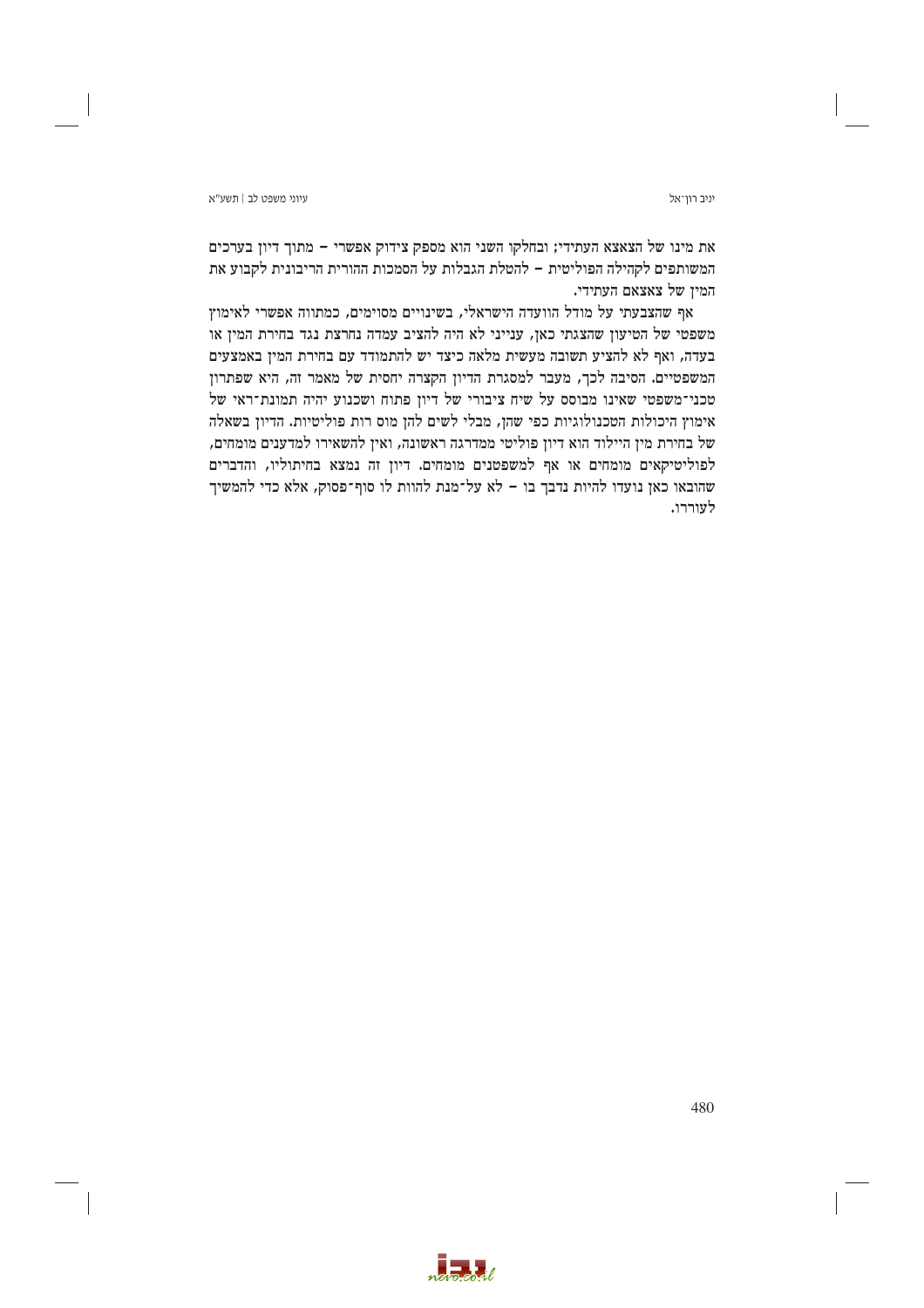את מינו של הצאצא העתידי; ובחלקו השני הוא מספק צידוק אפשרי – מתוך דיון בערכים המשותפים לקהילה הפוליטית – להטלת הגבלות על הסמכות ההורית הריבונית לקבוע את המין של צאצאם העתידי.

אף שהצבעתי על מודל הוועדה הישראלי, בשינויים מסוימים, כמתווה אפשרי לאימוץ משפטי של הטיעון שהצגתי כאן, ענייני לא היה להציב עמדה נחרצת נגד בחירת המין או בעדה, ואף לא להציע תשובה מעשית מלאה כיצד יש להתמודד עם בחירת המין באמצעים המשפטיים. הסיבה לכך, מעבר למסגרת הדיון הקצרה יחסית של מאמר זה, היא שפתרון טכני־משפטי שאינו מבוסס על שיח ציבורי של דיון פתוח ושכנוע יהיה תמונת־ראי של אימוץ היכולות הטכנולוגיות כפי שהן, מבלי לשים להן מוס רות פוליטיות. הדיון בשאלה של בחירת מין היילוד הוא דיון פוליטי ממדרגה ראשונה, ואין להשאירו למדענים מומחים, לפוליטיקאים מומחים או אף למשפטנים מומחים. דיון זה נמצא בחיתוליו, והדברים שהובאו כאן נועדו להיות נדבך בו – לא על־מנת להוות לו סוף־פסוק, אלא כדי להמשיך לעוררו.